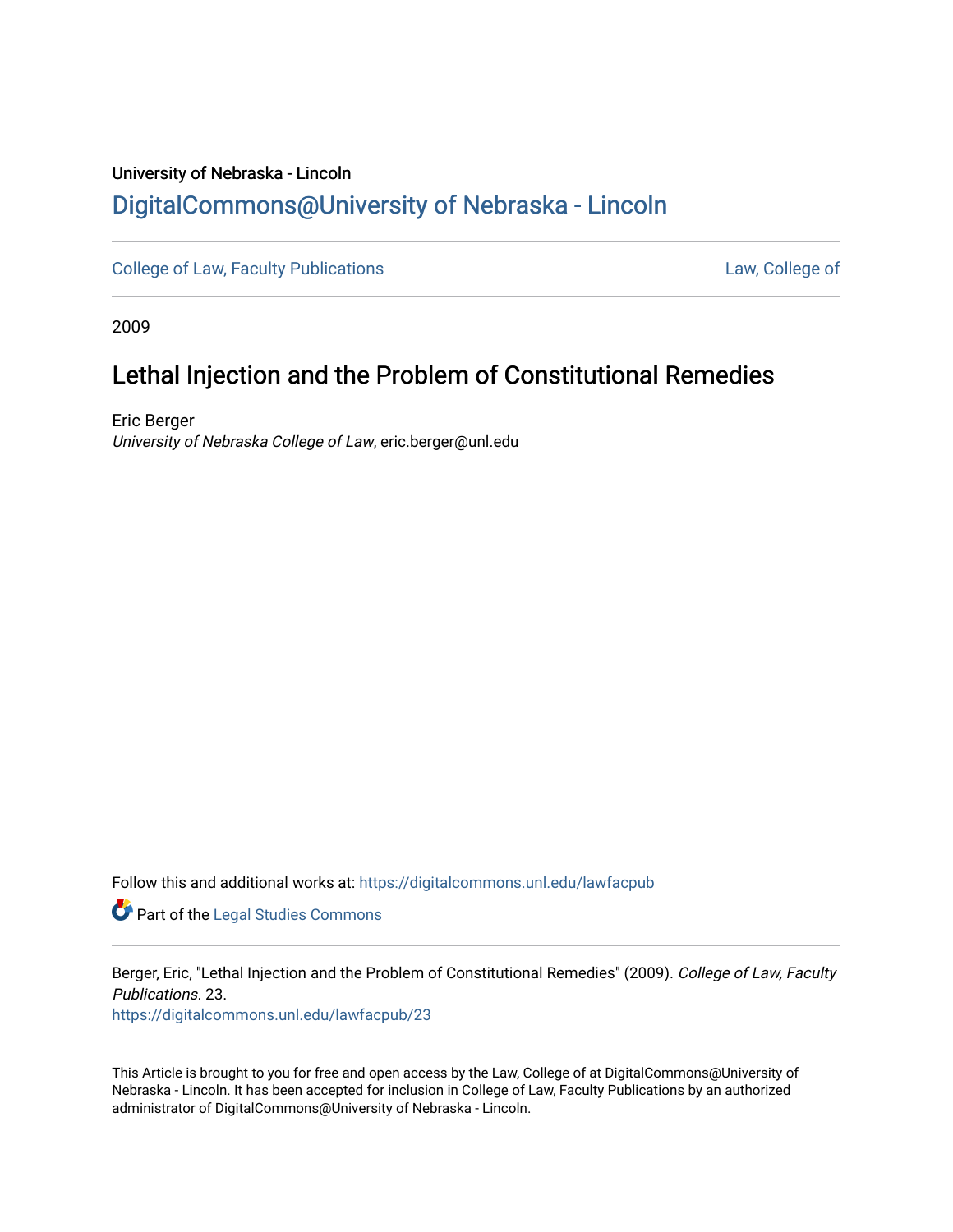University of Nebraska - Lincoln

DigitalCommons@University of Nebraska - Lincoln

College of Law, Faculty Publications — Law, College of

2009

# Lethal Injection and the Problem of Constitutional Remedies

Eric Berger
*University of Nebraska College of Law*, eric.berger@unl.edu

Follow this and additional works at: https://digitalcommons.unl.edu/lawfacpub

Part of the Legal Studies Commons

Berger, Eric, "Lethal Injection and the Problem of Constitutional Remedies" (2009). *College of Law, Faculty Publications*. 23.
https://digitalcommons.unl.edu/lawfacpub/23

This Article is brought to you for free and open access by the Law, College of at DigitalCommons@University of Nebraska - Lincoln. It has been accepted for inclusion in College of Law, Faculty Publications by an authorized administrator of DigitalCommons@University of Nebraska - Lincoln.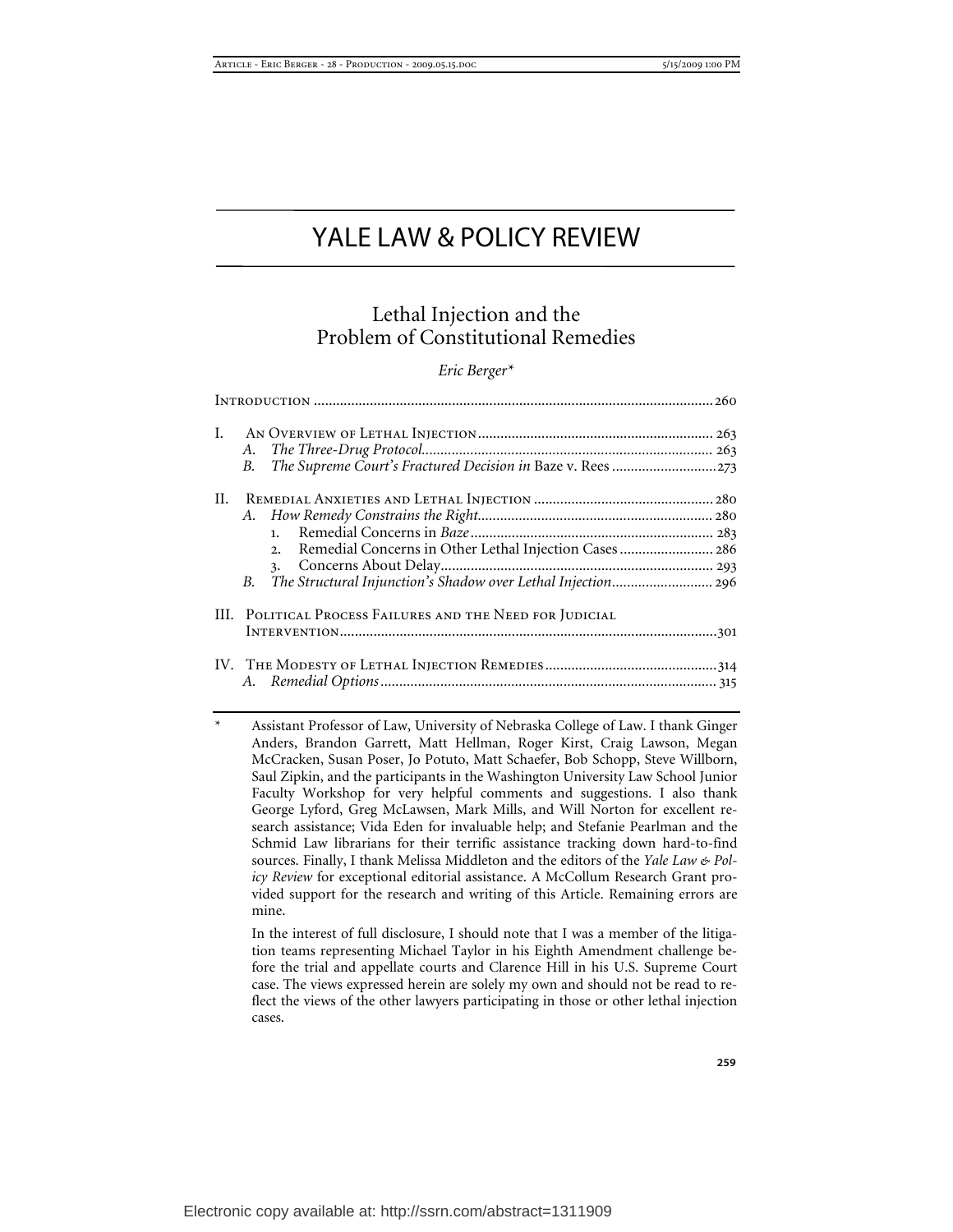# YALE LAW & POLICY REVIEW

## Lethal Injection and the Problem of Constitutional Remedies

*Eric Berger**

Introduction .......................................................................................................... 260

I. An Overview of Lethal Injection .............................................................. 263
   A. *The Three-Drug Protocol* ............................................................................ 263
   B. *The Supreme Court's Fractured Decision in* Baze v. Rees ............................ 273

II. Remedial Anxieties and Lethal Injection ................................................ 280
   A. *How Remedy Constrains the Right* .............................................................. 280
      1. Remedial Concerns in *Baze* ................................................................ 283
      2. Remedial Concerns in Other Lethal Injection Cases ......................... 286
      3. Concerns About Delay ........................................................................ 293
   B. *The Structural Injunction's Shadow over Lethal Injection* ........................... 296

III. Political Process Failures and the Need for Judicial Intervention ........................................................................................................ 301

IV. The Modesty of Lethal Injection Remedies ............................................. 314
   A. *Remedial Options* ........................................................................................ 315

\* Assistant Professor of Law, University of Nebraska College of Law. I thank Ginger Anders, Brandon Garrett, Matt Hellman, Roger Kirst, Craig Lawson, Megan McCracken, Susan Poser, Jo Potuto, Matt Schaefer, Bob Schopp, Steve Willborn, Saul Zipkin, and the participants in the Washington University Law School Junior Faculty Workshop for very helpful comments and suggestions. I also thank George Lyford, Greg McLawsen, Mark Mills, and Will Norton for excellent research assistance; Vida Eden for invaluable help; and Stefanie Pearlman and the Schmid Law librarians for their terrific assistance tracking down hard-to-find sources. Finally, I thank Melissa Middleton and the editors of the *Yale Law & Policy Review* for exceptional editorial assistance. A McCollum Research Grant provided support for the research and writing of this Article. Remaining errors are mine.

In the interest of full disclosure, I should note that I was a member of the litigation teams representing Michael Taylor in his Eighth Amendment challenge before the trial and appellate courts and Clarence Hill in his U.S. Supreme Court case. The views expressed herein are solely my own and should not be read to reflect the views of the other lawyers participating in those or other lethal injection cases.

Electronic copy available at: http://ssrn.com/abstract=1311909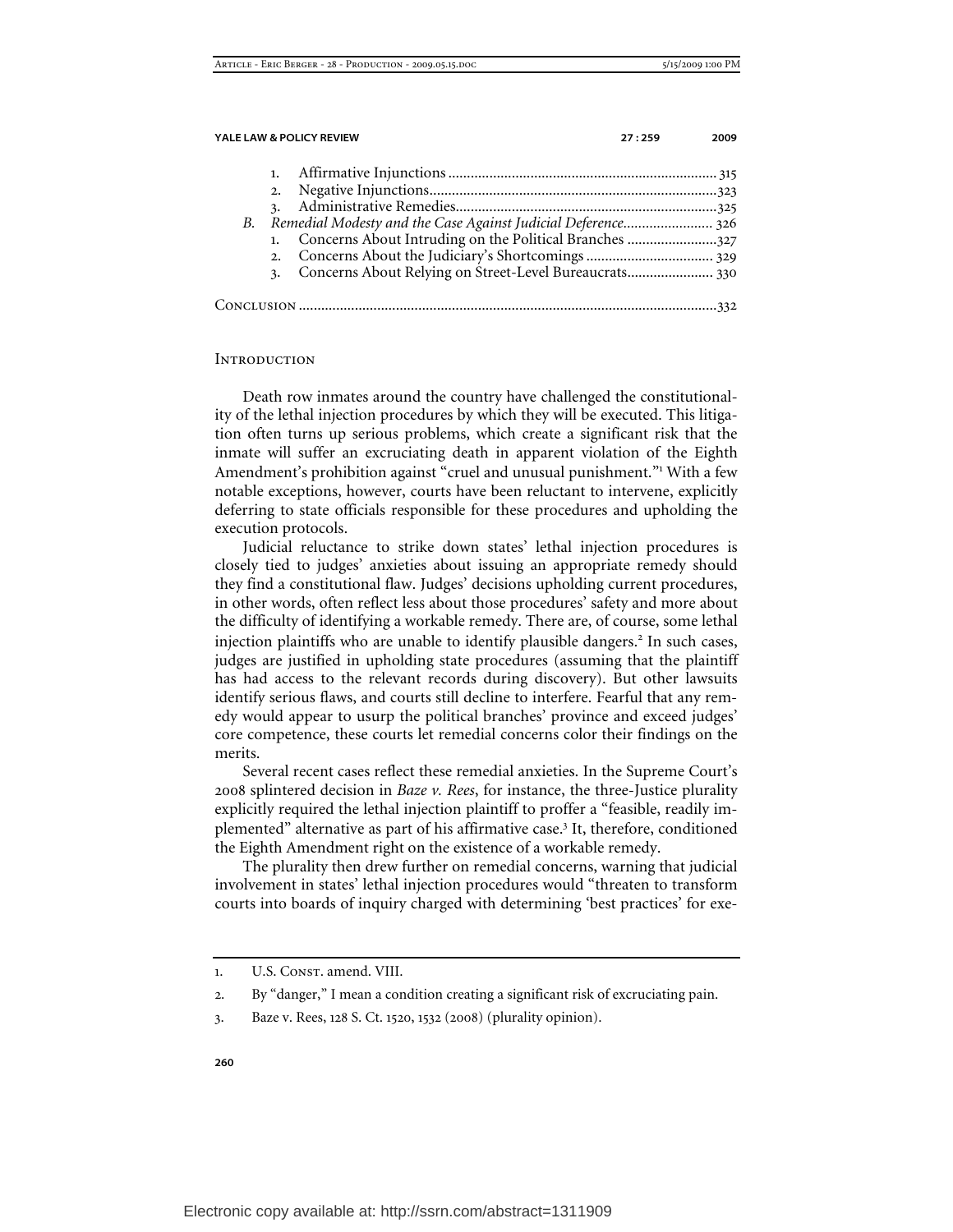1. Affirmative Injunctions ........................................................................ 315
2. Negative Injunctions............................................................................323
3. Administrative Remedies.....................................................................325

B. *Remedial Modesty and the Case Against Judicial Deference*........................ 326

1. Concerns About Intruding on the Political Branches ........................327
2. Concerns About the Judiciary's Shortcomings .................................. 329
3. Concerns About Relying on Street-Level Bureaucrats....................... 330

Conclusion ...............................................................................................................332

## Introduction

Death row inmates around the country have challenged the constitutionality of the lethal injection procedures by which they will be executed. This litigation often turns up serious problems, which create a significant risk that the inmate will suffer an excruciating death in apparent violation of the Eighth Amendment's prohibition against "cruel and unusual punishment."[1] With a few notable exceptions, however, courts have been reluctant to intervene, explicitly deferring to state officials responsible for these procedures and upholding the execution protocols.

Judicial reluctance to strike down states' lethal injection procedures is closely tied to judges' anxieties about issuing an appropriate remedy should they find a constitutional flaw. Judges' decisions upholding current procedures, in other words, often reflect less about those procedures' safety and more about the difficulty of identifying a workable remedy. There are, of course, some lethal injection plaintiffs who are unable to identify plausible dangers.[2] In such cases, judges are justified in upholding state procedures (assuming that the plaintiff has had access to the relevant records during discovery). But other lawsuits identify serious flaws, and courts still decline to interfere. Fearful that any remedy would appear to usurp the political branches' province and exceed judges' core competence, these courts let remedial concerns color their findings on the merits.

Several recent cases reflect these remedial anxieties. In the Supreme Court's 2008 splintered decision in *Baze v. Rees*, for instance, the three-Justice plurality explicitly required the lethal injection plaintiff to proffer a "feasible, readily implemented" alternative as part of his affirmative case.[3] It, therefore, conditioned the Eighth Amendment right on the existence of a workable remedy.

The plurality then drew further on remedial concerns, warning that judicial involvement in states' lethal injection procedures would "threaten to transform courts into boards of inquiry charged with determining 'best practices' for exe-

---

1. U.S. Const. amend. VIII.
2. By "danger," I mean a condition creating a significant risk of excruciating pain.
3. Baze v. Rees, 128 S. Ct. 1520, 1532 (2008) (plurality opinion).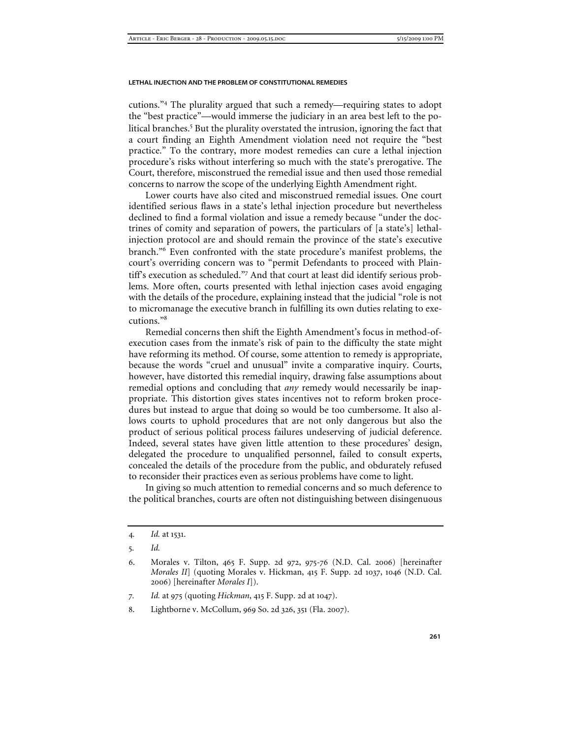cutions."[4] The plurality argued that such a remedy—requiring states to adopt the "best practice"—would immerse the judiciary in an area best left to the political branches.[5] But the plurality overstated the intrusion, ignoring the fact that a court finding an Eighth Amendment violation need not require the "best practice." To the contrary, more modest remedies can cure a lethal injection procedure's risks without interfering so much with the state's prerogative. The Court, therefore, misconstrued the remedial issue and then used those remedial concerns to narrow the scope of the underlying Eighth Amendment right.

Lower courts have also cited and misconstrued remedial issues. One court identified serious flaws in a state's lethal injection procedure but nevertheless declined to find a formal violation and issue a remedy because "under the doctrines of comity and separation of powers, the particulars of [a state's] lethal-injection protocol are and should remain the province of the state's executive branch."[6] Even confronted with the state procedure's manifest problems, the court's overriding concern was to "permit Defendants to proceed with Plaintiff's execution as scheduled."[7] And that court at least did identify serious problems. More often, courts presented with lethal injection cases avoid engaging with the details of the procedure, explaining instead that the judicial "role is not to micromanage the executive branch in fulfilling its own duties relating to executions."[8]

Remedial concerns then shift the Eighth Amendment's focus in method-of-execution cases from the inmate's risk of pain to the difficulty the state might have reforming its method. Of course, some attention to remedy is appropriate, because the words "cruel and unusual" invite a comparative inquiry. Courts, however, have distorted this remedial inquiry, drawing false assumptions about remedial options and concluding that *any* remedy would necessarily be inappropriate. This distortion gives states incentives not to reform broken procedures but instead to argue that doing so would be too cumbersome. It also allows courts to uphold procedures that are not only dangerous but also the product of serious political process failures undeserving of judicial deference. Indeed, several states have given little attention to these procedures' design, delegated the procedure to unqualified personnel, failed to consult experts, concealed the details of the procedure from the public, and obdurately refused to reconsider their practices even as serious problems have come to light.

In giving so much attention to remedial concerns and so much deference to the political branches, courts are often not distinguishing between disingenuous

---

4. *Id.* at 1531.

5. *Id.*

6. Morales v. Tilton, 465 F. Supp. 2d 972, 975-76 (N.D. Cal. 2006) [hereinafter *Morales II*] (quoting Morales v. Hickman, 415 F. Supp. 2d 1037, 1046 (N.D. Cal. 2006) [hereinafter *Morales I*]).

7. *Id.* at 975 (quoting *Hickman*, 415 F. Supp. 2d at 1047).

8. Lightborne v. McCollum, 969 So. 2d 326, 351 (Fla. 2007).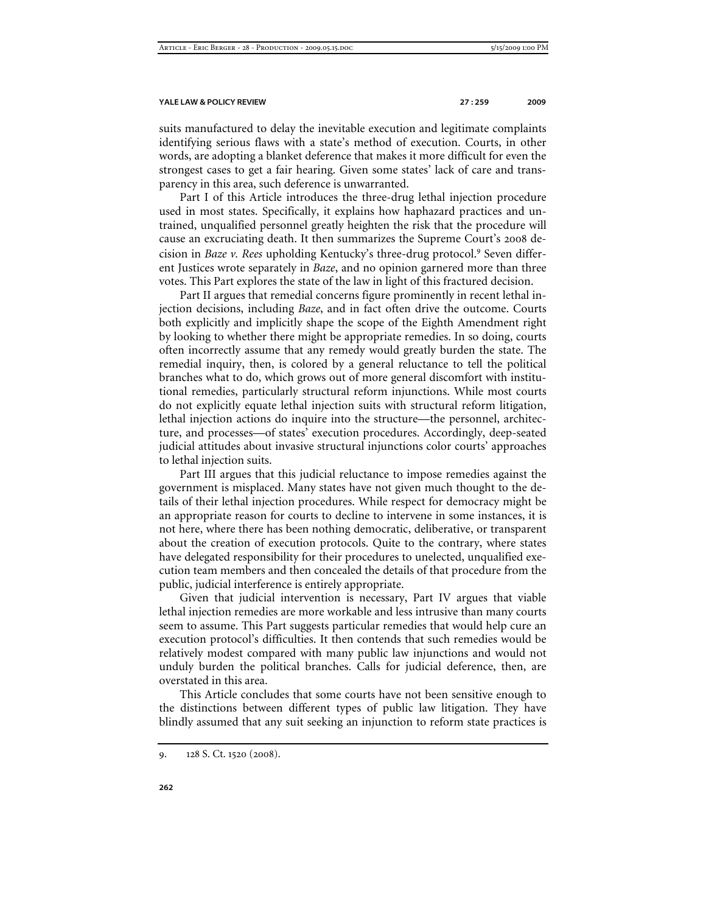suits manufactured to delay the inevitable execution and legitimate complaints identifying serious flaws with a state's method of execution. Courts, in other words, are adopting a blanket deference that makes it more difficult for even the strongest cases to get a fair hearing. Given some states' lack of care and transparency in this area, such deference is unwarranted.

Part I of this Article introduces the three-drug lethal injection procedure used in most states. Specifically, it explains how haphazard practices and untrained, unqualified personnel greatly heighten the risk that the procedure will cause an excruciating death. It then summarizes the Supreme Court's 2008 decision in *Baze v. Rees* upholding Kentucky's three-drug protocol.[9] Seven different Justices wrote separately in *Baze*, and no opinion garnered more than three votes. This Part explores the state of the law in light of this fractured decision.

Part II argues that remedial concerns figure prominently in recent lethal injection decisions, including *Baze*, and in fact often drive the outcome. Courts both explicitly and implicitly shape the scope of the Eighth Amendment right by looking to whether there might be appropriate remedies. In so doing, courts often incorrectly assume that any remedy would greatly burden the state. The remedial inquiry, then, is colored by a general reluctance to tell the political branches what to do, which grows out of more general discomfort with institutional remedies, particularly structural reform injunctions. While most courts do not explicitly equate lethal injection suits with structural reform litigation, lethal injection actions do inquire into the structure—the personnel, architecture, and processes—of states' execution procedures. Accordingly, deep-seated judicial attitudes about invasive structural injunctions color courts' approaches to lethal injection suits.

Part III argues that this judicial reluctance to impose remedies against the government is misplaced. Many states have not given much thought to the details of their lethal injection procedures. While respect for democracy might be an appropriate reason for courts to decline to intervene in some instances, it is not here, where there has been nothing democratic, deliberative, or transparent about the creation of execution protocols. Quite to the contrary, where states have delegated responsibility for their procedures to unelected, unqualified execution team members and then concealed the details of that procedure from the public, judicial interference is entirely appropriate.

Given that judicial intervention is necessary, Part IV argues that viable lethal injection remedies are more workable and less intrusive than many courts seem to assume. This Part suggests particular remedies that would help cure an execution protocol's difficulties. It then contends that such remedies would be relatively modest compared with many public law injunctions and would not unduly burden the political branches. Calls for judicial deference, then, are overstated in this area.

This Article concludes that some courts have not been sensitive enough to the distinctions between different types of public law litigation. They have blindly assumed that any suit seeking an injunction to reform state practices is

9. 128 S. Ct. 1520 (2008).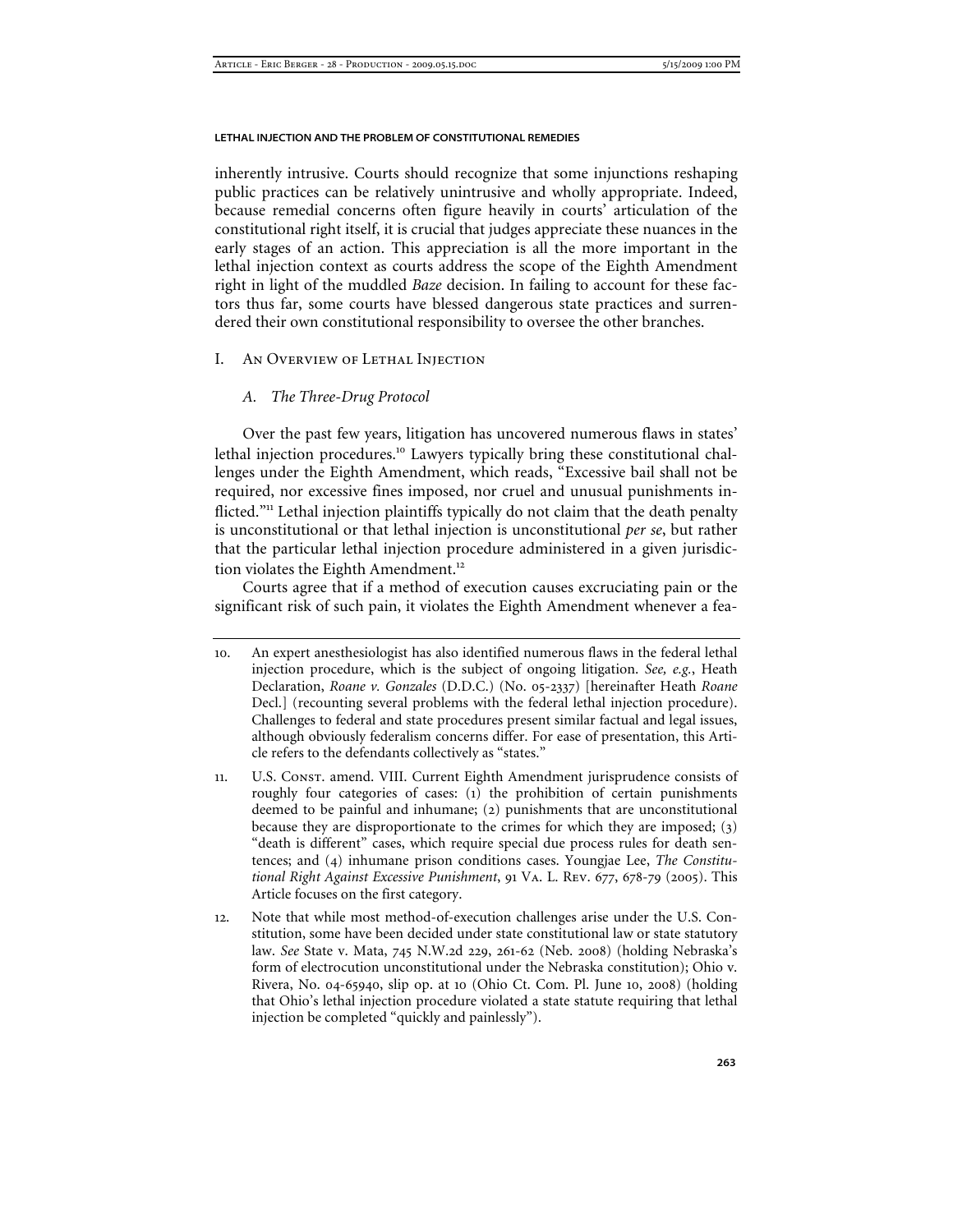inherently intrusive. Courts should recognize that some injunctions reshaping public practices can be relatively unintrusive and wholly appropriate. Indeed, because remedial concerns often figure heavily in courts' articulation of the constitutional right itself, it is crucial that judges appreciate these nuances in the early stages of an action. This appreciation is all the more important in the lethal injection context as courts address the scope of the Eighth Amendment right in light of the muddled *Baze* decision. In failing to account for these factors thus far, some courts have blessed dangerous state practices and surrendered their own constitutional responsibility to oversee the other branches.

## I. An Overview of Lethal Injection

### *A. The Three-Drug Protocol*

Over the past few years, litigation has uncovered numerous flaws in states' lethal injection procedures.[10] Lawyers typically bring these constitutional challenges under the Eighth Amendment, which reads, "Excessive bail shall not be required, nor excessive fines imposed, nor cruel and unusual punishments inflicted."[11] Lethal injection plaintiffs typically do not claim that the death penalty is unconstitutional or that lethal injection is unconstitutional *per se*, but rather that the particular lethal injection procedure administered in a given jurisdiction violates the Eighth Amendment.[12]

Courts agree that if a method of execution causes excruciating pain or the significant risk of such pain, it violates the Eighth Amendment whenever a fea-

---

10. An expert anesthesiologist has also identified numerous flaws in the federal lethal injection procedure, which is the subject of ongoing litigation. *See, e.g.*, Heath Declaration, *Roane v. Gonzales* (D.D.C.) (No. 05-2337) [hereinafter Heath *Roane* Decl.] (recounting several problems with the federal lethal injection procedure). Challenges to federal and state procedures present similar factual and legal issues, although obviously federalism concerns differ. For ease of presentation, this Article refers to the defendants collectively as "states."

11. U.S. Const. amend. VIII. Current Eighth Amendment jurisprudence consists of roughly four categories of cases: (1) the prohibition of certain punishments deemed to be painful and inhumane; (2) punishments that are unconstitutional because they are disproportionate to the crimes for which they are imposed; (3) "death is different" cases, which require special due process rules for death sentences; and (4) inhumane prison conditions cases. Youngjae Lee, *The Constitutional Right Against Excessive Punishment*, 91 Va. L. Rev. 677, 678-79 (2005). This Article focuses on the first category.

12. Note that while most method-of-execution challenges arise under the U.S. Constitution, some have been decided under state constitutional law or state statutory law. *See* State v. Mata, 745 N.W.2d 229, 261-62 (Neb. 2008) (holding Nebraska's form of electrocution unconstitutional under the Nebraska constitution); Ohio v. Rivera, No. 04-65940, slip op. at 10 (Ohio Ct. Com. Pl. June 10, 2008) (holding that Ohio's lethal injection procedure violated a state statute requiring that lethal injection be completed "quickly and painlessly").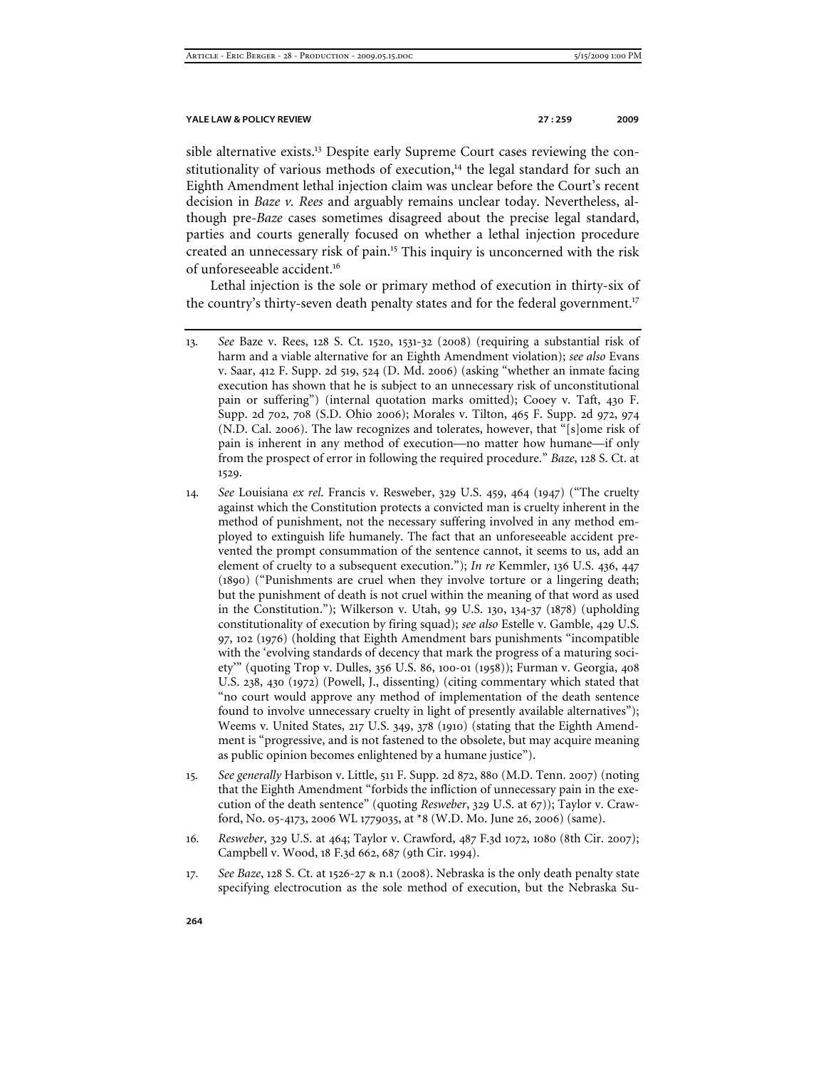sible alternative exists.[13] Despite early Supreme Court cases reviewing the constitutionality of various methods of execution,[14] the legal standard for such an Eighth Amendment lethal injection claim was unclear before the Court's recent decision in *Baze v. Rees* and arguably remains unclear today. Nevertheless, although pre-*Baze* cases sometimes disagreed about the precise legal standard, parties and courts generally focused on whether a lethal injection procedure created an unnecessary risk of pain.[15] This inquiry is unconcerned with the risk of unforeseeable accident.[16]

Lethal injection is the sole or primary method of execution in thirty-six of the country's thirty-seven death penalty states and for the federal government.[17]

---

13. *See* Baze v. Rees, 128 S. Ct. 1520, 1531-32 (2008) (requiring a substantial risk of harm and a viable alternative for an Eighth Amendment violation); *see also* Evans v. Saar, 412 F. Supp. 2d 519, 524 (D. Md. 2006) (asking "whether an inmate facing execution has shown that he is subject to an unnecessary risk of unconstitutional pain or suffering") (internal quotation marks omitted); Cooey v. Taft, 430 F. Supp. 2d 702, 708 (S.D. Ohio 2006); Morales v. Tilton, 465 F. Supp. 2d 972, 974 (N.D. Cal. 2006). The law recognizes and tolerates, however, that "[s]ome risk of pain is inherent in any method of execution—no matter how humane—if only from the prospect of error in following the required procedure." *Baze*, 128 S. Ct. at 1529.

14. *See* Louisiana *ex rel.* Francis v. Resweber, 329 U.S. 459, 464 (1947) ("The cruelty against which the Constitution protects a convicted man is cruelty inherent in the method of punishment, not the necessary suffering involved in any method employed to extinguish life humanely. The fact that an unforeseeable accident prevented the prompt consummation of the sentence cannot, it seems to us, add an element of cruelty to a subsequent execution."); *In re* Kemmler, 136 U.S. 436, 447 (1890) ("Punishments are cruel when they involve torture or a lingering death; but the punishment of death is not cruel within the meaning of that word as used in the Constitution."); Wilkerson v. Utah, 99 U.S. 130, 134-37 (1878) (upholding constitutionality of execution by firing squad); *see also* Estelle v. Gamble, 429 U.S. 97, 102 (1976) (holding that Eighth Amendment bars punishments "incompatible with the 'evolving standards of decency that mark the progress of a maturing society'" (quoting Trop v. Dulles, 356 U.S. 86, 100-01 (1958)); Furman v. Georgia, 408 U.S. 238, 430 (1972) (Powell, J., dissenting) (citing commentary which stated that "no court would approve any method of implementation of the death sentence found to involve unnecessary cruelty in light of presently available alternatives"); Weems v. United States, 217 U.S. 349, 378 (1910) (stating that the Eighth Amendment is "progressive, and is not fastened to the obsolete, but may acquire meaning as public opinion becomes enlightened by a humane justice").

15. *See generally* Harbison v. Little, 511 F. Supp. 2d 872, 880 (M.D. Tenn. 2007) (noting that the Eighth Amendment "forbids the infliction of unnecessary pain in the execution of the death sentence" (quoting *Resweber*, 329 U.S. at 67)); Taylor v. Crawford, No. 05-4173, 2006 WL 1779035, at *8 (W.D. Mo. June 26, 2006) (same).

16. *Resweber*, 329 U.S. at 464; Taylor v. Crawford, 487 F.3d 1072, 1080 (8th Cir. 2007); Campbell v. Wood, 18 F.3d 662, 687 (9th Cir. 1994).

17. *See Baze*, 128 S. Ct. at 1526-27 & n.1 (2008). Nebraska is the only death penalty state specifying electrocution as the sole method of execution, but the Nebraska Su-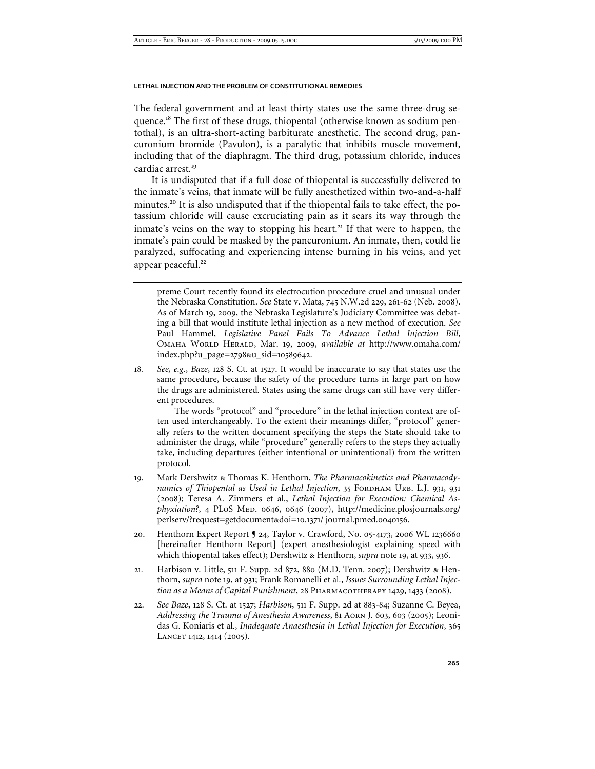The federal government and at least thirty states use the same three-drug sequence.[18] The first of these drugs, thiopental (otherwise known as sodium pentothal), is an ultra-short-acting barbiturate anesthetic. The second drug, pancuronium bromide (Pavulon), is a paralytic that inhibits muscle movement, including that of the diaphragm. The third drug, potassium chloride, induces cardiac arrest.[19]

It is undisputed that if a full dose of thiopental is successfully delivered to the inmate's veins, that inmate will be fully anesthetized within two-and-a-half minutes.[20] It is also undisputed that if the thiopental fails to take effect, the potassium chloride will cause excruciating pain as it sears its way through the inmate's veins on the way to stopping his heart.[21] If that were to happen, the inmate's pain could be masked by the pancuronium. An inmate, then, could lie paralyzed, suffocating and experiencing intense burning in his veins, and yet appear peaceful.[22]

---

preme Court recently found its electrocution procedure cruel and unusual under the Nebraska Constitution. *See* State v. Mata, 745 N.W.2d 229, 261-62 (Neb. 2008). As of March 19, 2009, the Nebraska Legislature's Judiciary Committee was debating a bill that would institute lethal injection as a new method of execution. *See* Paul Hammel, *Legislative Panel Fails To Advance Lethal Injection Bill*, OMAHA WORLD HERALD, Mar. 19, 2009, *available at* http://www.omaha.com/index.php?u_page=2798&u_sid=10589642.

18. *See, e.g.*, *Baze*, 128 S. Ct. at 1527. It would be inaccurate to say that states use the same procedure, because the safety of the procedure turns in large part on how the drugs are administered. States using the same drugs can still have very different procedures.

    The words "protocol" and "procedure" in the lethal injection context are often used interchangeably. To the extent their meanings differ, "protocol" generally refers to the written document specifying the steps the State should take to administer the drugs, while "procedure" generally refers to the steps they actually take, including departures (either intentional or unintentional) from the written protocol.

19. Mark Dershwitz & Thomas K. Henthorn, *The Pharmacokinetics and Pharmacodynamics of Thiopental as Used in Lethal Injection*, 35 FORDHAM URB. L.J. 931, 931 (2008); Teresa A. Zimmers et al., *Lethal Injection for Execution: Chemical Asphyxiation?*, 4 PLoS MED. 0646, 0646 (2007), http://medicine.plosjournals.org/perlserv/?request=getdocument&doi=10.1371/ journal.pmed.0040156.

20. Henthorn Expert Report ¶ 24, Taylor v. Crawford, No. 05-4173, 2006 WL 1236660 [hereinafter Henthorn Report] (expert anesthesiologist explaining speed with which thiopental takes effect); Dershwitz & Henthorn, *supra* note 19, at 933, 936.

21. Harbison v. Little, 511 F. Supp. 2d 872, 880 (M.D. Tenn. 2007); Dershwitz & Henthorn, *supra* note 19, at 931; Frank Romanelli et al., *Issues Surrounding Lethal Injection as a Means of Capital Punishment*, 28 PHARMACOTHERAPY 1429, 1433 (2008).

22. *See Baze*, 128 S. Ct. at 1527; *Harbison*, 511 F. Supp. 2d at 883-84; Suzanne C. Beyea, *Addressing the Trauma of Anesthesia Awareness*, 81 AORN J. 603, 603 (2005); Leonidas G. Koniaris et al., *Inadequate Anaesthesia in Lethal Injection for Execution*, 365 LANCET 1412, 1414 (2005).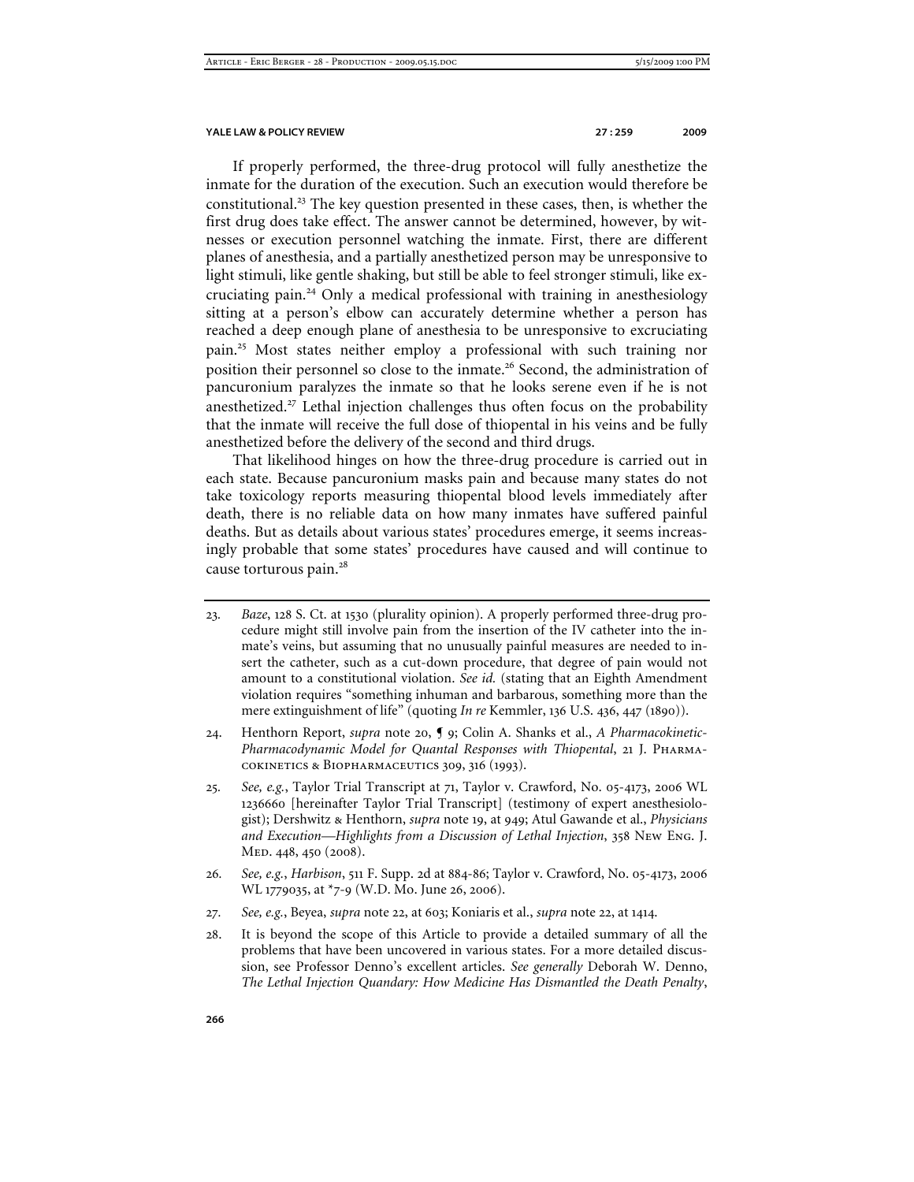If properly performed, the three-drug protocol will fully anesthetize the inmate for the duration of the execution. Such an execution would therefore be constitutional.[23] The key question presented in these cases, then, is whether the first drug does take effect. The answer cannot be determined, however, by witnesses or execution personnel watching the inmate. First, there are different planes of anesthesia, and a partially anesthetized person may be unresponsive to light stimuli, like gentle shaking, but still be able to feel stronger stimuli, like excruciating pain.[24] Only a medical professional with training in anesthesiology sitting at a person's elbow can accurately determine whether a person has reached a deep enough plane of anesthesia to be unresponsive to excruciating pain.[25] Most states neither employ a professional with such training nor position their personnel so close to the inmate.[26] Second, the administration of pancuronium paralyzes the inmate so that he looks serene even if he is not anesthetized.[27] Lethal injection challenges thus often focus on the probability that the inmate will receive the full dose of thiopental in his veins and be fully anesthetized before the delivery of the second and third drugs.

That likelihood hinges on how the three-drug procedure is carried out in each state. Because pancuronium masks pain and because many states do not take toxicology reports measuring thiopental blood levels immediately after death, there is no reliable data on how many inmates have suffered painful deaths. But as details about various states' procedures emerge, it seems increasingly probable that some states' procedures have caused and will continue to cause torturous pain.[28]

---

23. *Baze*, 128 S. Ct. at 1530 (plurality opinion). A properly performed three-drug procedure might still involve pain from the insertion of the IV catheter into the inmate's veins, but assuming that no unusually painful measures are needed to insert the catheter, such as a cut-down procedure, that degree of pain would not amount to a constitutional violation. *See id.* (stating that an Eighth Amendment violation requires "something inhuman and barbarous, something more than the mere extinguishment of life" (quoting *In re* Kemmler, 136 U.S. 436, 447 (1890)).

24. Henthorn Report, *supra* note 20, ¶ 9; Colin A. Shanks et al., *A Pharmacokinetic-Pharmacodynamic Model for Quantal Responses with Thiopental*, 21 J. Pharmacokinetics & Biopharmaceutics 309, 316 (1993).

25. *See, e.g.*, Taylor Trial Transcript at 71, Taylor v. Crawford, No. 05-4173, 2006 WL 1236660 [hereinafter Taylor Trial Transcript] (testimony of expert anesthesiologist); Dershwitz & Henthorn, *supra* note 19, at 949; Atul Gawande et al., *Physicians and Execution—Highlights from a Discussion of Lethal Injection*, 358 New Eng. J. Med. 448, 450 (2008).

26. *See, e.g.*, *Harbison*, 511 F. Supp. 2d at 884-86; Taylor v. Crawford, No. 05-4173, 2006 WL 1779035, at *7-9 (W.D. Mo. June 26, 2006).

27. *See, e.g.*, Beyea, *supra* note 22, at 603; Koniaris et al., *supra* note 22, at 1414.

28. It is beyond the scope of this Article to provide a detailed summary of all the problems that have been uncovered in various states. For a more detailed discussion, see Professor Denno's excellent articles. *See generally* Deborah W. Denno, *The Lethal Injection Quandary: How Medicine Has Dismantled the Death Penalty*,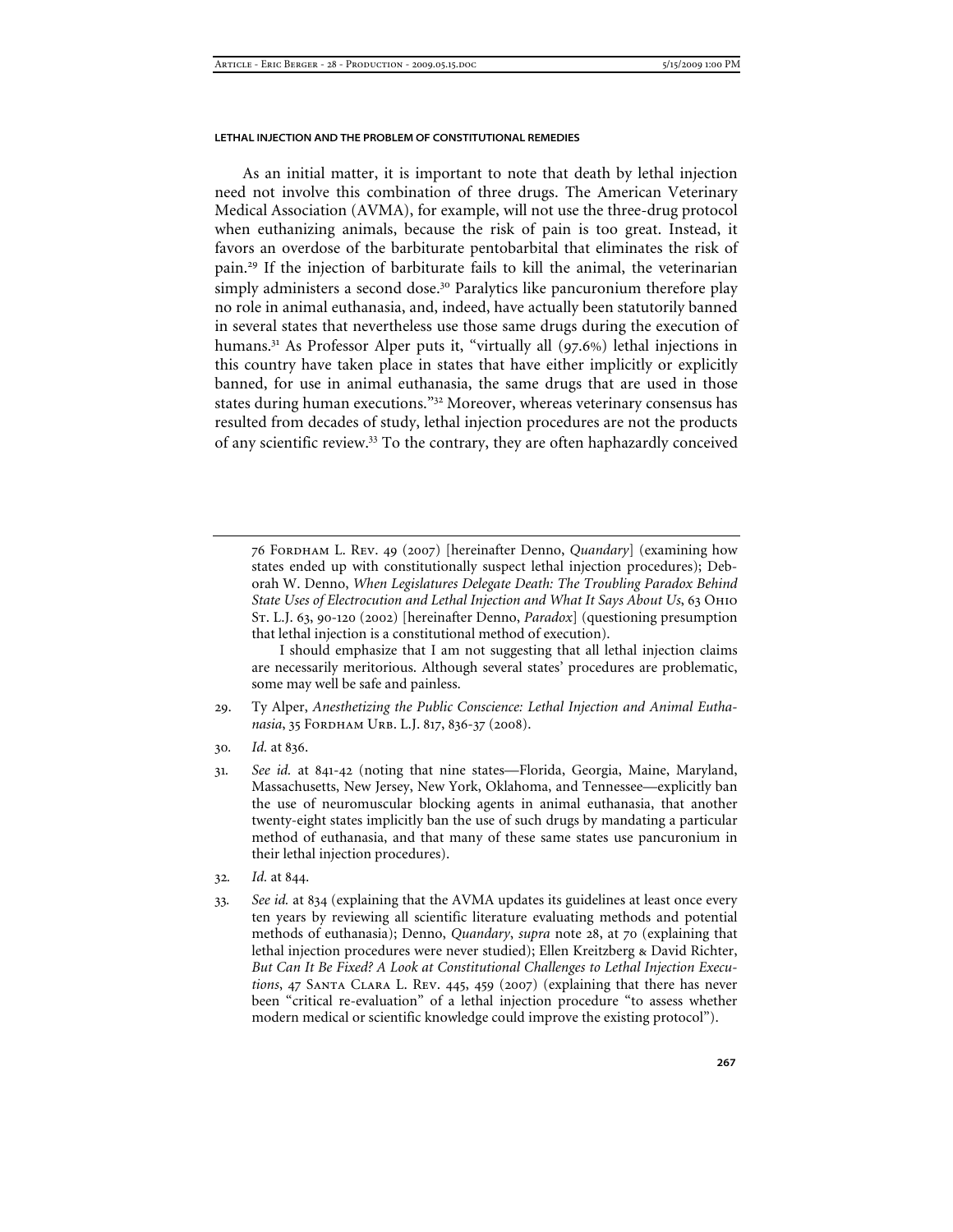As an initial matter, it is important to note that death by lethal injection need not involve this combination of three drugs. The American Veterinary Medical Association (AVMA), for example, will not use the three-drug protocol when euthanizing animals, because the risk of pain is too great. Instead, it favors an overdose of the barbiturate pentobarbital that eliminates the risk of pain.[29] If the injection of barbiturate fails to kill the animal, the veterinarian simply administers a second dose.[30] Paralytics like pancuronium therefore play no role in animal euthanasia, and, indeed, have actually been statutorily banned in several states that nevertheless use those same drugs during the execution of humans.[31] As Professor Alper puts it, "virtually all (97.6%) lethal injections in this country have taken place in states that have either implicitly or explicitly banned, for use in animal euthanasia, the same drugs that are used in those states during human executions."[32] Moreover, whereas veterinary consensus has resulted from decades of study, lethal injection procedures are not the products of any scientific review.[33] To the contrary, they are often haphazardly conceived

---

76 Fordham L. Rev. 49 (2007) [hereinafter Denno, *Quandary*] (examining how states ended up with constitutionally suspect lethal injection procedures); Deborah W. Denno, *When Legislatures Delegate Death: The Troubling Paradox Behind State Uses of Electrocution and Lethal Injection and What It Says About Us*, 63 Ohio St. L.J. 63, 90-120 (2002) [hereinafter Denno, *Paradox*] (questioning presumption that lethal injection is a constitutional method of execution).

I should emphasize that I am not suggesting that all lethal injection claims are necessarily meritorious. Although several states' procedures are problematic, some may well be safe and painless.

29. Ty Alper, *Anesthetizing the Public Conscience: Lethal Injection and Animal Euthanasia*, 35 Fordham Urb. L.J. 817, 836-37 (2008).

30. *Id.* at 836.

31. *See id.* at 841-42 (noting that nine states—Florida, Georgia, Maine, Maryland, Massachusetts, New Jersey, New York, Oklahoma, and Tennessee—explicitly ban the use of neuromuscular blocking agents in animal euthanasia, that another twenty-eight states implicitly ban the use of such drugs by mandating a particular method of euthanasia, and that many of these same states use pancuronium in their lethal injection procedures).

32. *Id.* at 844.

33. *See id.* at 834 (explaining that the AVMA updates its guidelines at least once every ten years by reviewing all scientific literature evaluating methods and potential methods of euthanasia); Denno, *Quandary*, *supra* note 28, at 70 (explaining that lethal injection procedures were never studied); Ellen Kreitzberg & David Richter, *But Can It Be Fixed? A Look at Constitutional Challenges to Lethal Injection Executions*, 47 Santa Clara L. Rev. 445, 459 (2007) (explaining that there has never been "critical re-evaluation" of a lethal injection procedure "to assess whether modern medical or scientific knowledge could improve the existing protocol").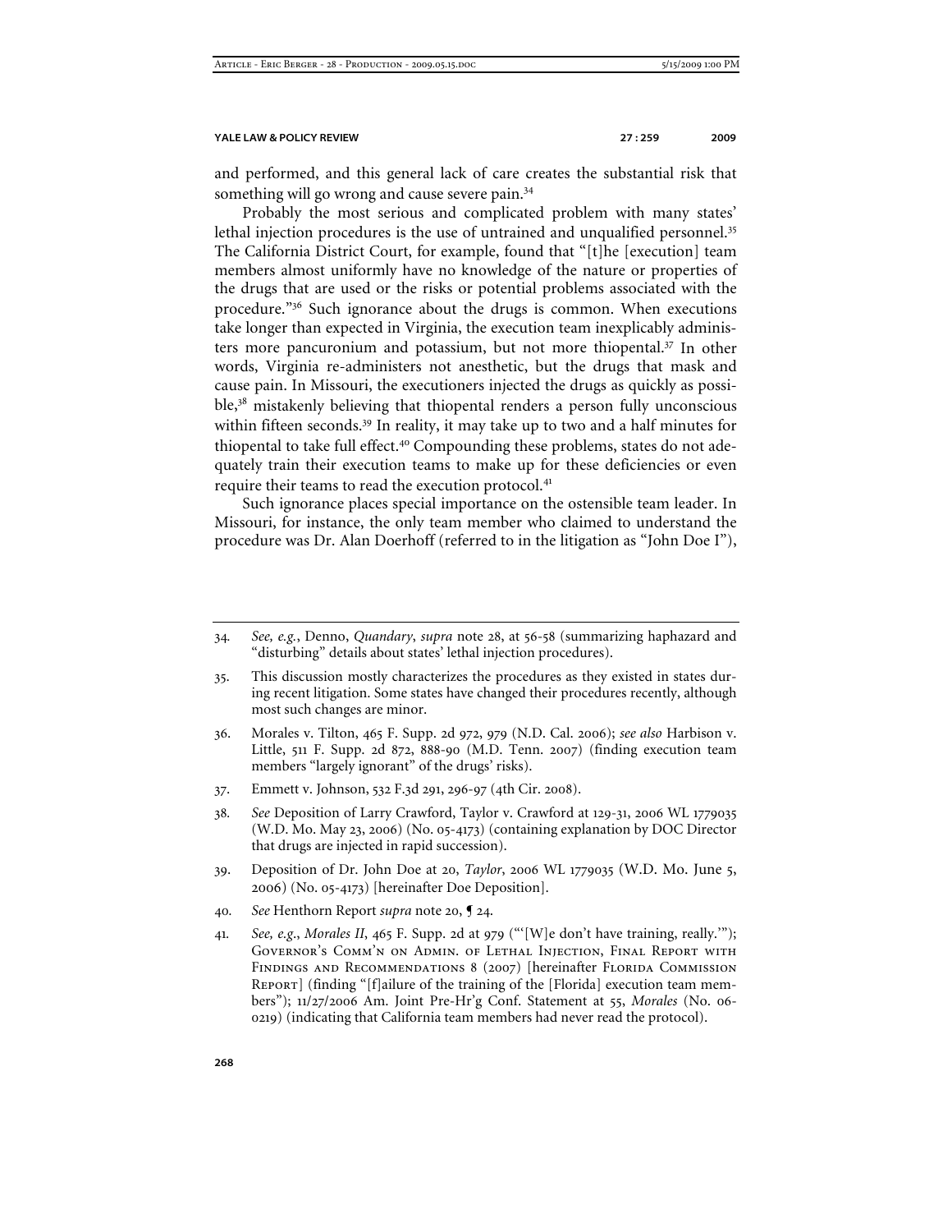and performed, and this general lack of care creates the substantial risk that something will go wrong and cause severe pain.[34]

Probably the most serious and complicated problem with many states' lethal injection procedures is the use of untrained and unqualified personnel.[35] The California District Court, for example, found that "[t]he [execution] team members almost uniformly have no knowledge of the nature or properties of the drugs that are used or the risks or potential problems associated with the procedure."[36] Such ignorance about the drugs is common. When executions take longer than expected in Virginia, the execution team inexplicably administers more pancuronium and potassium, but not more thiopental.[37] In other words, Virginia re-administers not anesthetic, but the drugs that mask and cause pain. In Missouri, the executioners injected the drugs as quickly as possible,[38] mistakenly believing that thiopental renders a person fully unconscious within fifteen seconds.[39] In reality, it may take up to two and a half minutes for thiopental to take full effect.[40] Compounding these problems, states do not adequately train their execution teams to make up for these deficiencies or even require their teams to read the execution protocol.[41]

Such ignorance places special importance on the ostensible team leader. In Missouri, for instance, the only team member who claimed to understand the procedure was Dr. Alan Doerhoff (referred to in the litigation as "John Doe I"),

---

34. *See, e.g.*, Denno, *Quandary*, *supra* note 28, at 56-58 (summarizing haphazard and "disturbing" details about states' lethal injection procedures).

35. This discussion mostly characterizes the procedures as they existed in states during recent litigation. Some states have changed their procedures recently, although most such changes are minor.

36. Morales v. Tilton, 465 F. Supp. 2d 972, 979 (N.D. Cal. 2006); *see also* Harbison v. Little, 511 F. Supp. 2d 872, 888-90 (M.D. Tenn. 2007) (finding execution team members "largely ignorant" of the drugs' risks).

37. Emmett v. Johnson, 532 F.3d 291, 296-97 (4th Cir. 2008).

38. *See* Deposition of Larry Crawford, Taylor v. Crawford at 129-31, 2006 WL 1779035 (W.D. Mo. May 23, 2006) (No. 05-4173) (containing explanation by DOC Director that drugs are injected in rapid succession).

39. Deposition of Dr. John Doe at 20, *Taylor*, 2006 WL 1779035 (W.D. Mo. June 5, 2006) (No. 05-4173) [hereinafter Doe Deposition].

40. *See* Henthorn Report *supra* note 20, ¶ 24.

41. *See, e.g.*, *Morales II*, 465 F. Supp. 2d at 979 ("'[W]e don't have training, really.'"); Governor's Comm'n on Admin. of Lethal Injection, Final Report with Findings and Recommendations 8 (2007) [hereinafter Florida Commission Report] (finding "[f]ailure of the training of the [Florida] execution team members"); 11/27/2006 Am. Joint Pre-Hr'g Conf. Statement at 55, *Morales* (No. 06-0219) (indicating that California team members had never read the protocol).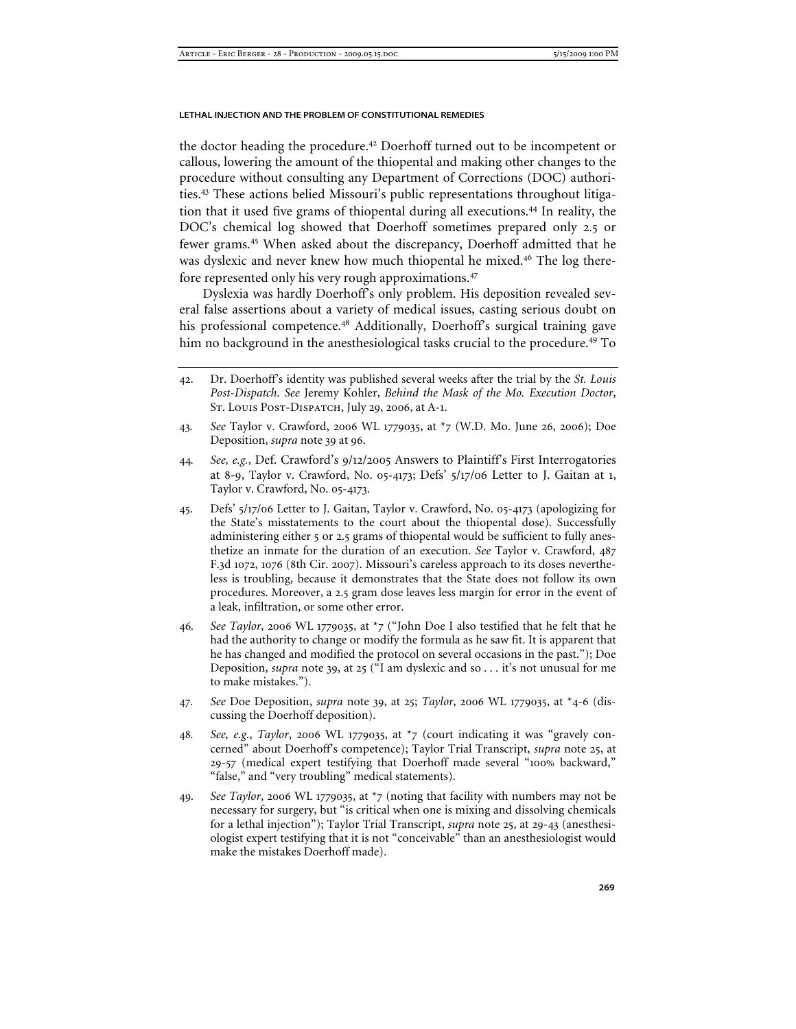the doctor heading the procedure.[42] Doerhoff turned out to be incompetent or callous, lowering the amount of the thiopental and making other changes to the procedure without consulting any Department of Corrections (DOC) authorities.[43] These actions belied Missouri's public representations throughout litigation that it used five grams of thiopental during all executions.[44] In reality, the DOC's chemical log showed that Doerhoff sometimes prepared only 2.5 or fewer grams.[45] When asked about the discrepancy, Doerhoff admitted that he was dyslexic and never knew how much thiopental he mixed.[46] The log therefore represented only his very rough approximations.[47]

Dyslexia was hardly Doerhoff's only problem. His deposition revealed several false assertions about a variety of medical issues, casting serious doubt on his professional competence.[48] Additionally, Doerhoff's surgical training gave him no background in the anesthesiological tasks crucial to the procedure.[49] To

---

42. Dr. Doerhoff's identity was published several weeks after the trial by the *St. Louis Post-Dispatch*. *See* Jeremy Kohler, *Behind the Mask of the Mo. Execution Doctor*, St. Louis Post-Dispatch, July 29, 2006, at A-1.

43. *See* Taylor v. Crawford, 2006 WL 1779035, at *7 (W.D. Mo. June 26, 2006); Doe Deposition, *supra* note 39 at 96.

44. *See, e.g.*, Def. Crawford's 9/12/2005 Answers to Plaintiff's First Interrogatories at 8-9, Taylor v. Crawford, No. 05-4173; Defs' 5/17/06 Letter to J. Gaitan at 1, Taylor v. Crawford, No. 05-4173.

45. Defs' 5/17/06 Letter to J. Gaitan, Taylor v. Crawford, No. 05-4173 (apologizing for the State's misstatements to the court about the thiopental dose). Successfully administering either 5 or 2.5 grams of thiopental would be sufficient to fully anesthetize an inmate for the duration of an execution. *See* Taylor v. Crawford, 487 F.3d 1072, 1076 (8th Cir. 2007). Missouri's careless approach to its doses nevertheless is troubling, because it demonstrates that the State does not follow its own procedures. Moreover, a 2.5 gram dose leaves less margin for error in the event of a leak, infiltration, or some other error.

46. *See Taylor*, 2006 WL 1779035, at *7 ("John Doe I also testified that he felt that he had the authority to change or modify the formula as he saw fit. It is apparent that he has changed and modified the protocol on several occasions in the past."); Doe Deposition, *supra* note 39, at 25 ("I am dyslexic and so . . . it's not unusual for me to make mistakes.").

47. *See* Doe Deposition, *supra* note 39, at 25; *Taylor*, 2006 WL 1779035, at *4-6 (discussing the Doerhoff deposition).

48. *See, e.g.*, *Taylor*, 2006 WL 1779035, at *7 (court indicating it was "gravely concerned" about Doerhoff's competence); Taylor Trial Transcript, *supra* note 25, at 29-57 (medical expert testifying that Doerhoff made several "100% backward," "false," and "very troubling" medical statements).

49. *See Taylor*, 2006 WL 1779035, at *7 (noting that facility with numbers may not be necessary for surgery, but "is critical when one is mixing and dissolving chemicals for a lethal injection"); Taylor Trial Transcript, *supra* note 25, at 29-43 (anesthesiologist expert testifying that it is not "conceivable" than an anesthesiologist would make the mistakes Doerhoff made).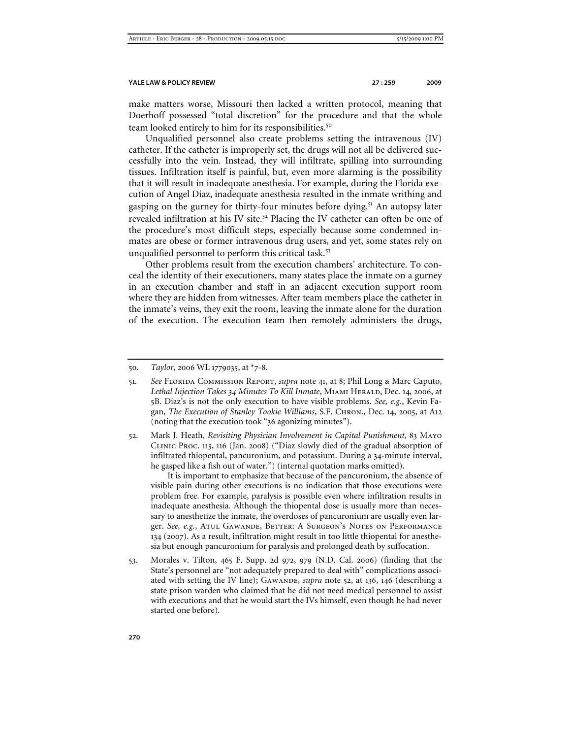make matters worse, Missouri then lacked a written protocol, meaning that Doerhoff possessed "total discretion" for the procedure and that the whole team looked entirely to him for its responsibilities.[50]

Unqualified personnel also create problems setting the intravenous (IV) catheter. If the catheter is improperly set, the drugs will not all be delivered successfully into the vein. Instead, they will infiltrate, spilling into surrounding tissues. Infiltration itself is painful, but, even more alarming is the possibility that it will result in inadequate anesthesia. For example, during the Florida execution of Angel Diaz, inadequate anesthesia resulted in the inmate writhing and gasping on the gurney for thirty-four minutes before dying.[51] An autopsy later revealed infiltration at his IV site.[52] Placing the IV catheter can often be one of the procedure's most difficult steps, especially because some condemned inmates are obese or former intravenous drug users, and yet, some states rely on unqualified personnel to perform this critical task.[53]

Other problems result from the execution chambers' architecture. To conceal the identity of their executioners, many states place the inmate on a gurney in an execution chamber and staff in an adjacent execution support room where they are hidden from witnesses. After team members place the catheter in the inmate's veins, they exit the room, leaving the inmate alone for the duration of the execution. The execution team then remotely administers the drugs,

---

50. *Taylor*, 2006 WL 1779035, at *7-8.

51. *See* Florida Commission Report, *supra* note 41, at 8; Phil Long & Marc Caputo, *Lethal Injection Takes 34 Minutes To Kill Inmate*, Miami Herald, Dec. 14, 2006, at 5B. Diaz's is not the only execution to have visible problems. *See, e.g.*, Kevin Fagan, *The Execution of Stanley Tookie Williams*, S.F. Chron., Dec. 14, 2005, at A12 (noting that the execution took "36 agonizing minutes").

52. Mark J. Heath, *Revisiting Physician Involvement in Capital Punishment*, 83 Mayo Clinic Proc. 115, 116 (Jan. 2008) ("Diaz slowly died of the gradual absorption of infiltrated thiopental, pancuronium, and potassium. During a 34-minute interval, he gasped like a fish out of water.") (internal quotation marks omitted).

    It is important to emphasize that because of the pancuronium, the absence of visible pain during other executions is no indication that those executions were problem free. For example, paralysis is possible even where infiltration results in inadequate anesthesia. Although the thiopental dose is usually more than necessary to anesthetize the inmate, the overdoses of pancuronium are usually even larger. *See, e.g.*, Atul Gawande, Better: A Surgeon's Notes on Performance 134 (2007). As a result, infiltration might result in too little thiopental for anesthesia but enough pancuronium for paralysis and prolonged death by suffocation.

53. Morales v. Tilton, 465 F. Supp. 2d 972, 979 (N.D. Cal. 2006) (finding that the State's personnel are "not adequately prepared to deal with" complications associated with setting the IV line); Gawande, *supra* note 52, at 136, 146 (describing a state prison warden who claimed that he did not need medical personnel to assist with executions and that he would start the IVs himself, even though he had never started one before).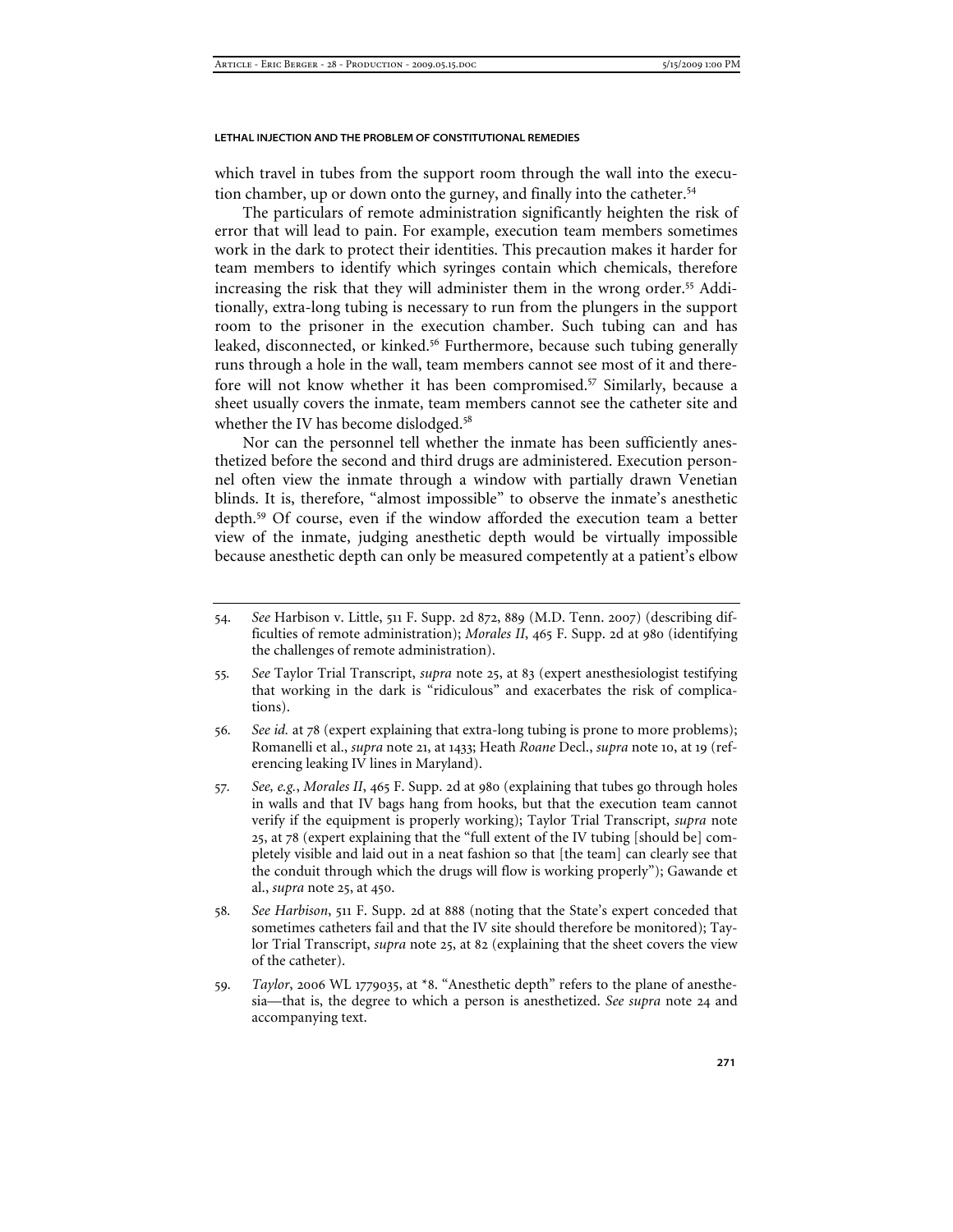which travel in tubes from the support room through the wall into the execution chamber, up or down onto the gurney, and finally into the catheter.[54]

The particulars of remote administration significantly heighten the risk of error that will lead to pain. For example, execution team members sometimes work in the dark to protect their identities. This precaution makes it harder for team members to identify which syringes contain which chemicals, therefore increasing the risk that they will administer them in the wrong order.[55] Additionally, extra-long tubing is necessary to run from the plungers in the support room to the prisoner in the execution chamber. Such tubing can and has leaked, disconnected, or kinked.[56] Furthermore, because such tubing generally runs through a hole in the wall, team members cannot see most of it and therefore will not know whether it has been compromised.[57] Similarly, because a sheet usually covers the inmate, team members cannot see the catheter site and whether the IV has become dislodged.[58]

Nor can the personnel tell whether the inmate has been sufficiently anesthetized before the second and third drugs are administered. Execution personnel often view the inmate through a window with partially drawn Venetian blinds. It is, therefore, "almost impossible" to observe the inmate's anesthetic depth.[59] Of course, even if the window afforded the execution team a better view of the inmate, judging anesthetic depth would be virtually impossible because anesthetic depth can only be measured competently at a patient's elbow

---

54. *See* Harbison v. Little, 511 F. Supp. 2d 872, 889 (M.D. Tenn. 2007) (describing difficulties of remote administration); *Morales II*, 465 F. Supp. 2d at 980 (identifying the challenges of remote administration).

55. *See* Taylor Trial Transcript, *supra* note 25, at 83 (expert anesthesiologist testifying that working in the dark is "ridiculous" and exacerbates the risk of complications).

56. *See id.* at 78 (expert explaining that extra-long tubing is prone to more problems); Romanelli et al., *supra* note 21, at 1433; Heath *Roane* Decl., *supra* note 10, at 19 (referencing leaking IV lines in Maryland).

57. *See, e.g.*, *Morales II*, 465 F. Supp. 2d at 980 (explaining that tubes go through holes in walls and that IV bags hang from hooks, but that the execution team cannot verify if the equipment is properly working); Taylor Trial Transcript, *supra* note 25, at 78 (expert explaining that the "full extent of the IV tubing [should be] completely visible and laid out in a neat fashion so that [the team] can clearly see that the conduit through which the drugs will flow is working properly"); Gawande et al., *supra* note 25, at 450.

58. *See Harbison*, 511 F. Supp. 2d at 888 (noting that the State's expert conceded that sometimes catheters fail and that the IV site should therefore be monitored); Taylor Trial Transcript, *supra* note 25, at 82 (explaining that the sheet covers the view of the catheter).

59. *Taylor*, 2006 WL 1779035, at *8. "Anesthetic depth" refers to the plane of anesthesia—that is, the degree to which a person is anesthetized. *See supra* note 24 and accompanying text.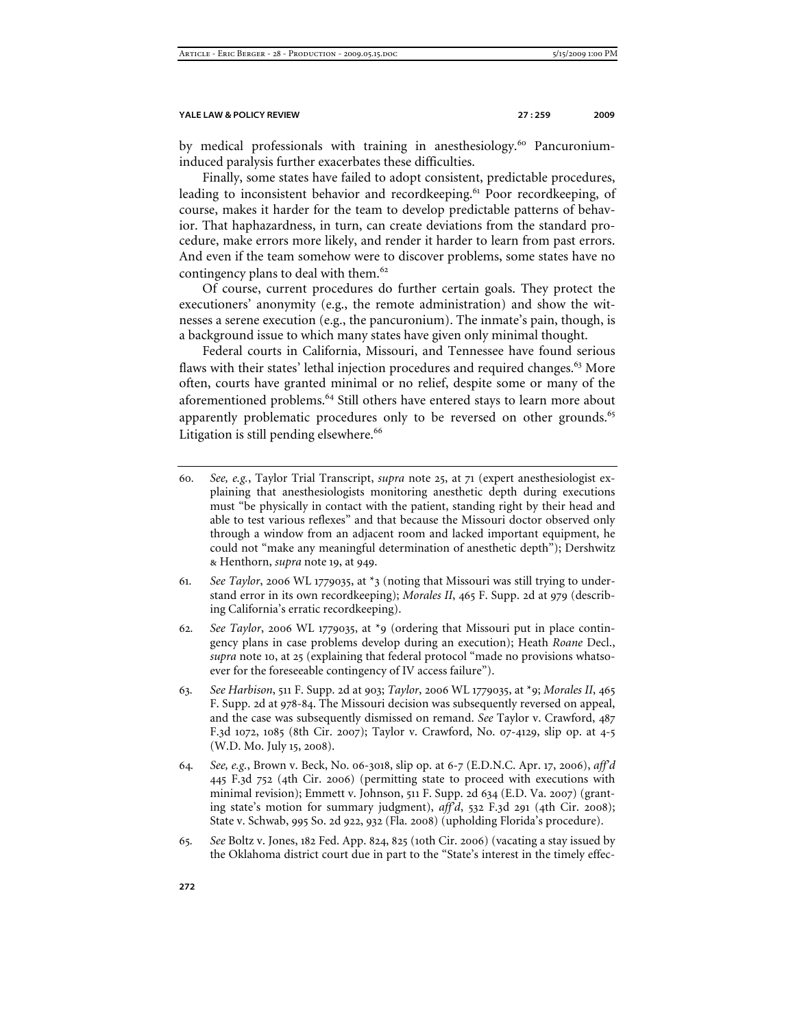by medical professionals with training in anesthesiology.[60] Pancuronium-induced paralysis further exacerbates these difficulties.

Finally, some states have failed to adopt consistent, predictable procedures, leading to inconsistent behavior and recordkeeping.[61] Poor recordkeeping, of course, makes it harder for the team to develop predictable patterns of behavior. That haphazardness, in turn, can create deviations from the standard procedure, make errors more likely, and render it harder to learn from past errors. And even if the team somehow were to discover problems, some states have no contingency plans to deal with them.[62]

Of course, current procedures do further certain goals. They protect the executioners' anonymity (e.g., the remote administration) and show the witnesses a serene execution (e.g., the pancuronium). The inmate's pain, though, is a background issue to which many states have given only minimal thought.

Federal courts in California, Missouri, and Tennessee have found serious flaws with their states' lethal injection procedures and required changes.[63] More often, courts have granted minimal or no relief, despite some or many of the aforementioned problems.[64] Still others have entered stays to learn more about apparently problematic procedures only to be reversed on other grounds.[65] Litigation is still pending elsewhere.[66]

---

60. *See, e.g.*, Taylor Trial Transcript, *supra* note 25, at 71 (expert anesthesiologist explaining that anesthesiologists monitoring anesthetic depth during executions must "be physically in contact with the patient, standing right by their head and able to test various reflexes" and that because the Missouri doctor observed only through a window from an adjacent room and lacked important equipment, he could not "make any meaningful determination of anesthetic depth"); Dershwitz & Henthorn, *supra* note 19, at 949.

61. *See Taylor*, 2006 WL 1779035, at *3 (noting that Missouri was still trying to understand error in its own recordkeeping); *Morales II*, 465 F. Supp. 2d at 979 (describing California's erratic recordkeeping).

62. *See Taylor*, 2006 WL 1779035, at *9 (ordering that Missouri put in place contingency plans in case problems develop during an execution); Heath *Roane* Decl., *supra* note 10, at 25 (explaining that federal protocol "made no provisions whatsoever for the foreseeable contingency of IV access failure").

63. *See Harbison*, 511 F. Supp. 2d at 903; *Taylor*, 2006 WL 1779035, at *9; *Morales II*, 465 F. Supp. 2d at 978-84. The Missouri decision was subsequently reversed on appeal, and the case was subsequently dismissed on remand. *See* Taylor v. Crawford, 487 F.3d 1072, 1085 (8th Cir. 2007); Taylor v. Crawford, No. 07-4129, slip op. at 4-5 (W.D. Mo. July 15, 2008).

64. *See, e.g.*, Brown v. Beck, No. 06-3018, slip op. at 6-7 (E.D.N.C. Apr. 17, 2006), *aff'd* 445 F.3d 752 (4th Cir. 2006) (permitting state to proceed with executions with minimal revision); Emmett v. Johnson, 511 F. Supp. 2d 634 (E.D. Va. 2007) (granting state's motion for summary judgment), *aff'd*, 532 F.3d 291 (4th Cir. 2008); State v. Schwab, 995 So. 2d 922, 932 (Fla. 2008) (upholding Florida's procedure).

65. *See* Boltz v. Jones, 182 Fed. App. 824, 825 (10th Cir. 2006) (vacating a stay issued by the Oklahoma district court due in part to the "State's interest in the timely effec-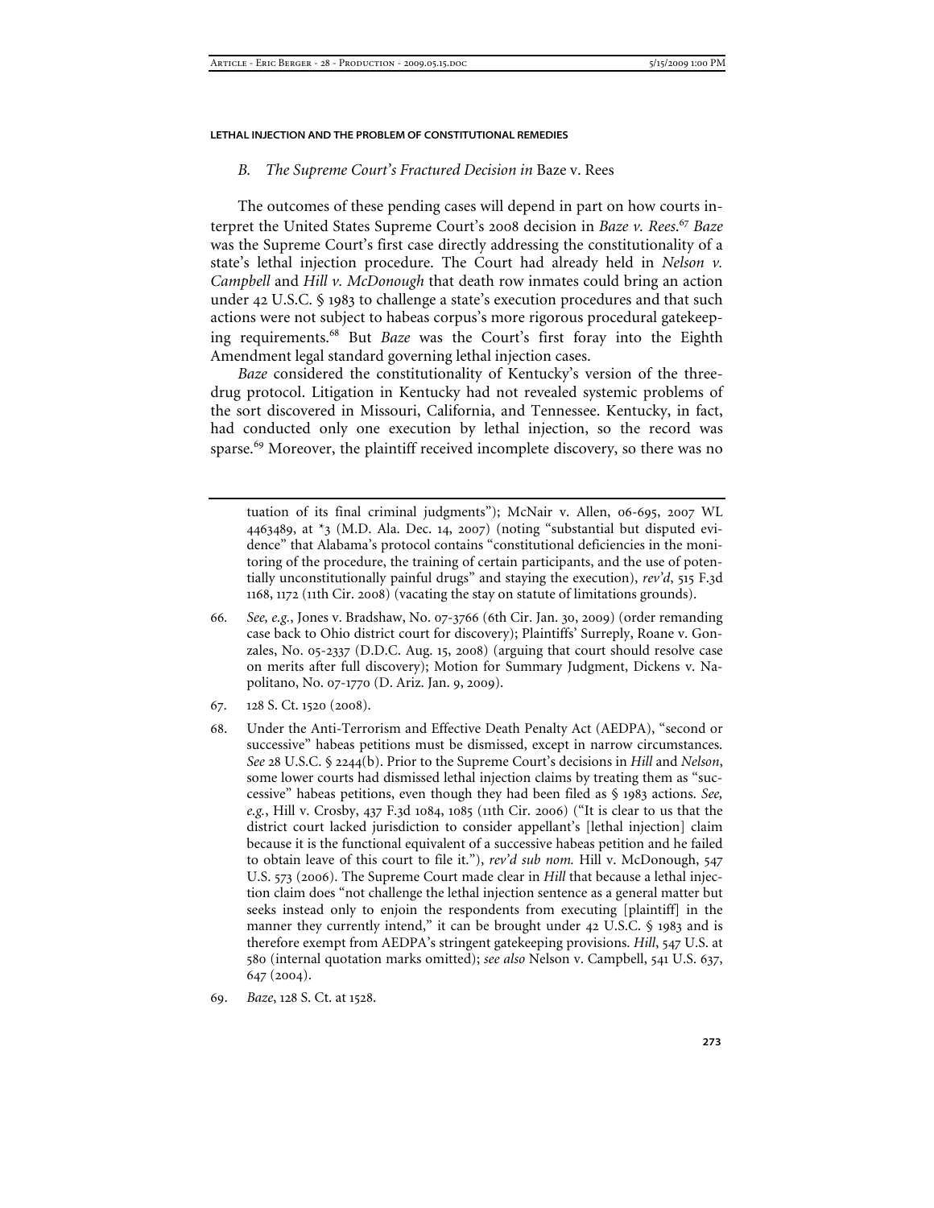### *B. The Supreme Court's Fractured Decision in* Baze v. Rees

The outcomes of these pending cases will depend in part on how courts interpret the United States Supreme Court's 2008 decision in *Baze v. Rees*.[67] *Baze* was the Supreme Court's first case directly addressing the constitutionality of a state's lethal injection procedure. The Court had already held in *Nelson v. Campbell* and *Hill v. McDonough* that death row inmates could bring an action under 42 U.S.C. § 1983 to challenge a state's execution procedures and that such actions were not subject to habeas corpus's more rigorous procedural gatekeeping requirements.[68] But *Baze* was the Court's first foray into the Eighth Amendment legal standard governing lethal injection cases.

*Baze* considered the constitutionality of Kentucky's version of the three-drug protocol. Litigation in Kentucky had not revealed systemic problems of the sort discovered in Missouri, California, and Tennessee. Kentucky, in fact, had conducted only one execution by lethal injection, so the record was sparse.[69] Moreover, the plaintiff received incomplete discovery, so there was no

---

tuation of its final criminal judgments"); McNair v. Allen, 06-695, 2007 WL 4463489, at *3 (M.D. Ala. Dec. 14, 2007) (noting "substantial but disputed evidence" that Alabama's protocol contains "constitutional deficiencies in the monitoring of the procedure, the training of certain participants, and the use of potentially unconstitutionally painful drugs" and staying the execution), *rev'd*, 515 F.3d 1168, 1172 (11th Cir. 2008) (vacating the stay on statute of limitations grounds).

66. *See, e.g.*, Jones v. Bradshaw, No. 07-3766 (6th Cir. Jan. 30, 2009) (order remanding case back to Ohio district court for discovery); Plaintiffs' Surreply, Roane v. Gonzales, No. 05-2337 (D.D.C. Aug. 15, 2008) (arguing that court should resolve case on merits after full discovery); Motion for Summary Judgment, Dickens v. Napolitano, No. 07-1770 (D. Ariz. Jan. 9, 2009).

67. 128 S. Ct. 1520 (2008).

68. Under the Anti-Terrorism and Effective Death Penalty Act (AEDPA), "second or successive" habeas petitions must be dismissed, except in narrow circumstances. *See* 28 U.S.C. § 2244(b). Prior to the Supreme Court's decisions in *Hill* and *Nelson*, some lower courts had dismissed lethal injection claims by treating them as "successive" habeas petitions, even though they had been filed as § 1983 actions. *See, e.g.*, Hill v. Crosby, 437 F.3d 1084, 1085 (11th Cir. 2006) ("It is clear to us that the district court lacked jurisdiction to consider appellant's [lethal injection] claim because it is the functional equivalent of a successive habeas petition and he failed to obtain leave of this court to file it."), *rev'd sub nom.* Hill v. McDonough, 547 U.S. 573 (2006). The Supreme Court made clear in *Hill* that because a lethal injection claim does "not challenge the lethal injection sentence as a general matter but seeks instead only to enjoin the respondents from executing [plaintiff] in the manner they currently intend," it can be brought under 42 U.S.C. § 1983 and is therefore exempt from AEDPA's stringent gatekeeping provisions. *Hill*, 547 U.S. at 580 (internal quotation marks omitted); *see also* Nelson v. Campbell, 541 U.S. 637, 647 (2004).

69. *Baze*, 128 S. Ct. at 1528.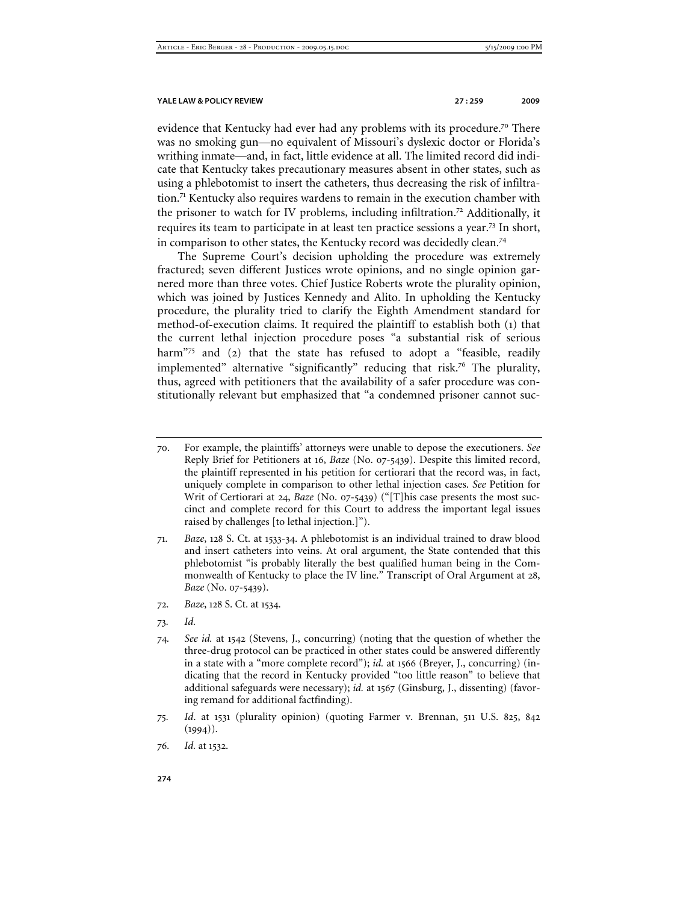evidence that Kentucky had ever had any problems with its procedure.[70] There was no smoking gun—no equivalent of Missouri's dyslexic doctor or Florida's writhing inmate—and, in fact, little evidence at all. The limited record did indicate that Kentucky takes precautionary measures absent in other states, such as using a phlebotomist to insert the catheters, thus decreasing the risk of infiltration.[71] Kentucky also requires wardens to remain in the execution chamber with the prisoner to watch for IV problems, including infiltration.[72] Additionally, it requires its team to participate in at least ten practice sessions a year.[73] In short, in comparison to other states, the Kentucky record was decidedly clean.[74]

The Supreme Court's decision upholding the procedure was extremely fractured; seven different Justices wrote opinions, and no single opinion garnered more than three votes. Chief Justice Roberts wrote the plurality opinion, which was joined by Justices Kennedy and Alito. In upholding the Kentucky procedure, the plurality tried to clarify the Eighth Amendment standard for method-of-execution claims. It required the plaintiff to establish both (1) that the current lethal injection procedure poses "a substantial risk of serious harm"[75] and (2) that the state has refused to adopt a "feasible, readily implemented" alternative "significantly" reducing that risk.[76] The plurality, thus, agreed with petitioners that the availability of a safer procedure was constitutionally relevant but emphasized that "a condemned prisoner cannot suc-

---

70. For example, the plaintiffs' attorneys were unable to depose the executioners. *See* Reply Brief for Petitioners at 16, *Baze* (No. 07-5439). Despite this limited record, the plaintiff represented in his petition for certiorari that the record was, in fact, uniquely complete in comparison to other lethal injection cases. *See* Petition for Writ of Certiorari at 24, *Baze* (No. 07-5439) ("[T]his case presents the most succinct and complete record for this Court to address the important legal issues raised by challenges [to lethal injection.]").

71. *Baze*, 128 S. Ct. at 1533-34. A phlebotomist is an individual trained to draw blood and insert catheters into veins. At oral argument, the State contended that this phlebotomist "is probably literally the best qualified human being in the Commonwealth of Kentucky to place the IV line." Transcript of Oral Argument at 28, *Baze* (No. 07-5439).

72. *Baze*, 128 S. Ct. at 1534.

73. *Id.*

74. *See id.* at 1542 (Stevens, J., concurring) (noting that the question of whether the three-drug protocol can be practiced in other states could be answered differently in a state with a "more complete record"); *id.* at 1566 (Breyer, J., concurring) (indicating that the record in Kentucky provided "too little reason" to believe that additional safeguards were necessary); *id.* at 1567 (Ginsburg, J., dissenting) (favoring remand for additional factfinding).

75. *Id*. at 1531 (plurality opinion) (quoting Farmer v. Brennan, 511 U.S. 825, 842 (1994)).

76. *Id.* at 1532.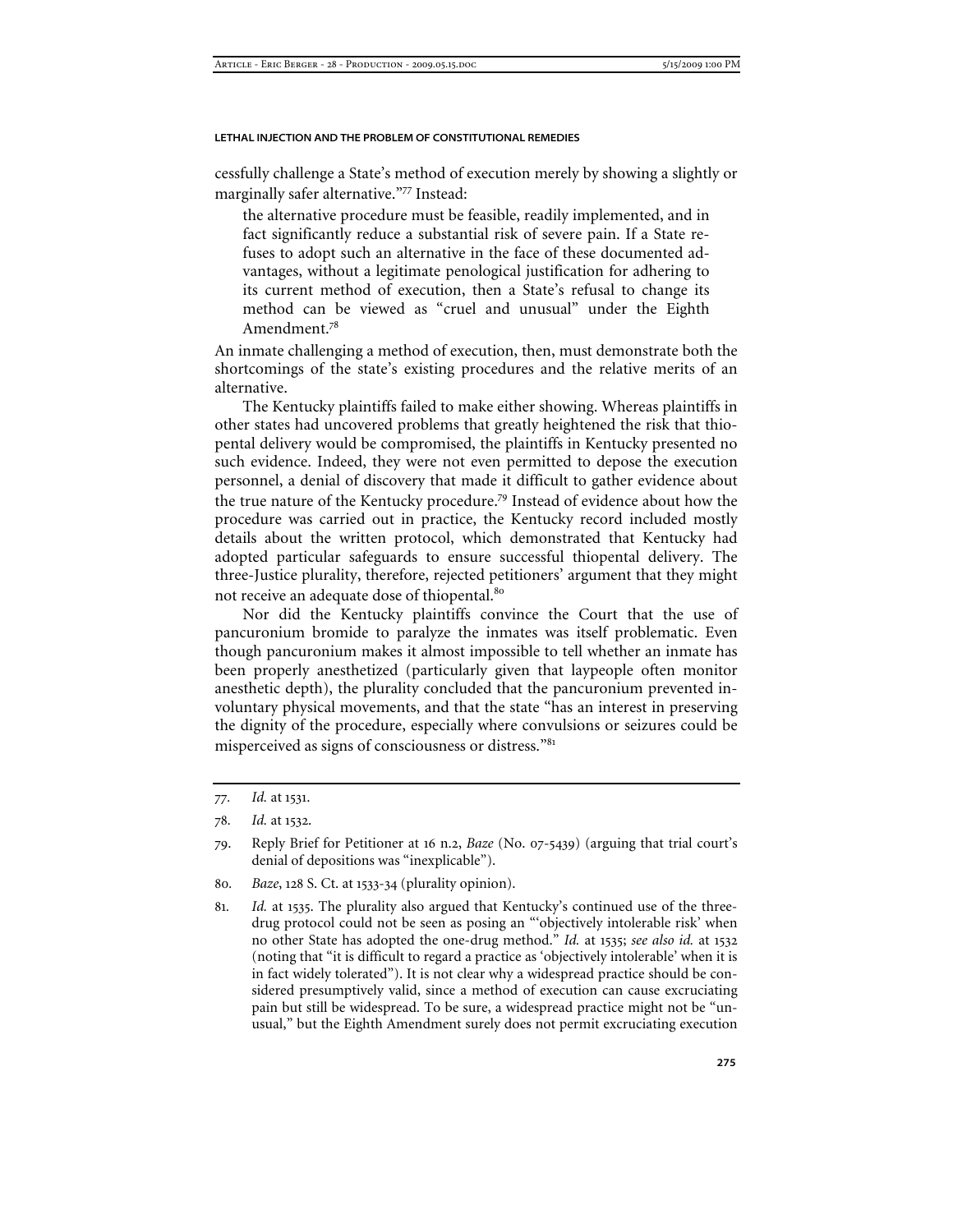cessfully challenge a State's method of execution merely by showing a slightly or marginally safer alternative."[77] Instead:

> the alternative procedure must be feasible, readily implemented, and in fact significantly reduce a substantial risk of severe pain. If a State refuses to adopt such an alternative in the face of these documented advantages, without a legitimate penological justification for adhering to its current method of execution, then a State's refusal to change its method can be viewed as "cruel and unusual" under the Eighth Amendment.[78]

An inmate challenging a method of execution, then, must demonstrate both the shortcomings of the state's existing procedures and the relative merits of an alternative.

The Kentucky plaintiffs failed to make either showing. Whereas plaintiffs in other states had uncovered problems that greatly heightened the risk that thiopental delivery would be compromised, the plaintiffs in Kentucky presented no such evidence. Indeed, they were not even permitted to depose the execution personnel, a denial of discovery that made it difficult to gather evidence about the true nature of the Kentucky procedure.[79] Instead of evidence about how the procedure was carried out in practice, the Kentucky record included mostly details about the written protocol, which demonstrated that Kentucky had adopted particular safeguards to ensure successful thiopental delivery. The three-Justice plurality, therefore, rejected petitioners' argument that they might not receive an adequate dose of thiopental.[80]

Nor did the Kentucky plaintiffs convince the Court that the use of pancuronium bromide to paralyze the inmates was itself problematic. Even though pancuronium makes it almost impossible to tell whether an inmate has been properly anesthetized (particularly given that laypeople often monitor anesthetic depth), the plurality concluded that the pancuronium prevented involuntary physical movements, and that the state "has an interest in preserving the dignity of the procedure, especially where convulsions or seizures could be misperceived as signs of consciousness or distress."[81]

---

77. *Id.* at 1531.

78. *Id.* at 1532.

79. Reply Brief for Petitioner at 16 n.2, *Baze* (No. 07-5439) (arguing that trial court's denial of depositions was "inexplicable").

80. *Baze*, 128 S. Ct. at 1533-34 (plurality opinion).

81. *Id.* at 1535. The plurality also argued that Kentucky's continued use of the three-drug protocol could not be seen as posing an "'objectively intolerable risk' when no other State has adopted the one-drug method." *Id.* at 1535; *see also id.* at 1532 (noting that "it is difficult to regard a practice as 'objectively intolerable' when it is in fact widely tolerated"). It is not clear why a widespread practice should be considered presumptively valid, since a method of execution can cause excruciating pain but still be widespread. To be sure, a widespread practice might not be "unusual," but the Eighth Amendment surely does not permit excruciating execution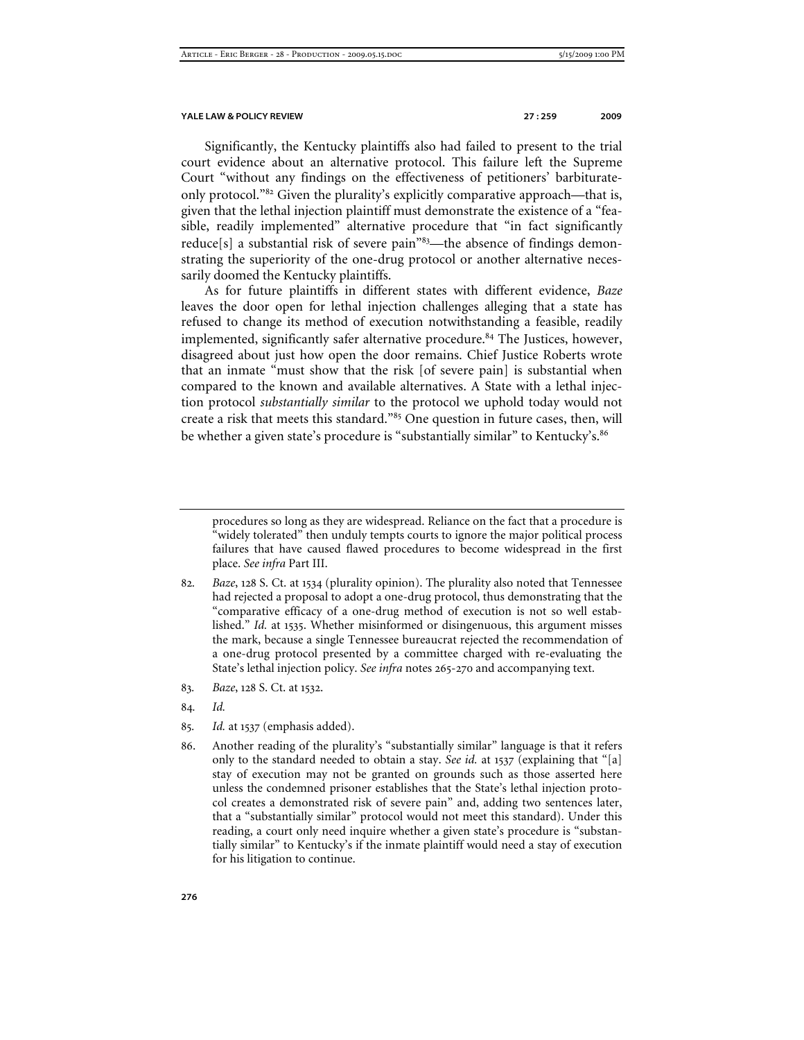Significantly, the Kentucky plaintiffs also had failed to present to the trial court evidence about an alternative protocol. This failure left the Supreme Court "without any findings on the effectiveness of petitioners' barbiturate-only protocol."[82] Given the plurality's explicitly comparative approach—that is, given that the lethal injection plaintiff must demonstrate the existence of a "feasible, readily implemented" alternative procedure that "in fact significantly reduce[s] a substantial risk of severe pain"[83]—the absence of findings demonstrating the superiority of the one-drug protocol or another alternative necessarily doomed the Kentucky plaintiffs.

As for future plaintiffs in different states with different evidence, *Baze* leaves the door open for lethal injection challenges alleging that a state has refused to change its method of execution notwithstanding a feasible, readily implemented, significantly safer alternative procedure.[84] The Justices, however, disagreed about just how open the door remains. Chief Justice Roberts wrote that an inmate "must show that the risk [of severe pain] is substantial when compared to the known and available alternatives. A State with a lethal injection protocol *substantially similar* to the protocol we uphold today would not create a risk that meets this standard."[85] One question in future cases, then, will be whether a given state's procedure is "substantially similar" to Kentucky's.[86]

---

procedures so long as they are widespread. Reliance on the fact that a procedure is "widely tolerated" then unduly tempts courts to ignore the major political process failures that have caused flawed procedures to become widespread in the first place. *See infra* Part III.

82. *Baze*, 128 S. Ct. at 1534 (plurality opinion). The plurality also noted that Tennessee had rejected a proposal to adopt a one-drug protocol, thus demonstrating that the "comparative efficacy of a one-drug method of execution is not so well established." *Id.* at 1535. Whether misinformed or disingenuous, this argument misses the mark, because a single Tennessee bureaucrat rejected the recommendation of a one-drug protocol presented by a committee charged with re-evaluating the State's lethal injection policy. *See infra* notes 265-270 and accompanying text.

83. *Baze*, 128 S. Ct. at 1532.

84. *Id.*

85. *Id.* at 1537 (emphasis added).

86. Another reading of the plurality's "substantially similar" language is that it refers only to the standard needed to obtain a stay. *See id.* at 1537 (explaining that "[a] stay of execution may not be granted on grounds such as those asserted here unless the condemned prisoner establishes that the State's lethal injection protocol creates a demonstrated risk of severe pain" and, adding two sentences later, that a "substantially similar" protocol would not meet this standard). Under this reading, a court only need inquire whether a given state's procedure is "substantially similar" to Kentucky's if the inmate plaintiff would need a stay of execution for his litigation to continue.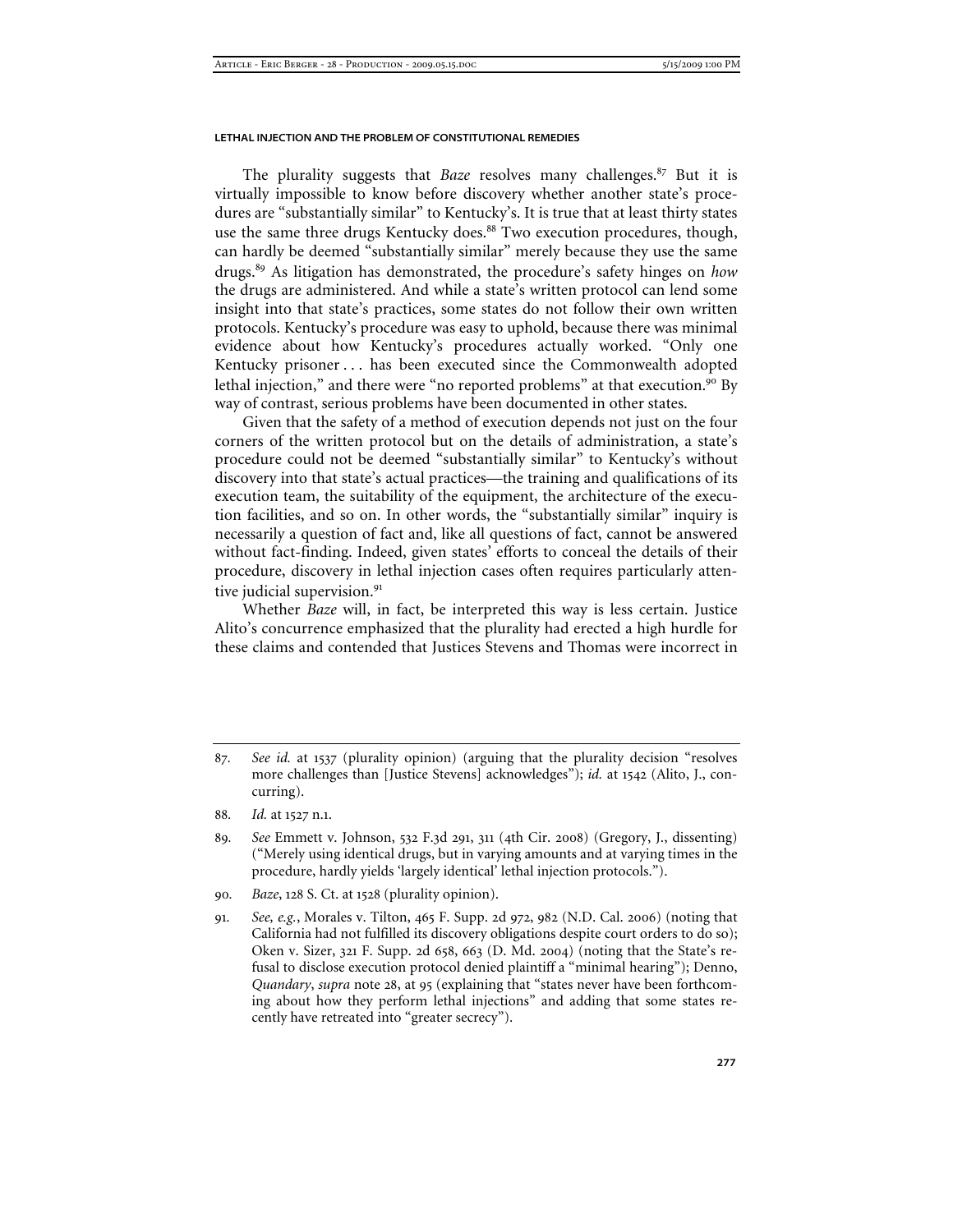The plurality suggests that *Baze* resolves many challenges.[87] But it is virtually impossible to know before discovery whether another state's procedures are "substantially similar" to Kentucky's. It is true that at least thirty states use the same three drugs Kentucky does.[88] Two execution procedures, though, can hardly be deemed "substantially similar" merely because they use the same drugs.[89] As litigation has demonstrated, the procedure's safety hinges on *how* the drugs are administered. And while a state's written protocol can lend some insight into that state's practices, some states do not follow their own written protocols. Kentucky's procedure was easy to uphold, because there was minimal evidence about how Kentucky's procedures actually worked. "Only one Kentucky prisoner . . . has been executed since the Commonwealth adopted lethal injection," and there were "no reported problems" at that execution.[90] By way of contrast, serious problems have been documented in other states.

Given that the safety of a method of execution depends not just on the four corners of the written protocol but on the details of administration, a state's procedure could not be deemed "substantially similar" to Kentucky's without discovery into that state's actual practices—the training and qualifications of its execution team, the suitability of the equipment, the architecture of the execution facilities, and so on. In other words, the "substantially similar" inquiry is necessarily a question of fact and, like all questions of fact, cannot be answered without fact-finding. Indeed, given states' efforts to conceal the details of their procedure, discovery in lethal injection cases often requires particularly attentive judicial supervision.[91]

Whether *Baze* will, in fact, be interpreted this way is less certain. Justice Alito's concurrence emphasized that the plurality had erected a high hurdle for these claims and contended that Justices Stevens and Thomas were incorrect in

---

87. *See id.* at 1537 (plurality opinion) (arguing that the plurality decision "resolves more challenges than [Justice Stevens] acknowledges"); *id.* at 1542 (Alito, J., concurring).

88. *Id.* at 1527 n.1.

89. *See* Emmett v. Johnson, 532 F.3d 291, 311 (4th Cir. 2008) (Gregory, J., dissenting) ("Merely using identical drugs, but in varying amounts and at varying times in the procedure, hardly yields 'largely identical' lethal injection protocols.").

90. *Baze*, 128 S. Ct. at 1528 (plurality opinion).

91. *See, e.g.*, Morales v. Tilton, 465 F. Supp. 2d 972, 982 (N.D. Cal. 2006) (noting that California had not fulfilled its discovery obligations despite court orders to do so); Oken v. Sizer, 321 F. Supp. 2d 658, 663 (D. Md. 2004) (noting that the State's refusal to disclose execution protocol denied plaintiff a "minimal hearing"); Denno, *Quandary*, *supra* note 28, at 95 (explaining that "states never have been forthcoming about how they perform lethal injections" and adding that some states recently have retreated into "greater secrecy").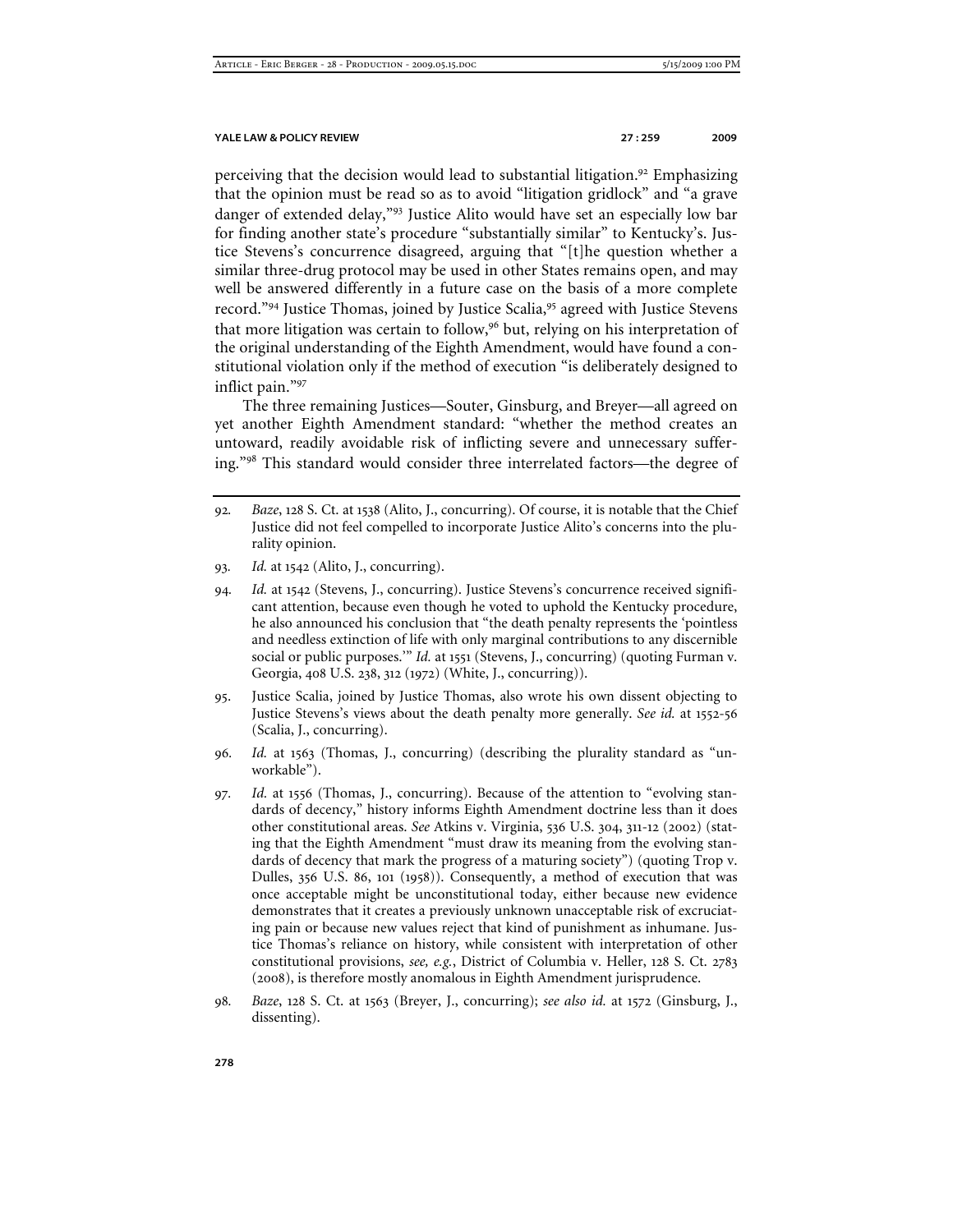perceiving that the decision would lead to substantial litigation.[92] Emphasizing that the opinion must be read so as to avoid "litigation gridlock" and "a grave danger of extended delay,"[93] Justice Alito would have set an especially low bar for finding another state's procedure "substantially similar" to Kentucky's. Justice Stevens's concurrence disagreed, arguing that "[t]he question whether a similar three-drug protocol may be used in other States remains open, and may well be answered differently in a future case on the basis of a more complete record."[94] Justice Thomas, joined by Justice Scalia,[95] agreed with Justice Stevens that more litigation was certain to follow,[96] but, relying on his interpretation of the original understanding of the Eighth Amendment, would have found a constitutional violation only if the method of execution "is deliberately designed to inflict pain."[97]

The three remaining Justices—Souter, Ginsburg, and Breyer—all agreed on yet another Eighth Amendment standard: "whether the method creates an untoward, readily avoidable risk of inflicting severe and unnecessary suffering."[98] This standard would consider three interrelated factors—the degree of

92. *Baze*, 128 S. Ct. at 1538 (Alito, J., concurring). Of course, it is notable that the Chief Justice did not feel compelled to incorporate Justice Alito's concerns into the plurality opinion.

93. *Id.* at 1542 (Alito, J., concurring).

94. *Id.* at 1542 (Stevens, J., concurring). Justice Stevens's concurrence received significant attention, because even though he voted to uphold the Kentucky procedure, he also announced his conclusion that "the death penalty represents the 'pointless and needless extinction of life with only marginal contributions to any discernible social or public purposes.'" *Id.* at 1551 (Stevens, J., concurring) (quoting Furman v. Georgia, 408 U.S. 238, 312 (1972) (White, J., concurring)).

95. Justice Scalia, joined by Justice Thomas, also wrote his own dissent objecting to Justice Stevens's views about the death penalty more generally. *See id.* at 1552-56 (Scalia, J., concurring).

96. *Id.* at 1563 (Thomas, J., concurring) (describing the plurality standard as "unworkable").

97. *Id.* at 1556 (Thomas, J., concurring). Because of the attention to "evolving standards of decency," history informs Eighth Amendment doctrine less than it does other constitutional areas. *See* Atkins v. Virginia, 536 U.S. 304, 311-12 (2002) (stating that the Eighth Amendment "must draw its meaning from the evolving standards of decency that mark the progress of a maturing society") (quoting Trop v. Dulles, 356 U.S. 86, 101 (1958)). Consequently, a method of execution that was once acceptable might be unconstitutional today, either because new evidence demonstrates that it creates a previously unknown unacceptable risk of excruciating pain or because new values reject that kind of punishment as inhumane. Justice Thomas's reliance on history, while consistent with interpretation of other constitutional provisions, *see, e.g.*, District of Columbia v. Heller, 128 S. Ct. 2783 (2008), is therefore mostly anomalous in Eighth Amendment jurisprudence.

98. *Baze*, 128 S. Ct. at 1563 (Breyer, J., concurring); *see also id.* at 1572 (Ginsburg, J., dissenting).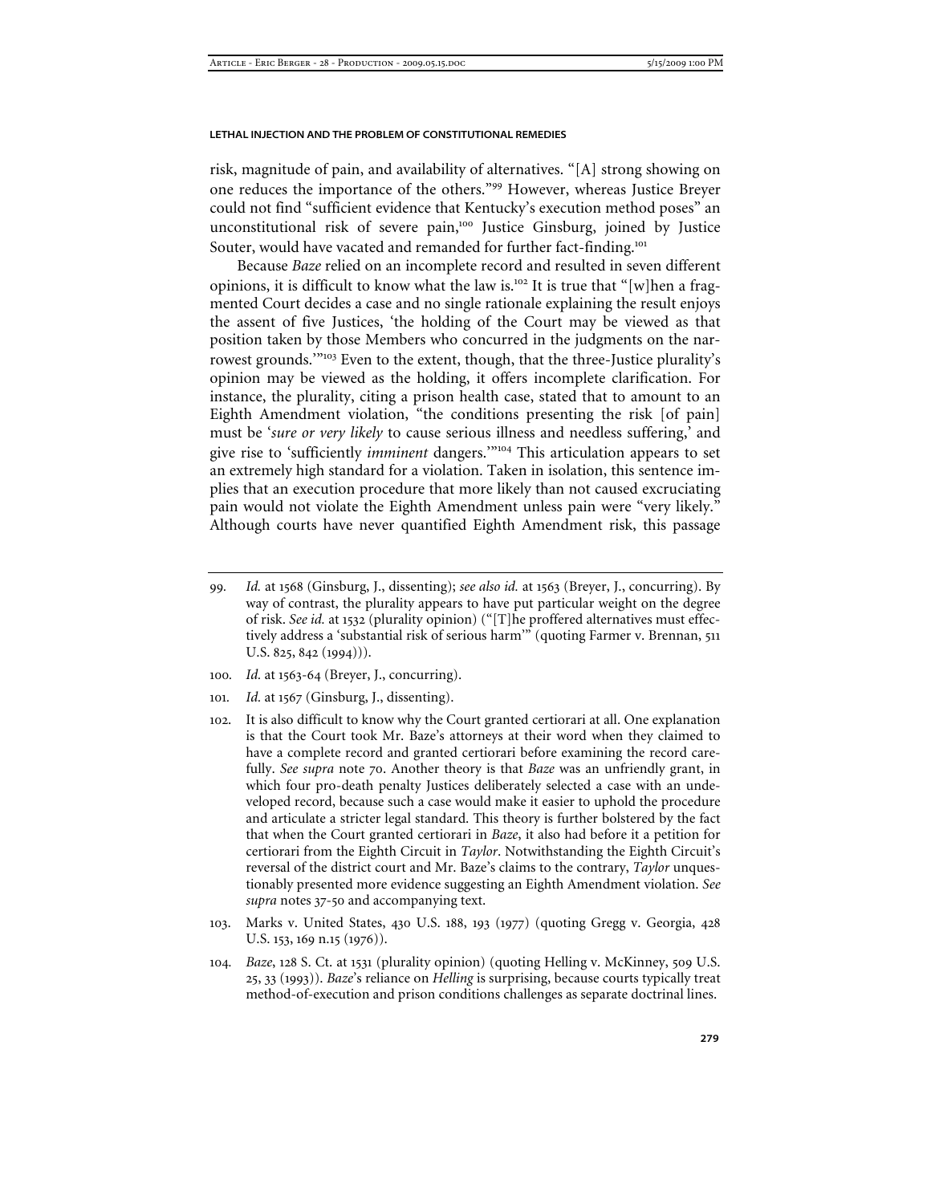risk, magnitude of pain, and availability of alternatives. "[A] strong showing on one reduces the importance of the others."[99] However, whereas Justice Breyer could not find "sufficient evidence that Kentucky's execution method poses" an unconstitutional risk of severe pain,[100] Justice Ginsburg, joined by Justice Souter, would have vacated and remanded for further fact-finding.[101]

Because *Baze* relied on an incomplete record and resulted in seven different opinions, it is difficult to know what the law is.[102] It is true that "[w]hen a fragmented Court decides a case and no single rationale explaining the result enjoys the assent of five Justices, 'the holding of the Court may be viewed as that position taken by those Members who concurred in the judgments on the narrowest grounds.'"[103] Even to the extent, though, that the three-Justice plurality's opinion may be viewed as the holding, it offers incomplete clarification. For instance, the plurality, citing a prison health case, stated that to amount to an Eighth Amendment violation, "the conditions presenting the risk [of pain] must be '*sure or very likely* to cause serious illness and needless suffering,' and give rise to 'sufficiently *imminent* dangers.'"[104] This articulation appears to set an extremely high standard for a violation. Taken in isolation, this sentence implies that an execution procedure that more likely than not caused excruciating pain would not violate the Eighth Amendment unless pain were "very likely." Although courts have never quantified Eighth Amendment risk, this passage

---

99. *Id.* at 1568 (Ginsburg, J., dissenting); *see also id.* at 1563 (Breyer, J., concurring). By way of contrast, the plurality appears to have put particular weight on the degree of risk. *See id.* at 1532 (plurality opinion) ("[T]he proffered alternatives must effectively address a 'substantial risk of serious harm'" (quoting Farmer v. Brennan, 511 U.S. 825, 842 (1994))).

100. *Id.* at 1563-64 (Breyer, J., concurring).

101. *Id.* at 1567 (Ginsburg, J., dissenting).

102. It is also difficult to know why the Court granted certiorari at all. One explanation is that the Court took Mr. Baze's attorneys at their word when they claimed to have a complete record and granted certiorari before examining the record carefully. *See supra* note 70. Another theory is that *Baze* was an unfriendly grant, in which four pro-death penalty Justices deliberately selected a case with an undeveloped record, because such a case would make it easier to uphold the procedure and articulate a stricter legal standard. This theory is further bolstered by the fact that when the Court granted certiorari in *Baze*, it also had before it a petition for certiorari from the Eighth Circuit in *Taylor*. Notwithstanding the Eighth Circuit's reversal of the district court and Mr. Baze's claims to the contrary, *Taylor* unquestionably presented more evidence suggesting an Eighth Amendment violation. *See supra* notes 37-50 and accompanying text.

103. Marks v. United States, 430 U.S. 188, 193 (1977) (quoting Gregg v. Georgia, 428 U.S. 153, 169 n.15 (1976)).

104. *Baze*, 128 S. Ct. at 1531 (plurality opinion) (quoting Helling v. McKinney, 509 U.S. 25, 33 (1993)). *Baze*'s reliance on *Helling* is surprising, because courts typically treat method-of-execution and prison conditions challenges as separate doctrinal lines.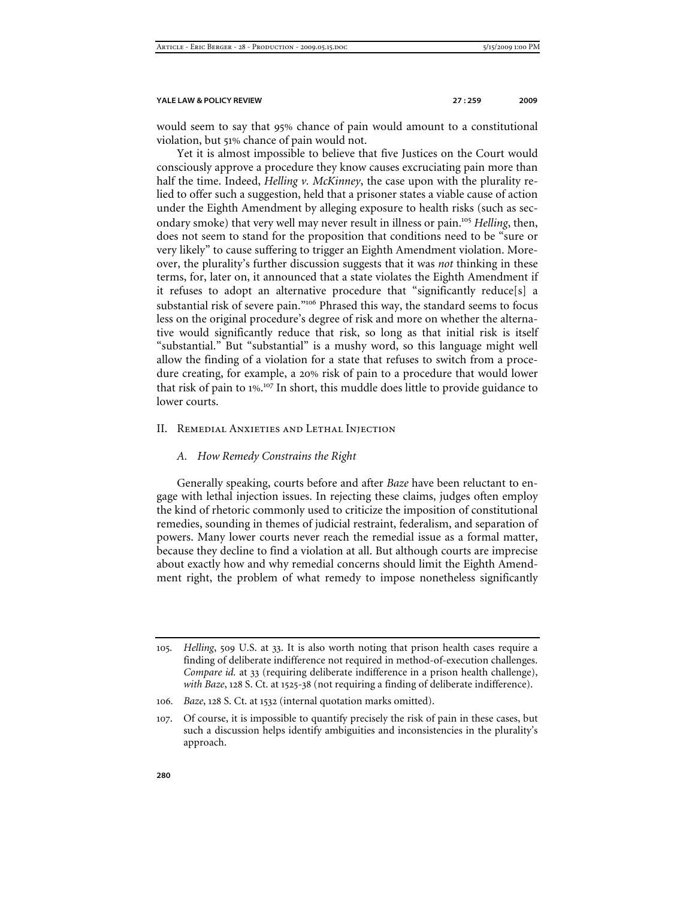would seem to say that 95% chance of pain would amount to a constitutional violation, but 51% chance of pain would not.

Yet it is almost impossible to believe that five Justices on the Court would consciously approve a procedure they know causes excruciating pain more than half the time. Indeed, *Helling v. McKinney*, the case upon with the plurality relied to offer such a suggestion, held that a prisoner states a viable cause of action under the Eighth Amendment by alleging exposure to health risks (such as secondary smoke) that very well may never result in illness or pain.[105] *Helling*, then, does not seem to stand for the proposition that conditions need to be "sure or very likely" to cause suffering to trigger an Eighth Amendment violation. Moreover, the plurality's further discussion suggests that it was *not* thinking in these terms, for, later on, it announced that a state violates the Eighth Amendment if it refuses to adopt an alternative procedure that "significantly reduce[s] a substantial risk of severe pain."[106] Phrased this way, the standard seems to focus less on the original procedure's degree of risk and more on whether the alternative would significantly reduce that risk, so long as that initial risk is itself "substantial." But "substantial" is a mushy word, so this language might well allow the finding of a violation for a state that refuses to switch from a procedure creating, for example, a 20% risk of pain to a procedure that would lower that risk of pain to 1%.[107] In short, this muddle does little to provide guidance to lower courts.

## II. Remedial Anxieties and Lethal Injection

### *A. How Remedy Constrains the Right*

Generally speaking, courts before and after *Baze* have been reluctant to engage with lethal injection issues. In rejecting these claims, judges often employ the kind of rhetoric commonly used to criticize the imposition of constitutional remedies, sounding in themes of judicial restraint, federalism, and separation of powers. Many lower courts never reach the remedial issue as a formal matter, because they decline to find a violation at all. But although courts are imprecise about exactly how and why remedial concerns should limit the Eighth Amendment right, the problem of what remedy to impose nonetheless significantly

---

105. *Helling*, 509 U.S. at 33. It is also worth noting that prison health cases require a finding of deliberate indifference not required in method-of-execution challenges. *Compare id.* at 33 (requiring deliberate indifference in a prison health challenge), *with Baze*, 128 S. Ct. at 1525-38 (not requiring a finding of deliberate indifference).

106. *Baze*, 128 S. Ct. at 1532 (internal quotation marks omitted).

107. Of course, it is impossible to quantify precisely the risk of pain in these cases, but such a discussion helps identify ambiguities and inconsistencies in the plurality's approach.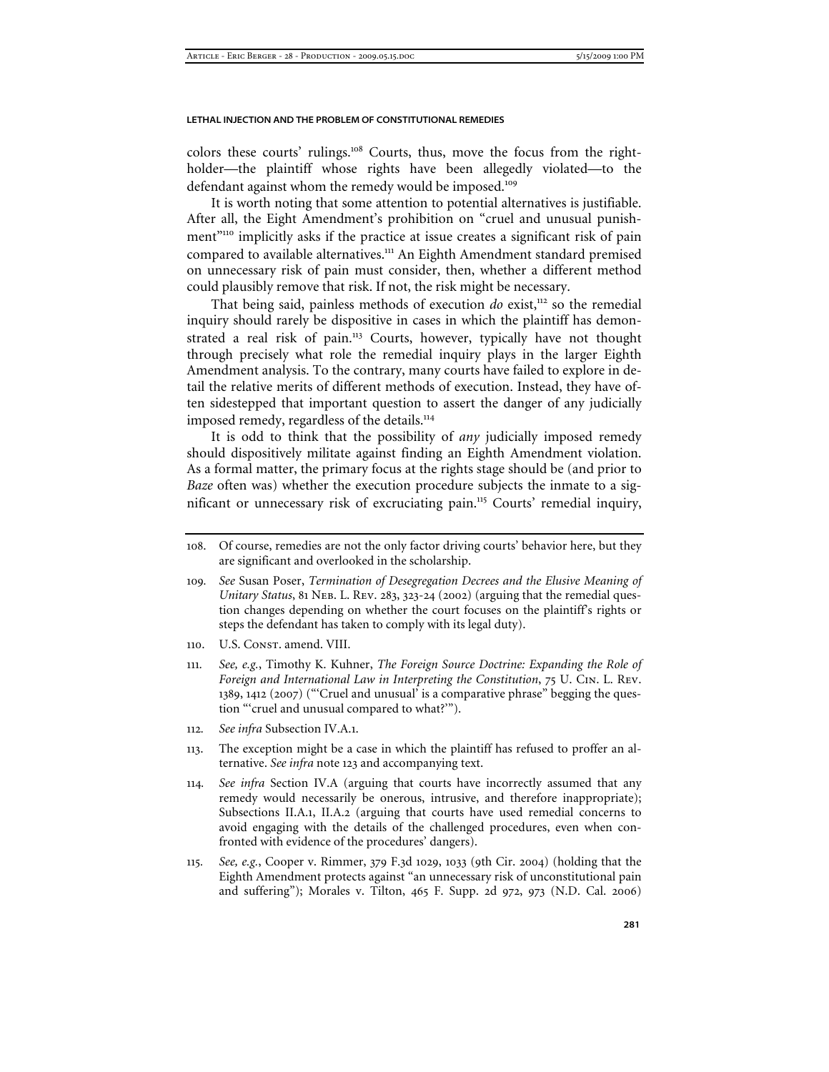colors these courts' rulings.[108] Courts, thus, move the focus from the right-holder—the plaintiff whose rights have been allegedly violated—to the defendant against whom the remedy would be imposed.[109]

It is worth noting that some attention to potential alternatives is justifiable. After all, the Eight Amendment's prohibition on "cruel and unusual punishment"[110] implicitly asks if the practice at issue creates a significant risk of pain compared to available alternatives.[111] An Eighth Amendment standard premised on unnecessary risk of pain must consider, then, whether a different method could plausibly remove that risk. If not, the risk might be necessary.

That being said, painless methods of execution *do* exist,[112] so the remedial inquiry should rarely be dispositive in cases in which the plaintiff has demonstrated a real risk of pain.[113] Courts, however, typically have not thought through precisely what role the remedial inquiry plays in the larger Eighth Amendment analysis. To the contrary, many courts have failed to explore in detail the relative merits of different methods of execution. Instead, they have often sidestepped that important question to assert the danger of any judicially imposed remedy, regardless of the details.[114]

It is odd to think that the possibility of *any* judicially imposed remedy should dispositively militate against finding an Eighth Amendment violation. As a formal matter, the primary focus at the rights stage should be (and prior to *Baze* often was) whether the execution procedure subjects the inmate to a significant or unnecessary risk of excruciating pain.[115] Courts' remedial inquiry,

---

108. Of course, remedies are not the only factor driving courts' behavior here, but they are significant and overlooked in the scholarship.

109. *See* Susan Poser, *Termination of Desegregation Decrees and the Elusive Meaning of Unitary Status*, 81 Neb. L. Rev. 283, 323-24 (2002) (arguing that the remedial question changes depending on whether the court focuses on the plaintiff's rights or steps the defendant has taken to comply with its legal duty).

110. U.S. Const. amend. VIII.

111. *See, e.g.*, Timothy K. Kuhner, *The Foreign Source Doctrine: Expanding the Role of Foreign and International Law in Interpreting the Constitution*, 75 U. Cin. L. Rev. 1389, 1412 (2007) ("'Cruel and unusual' is a comparative phrase" begging the question "'cruel and unusual compared to what?'").

112. *See infra* Subsection IV.A.1.

113. The exception might be a case in which the plaintiff has refused to proffer an alternative. *See infra* note 123 and accompanying text.

114. *See infra* Section IV.A (arguing that courts have incorrectly assumed that any remedy would necessarily be onerous, intrusive, and therefore inappropriate); Subsections II.A.1, II.A.2 (arguing that courts have used remedial concerns to avoid engaging with the details of the challenged procedures, even when confronted with evidence of the procedures' dangers).

115. *See, e.g.*, Cooper v. Rimmer, 379 F.3d 1029, 1033 (9th Cir. 2004) (holding that the Eighth Amendment protects against "an unnecessary risk of unconstitutional pain and suffering"); Morales v. Tilton, 465 F. Supp. 2d 972, 973 (N.D. Cal. 2006)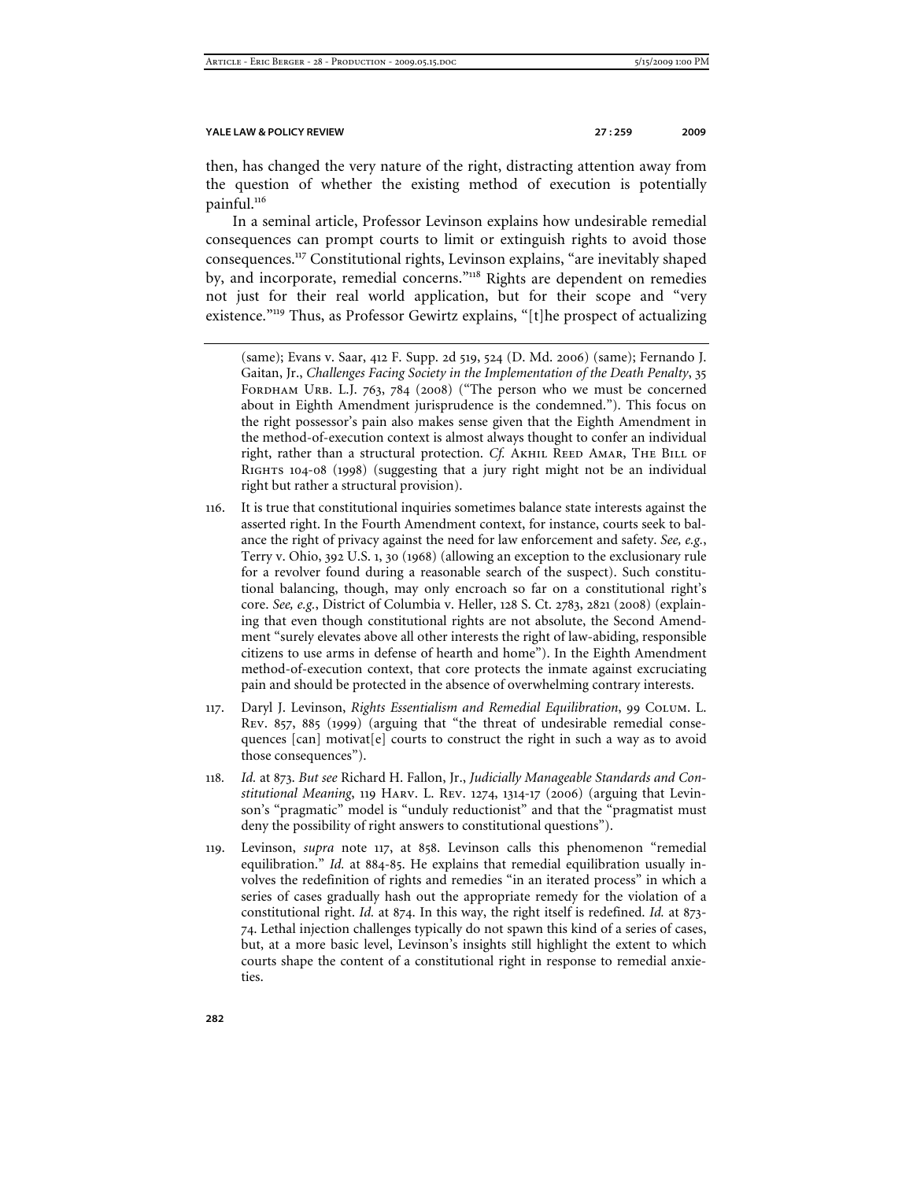then, has changed the very nature of the right, distracting attention away from the question of whether the existing method of execution is potentially painful.[116]

In a seminal article, Professor Levinson explains how undesirable remedial consequences can prompt courts to limit or extinguish rights to avoid those consequences.[117] Constitutional rights, Levinson explains, "are inevitably shaped by, and incorporate, remedial concerns."[118] Rights are dependent on remedies not just for their real world application, but for their scope and "very existence."[119] Thus, as Professor Gewirtz explains, "[t]he prospect of actualizing

---

(same); Evans v. Saar, 412 F. Supp. 2d 519, 524 (D. Md. 2006) (same); Fernando J. Gaitan, Jr., *Challenges Facing Society in the Implementation of the Death Penalty*, 35 Fordham Urb. L.J. 763, 784 (2008) ("The person who we must be concerned about in Eighth Amendment jurisprudence is the condemned."). This focus on the right possessor's pain also makes sense given that the Eighth Amendment in the method-of-execution context is almost always thought to confer an individual right, rather than a structural protection. *Cf.* Akhil Reed Amar, The Bill of Rights 104-08 (1998) (suggesting that a jury right might not be an individual right but rather a structural provision).

116. It is true that constitutional inquiries sometimes balance state interests against the asserted right. In the Fourth Amendment context, for instance, courts seek to balance the right of privacy against the need for law enforcement and safety. *See, e.g.*, Terry v. Ohio, 392 U.S. 1, 30 (1968) (allowing an exception to the exclusionary rule for a revolver found during a reasonable search of the suspect). Such constitutional balancing, though, may only encroach so far on a constitutional right's core. *See, e.g.*, District of Columbia v. Heller, 128 S. Ct. 2783, 2821 (2008) (explaining that even though constitutional rights are not absolute, the Second Amendment "surely elevates above all other interests the right of law-abiding, responsible citizens to use arms in defense of hearth and home"). In the Eighth Amendment method-of-execution context, that core protects the inmate against excruciating pain and should be protected in the absence of overwhelming contrary interests.

117. Daryl J. Levinson, *Rights Essentialism and Remedial Equilibration*, 99 Colum. L. Rev. 857, 885 (1999) (arguing that "the threat of undesirable remedial consequences [can] motivat[e] courts to construct the right in such a way as to avoid those consequences").

118. *Id.* at 873. *But see* Richard H. Fallon, Jr., *Judicially Manageable Standards and Constitutional Meaning*, 119 Harv. L. Rev. 1274, 1314-17 (2006) (arguing that Levinson's "pragmatic" model is "unduly reductionist" and that the "pragmatist must deny the possibility of right answers to constitutional questions").

119. Levinson, *supra* note 117, at 858. Levinson calls this phenomenon "remedial equilibration." *Id.* at 884-85. He explains that remedial equilibration usually involves the redefinition of rights and remedies "in an iterated process" in which a series of cases gradually hash out the appropriate remedy for the violation of a constitutional right. *Id.* at 874. In this way, the right itself is redefined. *Id.* at 873-74. Lethal injection challenges typically do not spawn this kind of a series of cases, but, at a more basic level, Levinson's insights still highlight the extent to which courts shape the content of a constitutional right in response to remedial anxieties.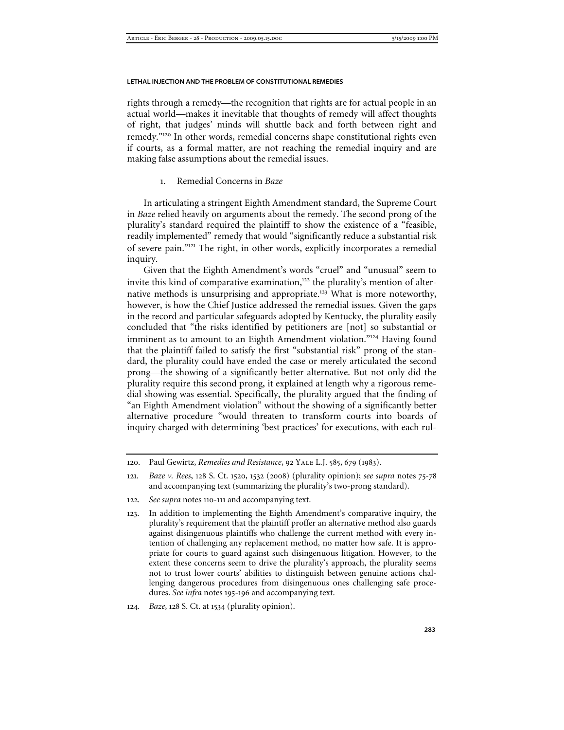rights through a remedy—the recognition that rights are for actual people in an actual world—makes it inevitable that thoughts of remedy will affect thoughts of right, that judges' minds will shuttle back and forth between right and remedy."[120] In other words, remedial concerns shape constitutional rights even if courts, as a formal matter, are not reaching the remedial inquiry and are making false assumptions about the remedial issues.

### 1. Remedial Concerns in *Baze*

In articulating a stringent Eighth Amendment standard, the Supreme Court in *Baze* relied heavily on arguments about the remedy. The second prong of the plurality's standard required the plaintiff to show the existence of a "feasible, readily implemented" remedy that would "significantly reduce a substantial risk of severe pain."[121] The right, in other words, explicitly incorporates a remedial inquiry.

Given that the Eighth Amendment's words "cruel" and "unusual" seem to invite this kind of comparative examination,[122] the plurality's mention of alternative methods is unsurprising and appropriate.[123] What is more noteworthy, however, is how the Chief Justice addressed the remedial issues. Given the gaps in the record and particular safeguards adopted by Kentucky, the plurality easily concluded that "the risks identified by petitioners are [not] so substantial or imminent as to amount to an Eighth Amendment violation."[124] Having found that the plaintiff failed to satisfy the first "substantial risk" prong of the standard, the plurality could have ended the case or merely articulated the second prong—the showing of a significantly better alternative. But not only did the plurality require this second prong, it explained at length why a rigorous remedial showing was essential. Specifically, the plurality argued that the finding of "an Eighth Amendment violation" without the showing of a significantly better alternative procedure "would threaten to transform courts into boards of inquiry charged with determining 'best practices' for executions, with each rul-

---

120. Paul Gewirtz, *Remedies and Resistance*, 92 YALE L.J. 585, 679 (1983).

121. *Baze v. Rees*, 128 S. Ct. 1520, 1532 (2008) (plurality opinion); *see supra* notes 75-78 and accompanying text (summarizing the plurality's two-prong standard).

122. *See supra* notes 110-111 and accompanying text.

123. In addition to implementing the Eighth Amendment's comparative inquiry, the plurality's requirement that the plaintiff proffer an alternative method also guards against disingenuous plaintiffs who challenge the current method with every intention of challenging any replacement method, no matter how safe. It is appropriate for courts to guard against such disingenuous litigation. However, to the extent these concerns seem to drive the plurality's approach, the plurality seems not to trust lower courts' abilities to distinguish between genuine actions challenging dangerous procedures from disingenuous ones challenging safe procedures. *See infra* notes 195-196 and accompanying text.

124. *Baze*, 128 S. Ct. at 1534 (plurality opinion).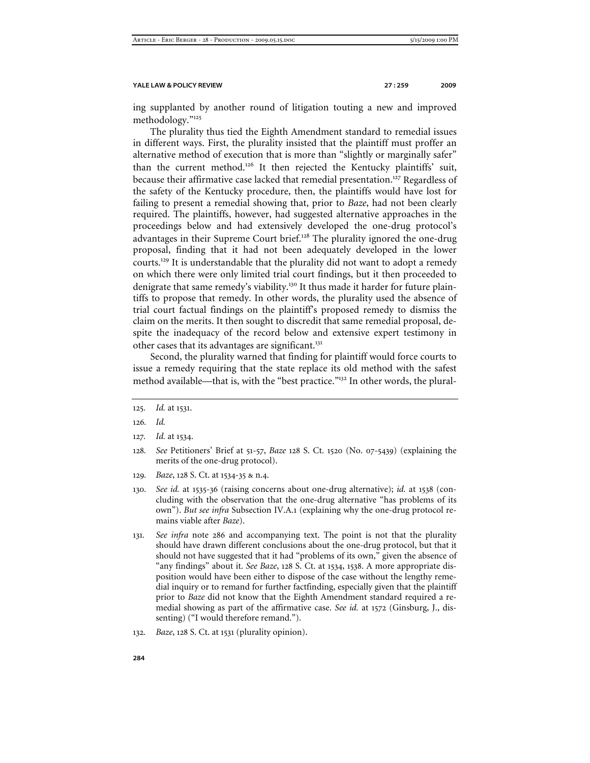ing supplanted by another round of litigation touting a new and improved methodology."[125]

The plurality thus tied the Eighth Amendment standard to remedial issues in different ways. First, the plurality insisted that the plaintiff must proffer an alternative method of execution that is more than "slightly or marginally safer" than the current method.[126] It then rejected the Kentucky plaintiffs' suit, because their affirmative case lacked that remedial presentation.[127] Regardless of the safety of the Kentucky procedure, then, the plaintiffs would have lost for failing to present a remedial showing that, prior to *Baze*, had not been clearly required. The plaintiffs, however, had suggested alternative approaches in the proceedings below and had extensively developed the one-drug protocol's advantages in their Supreme Court brief.[128] The plurality ignored the one-drug proposal, finding that it had not been adequately developed in the lower courts.[129] It is understandable that the plurality did not want to adopt a remedy on which there were only limited trial court findings, but it then proceeded to denigrate that same remedy's viability.[130] It thus made it harder for future plaintiffs to propose that remedy. In other words, the plurality used the absence of trial court factual findings on the plaintiff's proposed remedy to dismiss the claim on the merits. It then sought to discredit that same remedial proposal, despite the inadequacy of the record below and extensive expert testimony in other cases that its advantages are significant.[131]

Second, the plurality warned that finding for plaintiff would force courts to issue a remedy requiring that the state replace its old method with the safest method available—that is, with the "best practice."[132] In other words, the plural-

---

125. *Id.* at 1531.

126. *Id.*

127. *Id.* at 1534.

128. *See* Petitioners' Brief at 51-57, *Baze* 128 S. Ct. 1520 (No. 07-5439) (explaining the merits of the one-drug protocol).

129. *Baze*, 128 S. Ct. at 1534-35 & n.4.

130. *See id.* at 1535-36 (raising concerns about one-drug alternative); *id.* at 1538 (concluding with the observation that the one-drug alternative "has problems of its own"). *But see infra* Subsection IV.A.1 (explaining why the one-drug protocol remains viable after *Baze*).

131. *See infra* note 286 and accompanying text. The point is not that the plurality should have drawn different conclusions about the one-drug protocol, but that it should not have suggested that it had "problems of its own," given the absence of "any findings" about it. *See Baze*, 128 S. Ct. at 1534, 1538. A more appropriate disposition would have been either to dispose of the case without the lengthy remedial inquiry or to remand for further factfinding, especially given that the plaintiff prior to *Baze* did not know that the Eighth Amendment standard required a remedial showing as part of the affirmative case. *See id.* at 1572 (Ginsburg, J., dissenting) ("I would therefore remand.").

132. *Baze*, 128 S. Ct. at 1531 (plurality opinion).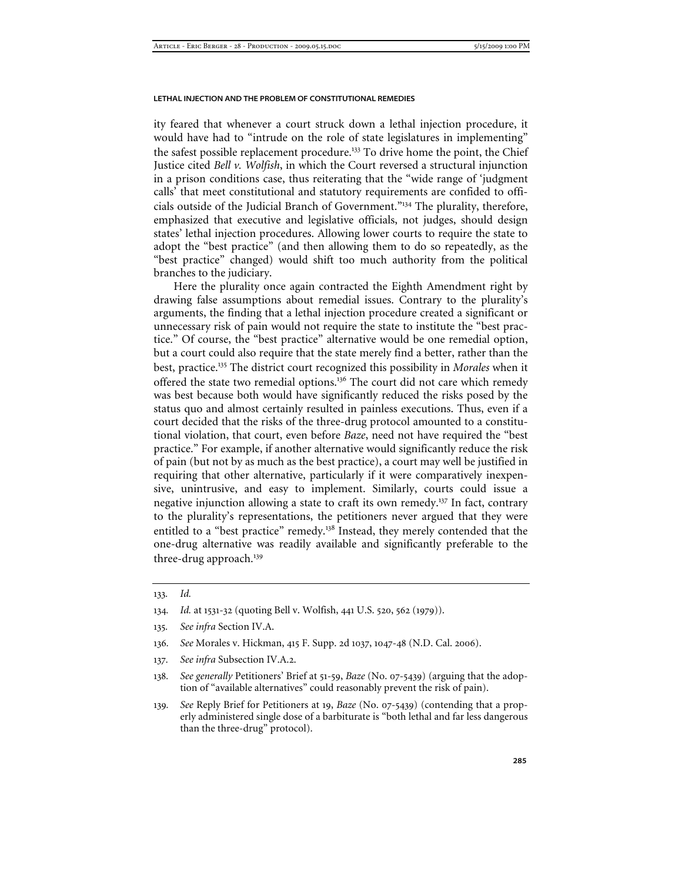ity feared that whenever a court struck down a lethal injection procedure, it would have had to "intrude on the role of state legislatures in implementing" the safest possible replacement procedure.[133] To drive home the point, the Chief Justice cited *Bell v. Wolfish*, in which the Court reversed a structural injunction in a prison conditions case, thus reiterating that the "wide range of 'judgment calls' that meet constitutional and statutory requirements are confided to officials outside of the Judicial Branch of Government."[134] The plurality, therefore, emphasized that executive and legislative officials, not judges, should design states' lethal injection procedures. Allowing lower courts to require the state to adopt the "best practice" (and then allowing them to do so repeatedly, as the "best practice" changed) would shift too much authority from the political branches to the judiciary.

Here the plurality once again contracted the Eighth Amendment right by drawing false assumptions about remedial issues. Contrary to the plurality's arguments, the finding that a lethal injection procedure created a significant or unnecessary risk of pain would not require the state to institute the "best practice." Of course, the "best practice" alternative would be one remedial option, but a court could also require that the state merely find a better, rather than the best, practice.[135] The district court recognized this possibility in *Morales* when it offered the state two remedial options.[136] The court did not care which remedy was best because both would have significantly reduced the risks posed by the status quo and almost certainly resulted in painless executions. Thus, even if a court decided that the risks of the three-drug protocol amounted to a constitutional violation, that court, even before *Baze*, need not have required the "best practice." For example, if another alternative would significantly reduce the risk of pain (but not by as much as the best practice), a court may well be justified in requiring that other alternative, particularly if it were comparatively inexpensive, unintrusive, and easy to implement. Similarly, courts could issue a negative injunction allowing a state to craft its own remedy.[137] In fact, contrary to the plurality's representations, the petitioners never argued that they were entitled to a "best practice" remedy.[138] Instead, they merely contended that the one-drug alternative was readily available and significantly preferable to the three-drug approach.[139]

---

133. *Id.*

134. *Id.* at 1531-32 (quoting Bell v. Wolfish, 441 U.S. 520, 562 (1979)).

135. *See infra* Section IV.A.

136. *See* Morales v. Hickman, 415 F. Supp. 2d 1037, 1047-48 (N.D. Cal. 2006).

137. *See infra* Subsection IV.A.2.

138. *See generally* Petitioners' Brief at 51-59, *Baze* (No. 07-5439) (arguing that the adoption of "available alternatives" could reasonably prevent the risk of pain).

139. *See* Reply Brief for Petitioners at 19, *Baze* (No. 07-5439) (contending that a properly administered single dose of a barbiturate is "both lethal and far less dangerous than the three-drug" protocol).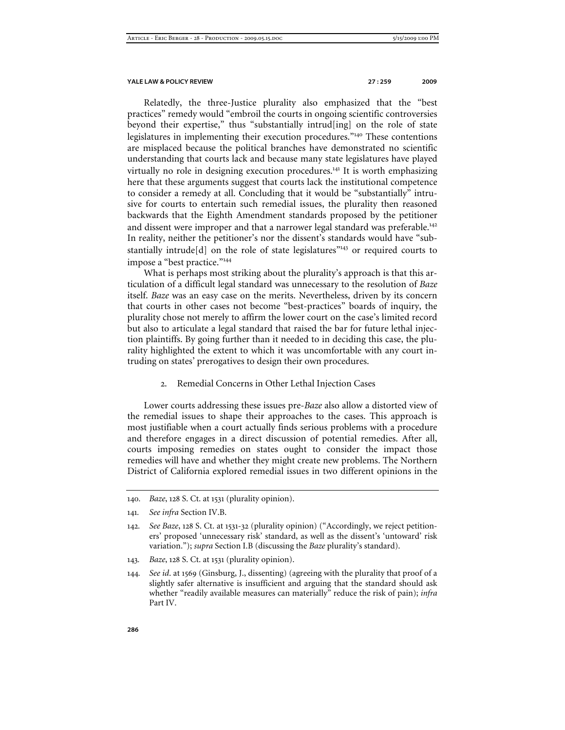Relatedly, the three-Justice plurality also emphasized that the "best practices" remedy would "embroil the courts in ongoing scientific controversies beyond their expertise," thus "substantially intrud[ing] on the role of state legislatures in implementing their execution procedures."[140] These contentions are misplaced because the political branches have demonstrated no scientific understanding that courts lack and because many state legislatures have played virtually no role in designing execution procedures.[141] It is worth emphasizing here that these arguments suggest that courts lack the institutional competence to consider a remedy at all. Concluding that it would be "substantially" intrusive for courts to entertain such remedial issues, the plurality then reasoned backwards that the Eighth Amendment standards proposed by the petitioner and dissent were improper and that a narrower legal standard was preferable.[142] In reality, neither the petitioner's nor the dissent's standards would have "substantially intrude[d] on the role of state legislatures"[143] or required courts to impose a "best practice."[144]

What is perhaps most striking about the plurality's approach is that this articulation of a difficult legal standard was unnecessary to the resolution of *Baze* itself. *Baze* was an easy case on the merits. Nevertheless, driven by its concern that courts in other cases not become "best-practices" boards of inquiry, the plurality chose not merely to affirm the lower court on the case's limited record but also to articulate a legal standard that raised the bar for future lethal injection plaintiffs. By going further than it needed to in deciding this case, the plurality highlighted the extent to which it was uncomfortable with any court intruding on states' prerogatives to design their own procedures.

### 2. Remedial Concerns in Other Lethal Injection Cases

Lower courts addressing these issues pre-*Baze* also allow a distorted view of the remedial issues to shape their approaches to the cases. This approach is most justifiable when a court actually finds serious problems with a procedure and therefore engages in a direct discussion of potential remedies. After all, courts imposing remedies on states ought to consider the impact those remedies will have and whether they might create new problems. The Northern District of California explored remedial issues in two different opinions in the

---

140. *Baze*, 128 S. Ct. at 1531 (plurality opinion).

141. *See infra* Section IV.B.

142. *See Baze*, 128 S. Ct. at 1531-32 (plurality opinion) ("Accordingly, we reject petitioners' proposed 'unnecessary risk' standard, as well as the dissent's 'untoward' risk variation."); *supra* Section I.B (discussing the *Baze* plurality's standard).

143. *Baze*, 128 S. Ct. at 1531 (plurality opinion).

144. *See id*. at 1569 (Ginsburg, J., dissenting) (agreeing with the plurality that proof of a slightly safer alternative is insufficient and arguing that the standard should ask whether "readily available measures can materially" reduce the risk of pain); *infra* Part IV.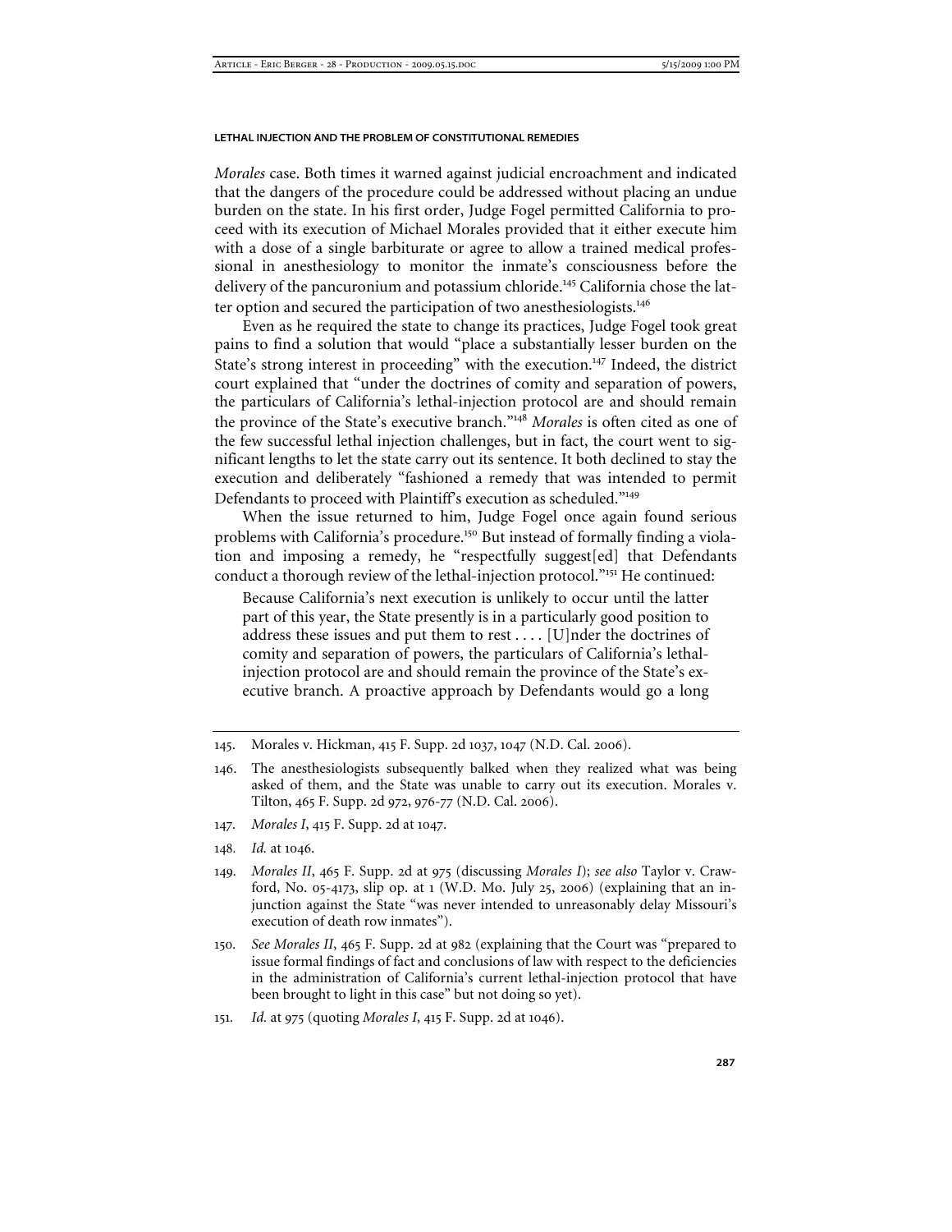*Morales* case. Both times it warned against judicial encroachment and indicated that the dangers of the procedure could be addressed without placing an undue burden on the state. In his first order, Judge Fogel permitted California to proceed with its execution of Michael Morales provided that it either execute him with a dose of a single barbiturate or agree to allow a trained medical professional in anesthesiology to monitor the inmate's consciousness before the delivery of the pancuronium and potassium chloride.[145] California chose the latter option and secured the participation of two anesthesiologists.[146]

Even as he required the state to change its practices, Judge Fogel took great pains to find a solution that would "place a substantially lesser burden on the State's strong interest in proceeding" with the execution.[147] Indeed, the district court explained that "under the doctrines of comity and separation of powers, the particulars of California's lethal-injection protocol are and should remain the province of the State's executive branch."[148] *Morales* is often cited as one of the few successful lethal injection challenges, but in fact, the court went to significant lengths to let the state carry out its sentence. It both declined to stay the execution and deliberately "fashioned a remedy that was intended to permit Defendants to proceed with Plaintiff's execution as scheduled."[149]

When the issue returned to him, Judge Fogel once again found serious problems with California's procedure.[150] But instead of formally finding a violation and imposing a remedy, he "respectfully suggest[ed] that Defendants conduct a thorough review of the lethal-injection protocol."[151] He continued:

> Because California's next execution is unlikely to occur until the latter part of this year, the State presently is in a particularly good position to address these issues and put them to rest . . . . [U]nder the doctrines of comity and separation of powers, the particulars of California's lethal-injection protocol are and should remain the province of the State's executive branch. A proactive approach by Defendants would go a long

---

145. Morales v. Hickman, 415 F. Supp. 2d 1037, 1047 (N.D. Cal. 2006).

146. The anesthesiologists subsequently balked when they realized what was being asked of them, and the State was unable to carry out its execution. Morales v. Tilton, 465 F. Supp. 2d 972, 976-77 (N.D. Cal. 2006).

147. *Morales I*, 415 F. Supp. 2d at 1047.

148. *Id.* at 1046.

149. *Morales II*, 465 F. Supp. 2d at 975 (discussing *Morales I*); *see also* Taylor v. Crawford, No. 05-4173, slip op. at 1 (W.D. Mo. July 25, 2006) (explaining that an injunction against the State "was never intended to unreasonably delay Missouri's execution of death row inmates").

150. *See Morales II*, 465 F. Supp. 2d at 982 (explaining that the Court was "prepared to issue formal findings of fact and conclusions of law with respect to the deficiencies in the administration of California's current lethal-injection protocol that have been brought to light in this case" but not doing so yet).

151. *Id.* at 975 (quoting *Morales I*, 415 F. Supp. 2d at 1046).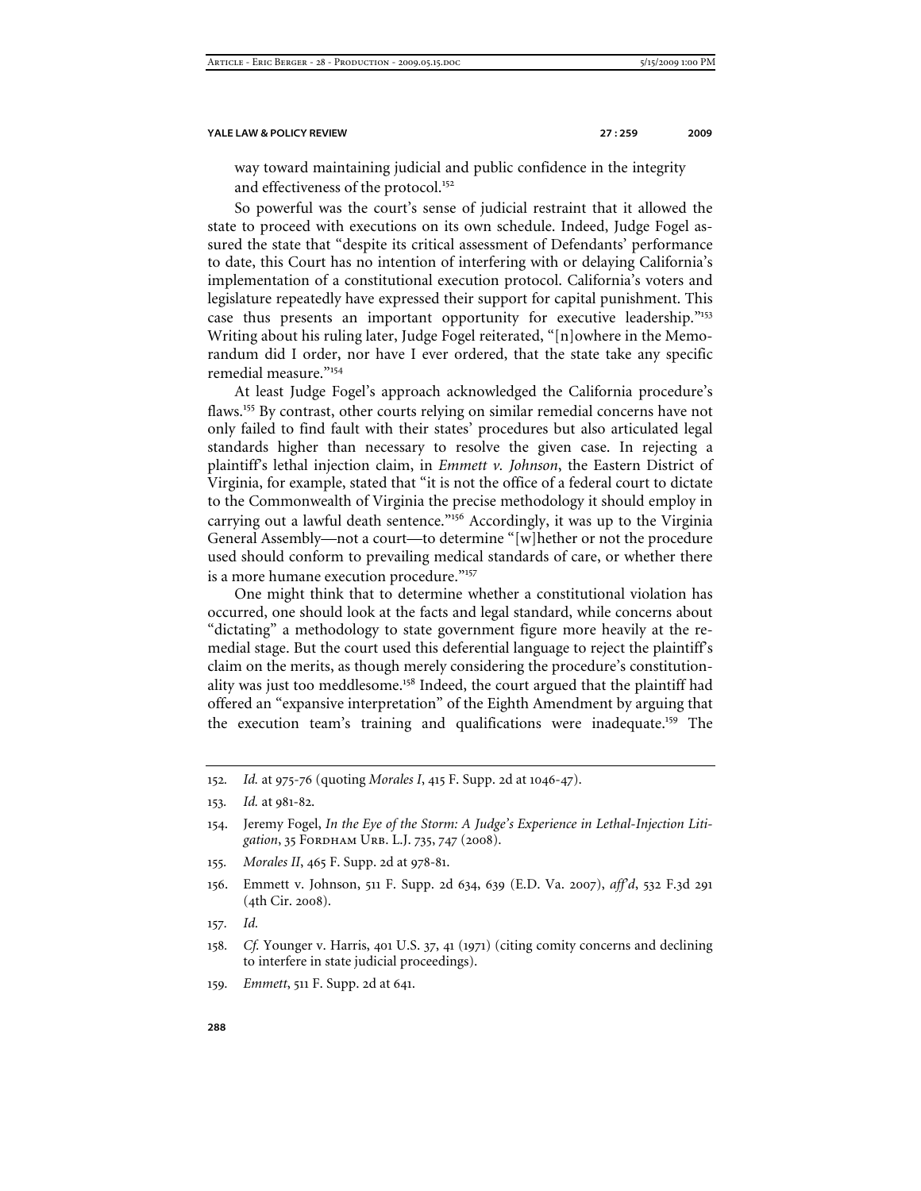way toward maintaining judicial and public confidence in the integrity and effectiveness of the protocol.[152]

So powerful was the court's sense of judicial restraint that it allowed the state to proceed with executions on its own schedule. Indeed, Judge Fogel assured the state that "despite its critical assessment of Defendants' performance to date, this Court has no intention of interfering with or delaying California's implementation of a constitutional execution protocol. California's voters and legislature repeatedly have expressed their support for capital punishment. This case thus presents an important opportunity for executive leadership."[153] Writing about his ruling later, Judge Fogel reiterated, "[n]owhere in the Memorandum did I order, nor have I ever ordered, that the state take any specific remedial measure."[154]

At least Judge Fogel's approach acknowledged the California procedure's flaws.[155] By contrast, other courts relying on similar remedial concerns have not only failed to find fault with their states' procedures but also articulated legal standards higher than necessary to resolve the given case. In rejecting a plaintiff's lethal injection claim, in *Emmett v. Johnson*, the Eastern District of Virginia, for example, stated that "it is not the office of a federal court to dictate to the Commonwealth of Virginia the precise methodology it should employ in carrying out a lawful death sentence."[156] Accordingly, it was up to the Virginia General Assembly—not a court—to determine "[w]hether or not the procedure used should conform to prevailing medical standards of care, or whether there is a more humane execution procedure."[157]

One might think that to determine whether a constitutional violation has occurred, one should look at the facts and legal standard, while concerns about "dictating" a methodology to state government figure more heavily at the remedial stage. But the court used this deferential language to reject the plaintiff's claim on the merits, as though merely considering the procedure's constitutionality was just too meddlesome.[158] Indeed, the court argued that the plaintiff had offered an "expansive interpretation" of the Eighth Amendment by arguing that the execution team's training and qualifications were inadequate.[159] The

---

152. *Id.* at 975-76 (quoting *Morales I*, 415 F. Supp. 2d at 1046-47).

153. *Id.* at 981-82.

154. Jeremy Fogel, *In the Eye of the Storm: A Judge's Experience in Lethal-Injection Litigation*, 35 Fordham Urb. L.J. 735, 747 (2008).

155. *Morales II*, 465 F. Supp. 2d at 978-81.

156. Emmett v. Johnson, 511 F. Supp. 2d 634, 639 (E.D. Va. 2007), *aff'd*, 532 F.3d 291 (4th Cir. 2008).

157. *Id.*

158. *Cf.* Younger v. Harris, 401 U.S. 37, 41 (1971) (citing comity concerns and declining to interfere in state judicial proceedings).

159. *Emmett*, 511 F. Supp. 2d at 641.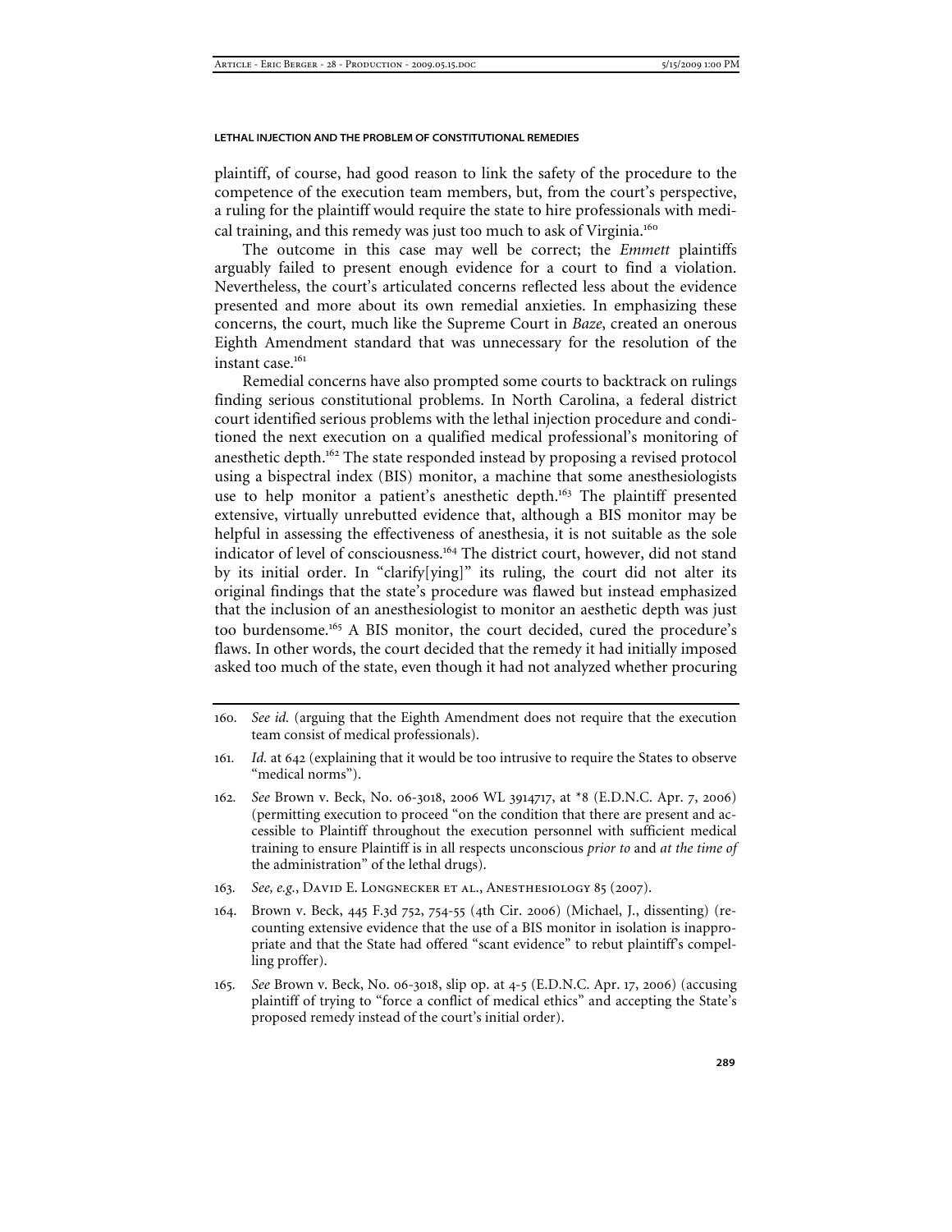plaintiff, of course, had good reason to link the safety of the procedure to the competence of the execution team members, but, from the court's perspective, a ruling for the plaintiff would require the state to hire professionals with medical training, and this remedy was just too much to ask of Virginia.[160]

The outcome in this case may well be correct; the *Emmett* plaintiffs arguably failed to present enough evidence for a court to find a violation. Nevertheless, the court's articulated concerns reflected less about the evidence presented and more about its own remedial anxieties. In emphasizing these concerns, the court, much like the Supreme Court in *Baze*, created an onerous Eighth Amendment standard that was unnecessary for the resolution of the instant case.[161]

Remedial concerns have also prompted some courts to backtrack on rulings finding serious constitutional problems. In North Carolina, a federal district court identified serious problems with the lethal injection procedure and conditioned the next execution on a qualified medical professional's monitoring of anesthetic depth.[162] The state responded instead by proposing a revised protocol using a bispectral index (BIS) monitor, a machine that some anesthesiologists use to help monitor a patient's anesthetic depth.[163] The plaintiff presented extensive, virtually unrebutted evidence that, although a BIS monitor may be helpful in assessing the effectiveness of anesthesia, it is not suitable as the sole indicator of level of consciousness.[164] The district court, however, did not stand by its initial order. In "clarify[ying]" its ruling, the court did not alter its original findings that the state's procedure was flawed but instead emphasized that the inclusion of an anesthesiologist to monitor an aesthetic depth was just too burdensome.[165] A BIS monitor, the court decided, cured the procedure's flaws. In other words, the court decided that the remedy it had initially imposed asked too much of the state, even though it had not analyzed whether procuring

160. *See id.* (arguing that the Eighth Amendment does not require that the execution team consist of medical professionals).

161. *Id.* at 642 (explaining that it would be too intrusive to require the States to observe "medical norms").

162. *See* Brown v. Beck, No. 06-3018, 2006 WL 3914717, at *8 (E.D.N.C. Apr. 7, 2006) (permitting execution to proceed "on the condition that there are present and accessible to Plaintiff throughout the execution personnel with sufficient medical training to ensure Plaintiff is in all respects unconscious *prior to* and *at the time of* the administration" of the lethal drugs).

163. *See, e.g.*, David E. Longnecker et al., Anesthesiology 85 (2007).

164. Brown v. Beck, 445 F.3d 752, 754-55 (4th Cir. 2006) (Michael, J., dissenting) (recounting extensive evidence that the use of a BIS monitor in isolation is inappropriate and that the State had offered "scant evidence" to rebut plaintiff's compelling proffer).

165. *See* Brown v. Beck, No. 06-3018, slip op. at 4-5 (E.D.N.C. Apr. 17, 2006) (accusing plaintiff of trying to "force a conflict of medical ethics" and accepting the State's proposed remedy instead of the court's initial order).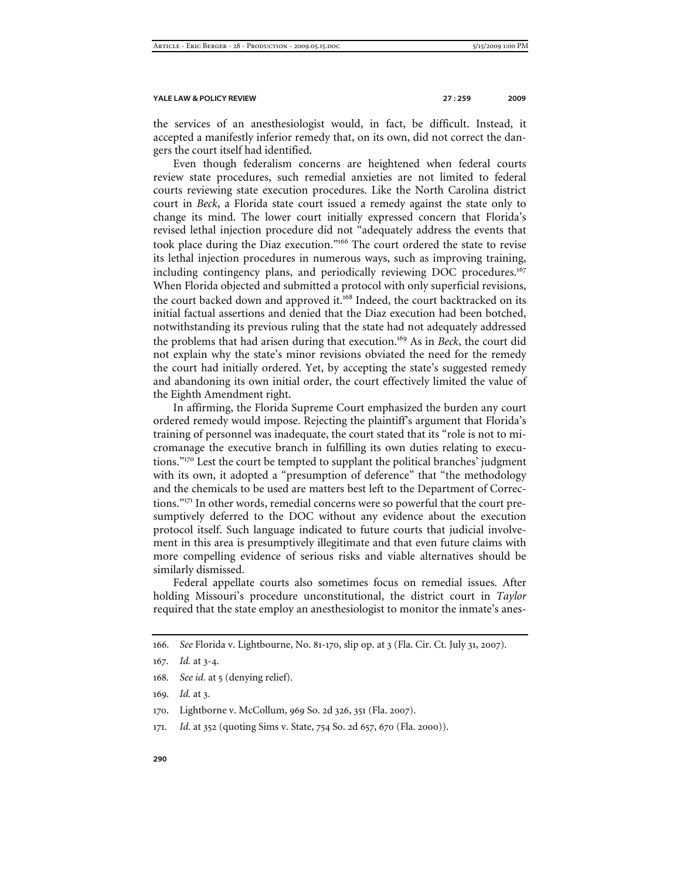the services of an anesthesiologist would, in fact, be difficult. Instead, it accepted a manifestly inferior remedy that, on its own, did not correct the dangers the court itself had identified.

Even though federalism concerns are heightened when federal courts review state procedures, such remedial anxieties are not limited to federal courts reviewing state execution procedures. Like the North Carolina district court in *Beck*, a Florida state court issued a remedy against the state only to change its mind. The lower court initially expressed concern that Florida's revised lethal injection procedure did not "adequately address the events that took place during the Diaz execution."[166] The court ordered the state to revise its lethal injection procedures in numerous ways, such as improving training, including contingency plans, and periodically reviewing DOC procedures.[167] When Florida objected and submitted a protocol with only superficial revisions, the court backed down and approved it.[168] Indeed, the court backtracked on its initial factual assertions and denied that the Diaz execution had been botched, notwithstanding its previous ruling that the state had not adequately addressed the problems that had arisen during that execution.[169] As in *Beck*, the court did not explain why the state's minor revisions obviated the need for the remedy the court had initially ordered. Yet, by accepting the state's suggested remedy and abandoning its own initial order, the court effectively limited the value of the Eighth Amendment right.

In affirming, the Florida Supreme Court emphasized the burden any court ordered remedy would impose. Rejecting the plaintiff's argument that Florida's training of personnel was inadequate, the court stated that its "role is not to micromanage the executive branch in fulfilling its own duties relating to executions."[170] Lest the court be tempted to supplant the political branches' judgment with its own, it adopted a "presumption of deference" that "the methodology and the chemicals to be used are matters best left to the Department of Corrections."[171] In other words, remedial concerns were so powerful that the court presumptively deferred to the DOC without any evidence about the execution protocol itself. Such language indicated to future courts that judicial involvement in this area is presumptively illegitimate and that even future claims with more compelling evidence of serious risks and viable alternatives should be similarly dismissed.

Federal appellate courts also sometimes focus on remedial issues. After holding Missouri's procedure unconstitutional, the district court in *Taylor* required that the state employ an anesthesiologist to monitor the inmate's anes-

---

166. *See* Florida v. Lightbourne, No. 81-170, slip op. at 3 (Fla. Cir. Ct. July 31, 2007).

167. *Id.* at 3-4.

168. *See id.* at 5 (denying relief).

169. *Id.* at 3.

170. Lightborne v. McCollum, 969 So. 2d 326, 351 (Fla. 2007).

171. *Id.* at 352 (quoting Sims v. State, 754 So. 2d 657, 670 (Fla. 2000)).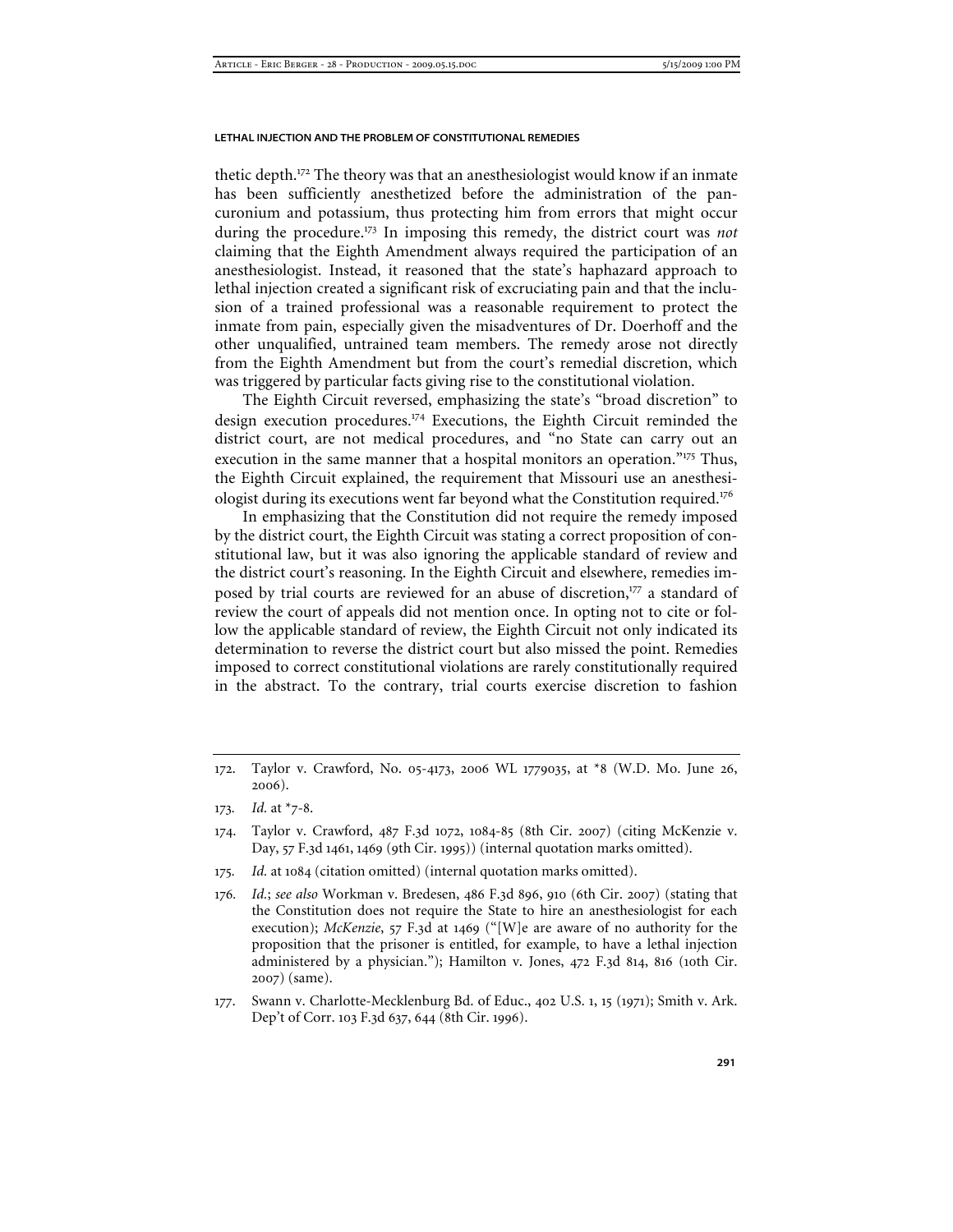thetic depth.[172] The theory was that an anesthesiologist would know if an inmate has been sufficiently anesthetized before the administration of the pancuronium and potassium, thus protecting him from errors that might occur during the procedure.[173] In imposing this remedy, the district court was *not* claiming that the Eighth Amendment always required the participation of an anesthesiologist. Instead, it reasoned that the state's haphazard approach to lethal injection created a significant risk of excruciating pain and that the inclusion of a trained professional was a reasonable requirement to protect the inmate from pain, especially given the misadventures of Dr. Doerhoff and the other unqualified, untrained team members. The remedy arose not directly from the Eighth Amendment but from the court's remedial discretion, which was triggered by particular facts giving rise to the constitutional violation.

The Eighth Circuit reversed, emphasizing the state's "broad discretion" to design execution procedures.[174] Executions, the Eighth Circuit reminded the district court, are not medical procedures, and "no State can carry out an execution in the same manner that a hospital monitors an operation."[175] Thus, the Eighth Circuit explained, the requirement that Missouri use an anesthesiologist during its executions went far beyond what the Constitution required.[176]

In emphasizing that the Constitution did not require the remedy imposed by the district court, the Eighth Circuit was stating a correct proposition of constitutional law, but it was also ignoring the applicable standard of review and the district court's reasoning. In the Eighth Circuit and elsewhere, remedies imposed by trial courts are reviewed for an abuse of discretion,[177] a standard of review the court of appeals did not mention once. In opting not to cite or follow the applicable standard of review, the Eighth Circuit not only indicated its determination to reverse the district court but also missed the point. Remedies imposed to correct constitutional violations are rarely constitutionally required in the abstract. To the contrary, trial courts exercise discretion to fashion

---

172. Taylor v. Crawford, No. 05-4173, 2006 WL 1779035, at *8 (W.D. Mo. June 26, 2006).

173. *Id.* at *7-8.

174. Taylor v. Crawford, 487 F.3d 1072, 1084-85 (8th Cir. 2007) (citing McKenzie v. Day, 57 F.3d 1461, 1469 (9th Cir. 1995)) (internal quotation marks omitted).

175. *Id.* at 1084 (citation omitted) (internal quotation marks omitted).

176. *Id.*; *see also* Workman v. Bredesen, 486 F.3d 896, 910 (6th Cir. 2007) (stating that the Constitution does not require the State to hire an anesthesiologist for each execution); *McKenzie*, 57 F.3d at 1469 ("[W]e are aware of no authority for the proposition that the prisoner is entitled, for example, to have a lethal injection administered by a physician."); Hamilton v. Jones, 472 F.3d 814, 816 (10th Cir. 2007) (same).

177. Swann v. Charlotte-Mecklenburg Bd. of Educ., 402 U.S. 1, 15 (1971); Smith v. Ark. Dep't of Corr. 103 F.3d 637, 644 (8th Cir. 1996).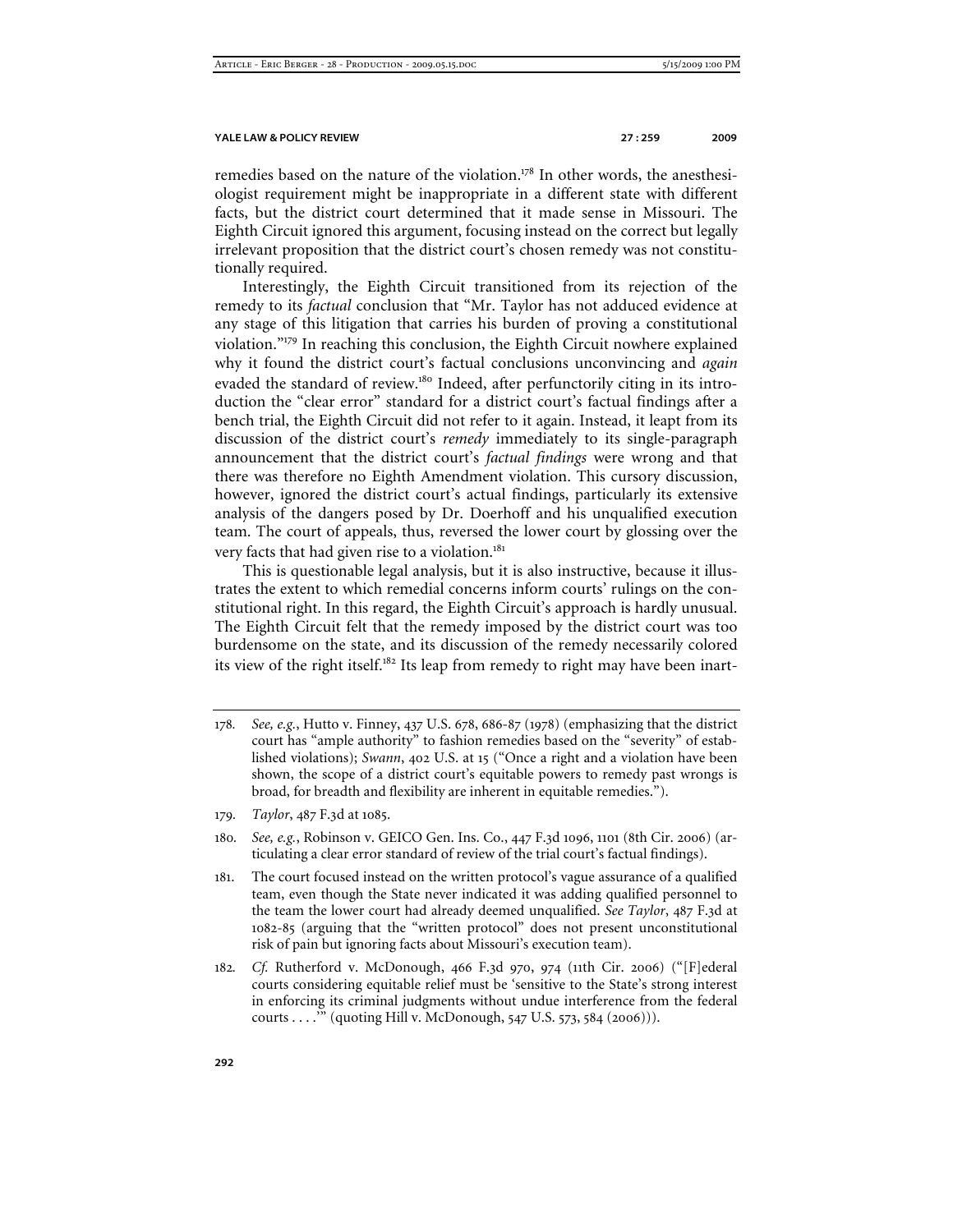remedies based on the nature of the violation.[178] In other words, the anesthesiologist requirement might be inappropriate in a different state with different facts, but the district court determined that it made sense in Missouri. The Eighth Circuit ignored this argument, focusing instead on the correct but legally irrelevant proposition that the district court's chosen remedy was not constitutionally required.

Interestingly, the Eighth Circuit transitioned from its rejection of the remedy to its *factual* conclusion that "Mr. Taylor has not adduced evidence at any stage of this litigation that carries his burden of proving a constitutional violation."[179] In reaching this conclusion, the Eighth Circuit nowhere explained why it found the district court's factual conclusions unconvincing and *again* evaded the standard of review.[180] Indeed, after perfunctorily citing in its introduction the "clear error" standard for a district court's factual findings after a bench trial, the Eighth Circuit did not refer to it again. Instead, it leapt from its discussion of the district court's *remedy* immediately to its single-paragraph announcement that the district court's *factual findings* were wrong and that there was therefore no Eighth Amendment violation. This cursory discussion, however, ignored the district court's actual findings, particularly its extensive analysis of the dangers posed by Dr. Doerhoff and his unqualified execution team. The court of appeals, thus, reversed the lower court by glossing over the very facts that had given rise to a violation.[181]

This is questionable legal analysis, but it is also instructive, because it illustrates the extent to which remedial concerns inform courts' rulings on the constitutional right. In this regard, the Eighth Circuit's approach is hardly unusual. The Eighth Circuit felt that the remedy imposed by the district court was too burdensome on the state, and its discussion of the remedy necessarily colored its view of the right itself.[182] Its leap from remedy to right may have been inart-

---

178. *See, e.g.*, Hutto v. Finney, 437 U.S. 678, 686-87 (1978) (emphasizing that the district court has "ample authority" to fashion remedies based on the "severity" of established violations); *Swann*, 402 U.S. at 15 ("Once a right and a violation have been shown, the scope of a district court's equitable powers to remedy past wrongs is broad, for breadth and flexibility are inherent in equitable remedies.").

179. *Taylor*, 487 F.3d at 1085.

180. *See, e.g.*, Robinson v. GEICO Gen. Ins. Co., 447 F.3d 1096, 1101 (8th Cir. 2006) (articulating a clear error standard of review of the trial court's factual findings).

181. The court focused instead on the written protocol's vague assurance of a qualified team, even though the State never indicated it was adding qualified personnel to the team the lower court had already deemed unqualified. *See Taylor*, 487 F.3d at 1082-85 (arguing that the "written protocol" does not present unconstitutional risk of pain but ignoring facts about Missouri's execution team).

182. *Cf.* Rutherford v. McDonough, 466 F.3d 970, 974 (11th Cir. 2006) ("[F]ederal courts considering equitable relief must be 'sensitive to the State's strong interest in enforcing its criminal judgments without undue interference from the federal courts . . . .'" (quoting Hill v. McDonough, 547 U.S. 573, 584 (2006))).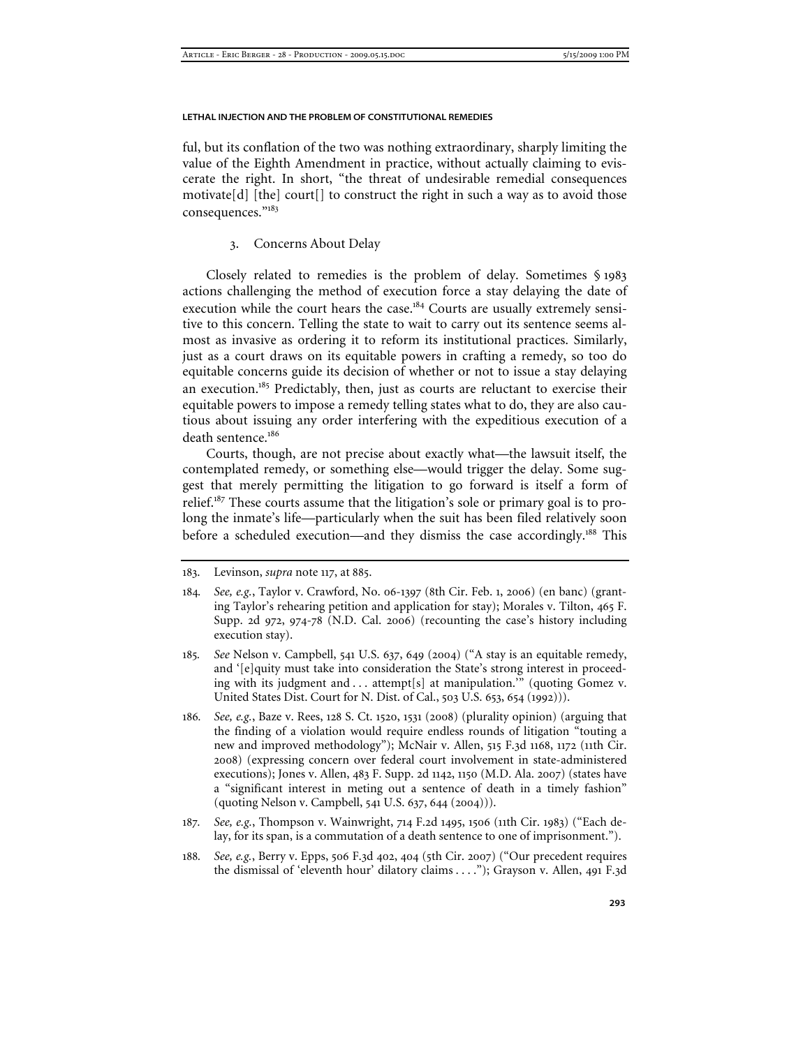ful, but its conflation of the two was nothing extraordinary, sharply limiting the value of the Eighth Amendment in practice, without actually claiming to eviscerate the right. In short, "the threat of undesirable remedial consequences motivate[d] [the] court[] to construct the right in such a way as to avoid those consequences."[183]

### 3. Concerns About Delay

Closely related to remedies is the problem of delay. Sometimes § 1983 actions challenging the method of execution force a stay delaying the date of execution while the court hears the case.[184] Courts are usually extremely sensitive to this concern. Telling the state to wait to carry out its sentence seems almost as invasive as ordering it to reform its institutional practices. Similarly, just as a court draws on its equitable powers in crafting a remedy, so too do equitable concerns guide its decision of whether or not to issue a stay delaying an execution.[185] Predictably, then, just as courts are reluctant to exercise their equitable powers to impose a remedy telling states what to do, they are also cautious about issuing any order interfering with the expeditious execution of a death sentence.[186]

Courts, though, are not precise about exactly what—the lawsuit itself, the contemplated remedy, or something else—would trigger the delay. Some suggest that merely permitting the litigation to go forward is itself a form of relief.[187] These courts assume that the litigation's sole or primary goal is to prolong the inmate's life—particularly when the suit has been filed relatively soon before a scheduled execution—and they dismiss the case accordingly.[188] This

---

183. Levinson, *supra* note 117, at 885.

184. *See, e.g.*, Taylor v. Crawford, No. 06-1397 (8th Cir. Feb. 1, 2006) (en banc) (granting Taylor's rehearing petition and application for stay); Morales v. Tilton, 465 F. Supp. 2d 972, 974-78 (N.D. Cal. 2006) (recounting the case's history including execution stay).

185. *See* Nelson v. Campbell, 541 U.S. 637, 649 (2004) ("A stay is an equitable remedy, and '[e]quity must take into consideration the State's strong interest in proceeding with its judgment and . . . attempt[s] at manipulation.'" (quoting Gomez v. United States Dist. Court for N. Dist. of Cal., 503 U.S. 653, 654 (1992))).

186. *See, e.g.*, Baze v. Rees, 128 S. Ct. 1520, 1531 (2008) (plurality opinion) (arguing that the finding of a violation would require endless rounds of litigation "touting a new and improved methodology"); McNair v. Allen, 515 F.3d 1168, 1172 (11th Cir. 2008) (expressing concern over federal court involvement in state-administered executions); Jones v. Allen, 483 F. Supp. 2d 1142, 1150 (M.D. Ala. 2007) (states have a "significant interest in meting out a sentence of death in a timely fashion" (quoting Nelson v. Campbell, 541 U.S. 637, 644 (2004))).

187. *See, e.g.*, Thompson v. Wainwright, 714 F.2d 1495, 1506 (11th Cir. 1983) ("Each delay, for its span, is a commutation of a death sentence to one of imprisonment.").

188. *See, e.g.*, Berry v. Epps, 506 F.3d 402, 404 (5th Cir. 2007) ("Our precedent requires the dismissal of 'eleventh hour' dilatory claims . . . ."); Grayson v. Allen, 491 F.3d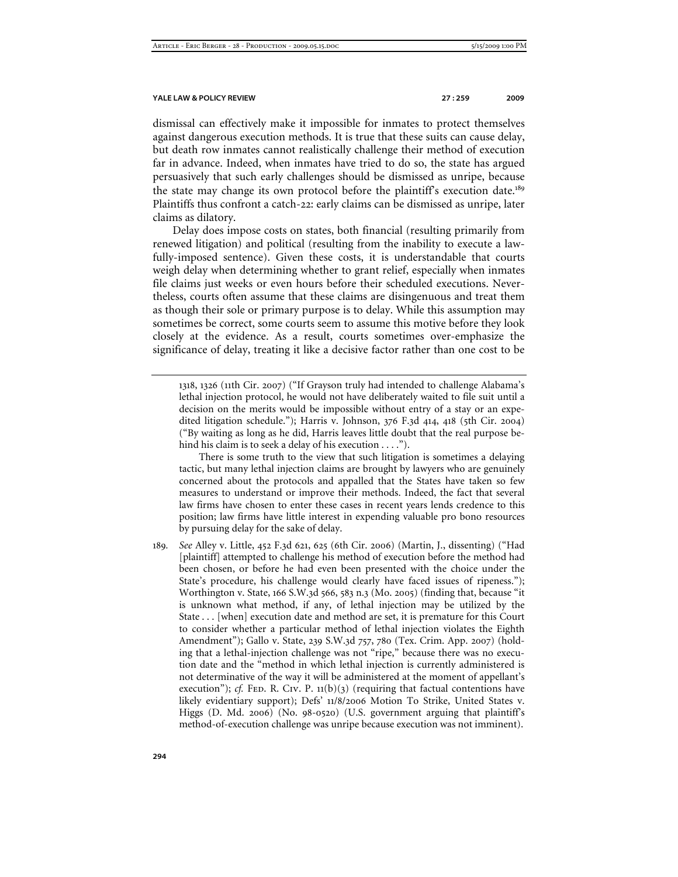dismissal can effectively make it impossible for inmates to protect themselves against dangerous execution methods. It is true that these suits can cause delay, but death row inmates cannot realistically challenge their method of execution far in advance. Indeed, when inmates have tried to do so, the state has argued persuasively that such early challenges should be dismissed as unripe, because the state may change its own protocol before the plaintiff's execution date.[189] Plaintiffs thus confront a catch-22: early claims can be dismissed as unripe, later claims as dilatory.

Delay does impose costs on states, both financial (resulting primarily from renewed litigation) and political (resulting from the inability to execute a lawfully-imposed sentence). Given these costs, it is understandable that courts weigh delay when determining whether to grant relief, especially when inmates file claims just weeks or even hours before their scheduled executions. Nevertheless, courts often assume that these claims are disingenuous and treat them as though their sole or primary purpose is to delay. While this assumption may sometimes be correct, some courts seem to assume this motive before they look closely at the evidence. As a result, courts sometimes over-emphasize the significance of delay, treating it like a decisive factor rather than one cost to be

---

1318, 1326 (11th Cir. 2007) ("If Grayson truly had intended to challenge Alabama's lethal injection protocol, he would not have deliberately waited to file suit until a decision on the merits would be impossible without entry of a stay or an expedited litigation schedule."); Harris v. Johnson, 376 F.3d 414, 418 (5th Cir. 2004) ("By waiting as long as he did, Harris leaves little doubt that the real purpose behind his claim is to seek a delay of his execution . . . .").

There is some truth to the view that such litigation is sometimes a delaying tactic, but many lethal injection claims are brought by lawyers who are genuinely concerned about the protocols and appalled that the States have taken so few measures to understand or improve their methods. Indeed, the fact that several law firms have chosen to enter these cases in recent years lends credence to this position; law firms have little interest in expending valuable pro bono resources by pursuing delay for the sake of delay.

189. *See* Alley v. Little, 452 F.3d 621, 625 (6th Cir. 2006) (Martin, J., dissenting) ("Had [plaintiff] attempted to challenge his method of execution before the method had been chosen, or before he had even been presented with the choice under the State's procedure, his challenge would clearly have faced issues of ripeness."); Worthington v. State, 166 S.W.3d 566, 583 n.3 (Mo. 2005) (finding that, because "it is unknown what method, if any, of lethal injection may be utilized by the State . . . [when] execution date and method are set, it is premature for this Court to consider whether a particular method of lethal injection violates the Eighth Amendment"); Gallo v. State, 239 S.W.3d 757, 780 (Tex. Crim. App. 2007) (holding that a lethal-injection challenge was not "ripe," because there was no execution date and the "method in which lethal injection is currently administered is not determinative of the way it will be administered at the moment of appellant's execution"); *cf.* FED. R. CIV. P. 11(b)(3) (requiring that factual contentions have likely evidentiary support); Defs' 11/8/2006 Motion To Strike, United States v. Higgs (D. Md. 2006) (No. 98-0520) (U.S. government arguing that plaintiff's method-of-execution challenge was unripe because execution was not imminent).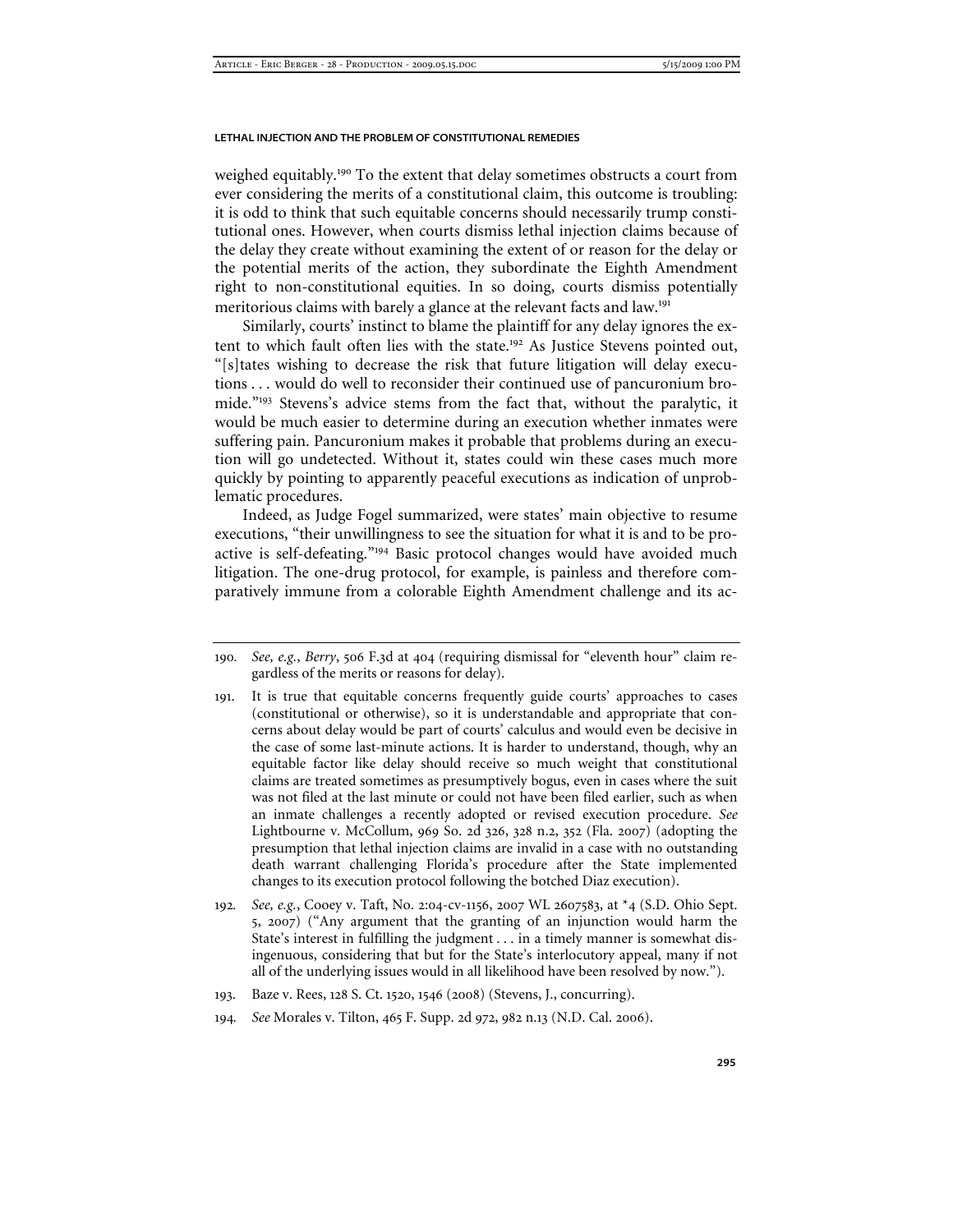weighed equitably.[190] To the extent that delay sometimes obstructs a court from ever considering the merits of a constitutional claim, this outcome is troubling: it is odd to think that such equitable concerns should necessarily trump constitutional ones. However, when courts dismiss lethal injection claims because of the delay they create without examining the extent of or reason for the delay or the potential merits of the action, they subordinate the Eighth Amendment right to non-constitutional equities. In so doing, courts dismiss potentially meritorious claims with barely a glance at the relevant facts and law.[191]

Similarly, courts' instinct to blame the plaintiff for any delay ignores the extent to which fault often lies with the state.[192] As Justice Stevens pointed out, "[s]tates wishing to decrease the risk that future litigation will delay executions . . . would do well to reconsider their continued use of pancuronium bromide."[193] Stevens's advice stems from the fact that, without the paralytic, it would be much easier to determine during an execution whether inmates were suffering pain. Pancuronium makes it probable that problems during an execution will go undetected. Without it, states could win these cases much more quickly by pointing to apparently peaceful executions as indication of unproblematic procedures.

Indeed, as Judge Fogel summarized, were states' main objective to resume executions, "their unwillingness to see the situation for what it is and to be proactive is self-defeating."[194] Basic protocol changes would have avoided much litigation. The one-drug protocol, for example, is painless and therefore comparatively immune from a colorable Eighth Amendment challenge and its ac-

---

190. *See, e.g.*, *Berry*, 506 F.3d at 404 (requiring dismissal for "eleventh hour" claim regardless of the merits or reasons for delay).

191. It is true that equitable concerns frequently guide courts' approaches to cases (constitutional or otherwise), so it is understandable and appropriate that concerns about delay would be part of courts' calculus and would even be decisive in the case of some last-minute actions. It is harder to understand, though, why an equitable factor like delay should receive so much weight that constitutional claims are treated sometimes as presumptively bogus, even in cases where the suit was not filed at the last minute or could not have been filed earlier, such as when an inmate challenges a recently adopted or revised execution procedure. *See* Lightbourne v. McCollum, 969 So. 2d 326, 328 n.2, 352 (Fla. 2007) (adopting the presumption that lethal injection claims are invalid in a case with no outstanding death warrant challenging Florida's procedure after the State implemented changes to its execution protocol following the botched Diaz execution).

192. *See, e.g.*, Cooey v. Taft, No. 2:04-cv-1156, 2007 WL 2607583, at *4 (S.D. Ohio Sept. 5, 2007) ("Any argument that the granting of an injunction would harm the State's interest in fulfilling the judgment . . . in a timely manner is somewhat disingenuous, considering that but for the State's interlocutory appeal, many if not all of the underlying issues would in all likelihood have been resolved by now.").

193. Baze v. Rees, 128 S. Ct. 1520, 1546 (2008) (Stevens, J., concurring).

194. *See* Morales v. Tilton, 465 F. Supp. 2d 972, 982 n.13 (N.D. Cal. 2006).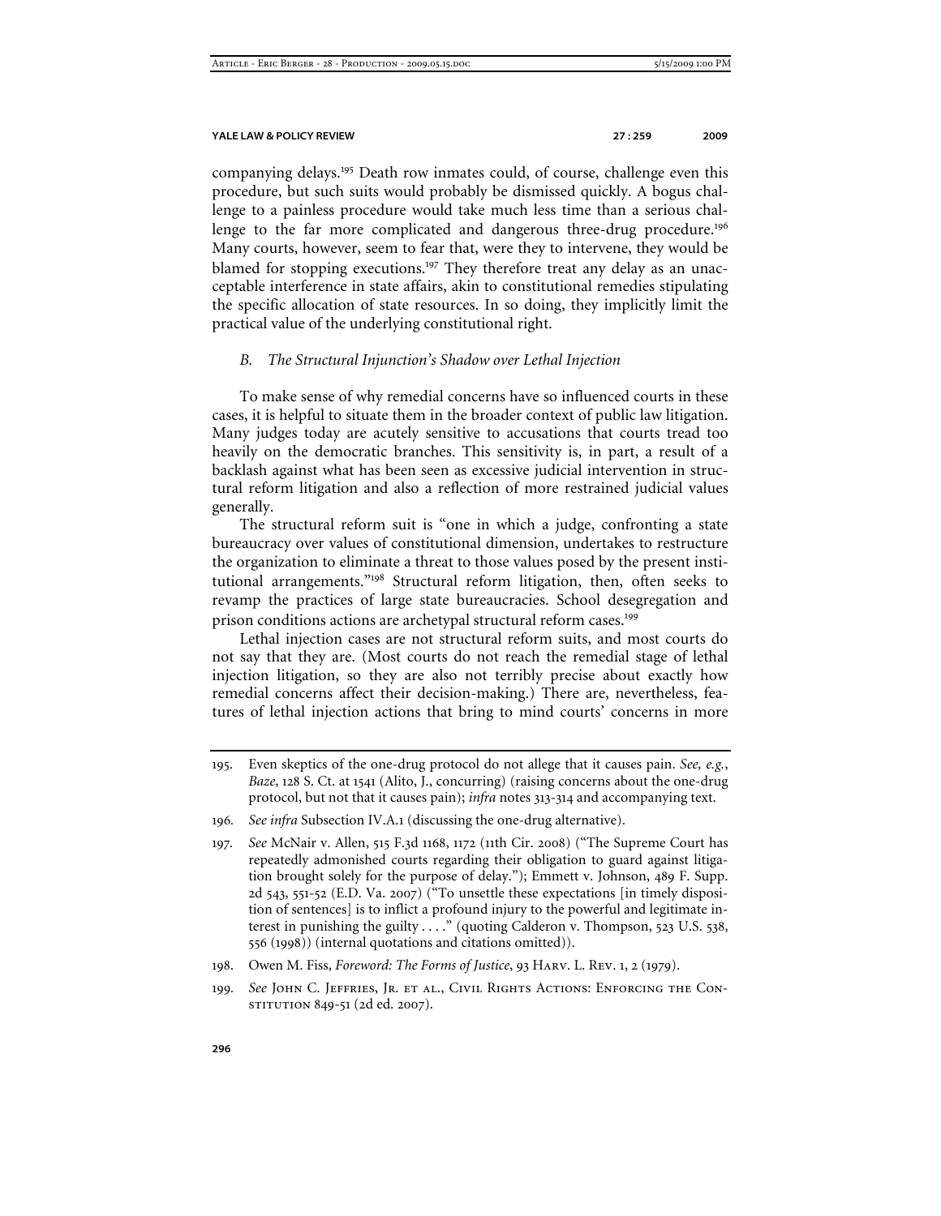companying delays.[195] Death row inmates could, of course, challenge even this procedure, but such suits would probably be dismissed quickly. A bogus challenge to a painless procedure would take much less time than a serious challenge to the far more complicated and dangerous three-drug procedure.[196] Many courts, however, seem to fear that, were they to intervene, they would be blamed for stopping executions.[197] They therefore treat any delay as an unacceptable interference in state affairs, akin to constitutional remedies stipulating the specific allocation of state resources. In so doing, they implicitly limit the practical value of the underlying constitutional right.

### *B. The Structural Injunction's Shadow over Lethal Injection*

To make sense of why remedial concerns have so influenced courts in these cases, it is helpful to situate them in the broader context of public law litigation. Many judges today are acutely sensitive to accusations that courts tread too heavily on the democratic branches. This sensitivity is, in part, a result of a backlash against what has been seen as excessive judicial intervention in structural reform litigation and also a reflection of more restrained judicial values generally.

The structural reform suit is "one in which a judge, confronting a state bureaucracy over values of constitutional dimension, undertakes to restructure the organization to eliminate a threat to those values posed by the present institutional arrangements."[198] Structural reform litigation, then, often seeks to revamp the practices of large state bureaucracies. School desegregation and prison conditions actions are archetypal structural reform cases.[199]

Lethal injection cases are not structural reform suits, and most courts do not say that they are. (Most courts do not reach the remedial stage of lethal injection litigation, so they are also not terribly precise about exactly how remedial concerns affect their decision-making.) There are, nevertheless, features of lethal injection actions that bring to mind courts' concerns in more

---

195. Even skeptics of the one-drug protocol do not allege that it causes pain. *See, e.g.*, *Baze*, 128 S. Ct. at 1541 (Alito, J., concurring) (raising concerns about the one-drug protocol, but not that it causes pain); *infra* notes 313-314 and accompanying text.

196. *See infra* Subsection IV.A.1 (discussing the one-drug alternative).

197. *See* McNair v. Allen, 515 F.3d 1168, 1172 (11th Cir. 2008) ("The Supreme Court has repeatedly admonished courts regarding their obligation to guard against litigation brought solely for the purpose of delay."); Emmett v. Johnson, 489 F. Supp. 2d 543, 551-52 (E.D. Va. 2007) ("To unsettle these expectations [in timely disposition of sentences] is to inflict a profound injury to the powerful and legitimate interest in punishing the guilty . . . ." (quoting Calderon v. Thompson, 523 U.S. 538, 556 (1998)) (internal quotations and citations omitted)).

198. Owen M. Fiss, *Foreword: The Forms of Justice*, 93 Harv. L. Rev. 1, 2 (1979).

199. *See* John C. Jeffries, Jr. et al., Civil Rights Actions: Enforcing the Constitution 849-51 (2d ed. 2007).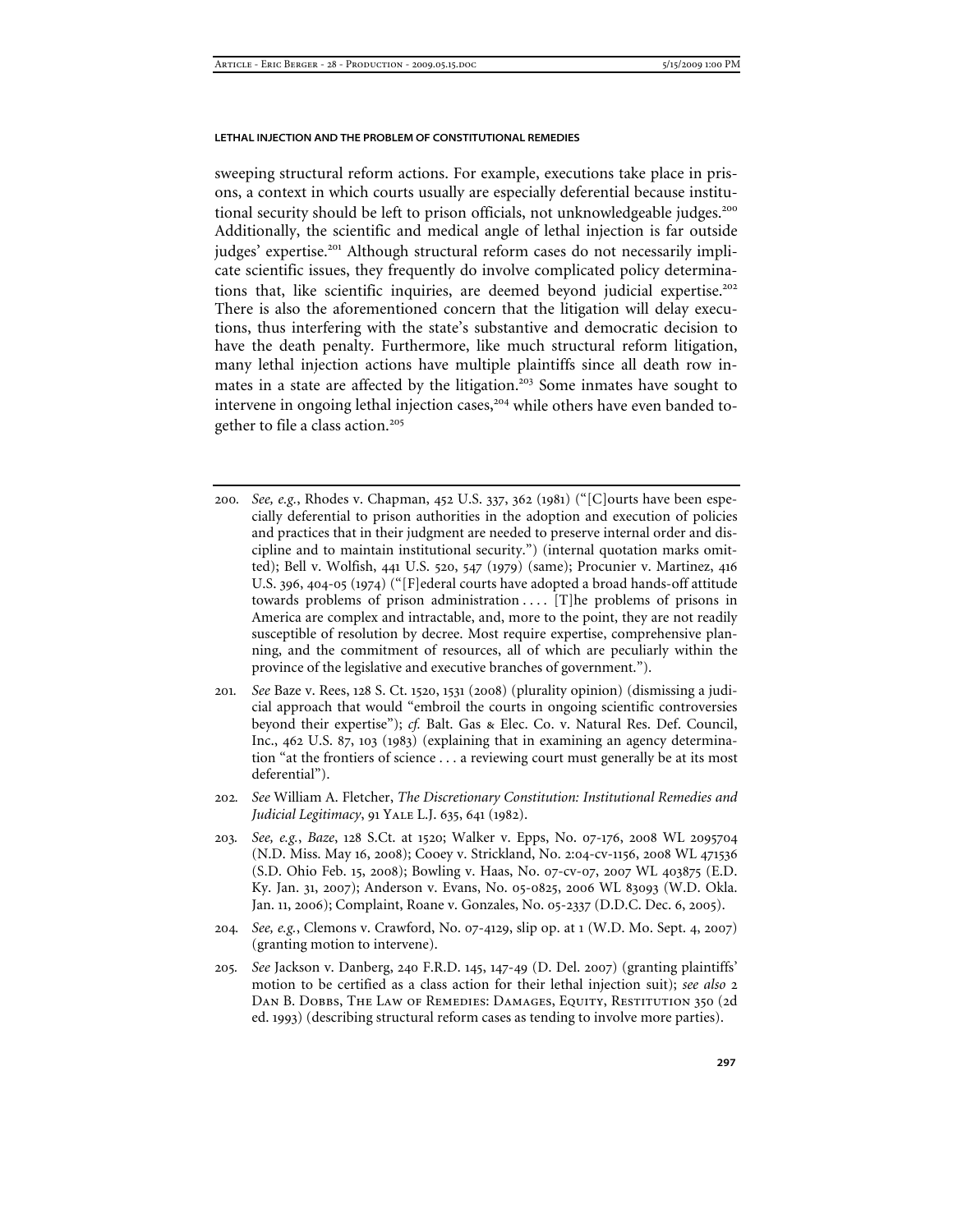sweeping structural reform actions. For example, executions take place in prisons, a context in which courts usually are especially deferential because institutional security should be left to prison officials, not unknowledgeable judges.[200] Additionally, the scientific and medical angle of lethal injection is far outside judges' expertise.[201] Although structural reform cases do not necessarily implicate scientific issues, they frequently do involve complicated policy determinations that, like scientific inquiries, are deemed beyond judicial expertise.[202] There is also the aforementioned concern that the litigation will delay executions, thus interfering with the state's substantive and democratic decision to have the death penalty. Furthermore, like much structural reform litigation, many lethal injection actions have multiple plaintiffs since all death row inmates in a state are affected by the litigation.[203] Some inmates have sought to intervene in ongoing lethal injection cases,[204] while others have even banded together to file a class action.[205]

---

200. *See, e.g.*, Rhodes v. Chapman, 452 U.S. 337, 362 (1981) ("[C]ourts have been especially deferential to prison authorities in the adoption and execution of policies and practices that in their judgment are needed to preserve internal order and discipline and to maintain institutional security.") (internal quotation marks omitted); Bell v. Wolfish, 441 U.S. 520, 547 (1979) (same); Procunier v. Martinez, 416 U.S. 396, 404-05 (1974) ("[F]ederal courts have adopted a broad hands-off attitude towards problems of prison administration . . . . [T]he problems of prisons in America are complex and intractable, and, more to the point, they are not readily susceptible of resolution by decree. Most require expertise, comprehensive planning, and the commitment of resources, all of which are peculiarly within the province of the legislative and executive branches of government.").

201. *See* Baze v. Rees, 128 S. Ct. 1520, 1531 (2008) (plurality opinion) (dismissing a judicial approach that would "embroil the courts in ongoing scientific controversies beyond their expertise"); *cf.* Balt. Gas & Elec. Co. v. Natural Res. Def. Council, Inc., 462 U.S. 87, 103 (1983) (explaining that in examining an agency determination "at the frontiers of science . . . a reviewing court must generally be at its most deferential").

202. *See* William A. Fletcher, *The Discretionary Constitution: Institutional Remedies and Judicial Legitimacy*, 91 Yale L.J. 635, 641 (1982).

203. *See, e.g.*, *Baze*, 128 S.Ct. at 1520; Walker v. Epps, No. 07-176, 2008 WL 2095704 (N.D. Miss. May 16, 2008); Cooey v. Strickland, No. 2:04-cv-1156, 2008 WL 471536 (S.D. Ohio Feb. 15, 2008); Bowling v. Haas, No. 07-cv-07, 2007 WL 403875 (E.D. Ky. Jan. 31, 2007); Anderson v. Evans, No. 05-0825, 2006 WL 83093 (W.D. Okla. Jan. 11, 2006); Complaint, Roane v. Gonzales, No. 05-2337 (D.D.C. Dec. 6, 2005).

204. *See, e.g.*, Clemons v. Crawford, No. 07-4129, slip op. at 1 (W.D. Mo. Sept. 4, 2007) (granting motion to intervene).

205. *See* Jackson v. Danberg, 240 F.R.D. 145, 147-49 (D. Del. 2007) (granting plaintiffs' motion to be certified as a class action for their lethal injection suit); *see also* 2 Dan B. Dobbs, The Law of Remedies: Damages, Equity, Restitution 350 (2d ed. 1993) (describing structural reform cases as tending to involve more parties).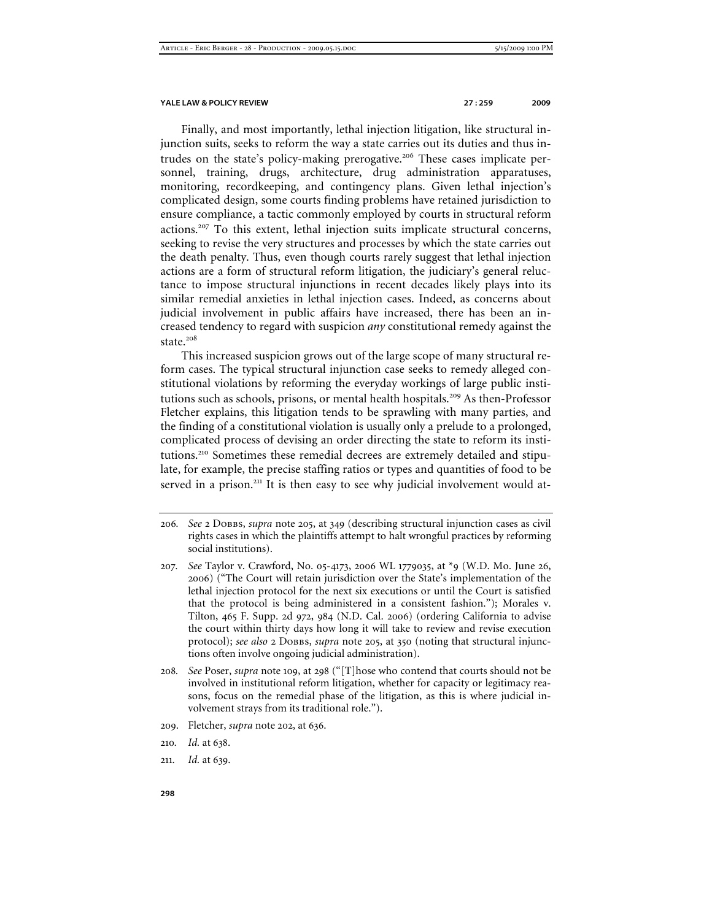Finally, and most importantly, lethal injection litigation, like structural injunction suits, seeks to reform the way a state carries out its duties and thus intrudes on the state's policy-making prerogative.[206] These cases implicate personnel, training, drugs, architecture, drug administration apparatuses, monitoring, recordkeeping, and contingency plans. Given lethal injection's complicated design, some courts finding problems have retained jurisdiction to ensure compliance, a tactic commonly employed by courts in structural reform actions.[207] To this extent, lethal injection suits implicate structural concerns, seeking to revise the very structures and processes by which the state carries out the death penalty. Thus, even though courts rarely suggest that lethal injection actions are a form of structural reform litigation, the judiciary's general reluctance to impose structural injunctions in recent decades likely plays into its similar remedial anxieties in lethal injection cases. Indeed, as concerns about judicial involvement in public affairs have increased, there has been an increased tendency to regard with suspicion *any* constitutional remedy against the state.[208]

This increased suspicion grows out of the large scope of many structural reform cases. The typical structural injunction case seeks to remedy alleged constitutional violations by reforming the everyday workings of large public institutions such as schools, prisons, or mental health hospitals.[209] As then-Professor Fletcher explains, this litigation tends to be sprawling with many parties, and the finding of a constitutional violation is usually only a prelude to a prolonged, complicated process of devising an order directing the state to reform its institutions.[210] Sometimes these remedial decrees are extremely detailed and stipulate, for example, the precise staffing ratios or types and quantities of food to be served in a prison.[211] It is then easy to see why judicial involvement would at-

---

206. *See* 2 Dobbs, *supra* note 205, at 349 (describing structural injunction cases as civil rights cases in which the plaintiffs attempt to halt wrongful practices by reforming social institutions).

207. *See* Taylor v. Crawford, No. 05-4173, 2006 WL 1779035, at *9 (W.D. Mo. June 26, 2006) ("The Court will retain jurisdiction over the State's implementation of the lethal injection protocol for the next six executions or until the Court is satisfied that the protocol is being administered in a consistent fashion."); Morales v. Tilton, 465 F. Supp. 2d 972, 984 (N.D. Cal. 2006) (ordering California to advise the court within thirty days how long it will take to review and revise execution protocol); *see also* 2 Dobbs, *supra* note 205, at 350 (noting that structural injunctions often involve ongoing judicial administration).

208. *See* Poser, *supra* note 109, at 298 ("[T]hose who contend that courts should not be involved in institutional reform litigation, whether for capacity or legitimacy reasons, focus on the remedial phase of the litigation, as this is where judicial involvement strays from its traditional role.").

209. Fletcher, *supra* note 202, at 636.

210. *Id.* at 638.

211. *Id.* at 639.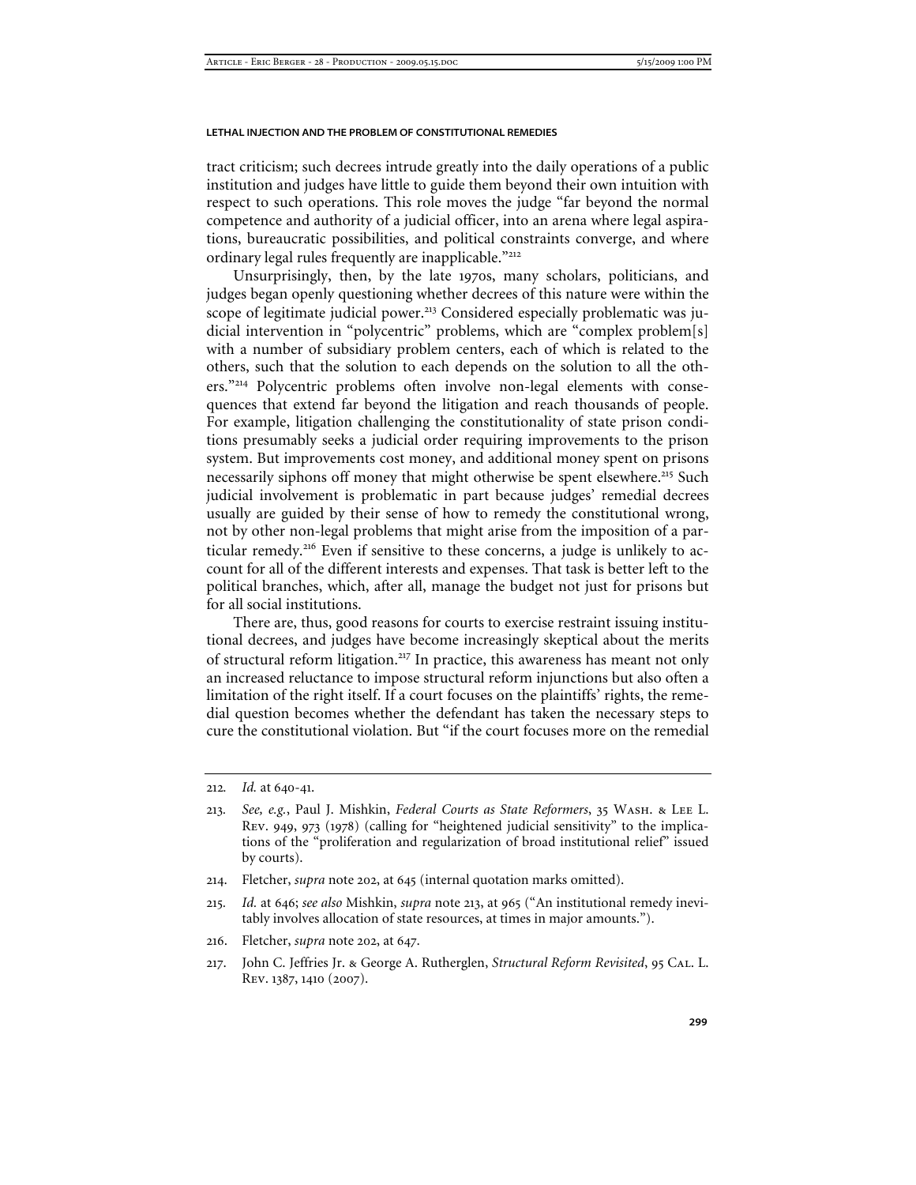tract criticism; such decrees intrude greatly into the daily operations of a public institution and judges have little to guide them beyond their own intuition with respect to such operations. This role moves the judge "far beyond the normal competence and authority of a judicial officer, into an arena where legal aspirations, bureaucratic possibilities, and political constraints converge, and where ordinary legal rules frequently are inapplicable."[212]

Unsurprisingly, then, by the late 1970s, many scholars, politicians, and judges began openly questioning whether decrees of this nature were within the scope of legitimate judicial power.[213] Considered especially problematic was judicial intervention in "polycentric" problems, which are "complex problem[s] with a number of subsidiary problem centers, each of which is related to the others, such that the solution to each depends on the solution to all the others."[214] Polycentric problems often involve non-legal elements with consequences that extend far beyond the litigation and reach thousands of people. For example, litigation challenging the constitutionality of state prison conditions presumably seeks a judicial order requiring improvements to the prison system. But improvements cost money, and additional money spent on prisons necessarily siphons off money that might otherwise be spent elsewhere.[215] Such judicial involvement is problematic in part because judges' remedial decrees usually are guided by their sense of how to remedy the constitutional wrong, not by other non-legal problems that might arise from the imposition of a particular remedy.[216] Even if sensitive to these concerns, a judge is unlikely to account for all of the different interests and expenses. That task is better left to the political branches, which, after all, manage the budget not just for prisons but for all social institutions.

There are, thus, good reasons for courts to exercise restraint issuing institutional decrees, and judges have become increasingly skeptical about the merits of structural reform litigation.[217] In practice, this awareness has meant not only an increased reluctance to impose structural reform injunctions but also often a limitation of the right itself. If a court focuses on the plaintiffs' rights, the remedial question becomes whether the defendant has taken the necessary steps to cure the constitutional violation. But "if the court focuses more on the remedial

---

212. *Id.* at 640-41.

213. *See, e.g.*, Paul J. Mishkin, *Federal Courts as State Reformers*, 35 Wash. & Lee L. Rev. 949, 973 (1978) (calling for "heightened judicial sensitivity" to the implications of the "proliferation and regularization of broad institutional relief" issued by courts).

214. Fletcher, *supra* note 202, at 645 (internal quotation marks omitted).

215. *Id.* at 646; *see also* Mishkin, *supra* note 213, at 965 ("An institutional remedy inevitably involves allocation of state resources, at times in major amounts.").

216. Fletcher, *supra* note 202, at 647.

217. John C. Jeffries Jr. & George A. Rutherglen, *Structural Reform Revisited*, 95 Cal. L. Rev. 1387, 1410 (2007).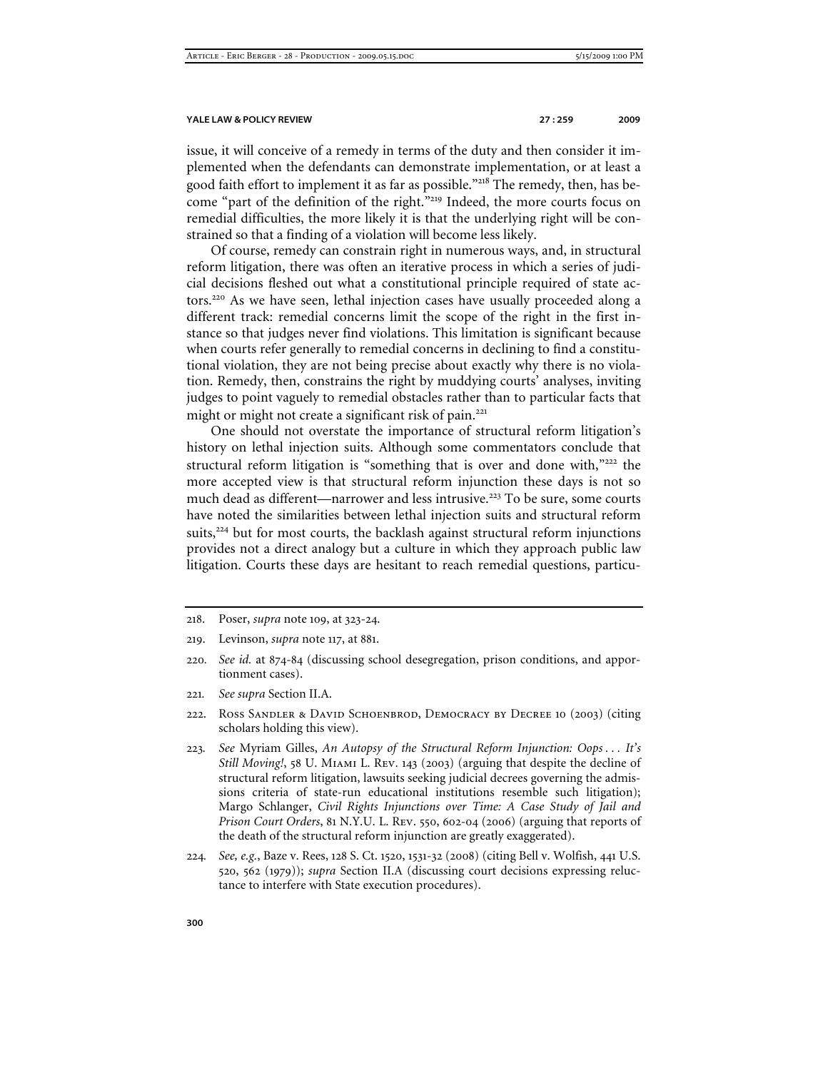issue, it will conceive of a remedy in terms of the duty and then consider it implemented when the defendants can demonstrate implementation, or at least a good faith effort to implement it as far as possible."[218] The remedy, then, has become "part of the definition of the right."[219] Indeed, the more courts focus on remedial difficulties, the more likely it is that the underlying right will be constrained so that a finding of a violation will become less likely.

Of course, remedy can constrain right in numerous ways, and, in structural reform litigation, there was often an iterative process in which a series of judicial decisions fleshed out what a constitutional principle required of state actors.[220] As we have seen, lethal injection cases have usually proceeded along a different track: remedial concerns limit the scope of the right in the first instance so that judges never find violations. This limitation is significant because when courts refer generally to remedial concerns in declining to find a constitutional violation, they are not being precise about exactly why there is no violation. Remedy, then, constrains the right by muddying courts' analyses, inviting judges to point vaguely to remedial obstacles rather than to particular facts that might or might not create a significant risk of pain.[221]

One should not overstate the importance of structural reform litigation's history on lethal injection suits. Although some commentators conclude that structural reform litigation is "something that is over and done with,"[222] the more accepted view is that structural reform injunction these days is not so much dead as different—narrower and less intrusive.[223] To be sure, some courts have noted the similarities between lethal injection suits and structural reform suits,[224] but for most courts, the backlash against structural reform injunctions provides not a direct analogy but a culture in which they approach public law litigation. Courts these days are hesitant to reach remedial questions, particu-

---

218. Poser, *supra* note 109, at 323-24.

219. Levinson, *supra* note 117, at 881.

220. *See id.* at 874-84 (discussing school desegregation, prison conditions, and apportionment cases).

221. *See supra* Section II.A.

222. Ross Sandler & David Schoenbrod, Democracy by Decree 10 (2003) (citing scholars holding this view).

223. *See* Myriam Gilles, *An Autopsy of the Structural Reform Injunction: Oops . . . It's Still Moving!*, 58 U. Miami L. Rev. 143 (2003) (arguing that despite the decline of structural reform litigation, lawsuits seeking judicial decrees governing the admissions criteria of state-run educational institutions resemble such litigation); Margo Schlanger, *Civil Rights Injunctions over Time: A Case Study of Jail and Prison Court Orders*, 81 N.Y.U. L. Rev. 550, 602-04 (2006) (arguing that reports of the death of the structural reform injunction are greatly exaggerated).

224. *See, e.g.*, Baze v. Rees, 128 S. Ct. 1520, 1531-32 (2008) (citing Bell v. Wolfish, 441 U.S. 520, 562 (1979)); *supra* Section II.A (discussing court decisions expressing reluctance to interfere with State execution procedures).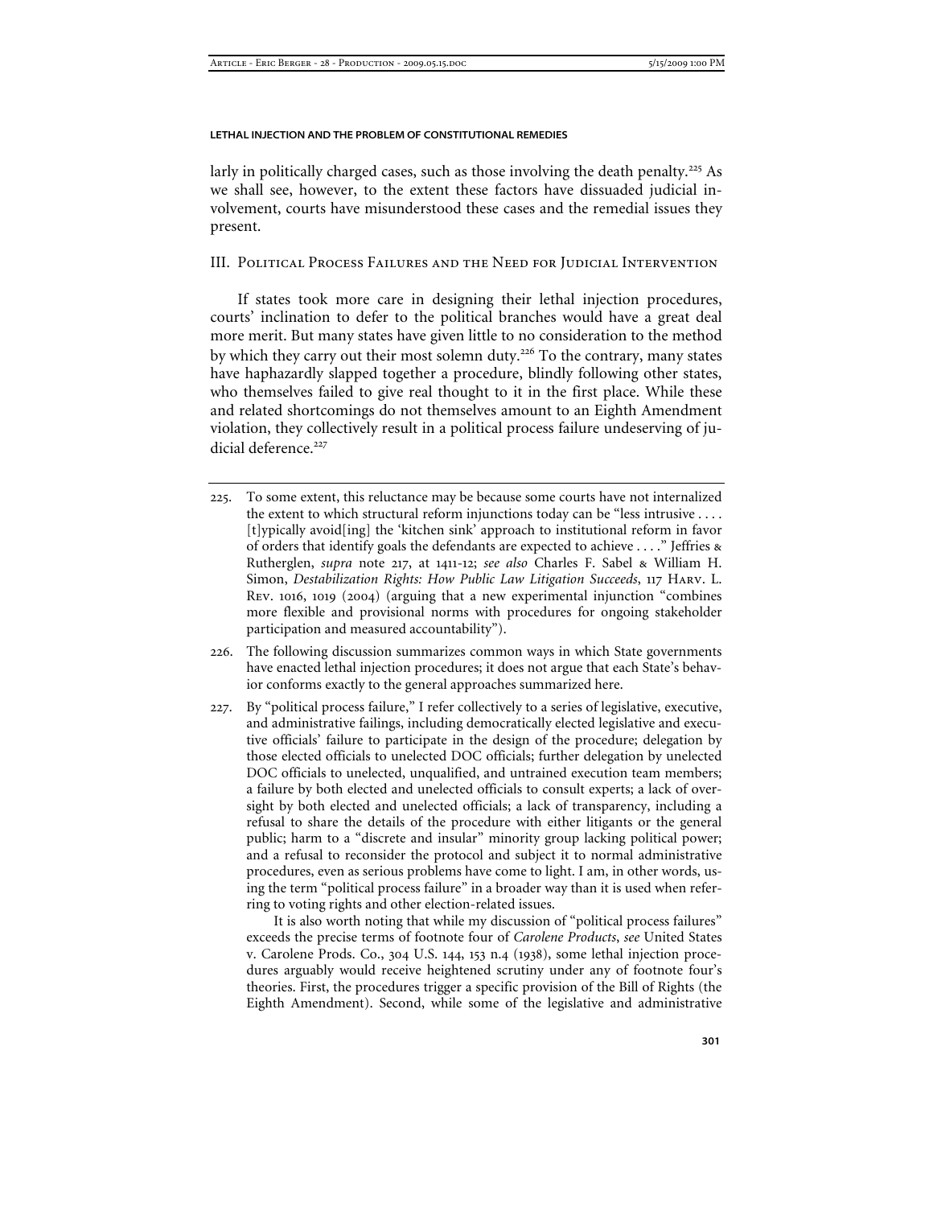larly in politically charged cases, such as those involving the death penalty.[225] As we shall see, however, to the extent these factors have dissuaded judicial involvement, courts have misunderstood these cases and the remedial issues they present.

## III. Political Process Failures and the Need for Judicial Intervention

If states took more care in designing their lethal injection procedures, courts' inclination to defer to the political branches would have a great deal more merit. But many states have given little to no consideration to the method by which they carry out their most solemn duty.[226] To the contrary, many states have haphazardly slapped together a procedure, blindly following other states, who themselves failed to give real thought to it in the first place. While these and related shortcomings do not themselves amount to an Eighth Amendment violation, they collectively result in a political process failure undeserving of judicial deference.[227]

---

225. To some extent, this reluctance may be because some courts have not internalized the extent to which structural reform injunctions today can be "less intrusive . . . . [t]ypically avoid[ing] the 'kitchen sink' approach to institutional reform in favor of orders that identify goals the defendants are expected to achieve . . . ." Jeffries & Rutherglen, *supra* note 217, at 1411-12; *see also* Charles F. Sabel & William H. Simon, *Destabilization Rights: How Public Law Litigation Succeeds*, 117 Harv. L. Rev. 1016, 1019 (2004) (arguing that a new experimental injunction "combines more flexible and provisional norms with procedures for ongoing stakeholder participation and measured accountability").

226. The following discussion summarizes common ways in which State governments have enacted lethal injection procedures; it does not argue that each State's behavior conforms exactly to the general approaches summarized here.

227. By "political process failure," I refer collectively to a series of legislative, executive, and administrative failings, including democratically elected legislative and executive officials' failure to participate in the design of the procedure; delegation by those elected officials to unelected DOC officials; further delegation by unelected DOC officials to unelected, unqualified, and untrained execution team members; a failure by both elected and unelected officials to consult experts; a lack of oversight by both elected and unelected officials; a lack of transparency, including a refusal to share the details of the procedure with either litigants or the general public; harm to a "discrete and insular" minority group lacking political power; and a refusal to reconsider the protocol and subject it to normal administrative procedures, even as serious problems have come to light. I am, in other words, using the term "political process failure" in a broader way than it is used when referring to voting rights and other election-related issues.

    It is also worth noting that while my discussion of "political process failures" exceeds the precise terms of footnote four of *Carolene Products*, *see* United States v. Carolene Prods. Co., 304 U.S. 144, 153 n.4 (1938), some lethal injection procedures arguably would receive heightened scrutiny under any of footnote four's theories. First, the procedures trigger a specific provision of the Bill of Rights (the Eighth Amendment). Second, while some of the legislative and administrative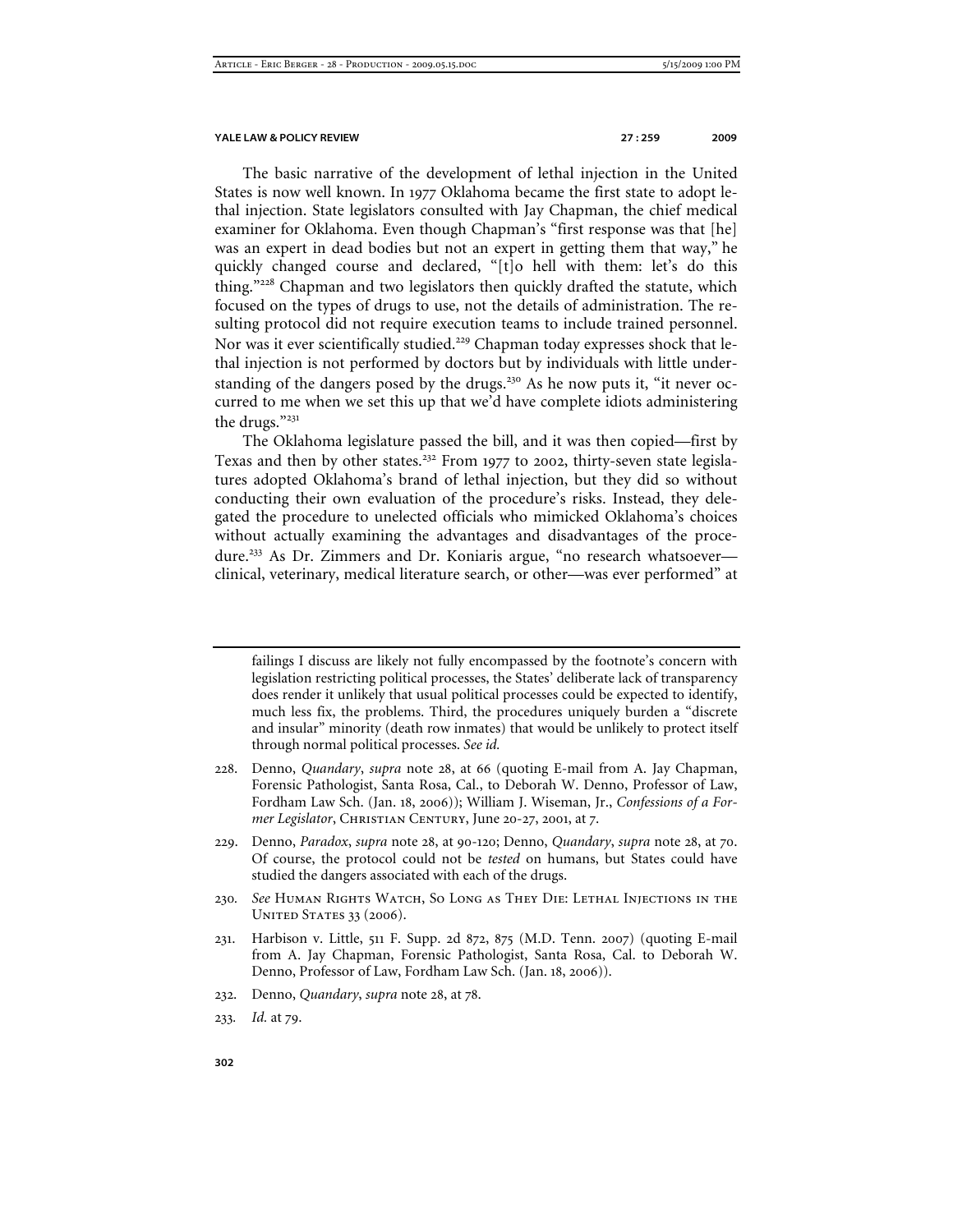The basic narrative of the development of lethal injection in the United States is now well known. In 1977 Oklahoma became the first state to adopt lethal injection. State legislators consulted with Jay Chapman, the chief medical examiner for Oklahoma. Even though Chapman's "first response was that [he] was an expert in dead bodies but not an expert in getting them that way," he quickly changed course and declared, "[t]o hell with them: let's do this thing."[228] Chapman and two legislators then quickly drafted the statute, which focused on the types of drugs to use, not the details of administration. The resulting protocol did not require execution teams to include trained personnel. Nor was it ever scientifically studied.[229] Chapman today expresses shock that lethal injection is not performed by doctors but by individuals with little understanding of the dangers posed by the drugs.[230] As he now puts it, "it never occurred to me when we set this up that we'd have complete idiots administering the drugs."[231]

The Oklahoma legislature passed the bill, and it was then copied—first by Texas and then by other states.[232] From 1977 to 2002, thirty-seven state legislatures adopted Oklahoma's brand of lethal injection, but they did so without conducting their own evaluation of the procedure's risks. Instead, they delegated the procedure to unelected officials who mimicked Oklahoma's choices without actually examining the advantages and disadvantages of the procedure.[233] As Dr. Zimmers and Dr. Koniaris argue, "no research whatsoever—clinical, veterinary, medical literature search, or other—was ever performed" at

---

failings I discuss are likely not fully encompassed by the footnote's concern with legislation restricting political processes, the States' deliberate lack of transparency does render it unlikely that usual political processes could be expected to identify, much less fix, the problems. Third, the procedures uniquely burden a "discrete and insular" minority (death row inmates) that would be unlikely to protect itself through normal political processes. *See id.*

228. Denno, *Quandary*, *supra* note 28, at 66 (quoting E-mail from A. Jay Chapman, Forensic Pathologist, Santa Rosa, Cal., to Deborah W. Denno, Professor of Law, Fordham Law Sch. (Jan. 18, 2006)); William J. Wiseman, Jr., *Confessions of a Former Legislator*, CHRISTIAN CENTURY, June 20-27, 2001, at 7.

229. Denno, *Paradox*, *supra* note 28, at 90-120; Denno, *Quandary*, *supra* note 28, at 70. Of course, the protocol could not be *tested* on humans, but States could have studied the dangers associated with each of the drugs.

230. *See* HUMAN RIGHTS WATCH, SO LONG AS THEY DIE: LETHAL INJECTIONS IN THE UNITED STATES 33 (2006).

231. Harbison v. Little, 511 F. Supp. 2d 872, 875 (M.D. Tenn. 2007) (quoting E-mail from A. Jay Chapman, Forensic Pathologist, Santa Rosa, Cal. to Deborah W. Denno, Professor of Law, Fordham Law Sch. (Jan. 18, 2006)).

232. Denno, *Quandary*, *supra* note 28, at 78.

233. *Id.* at 79.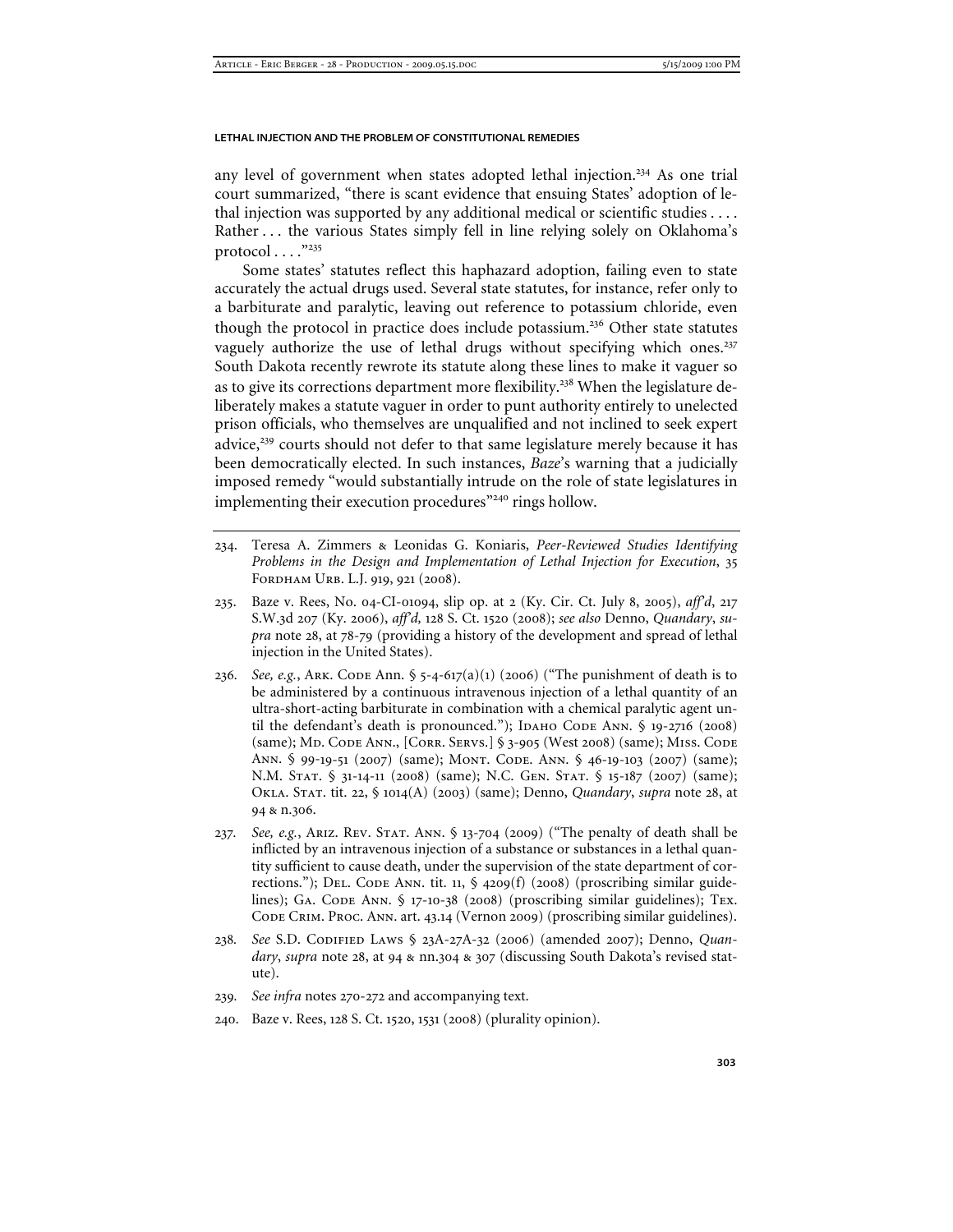any level of government when states adopted lethal injection.[234] As one trial court summarized, "there is scant evidence that ensuing States' adoption of lethal injection was supported by any additional medical or scientific studies . . . . Rather . . . the various States simply fell in line relying solely on Oklahoma's protocol . . . ."[235]

Some states' statutes reflect this haphazard adoption, failing even to state accurately the actual drugs used. Several state statutes, for instance, refer only to a barbiturate and paralytic, leaving out reference to potassium chloride, even though the protocol in practice does include potassium.[236] Other state statutes vaguely authorize the use of lethal drugs without specifying which ones.[237] South Dakota recently rewrote its statute along these lines to make it vaguer so as to give its corrections department more flexibility.[238] When the legislature deliberately makes a statute vaguer in order to punt authority entirely to unelected prison officials, who themselves are unqualified and not inclined to seek expert advice,[239] courts should not defer to that same legislature merely because it has been democratically elected. In such instances, *Baze*'s warning that a judicially imposed remedy "would substantially intrude on the role of state legislatures in implementing their execution procedures"[240] rings hollow.

---

234. Teresa A. Zimmers & Leonidas G. Koniaris, *Peer-Reviewed Studies Identifying Problems in the Design and Implementation of Lethal Injection for Execution*, 35 FORDHAM URB. L.J. 919, 921 (2008).

235. Baze v. Rees, No. 04-CI-01094, slip op. at 2 (Ky. Cir. Ct. July 8, 2005), *aff'd*, 217 S.W.3d 207 (Ky. 2006), *aff'd*, 128 S. Ct. 1520 (2008); *see also* Denno, *Quandary*, *supra* note 28, at 78-79 (providing a history of the development and spread of lethal injection in the United States).

236. *See, e.g.*, ARK. CODE ANN. § 5-4-617(a)(1) (2006) ("The punishment of death is to be administered by a continuous intravenous injection of a lethal quantity of an ultra-short-acting barbiturate in combination with a chemical paralytic agent until the defendant's death is pronounced."); IDAHO CODE ANN. § 19-2716 (2008) (same); MD. CODE ANN., [CORR. SERVS.] § 3-905 (West 2008) (same); MISS. CODE ANN. § 99-19-51 (2007) (same); MONT. CODE. ANN. § 46-19-103 (2007) (same); N.M. STAT. § 31-14-11 (2008) (same); N.C. GEN. STAT. § 15-187 (2007) (same); OKLA. STAT. tit. 22, § 1014(A) (2003) (same); Denno, *Quandary*, *supra* note 28, at 94 & n.306.

237. *See, e.g.*, ARIZ. REV. STAT. ANN. § 13-704 (2009) ("The penalty of death shall be inflicted by an intravenous injection of a substance or substances in a lethal quantity sufficient to cause death, under the supervision of the state department of corrections."); DEL. CODE ANN. tit. 11, § 4209(f) (2008) (proscribing similar guidelines); GA. CODE ANN. § 17-10-38 (2008) (proscribing similar guidelines); TEX. CODE CRIM. PROC. ANN. art. 43.14 (Vernon 2009) (proscribing similar guidelines).

238. *See* S.D. CODIFIED LAWS § 23A-27A-32 (2006) (amended 2007); Denno, *Quandary*, *supra* note 28, at 94 & nn.304 & 307 (discussing South Dakota's revised statute).

239. *See infra* notes 270-272 and accompanying text.

240. Baze v. Rees, 128 S. Ct. 1520, 1531 (2008) (plurality opinion).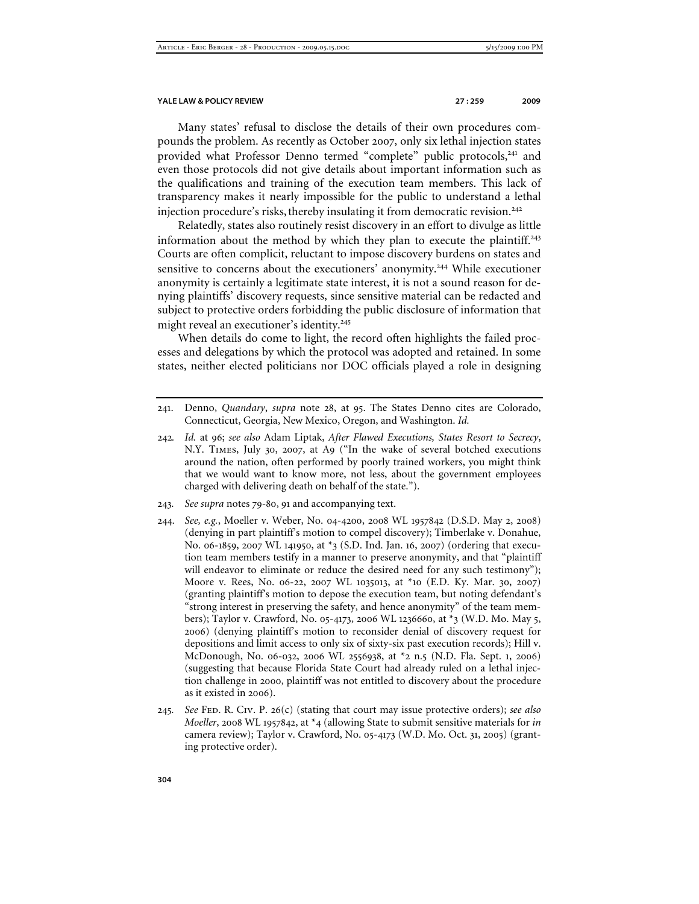Many states' refusal to disclose the details of their own procedures compounds the problem. As recently as October 2007, only six lethal injection states provided what Professor Denno termed "complete" public protocols,[241] and even those protocols did not give details about important information such as the qualifications and training of the execution team members. This lack of transparency makes it nearly impossible for the public to understand a lethal injection procedure's risks, thereby insulating it from democratic revision.[242]

Relatedly, states also routinely resist discovery in an effort to divulge as little information about the method by which they plan to execute the plaintiff.[243] Courts are often complicit, reluctant to impose discovery burdens on states and sensitive to concerns about the executioners' anonymity.[244] While executioner anonymity is certainly a legitimate state interest, it is not a sound reason for denying plaintiffs' discovery requests, since sensitive material can be redacted and subject to protective orders forbidding the public disclosure of information that might reveal an executioner's identity.[245]

When details do come to light, the record often highlights the failed processes and delegations by which the protocol was adopted and retained. In some states, neither elected politicians nor DOC officials played a role in designing

---

241. Denno, *Quandary*, *supra* note 28, at 95. The States Denno cites are Colorado, Connecticut, Georgia, New Mexico, Oregon, and Washington. *Id.*

242. *Id.* at 96; *see also* Adam Liptak, *After Flawed Executions, States Resort to Secrecy*, N.Y. Times, July 30, 2007, at A9 ("In the wake of several botched executions around the nation, often performed by poorly trained workers, you might think that we would want to know more, not less, about the government employees charged with delivering death on behalf of the state.").

243. *See supra* notes 79-80, 91 and accompanying text.

244. *See, e.g.*, Moeller v. Weber, No. 04-4200, 2008 WL 1957842 (D.S.D. May 2, 2008) (denying in part plaintiff's motion to compel discovery); Timberlake v. Donahue, No. 06-1859, 2007 WL 141950, at *3 (S.D. Ind. Jan. 16, 2007) (ordering that execution team members testify in a manner to preserve anonymity, and that "plaintiff will endeavor to eliminate or reduce the desired need for any such testimony"); Moore v. Rees, No. 06-22, 2007 WL 1035013, at *10 (E.D. Ky. Mar. 30, 2007) (granting plaintiff's motion to depose the execution team, but noting defendant's "strong interest in preserving the safety, and hence anonymity" of the team members); Taylor v. Crawford, No. 05-4173, 2006 WL 1236660, at *3 (W.D. Mo. May 5, 2006) (denying plaintiff's motion to reconsider denial of discovery request for depositions and limit access to only six of sixty-six past execution records); Hill v. McDonough, No. 06-032, 2006 WL 2556938, at *2 n.5 (N.D. Fla. Sept. 1, 2006) (suggesting that because Florida State Court had already ruled on a lethal injection challenge in 2000, plaintiff was not entitled to discovery about the procedure as it existed in 2006).

245. *See* Fed. R. Civ. P. 26(c) (stating that court may issue protective orders); *see also Moeller*, 2008 WL 1957842, at *4 (allowing State to submit sensitive materials for *in* camera review); Taylor v. Crawford, No. 05-4173 (W.D. Mo. Oct. 31, 2005) (granting protective order).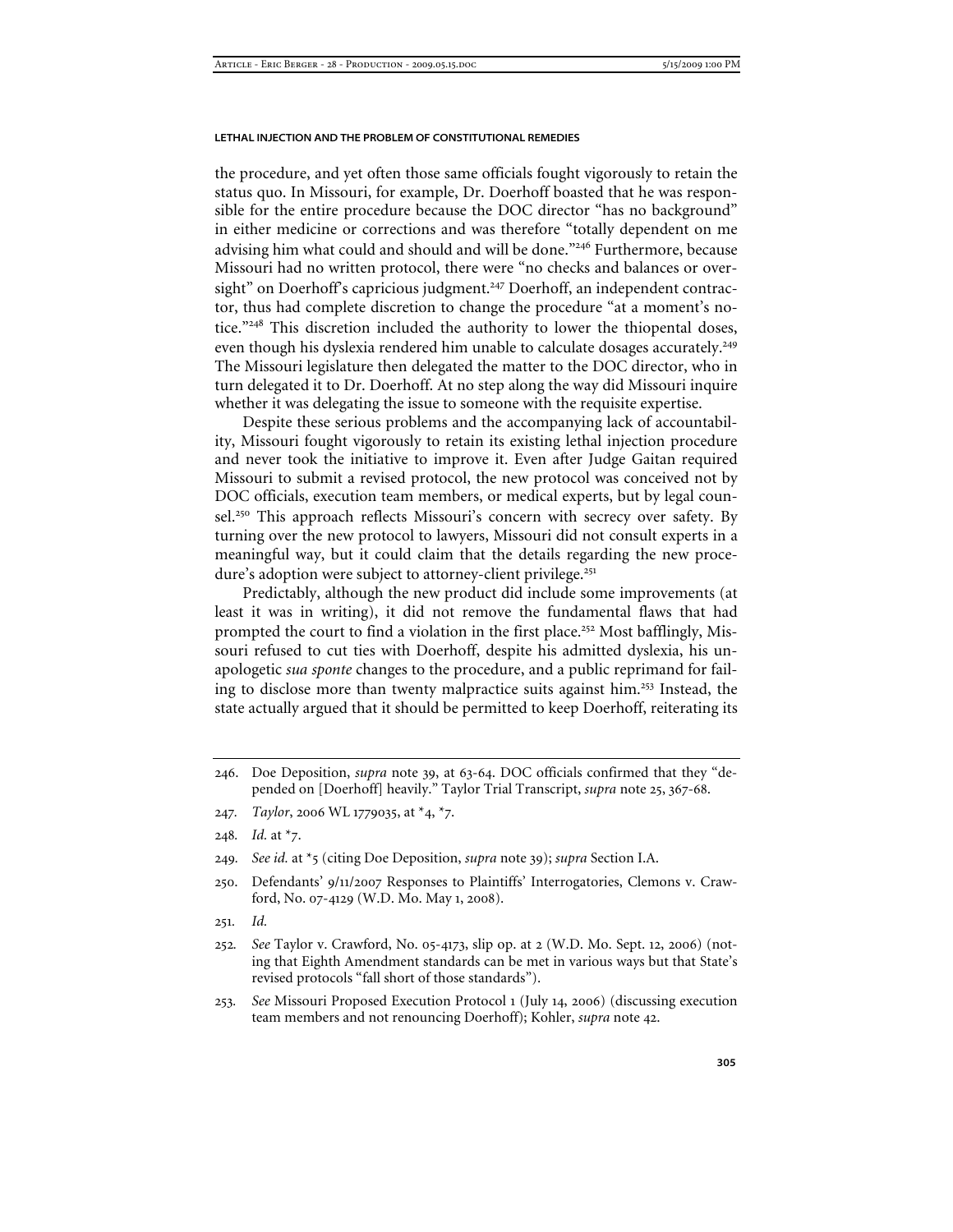the procedure, and yet often those same officials fought vigorously to retain the status quo. In Missouri, for example, Dr. Doerhoff boasted that he was responsible for the entire procedure because the DOC director "has no background" in either medicine or corrections and was therefore "totally dependent on me advising him what could and should and will be done."[246] Furthermore, because Missouri had no written protocol, there were "no checks and balances or oversight" on Doerhoff's capricious judgment.[247] Doerhoff, an independent contractor, thus had complete discretion to change the procedure "at a moment's notice."[248] This discretion included the authority to lower the thiopental doses, even though his dyslexia rendered him unable to calculate dosages accurately.[249] The Missouri legislature then delegated the matter to the DOC director, who in turn delegated it to Dr. Doerhoff. At no step along the way did Missouri inquire whether it was delegating the issue to someone with the requisite expertise.

Despite these serious problems and the accompanying lack of accountability, Missouri fought vigorously to retain its existing lethal injection procedure and never took the initiative to improve it. Even after Judge Gaitan required Missouri to submit a revised protocol, the new protocol was conceived not by DOC officials, execution team members, or medical experts, but by legal counsel.[250] This approach reflects Missouri's concern with secrecy over safety. By turning over the new protocol to lawyers, Missouri did not consult experts in a meaningful way, but it could claim that the details regarding the new procedure's adoption were subject to attorney-client privilege.[251]

Predictably, although the new product did include some improvements (at least it was in writing), it did not remove the fundamental flaws that had prompted the court to find a violation in the first place.[252] Most bafflingly, Missouri refused to cut ties with Doerhoff, despite his admitted dyslexia, his unapologetic *sua sponte* changes to the procedure, and a public reprimand for failing to disclose more than twenty malpractice suits against him.[253] Instead, the state actually argued that it should be permitted to keep Doerhoff, reiterating its

---

246. Doe Deposition, *supra* note 39, at 63-64. DOC officials confirmed that they "depended on [Doerhoff] heavily." Taylor Trial Transcript, *supra* note 25, 367-68.

247. *Taylor*, 2006 WL 1779035, at *4, *7.

248. *Id.* at *7.

249. *See id.* at *5 (citing Doe Deposition, *supra* note 39); *supra* Section I.A.

250. Defendants' 9/11/2007 Responses to Plaintiffs' Interrogatories, Clemons v. Crawford, No. 07-4129 (W.D. Mo. May 1, 2008).

251. *Id.*

252. *See* Taylor v. Crawford, No. 05-4173, slip op. at 2 (W.D. Mo. Sept. 12, 2006) (noting that Eighth Amendment standards can be met in various ways but that State's revised protocols "fall short of those standards").

253. *See* Missouri Proposed Execution Protocol 1 (July 14, 2006) (discussing execution team members and not renouncing Doerhoff); Kohler, *supra* note 42.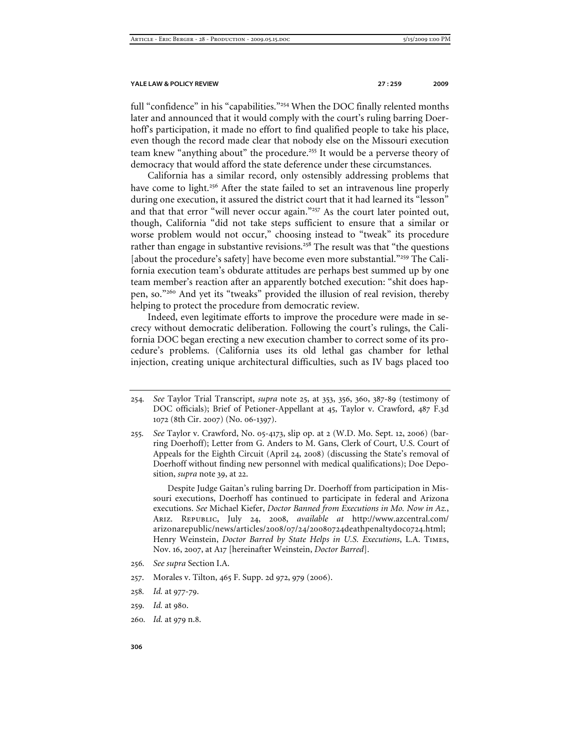full "confidence" in his "capabilities."[254] When the DOC finally relented months later and announced that it would comply with the court's ruling barring Doerhoff's participation, it made no effort to find qualified people to take his place, even though the record made clear that nobody else on the Missouri execution team knew "anything about" the procedure.[255] It would be a perverse theory of democracy that would afford the state deference under these circumstances.

California has a similar record, only ostensibly addressing problems that have come to light.[256] After the state failed to set an intravenous line properly during one execution, it assured the district court that it had learned its "lesson" and that that error "will never occur again."[257] As the court later pointed out, though, California "did not take steps sufficient to ensure that a similar or worse problem would not occur," choosing instead to "tweak" its procedure rather than engage in substantive revisions.[258] The result was that "the questions [about the procedure's safety] have become even more substantial."[259] The California execution team's obdurate attitudes are perhaps best summed up by one team member's reaction after an apparently botched execution: "shit does happen, so."[260] And yet its "tweaks" provided the illusion of real revision, thereby helping to protect the procedure from democratic review.

Indeed, even legitimate efforts to improve the procedure were made in secrecy without democratic deliberation. Following the court's rulings, the California DOC began erecting a new execution chamber to correct some of its procedure's problems. (California uses its old lethal gas chamber for lethal injection, creating unique architectural difficulties, such as IV bags placed too

---

254. *See* Taylor Trial Transcript, *supra* note 25, at 353, 356, 360, 387-89 (testimony of DOC officials); Brief of Petioner-Appellant at 45, Taylor v. Crawford, 487 F.3d 1072 (8th Cir. 2007) (No. 06-1397).

255. *See* Taylor v. Crawford, No. 05-4173, slip op. at 2 (W.D. Mo. Sept. 12, 2006) (barring Doerhoff); Letter from G. Anders to M. Gans, Clerk of Court, U.S. Court of Appeals for the Eighth Circuit (April 24, 2008) (discussing the State's removal of Doerhoff without finding new personnel with medical qualifications); Doe Deposition, *supra* note 39, at 22.

Despite Judge Gaitan's ruling barring Dr. Doerhoff from participation in Missouri executions, Doerhoff has continued to participate in federal and Arizona executions. *See* Michael Kiefer, *Doctor Banned from Executions in Mo. Now in Az.*, Ariz. Republic, July 24, 2008, *available at* http://www.azcentral.com/arizonarepublic/news/articles/2008/07/24/20080724deathpenaltydoc0724.html; Henry Weinstein, *Doctor Barred by State Helps in U.S. Executions*, L.A. Times, Nov. 16, 2007, at A17 [hereinafter Weinstein, *Doctor Barred*].

256. *See supra* Section I.A.

257. Morales v. Tilton, 465 F. Supp. 2d 972, 979 (2006).

258. *Id.* at 977-79.

259. *Id.* at 980.

260. *Id.* at 979 n.8.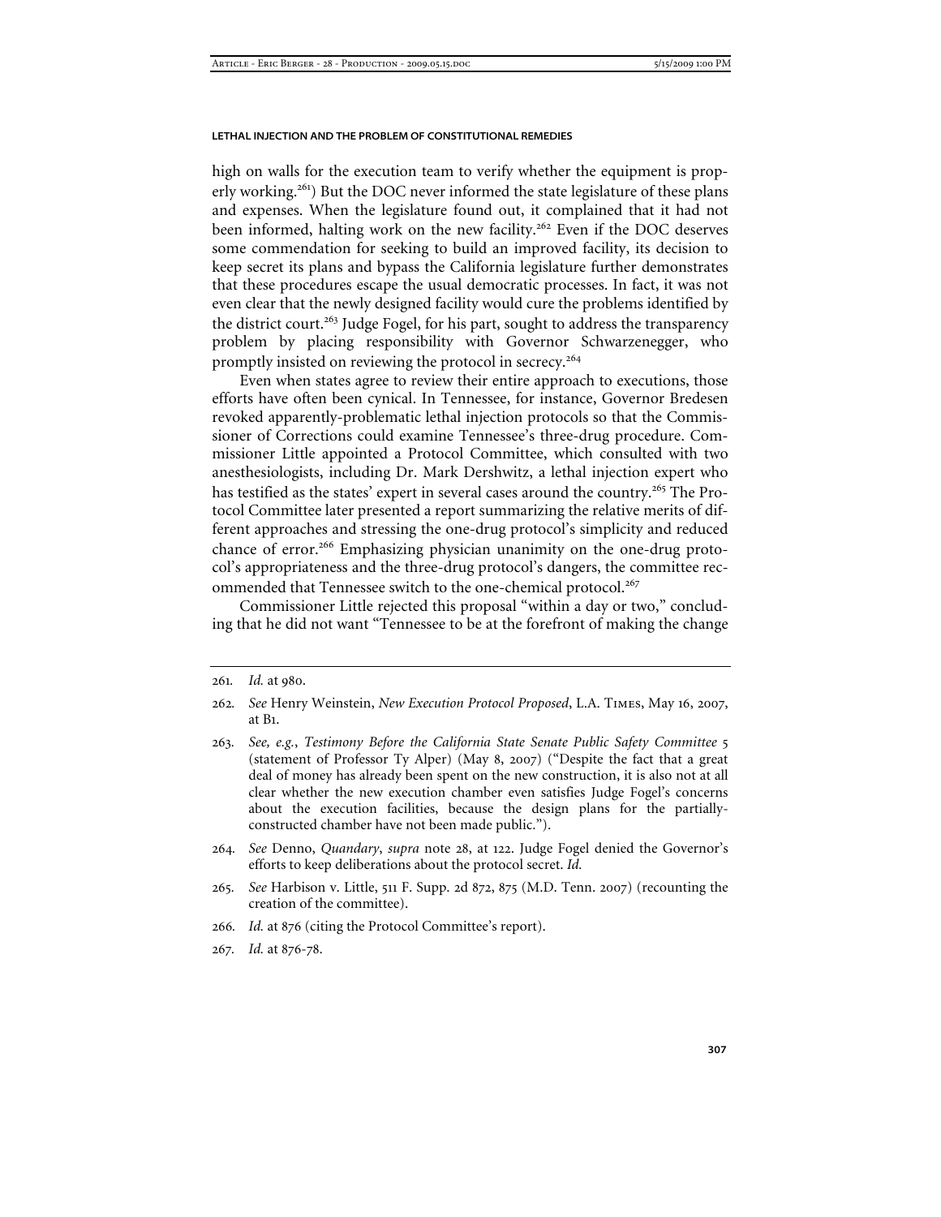high on walls for the execution team to verify whether the equipment is properly working.[261]) But the DOC never informed the state legislature of these plans and expenses. When the legislature found out, it complained that it had not been informed, halting work on the new facility.[262] Even if the DOC deserves some commendation for seeking to build an improved facility, its decision to keep secret its plans and bypass the California legislature further demonstrates that these procedures escape the usual democratic processes. In fact, it was not even clear that the newly designed facility would cure the problems identified by the district court.[263] Judge Fogel, for his part, sought to address the transparency problem by placing responsibility with Governor Schwarzenegger, who promptly insisted on reviewing the protocol in secrecy.[264]

Even when states agree to review their entire approach to executions, those efforts have often been cynical. In Tennessee, for instance, Governor Bredesen revoked apparently-problematic lethal injection protocols so that the Commissioner of Corrections could examine Tennessee's three-drug procedure. Commissioner Little appointed a Protocol Committee, which consulted with two anesthesiologists, including Dr. Mark Dershwitz, a lethal injection expert who has testified as the states' expert in several cases around the country.[265] The Protocol Committee later presented a report summarizing the relative merits of different approaches and stressing the one-drug protocol's simplicity and reduced chance of error.[266] Emphasizing physician unanimity on the one-drug protocol's appropriateness and the three-drug protocol's dangers, the committee recommended that Tennessee switch to the one-chemical protocol.[267]

Commissioner Little rejected this proposal "within a day or two," concluding that he did not want "Tennessee to be at the forefront of making the change

---

261. *Id.* at 980.

262. *See* Henry Weinstein, *New Execution Protocol Proposed*, L.A. Times, May 16, 2007, at B1.

263. *See, e.g.*, *Testimony Before the California State Senate Public Safety Committee* 5 (statement of Professor Ty Alper) (May 8, 2007) ("Despite the fact that a great deal of money has already been spent on the new construction, it is also not at all clear whether the new execution chamber even satisfies Judge Fogel's concerns about the execution facilities, because the design plans for the partially-constructed chamber have not been made public.").

264. *See* Denno, *Quandary*, *supra* note 28, at 122. Judge Fogel denied the Governor's efforts to keep deliberations about the protocol secret. *Id.*

265. *See* Harbison v. Little, 511 F. Supp. 2d 872, 875 (M.D. Tenn. 2007) (recounting the creation of the committee).

266. *Id.* at 876 (citing the Protocol Committee's report).

267. *Id.* at 876-78.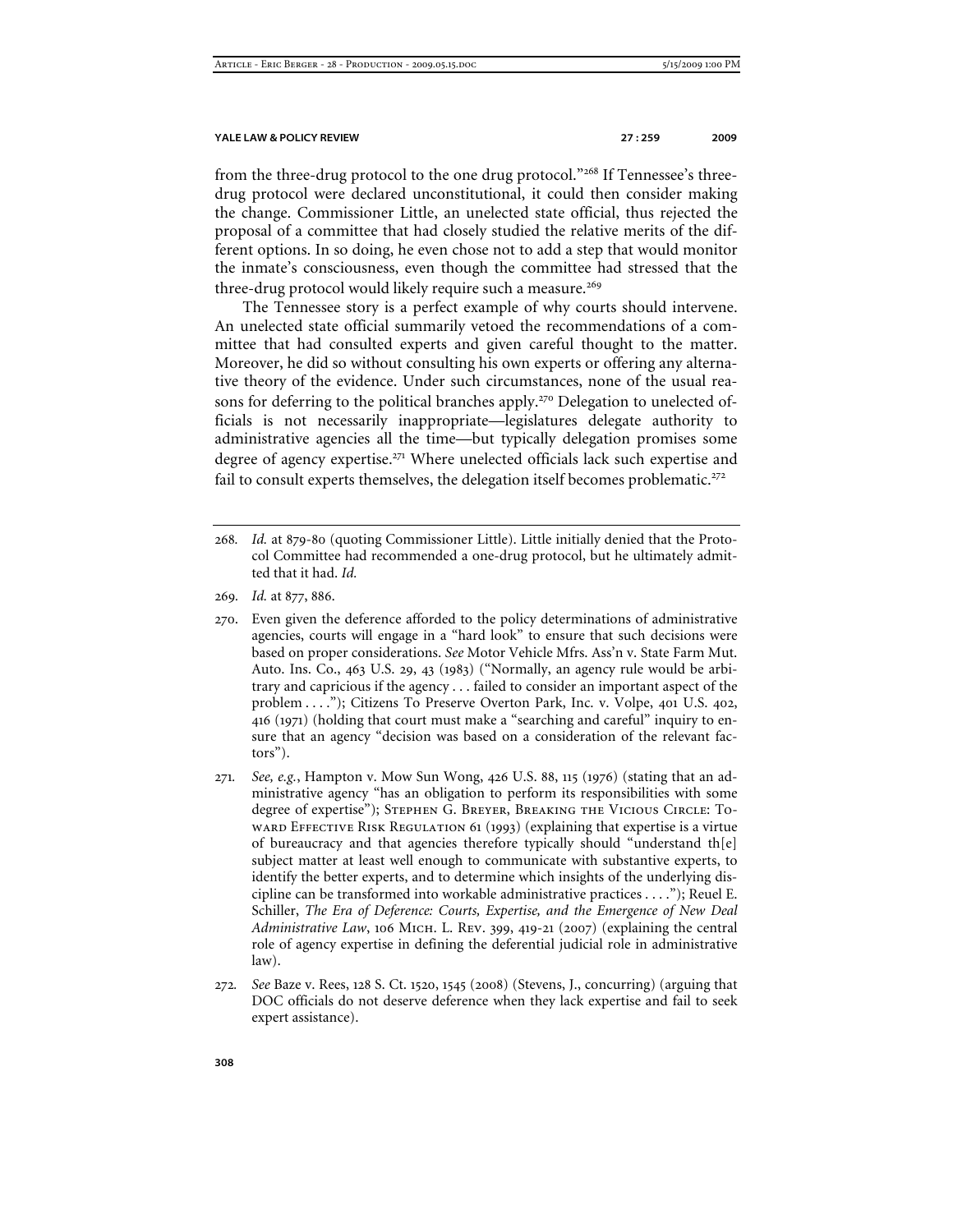from the three-drug protocol to the one drug protocol."[268] If Tennessee's three-drug protocol were declared unconstitutional, it could then consider making the change. Commissioner Little, an unelected state official, thus rejected the proposal of a committee that had closely studied the relative merits of the different options. In so doing, he even chose not to add a step that would monitor the inmate's consciousness, even though the committee had stressed that the three-drug protocol would likely require such a measure.[269]

The Tennessee story is a perfect example of why courts should intervene. An unelected state official summarily vetoed the recommendations of a committee that had consulted experts and given careful thought to the matter. Moreover, he did so without consulting his own experts or offering any alternative theory of the evidence. Under such circumstances, none of the usual reasons for deferring to the political branches apply.[270] Delegation to unelected officials is not necessarily inappropriate—legislatures delegate authority to administrative agencies all the time—but typically delegation promises some degree of agency expertise.[271] Where unelected officials lack such expertise and fail to consult experts themselves, the delegation itself becomes problematic.[272]

---

268. *Id.* at 879-80 (quoting Commissioner Little). Little initially denied that the Protocol Committee had recommended a one-drug protocol, but he ultimately admitted that it had. *Id.*

269. *Id.* at 877, 886.

270. Even given the deference afforded to the policy determinations of administrative agencies, courts will engage in a "hard look" to ensure that such decisions were based on proper considerations. *See* Motor Vehicle Mfrs. Ass'n v. State Farm Mut. Auto. Ins. Co., 463 U.S. 29, 43 (1983) ("Normally, an agency rule would be arbitrary and capricious if the agency . . . failed to consider an important aspect of the problem . . . ."); Citizens To Preserve Overton Park, Inc. v. Volpe, 401 U.S. 402, 416 (1971) (holding that court must make a "searching and careful" inquiry to ensure that an agency "decision was based on a consideration of the relevant factors").

271. *See, e.g.*, Hampton v. Mow Sun Wong, 426 U.S. 88, 115 (1976) (stating that an administrative agency "has an obligation to perform its responsibilities with some degree of expertise"); Stephen G. Breyer, Breaking the Vicious Circle: Toward Effective Risk Regulation 61 (1993) (explaining that expertise is a virtue of bureaucracy and that agencies therefore typically should "understand th[e] subject matter at least well enough to communicate with substantive experts, to identify the better experts, and to determine which insights of the underlying discipline can be transformed into workable administrative practices . . . ."); Reuel E. Schiller, *The Era of Deference: Courts, Expertise, and the Emergence of New Deal Administrative Law*, 106 Mich. L. Rev. 399, 419-21 (2007) (explaining the central role of agency expertise in defining the deferential judicial role in administrative law).

272. *See* Baze v. Rees, 128 S. Ct. 1520, 1545 (2008) (Stevens, J., concurring) (arguing that DOC officials do not deserve deference when they lack expertise and fail to seek expert assistance).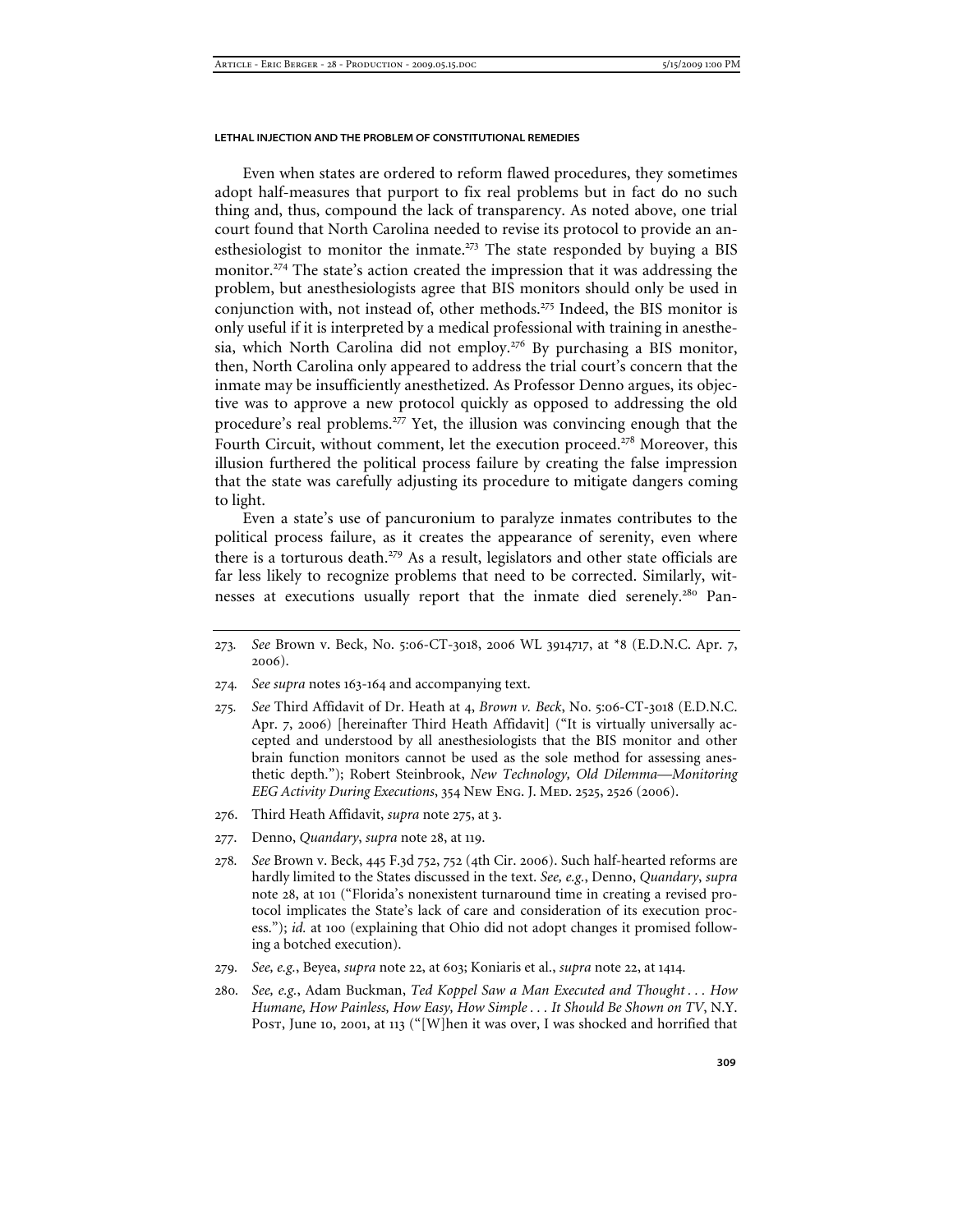Even when states are ordered to reform flawed procedures, they sometimes adopt half-measures that purport to fix real problems but in fact do no such thing and, thus, compound the lack of transparency. As noted above, one trial court found that North Carolina needed to revise its protocol to provide an anesthesiologist to monitor the inmate.[273] The state responded by buying a BIS monitor.[274] The state's action created the impression that it was addressing the problem, but anesthesiologists agree that BIS monitors should only be used in conjunction with, not instead of, other methods.[275] Indeed, the BIS monitor is only useful if it is interpreted by a medical professional with training in anesthesia, which North Carolina did not employ.[276] By purchasing a BIS monitor, then, North Carolina only appeared to address the trial court's concern that the inmate may be insufficiently anesthetized. As Professor Denno argues, its objective was to approve a new protocol quickly as opposed to addressing the old procedure's real problems.[277] Yet, the illusion was convincing enough that the Fourth Circuit, without comment, let the execution proceed.[278] Moreover, this illusion furthered the political process failure by creating the false impression that the state was carefully adjusting its procedure to mitigate dangers coming to light.

Even a state's use of pancuronium to paralyze inmates contributes to the political process failure, as it creates the appearance of serenity, even where there is a torturous death.[279] As a result, legislators and other state officials are far less likely to recognize problems that need to be corrected. Similarly, witnesses at executions usually report that the inmate died serenely.[280] Pan-

---

273. *See* Brown v. Beck, No. 5:06-CT-3018, 2006 WL 3914717, at *8 (E.D.N.C. Apr. 7, 2006).

274. *See supra* notes 163-164 and accompanying text.

275. *See* Third Affidavit of Dr. Heath at 4, *Brown v. Beck*, No. 5:06-CT-3018 (E.D.N.C. Apr. 7, 2006) [hereinafter Third Heath Affidavit] ("It is virtually universally accepted and understood by all anesthesiologists that the BIS monitor and other brain function monitors cannot be used as the sole method for assessing anesthetic depth."); Robert Steinbrook, *New Technology, Old Dilemma—Monitoring EEG Activity During Executions*, 354 New Eng. J. Med. 2525, 2526 (2006).

276. Third Heath Affidavit, *supra* note 275, at 3.

277. Denno, *Quandary*, *supra* note 28, at 119.

278. *See* Brown v. Beck, 445 F.3d 752, 752 (4th Cir. 2006). Such half-hearted reforms are hardly limited to the States discussed in the text. *See, e.g.*, Denno, *Quandary*, *supra* note 28, at 101 ("Florida's nonexistent turnaround time in creating a revised protocol implicates the State's lack of care and consideration of its execution process."); *id.* at 100 (explaining that Ohio did not adopt changes it promised following a botched execution).

279. *See, e.g.*, Beyea, *supra* note 22, at 603; Koniaris et al., *supra* note 22, at 1414.

280. *See, e.g.*, Adam Buckman, *Ted Koppel Saw a Man Executed and Thought . . . How Humane, How Painless, How Easy, How Simple . . . It Should Be Shown on TV*, N.Y. Post, June 10, 2001, at 113 ("[W]hen it was over, I was shocked and horrified that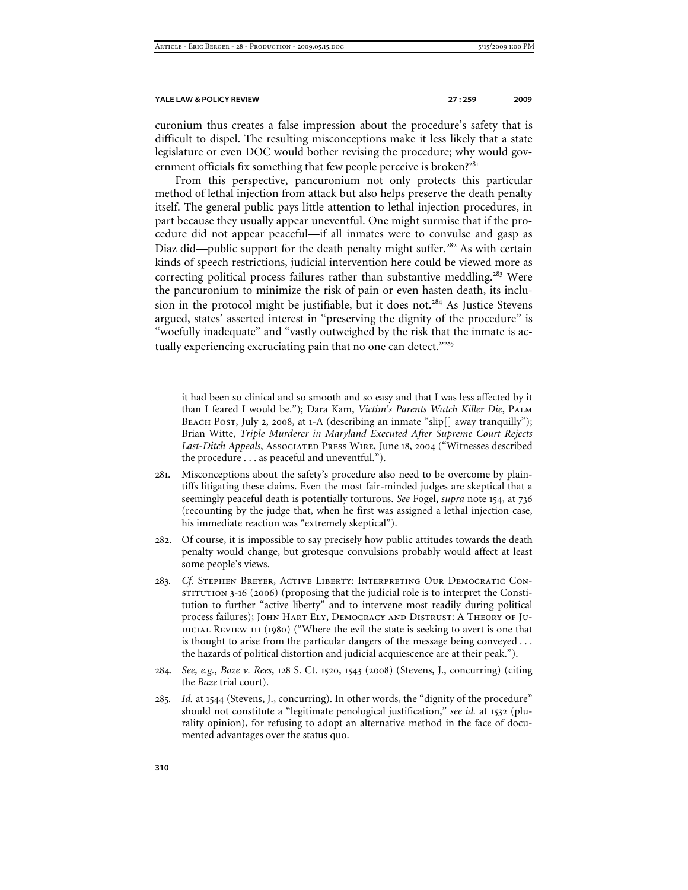curonium thus creates a false impression about the procedure's safety that is difficult to dispel. The resulting misconceptions make it less likely that a state legislature or even DOC would bother revising the procedure; why would government officials fix something that few people perceive is broken?[281]

From this perspective, pancuronium not only protects this particular method of lethal injection from attack but also helps preserve the death penalty itself. The general public pays little attention to lethal injection procedures, in part because they usually appear uneventful. One might surmise that if the procedure did not appear peaceful—if all inmates were to convulse and gasp as Diaz did—public support for the death penalty might suffer.[282] As with certain kinds of speech restrictions, judicial intervention here could be viewed more as correcting political process failures rather than substantive meddling.[283] Were the pancuronium to minimize the risk of pain or even hasten death, its inclusion in the protocol might be justifiable, but it does not.[284] As Justice Stevens argued, states' asserted interest in "preserving the dignity of the procedure" is "woefully inadequate" and "vastly outweighed by the risk that the inmate is actually experiencing excruciating pain that no one can detect."[285]

---

it had been so clinical and so smooth and so easy and that I was less affected by it than I feared I would be."); Dara Kam, *Victim's Parents Watch Killer Die*, Palm Beach Post, July 2, 2008, at 1-A (describing an inmate "slip[] away tranquilly"); Brian Witte, *Triple Murderer in Maryland Executed After Supreme Court Rejects Last-Ditch Appeals*, Associated Press Wire, June 18, 2004 ("Witnesses described the procedure . . . as peaceful and uneventful.").

281. Misconceptions about the safety's procedure also need to be overcome by plaintiffs litigating these claims. Even the most fair-minded judges are skeptical that a seemingly peaceful death is potentially torturous. *See* Fogel, *supra* note 154, at 736 (recounting by the judge that, when he first was assigned a lethal injection case, his immediate reaction was "extremely skeptical").

282. Of course, it is impossible to say precisely how public attitudes towards the death penalty would change, but grotesque convulsions probably would affect at least some people's views.

283. *Cf.* Stephen Breyer, Active Liberty: Interpreting Our Democratic Constitution 3-16 (2006) (proposing that the judicial role is to interpret the Constitution to further "active liberty" and to intervene most readily during political process failures); John Hart Ely, Democracy and Distrust: A Theory of Judicial Review 111 (1980) ("Where the evil the state is seeking to avert is one that is thought to arise from the particular dangers of the message being conveyed . . . the hazards of political distortion and judicial acquiescence are at their peak.").

284. *See, e.g.*, *Baze v. Rees*, 128 S. Ct. 1520, 1543 (2008) (Stevens, J., concurring) (citing the *Baze* trial court).

285. *Id.* at 1544 (Stevens, J., concurring). In other words, the "dignity of the procedure" should not constitute a "legitimate penological justification," *see id.* at 1532 (plurality opinion), for refusing to adopt an alternative method in the face of documented advantages over the status quo.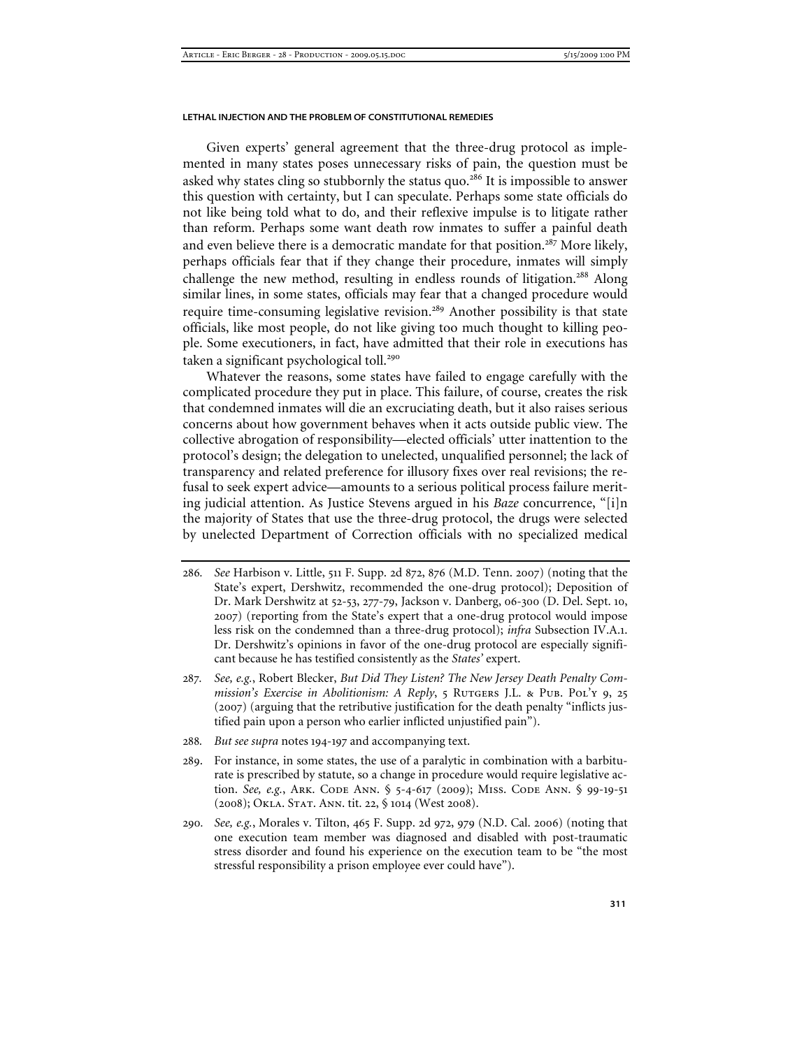Given experts' general agreement that the three-drug protocol as implemented in many states poses unnecessary risks of pain, the question must be asked why states cling so stubbornly the status quo.[286] It is impossible to answer this question with certainty, but I can speculate. Perhaps some state officials do not like being told what to do, and their reflexive impulse is to litigate rather than reform. Perhaps some want death row inmates to suffer a painful death and even believe there is a democratic mandate for that position.[287] More likely, perhaps officials fear that if they change their procedure, inmates will simply challenge the new method, resulting in endless rounds of litigation.[288] Along similar lines, in some states, officials may fear that a changed procedure would require time-consuming legislative revision.[289] Another possibility is that state officials, like most people, do not like giving too much thought to killing people. Some executioners, in fact, have admitted that their role in executions has taken a significant psychological toll.[290]

Whatever the reasons, some states have failed to engage carefully with the complicated procedure they put in place. This failure, of course, creates the risk that condemned inmates will die an excruciating death, but it also raises serious concerns about how government behaves when it acts outside public view. The collective abrogation of responsibility—elected officials' utter inattention to the protocol's design; the delegation to unelected, unqualified personnel; the lack of transparency and related preference for illusory fixes over real revisions; the refusal to seek expert advice—amounts to a serious political process failure meriting judicial attention. As Justice Stevens argued in his *Baze* concurrence, "[i]n the majority of States that use the three-drug protocol, the drugs were selected by unelected Department of Correction officials with no specialized medical

---

286. *See* Harbison v. Little, 511 F. Supp. 2d 872, 876 (M.D. Tenn. 2007) (noting that the State's expert, Dershwitz, recommended the one-drug protocol); Deposition of Dr. Mark Dershwitz at 52-53, 277-79, Jackson v. Danberg, 06-300 (D. Del. Sept. 10, 2007) (reporting from the State's expert that a one-drug protocol would impose less risk on the condemned than a three-drug protocol); *infra* Subsection IV.A.1. Dr. Dershwitz's opinions in favor of the one-drug protocol are especially significant because he has testified consistently as the *States'* expert.

287. *See, e.g.*, Robert Blecker, *But Did They Listen? The New Jersey Death Penalty Commission's Exercise in Abolitionism: A Reply*, 5 RUTGERS J.L. & PUB. POL'Y 9, 25 (2007) (arguing that the retributive justification for the death penalty "inflicts justified pain upon a person who earlier inflicted unjustified pain").

288. *But see supra* notes 194-197 and accompanying text.

289. For instance, in some states, the use of a paralytic in combination with a barbiturate is prescribed by statute, so a change in procedure would require legislative action. *See, e.g.*, ARK. CODE ANN. § 5-4-617 (2009); MISS. CODE ANN. § 99-19-51 (2008); OKLA. STAT. ANN. tit. 22, § 1014 (West 2008).

290. *See, e.g.*, Morales v. Tilton, 465 F. Supp. 2d 972, 979 (N.D. Cal. 2006) (noting that one execution team member was diagnosed and disabled with post-traumatic stress disorder and found his experience on the execution team to be "the most stressful responsibility a prison employee ever could have").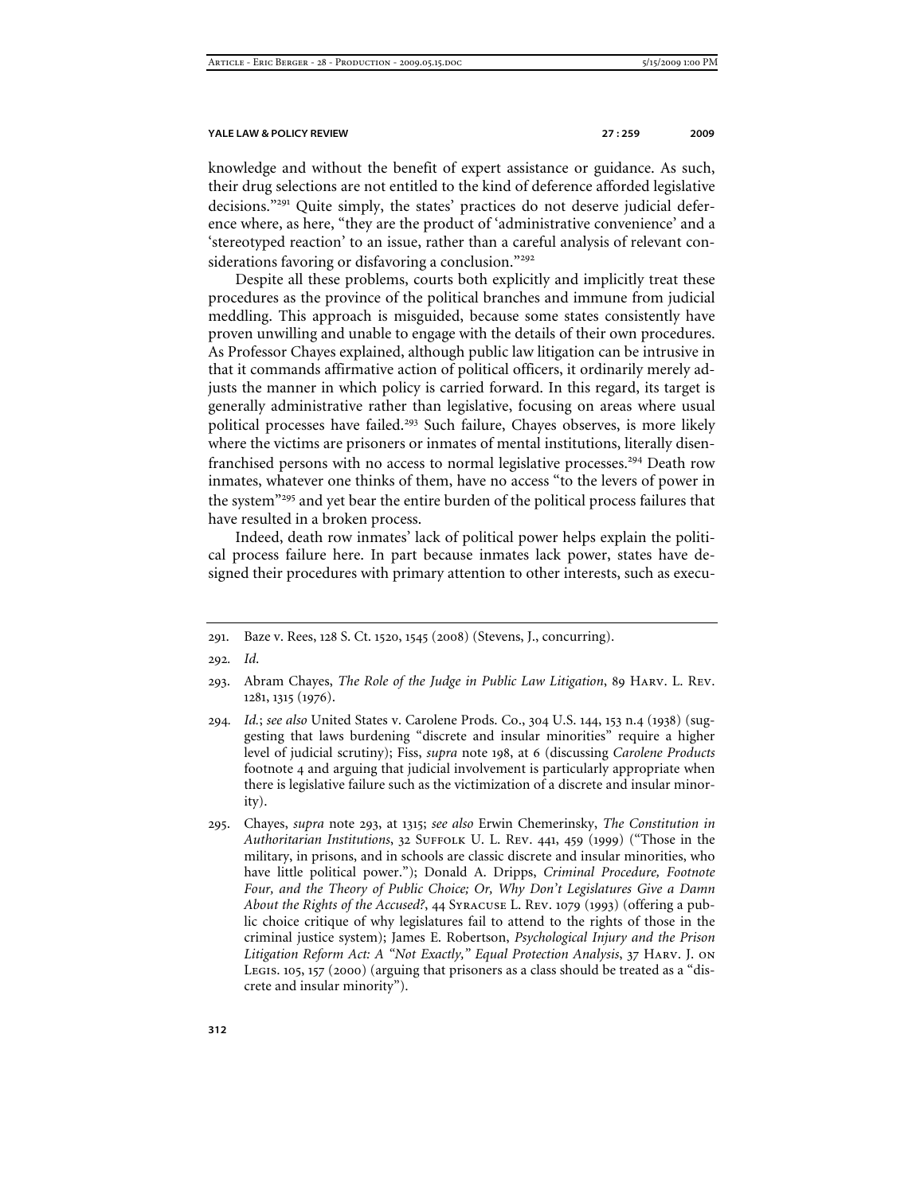knowledge and without the benefit of expert assistance or guidance. As such, their drug selections are not entitled to the kind of deference afforded legislative decisions."[291] Quite simply, the states' practices do not deserve judicial deference where, as here, "they are the product of 'administrative convenience' and a 'stereotyped reaction' to an issue, rather than a careful analysis of relevant considerations favoring or disfavoring a conclusion."[292]

Despite all these problems, courts both explicitly and implicitly treat these procedures as the province of the political branches and immune from judicial meddling. This approach is misguided, because some states consistently have proven unwilling and unable to engage with the details of their own procedures. As Professor Chayes explained, although public law litigation can be intrusive in that it commands affirmative action of political officers, it ordinarily merely adjusts the manner in which policy is carried forward. In this regard, its target is generally administrative rather than legislative, focusing on areas where usual political processes have failed.[293] Such failure, Chayes observes, is more likely where the victims are prisoners or inmates of mental institutions, literally disenfranchised persons with no access to normal legislative processes.[294] Death row inmates, whatever one thinks of them, have no access "to the levers of power in the system"[295] and yet bear the entire burden of the political process failures that have resulted in a broken process.

Indeed, death row inmates' lack of political power helps explain the political process failure here. In part because inmates lack power, states have designed their procedures with primary attention to other interests, such as execu-

---

291. Baze v. Rees, 128 S. Ct. 1520, 1545 (2008) (Stevens, J., concurring).

292. *Id.*

293. Abram Chayes, *The Role of the Judge in Public Law Litigation*, 89 Harv. L. Rev. 1281, 1315 (1976).

294. *Id.*; *see also* United States v. Carolene Prods. Co., 304 U.S. 144, 153 n.4 (1938) (suggesting that laws burdening "discrete and insular minorities" require a higher level of judicial scrutiny); Fiss, *supra* note 198, at 6 (discussing *Carolene Products* footnote 4 and arguing that judicial involvement is particularly appropriate when there is legislative failure such as the victimization of a discrete and insular minority).

295. Chayes, *supra* note 293, at 1315; *see also* Erwin Chemerinsky, *The Constitution in Authoritarian Institutions*, 32 Suffolk U. L. Rev. 441, 459 (1999) ("Those in the military, in prisons, and in schools are classic discrete and insular minorities, who have little political power."); Donald A. Dripps, *Criminal Procedure, Footnote Four, and the Theory of Public Choice; Or, Why Don't Legislatures Give a Damn About the Rights of the Accused?*, 44 Syracuse L. Rev. 1079 (1993) (offering a public choice critique of why legislatures fail to attend to the rights of those in the criminal justice system); James E. Robertson, *Psychological Injury and the Prison Litigation Reform Act: A "Not Exactly," Equal Protection Analysis*, 37 Harv. J. on Legis. 105, 157 (2000) (arguing that prisoners as a class should be treated as a "discrete and insular minority").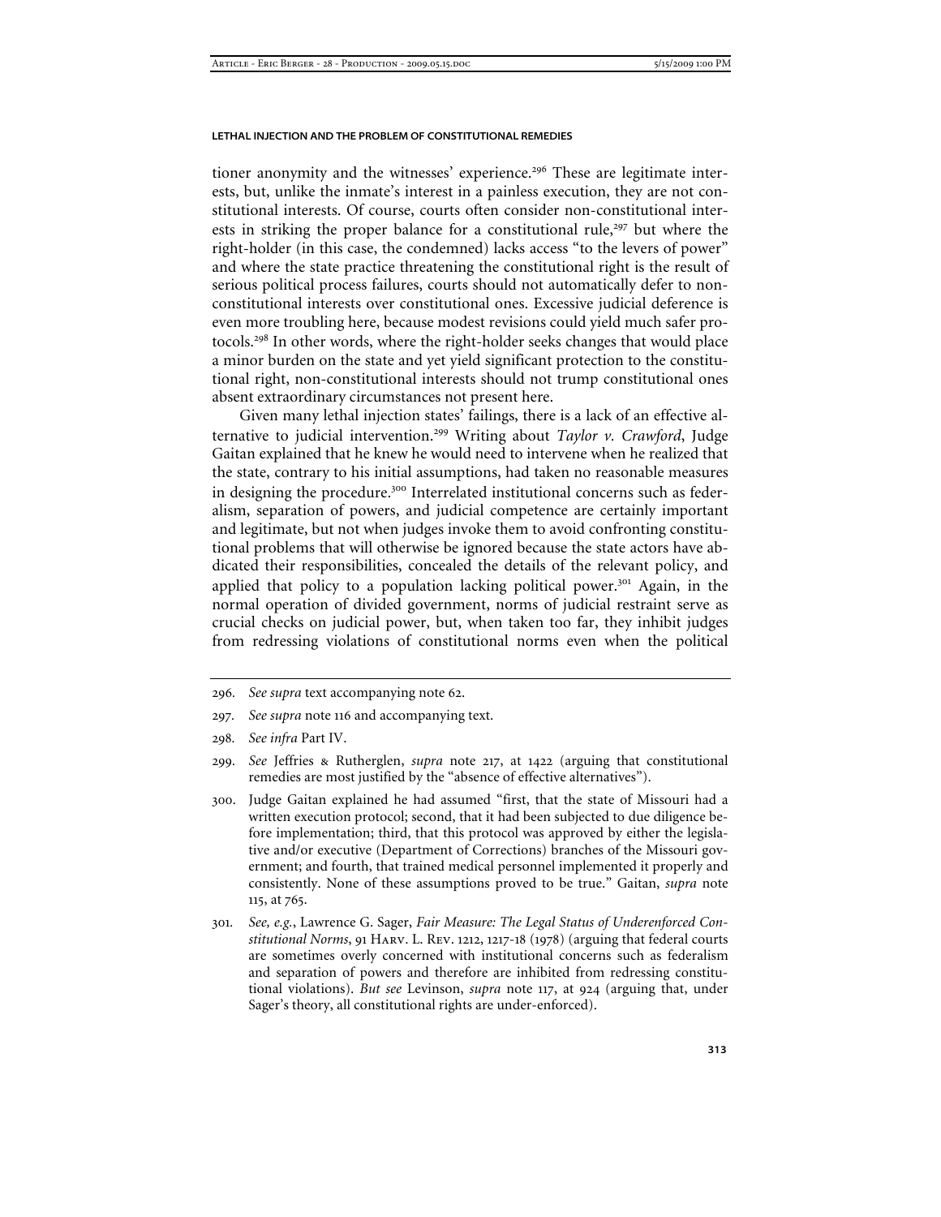tioner anonymity and the witnesses' experience.[296] These are legitimate interests, but, unlike the inmate's interest in a painless execution, they are not constitutional interests. Of course, courts often consider non-constitutional interests in striking the proper balance for a constitutional rule,[297] but where the right-holder (in this case, the condemned) lacks access "to the levers of power" and where the state practice threatening the constitutional right is the result of serious political process failures, courts should not automatically defer to non-constitutional interests over constitutional ones. Excessive judicial deference is even more troubling here, because modest revisions could yield much safer protocols.[298] In other words, where the right-holder seeks changes that would place a minor burden on the state and yet yield significant protection to the constitutional right, non-constitutional interests should not trump constitutional ones absent extraordinary circumstances not present here.

Given many lethal injection states' failings, there is a lack of an effective alternative to judicial intervention.[299] Writing about *Taylor v. Crawford*, Judge Gaitan explained that he knew he would need to intervene when he realized that the state, contrary to his initial assumptions, had taken no reasonable measures in designing the procedure.[300] Interrelated institutional concerns such as federalism, separation of powers, and judicial competence are certainly important and legitimate, but not when judges invoke them to avoid confronting constitutional problems that will otherwise be ignored because the state actors have abdicated their responsibilities, concealed the details of the relevant policy, and applied that policy to a population lacking political power.[301] Again, in the normal operation of divided government, norms of judicial restraint serve as crucial checks on judicial power, but, when taken too far, they inhibit judges from redressing violations of constitutional norms even when the political

---

296. *See supra* text accompanying note 62.

297. *See supra* note 116 and accompanying text.

298. *See infra* Part IV.

299. *See* Jeffries & Rutherglen, *supra* note 217, at 1422 (arguing that constitutional remedies are most justified by the "absence of effective alternatives").

300. Judge Gaitan explained he had assumed "first, that the state of Missouri had a written execution protocol; second, that it had been subjected to due diligence before implementation; third, that this protocol was approved by either the legislative and/or executive (Department of Corrections) branches of the Missouri government; and fourth, that trained medical personnel implemented it properly and consistently. None of these assumptions proved to be true." Gaitan, *supra* note 115, at 765.

301. *See, e.g.*, Lawrence G. Sager, *Fair Measure: The Legal Status of Underenforced Constitutional Norms*, 91 Harv. L. Rev. 1212, 1217-18 (1978) (arguing that federal courts are sometimes overly concerned with institutional concerns such as federalism and separation of powers and therefore are inhibited from redressing constitutional violations). *But see* Levinson, *supra* note 117, at 924 (arguing that, under Sager's theory, all constitutional rights are under-enforced).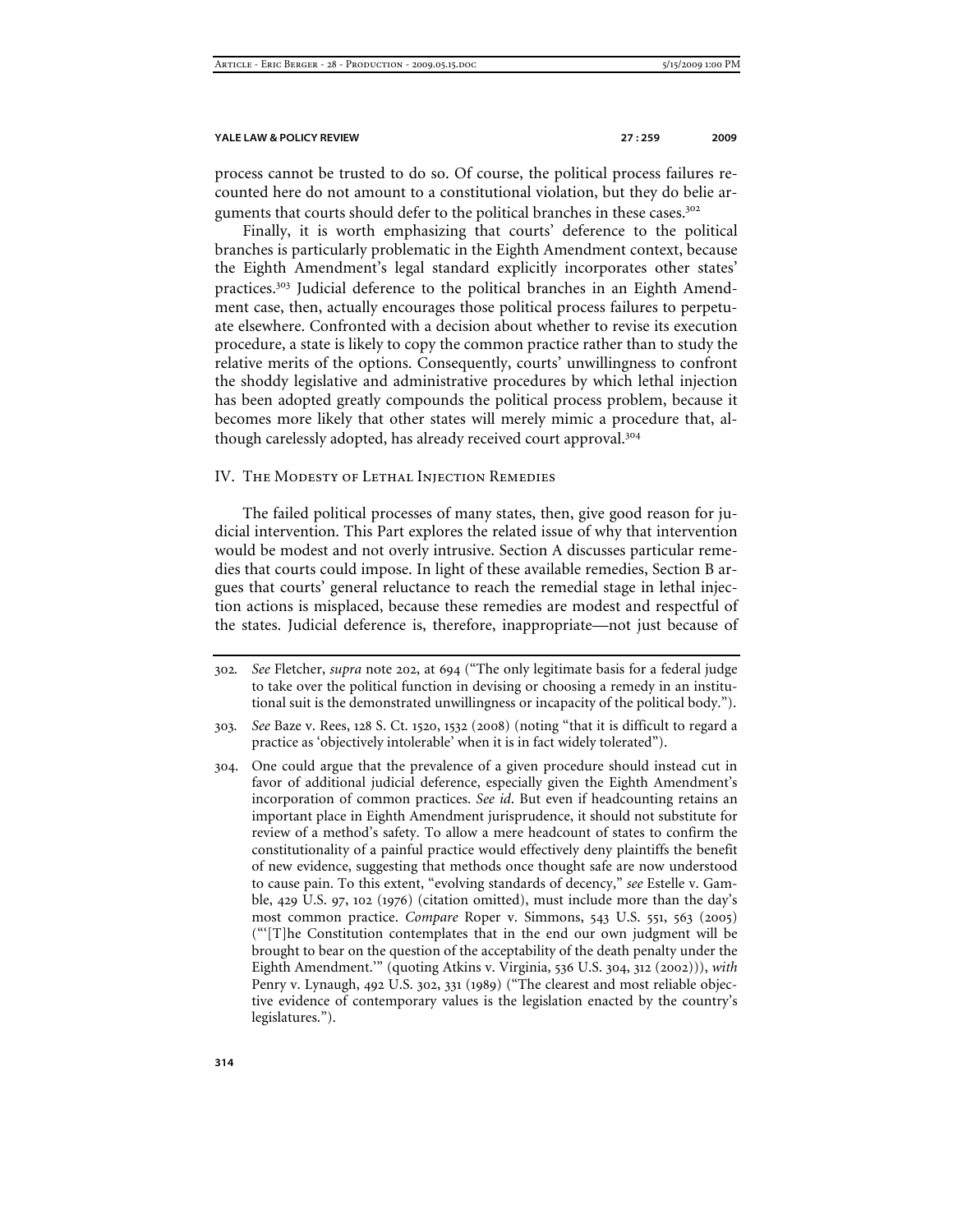process cannot be trusted to do so. Of course, the political process failures recounted here do not amount to a constitutional violation, but they do belie arguments that courts should defer to the political branches in these cases.[302]

Finally, it is worth emphasizing that courts' deference to the political branches is particularly problematic in the Eighth Amendment context, because the Eighth Amendment's legal standard explicitly incorporates other states' practices.[303] Judicial deference to the political branches in an Eighth Amendment case, then, actually encourages those political process failures to perpetuate elsewhere. Confronted with a decision about whether to revise its execution procedure, a state is likely to copy the common practice rather than to study the relative merits of the options. Consequently, courts' unwillingness to confront the shoddy legislative and administrative procedures by which lethal injection has been adopted greatly compounds the political process problem, because it becomes more likely that other states will merely mimic a procedure that, although carelessly adopted, has already received court approval.[304]

## IV. The Modesty of Lethal Injection Remedies

The failed political processes of many states, then, give good reason for judicial intervention. This Part explores the related issue of why that intervention would be modest and not overly intrusive. Section A discusses particular remedies that courts could impose. In light of these available remedies, Section B argues that courts' general reluctance to reach the remedial stage in lethal injection actions is misplaced, because these remedies are modest and respectful of the states. Judicial deference is, therefore, inappropriate—not just because of

---

302. *See* Fletcher, *supra* note 202, at 694 ("The only legitimate basis for a federal judge to take over the political function in devising or choosing a remedy in an institutional suit is the demonstrated unwillingness or incapacity of the political body.").

303. *See* Baze v. Rees, 128 S. Ct. 1520, 1532 (2008) (noting "that it is difficult to regard a practice as 'objectively intolerable' when it is in fact widely tolerated").

304. One could argue that the prevalence of a given procedure should instead cut in favor of additional judicial deference, especially given the Eighth Amendment's incorporation of common practices. *See id*. But even if headcounting retains an important place in Eighth Amendment jurisprudence, it should not substitute for review of a method's safety. To allow a mere headcount of states to confirm the constitutionality of a painful practice would effectively deny plaintiffs the benefit of new evidence, suggesting that methods once thought safe are now understood to cause pain. To this extent, "evolving standards of decency," *see* Estelle v. Gamble, 429 U.S. 97, 102 (1976) (citation omitted), must include more than the day's most common practice. *Compare* Roper v. Simmons, 543 U.S. 551, 563 (2005) ("'[T]he Constitution contemplates that in the end our own judgment will be brought to bear on the question of the acceptability of the death penalty under the Eighth Amendment.'" (quoting Atkins v. Virginia, 536 U.S. 304, 312 (2002))), *with* Penry v. Lynaugh, 492 U.S. 302, 331 (1989) ("The clearest and most reliable objective evidence of contemporary values is the legislation enacted by the country's legislatures.").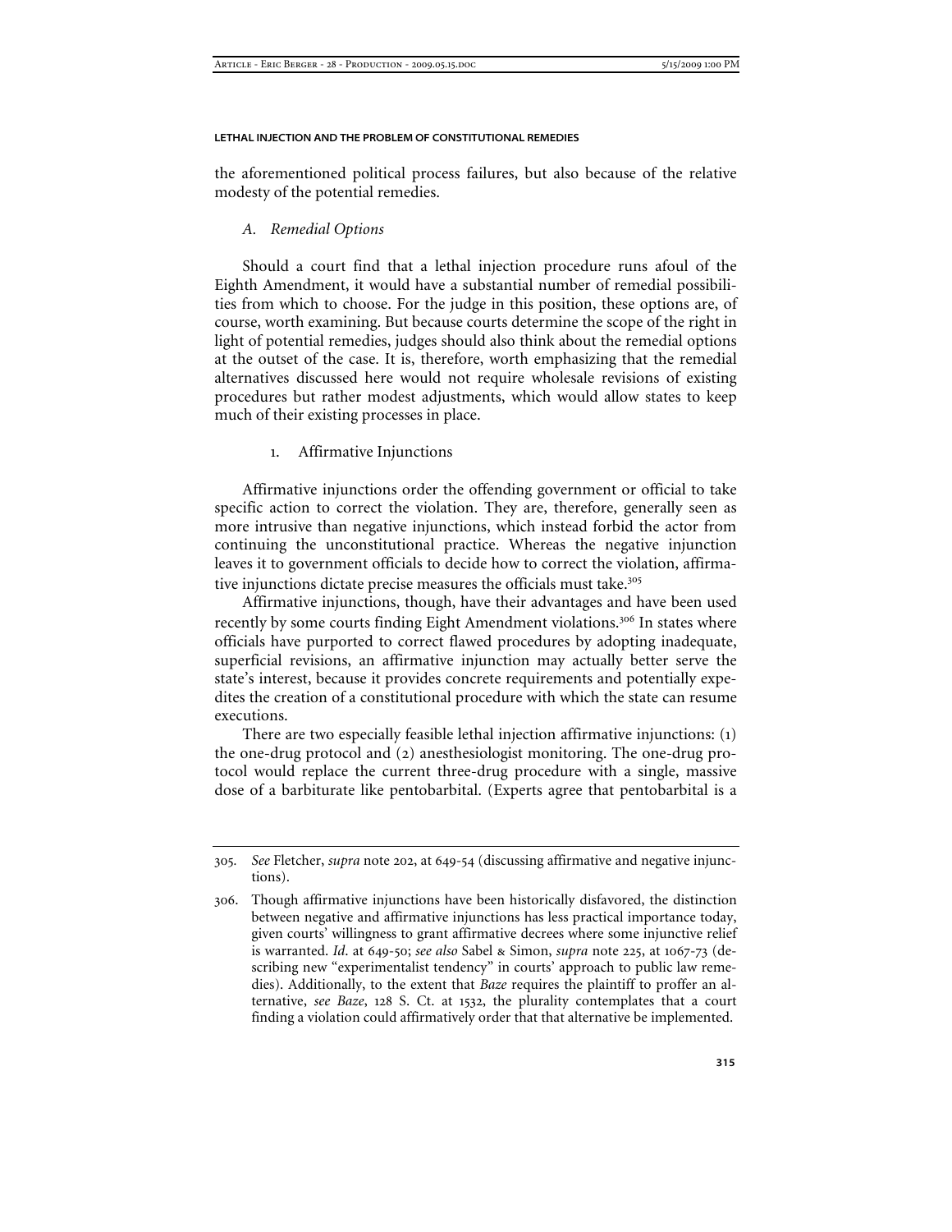the aforementioned political process failures, but also because of the relative modesty of the potential remedies.

### *A. Remedial Options*

Should a court find that a lethal injection procedure runs afoul of the Eighth Amendment, it would have a substantial number of remedial possibilities from which to choose. For the judge in this position, these options are, of course, worth examining. But because courts determine the scope of the right in light of potential remedies, judges should also think about the remedial options at the outset of the case. It is, therefore, worth emphasizing that the remedial alternatives discussed here would not require wholesale revisions of existing procedures but rather modest adjustments, which would allow states to keep much of their existing processes in place.

#### 1. Affirmative Injunctions

Affirmative injunctions order the offending government or official to take specific action to correct the violation. They are, therefore, generally seen as more intrusive than negative injunctions, which instead forbid the actor from continuing the unconstitutional practice. Whereas the negative injunction leaves it to government officials to decide how to correct the violation, affirmative injunctions dictate precise measures the officials must take.[305]

Affirmative injunctions, though, have their advantages and have been used recently by some courts finding Eight Amendment violations.[306] In states where officials have purported to correct flawed procedures by adopting inadequate, superficial revisions, an affirmative injunction may actually better serve the state's interest, because it provides concrete requirements and potentially expedites the creation of a constitutional procedure with which the state can resume executions.

There are two especially feasible lethal injection affirmative injunctions: (1) the one-drug protocol and (2) anesthesiologist monitoring. The one-drug protocol would replace the current three-drug procedure with a single, massive dose of a barbiturate like pentobarbital. (Experts agree that pentobarbital is a

---

305. *See* Fletcher, *supra* note 202, at 649-54 (discussing affirmative and negative injunctions).

306. Though affirmative injunctions have been historically disfavored, the distinction between negative and affirmative injunctions has less practical importance today, given courts' willingness to grant affirmative decrees where some injunctive relief is warranted. *Id.* at 649-50; *see also* Sabel & Simon, *supra* note 225, at 1067-73 (describing new "experimentalist tendency" in courts' approach to public law remedies). Additionally, to the extent that *Baze* requires the plaintiff to proffer an alternative, *see Baze*, 128 S. Ct. at 1532, the plurality contemplates that a court finding a violation could affirmatively order that that alternative be implemented.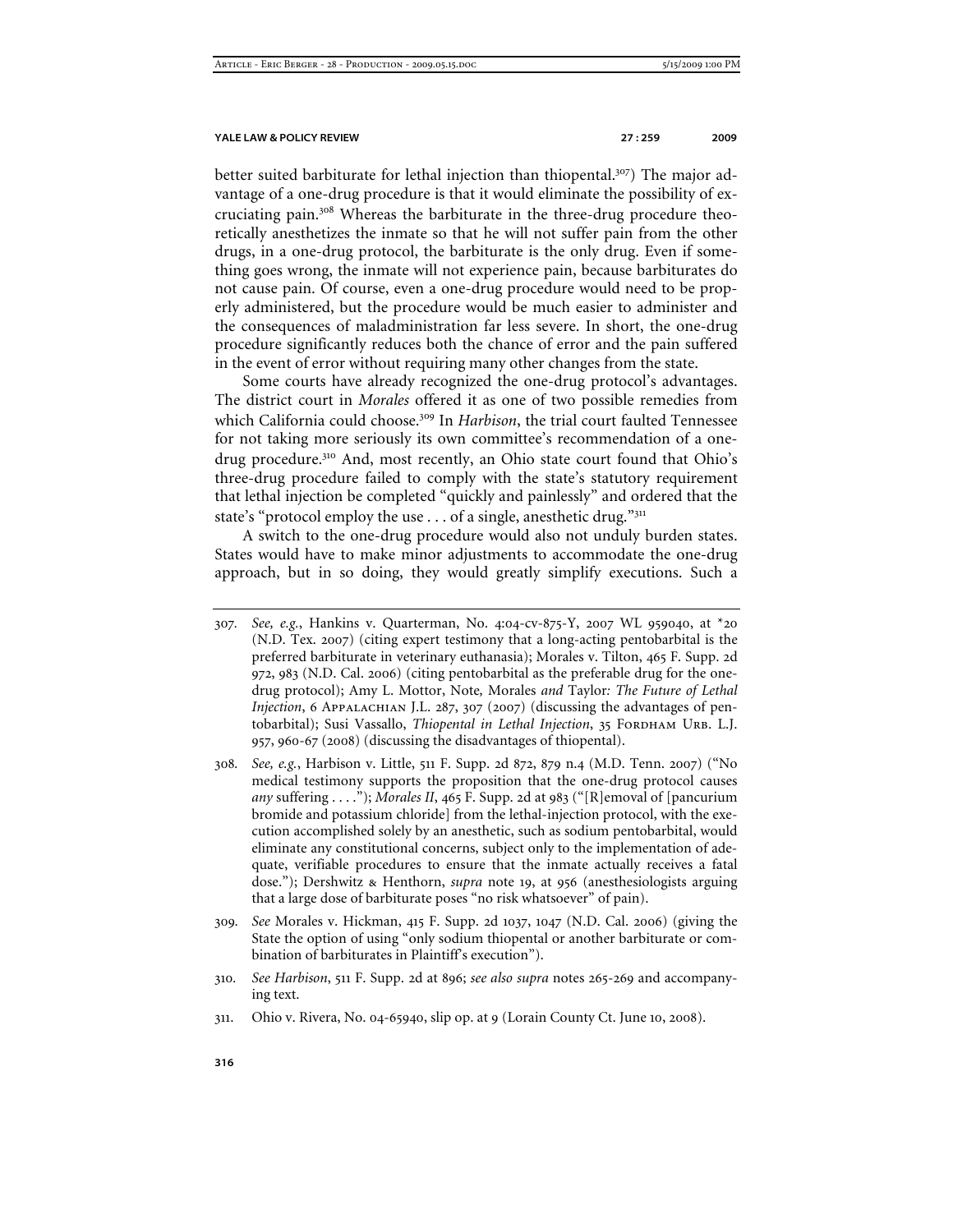better suited barbiturate for lethal injection than thiopental.[307]) The major advantage of a one-drug procedure is that it would eliminate the possibility of excruciating pain.[308] Whereas the barbiturate in the three-drug procedure theoretically anesthetizes the inmate so that he will not suffer pain from the other drugs, in a one-drug protocol, the barbiturate is the only drug. Even if something goes wrong, the inmate will not experience pain, because barbiturates do not cause pain. Of course, even a one-drug procedure would need to be properly administered, but the procedure would be much easier to administer and the consequences of maladministration far less severe. In short, the one-drug procedure significantly reduces both the chance of error and the pain suffered in the event of error without requiring many other changes from the state.

Some courts have already recognized the one-drug protocol's advantages. The district court in *Morales* offered it as one of two possible remedies from which California could choose.[309] In *Harbison*, the trial court faulted Tennessee for not taking more seriously its own committee's recommendation of a one-drug procedure.[310] And, most recently, an Ohio state court found that Ohio's three-drug procedure failed to comply with the state's statutory requirement that lethal injection be completed "quickly and painlessly" and ordered that the state's "protocol employ the use . . . of a single, anesthetic drug."[311]

A switch to the one-drug procedure would also not unduly burden states. States would have to make minor adjustments to accommodate the one-drug approach, but in so doing, they would greatly simplify executions. Such a

---

307. *See, e.g.*, Hankins v. Quarterman, No. 4:04-cv-875-Y, 2007 WL 959040, at *20 (N.D. Tex. 2007) (citing expert testimony that a long-acting pentobarbital is the preferred barbiturate in veterinary euthanasia); Morales v. Tilton, 465 F. Supp. 2d 972, 983 (N.D. Cal. 2006) (citing pentobarbital as the preferable drug for the one-drug protocol); Amy L. Mottor, Note, Morales *and* Taylor*: The Future of Lethal Injection*, 6 Appalachian J.L. 287, 307 (2007) (discussing the advantages of pentobarbital); Susi Vassallo, *Thiopental in Lethal Injection*, 35 Fordham Urb. L.J. 957, 960-67 (2008) (discussing the disadvantages of thiopental).

308. *See, e.g.*, Harbison v. Little, 511 F. Supp. 2d 872, 879 n.4 (M.D. Tenn. 2007) ("No medical testimony supports the proposition that the one-drug protocol causes *any* suffering . . . ."); *Morales II*, 465 F. Supp. 2d at 983 ("[R]emoval of [pancurium bromide and potassium chloride] from the lethal-injection protocol, with the execution accomplished solely by an anesthetic, such as sodium pentobarbital, would eliminate any constitutional concerns, subject only to the implementation of adequate, verifiable procedures to ensure that the inmate actually receives a fatal dose."); Dershwitz & Henthorn, *supra* note 19, at 956 (anesthesiologists arguing that a large dose of barbiturate poses "no risk whatsoever" of pain).

309. *See* Morales v. Hickman, 415 F. Supp. 2d 1037, 1047 (N.D. Cal. 2006) (giving the State the option of using "only sodium thiopental or another barbiturate or combination of barbiturates in Plaintiff's execution").

310. *See Harbison*, 511 F. Supp. 2d at 896; *see also supra* notes 265-269 and accompanying text.

311. Ohio v. Rivera, No. 04-65940, slip op. at 9 (Lorain County Ct. June 10, 2008).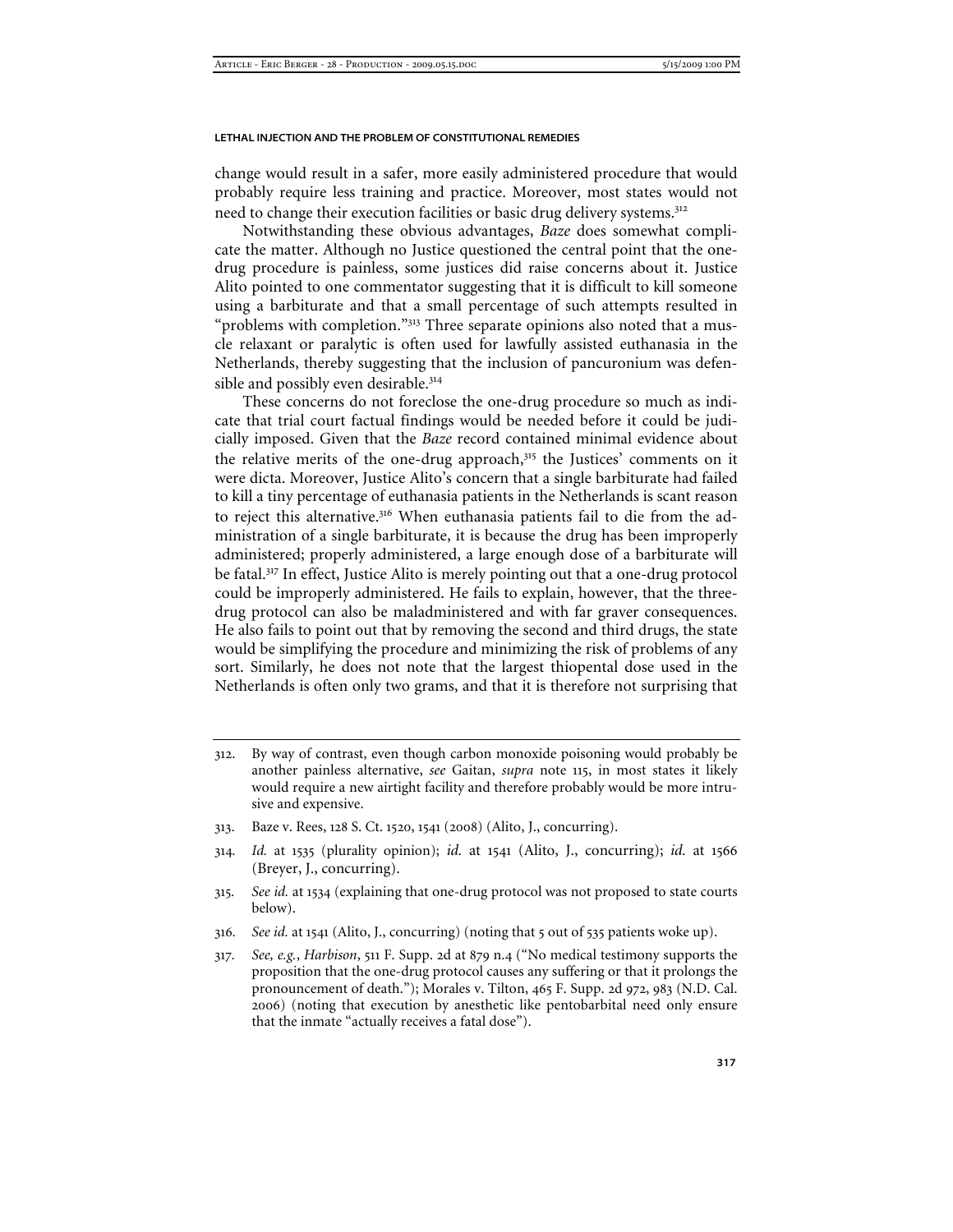change would result in a safer, more easily administered procedure that would probably require less training and practice. Moreover, most states would not need to change their execution facilities or basic drug delivery systems.[312]

Notwithstanding these obvious advantages, *Baze* does somewhat complicate the matter. Although no Justice questioned the central point that the one-drug procedure is painless, some justices did raise concerns about it. Justice Alito pointed to one commentator suggesting that it is difficult to kill someone using a barbiturate and that a small percentage of such attempts resulted in "problems with completion."[313] Three separate opinions also noted that a muscle relaxant or paralytic is often used for lawfully assisted euthanasia in the Netherlands, thereby suggesting that the inclusion of pancuronium was defensible and possibly even desirable.[314]

These concerns do not foreclose the one-drug procedure so much as indicate that trial court factual findings would be needed before it could be judicially imposed. Given that the *Baze* record contained minimal evidence about the relative merits of the one-drug approach,[315] the Justices' comments on it were dicta. Moreover, Justice Alito's concern that a single barbiturate had failed to kill a tiny percentage of euthanasia patients in the Netherlands is scant reason to reject this alternative.[316] When euthanasia patients fail to die from the administration of a single barbiturate, it is because the drug has been improperly administered; properly administered, a large enough dose of a barbiturate will be fatal.[317] In effect, Justice Alito is merely pointing out that a one-drug protocol could be improperly administered. He fails to explain, however, that the three-drug protocol can also be maladministered and with far graver consequences. He also fails to point out that by removing the second and third drugs, the state would be simplifying the procedure and minimizing the risk of problems of any sort. Similarly, he does not note that the largest thiopental dose used in the Netherlands is often only two grams, and that it is therefore not surprising that

---

312. By way of contrast, even though carbon monoxide poisoning would probably be another painless alternative, *see* Gaitan, *supra* note 115, in most states it likely would require a new airtight facility and therefore probably would be more intrusive and expensive.

313. Baze v. Rees, 128 S. Ct. 1520, 1541 (2008) (Alito, J., concurring).

314. *Id.* at 1535 (plurality opinion); *id.* at 1541 (Alito, J., concurring); *id.* at 1566 (Breyer, J., concurring).

315. *See id.* at 1534 (explaining that one-drug protocol was not proposed to state courts below).

316. *See id.* at 1541 (Alito, J., concurring) (noting that 5 out of 535 patients woke up).

317. *See, e.g.*, *Harbison*, 511 F. Supp. 2d at 879 n.4 ("No medical testimony supports the proposition that the one-drug protocol causes any suffering or that it prolongs the pronouncement of death."); Morales v. Tilton, 465 F. Supp. 2d 972, 983 (N.D. Cal. 2006) (noting that execution by anesthetic like pentobarbital need only ensure that the inmate "actually receives a fatal dose").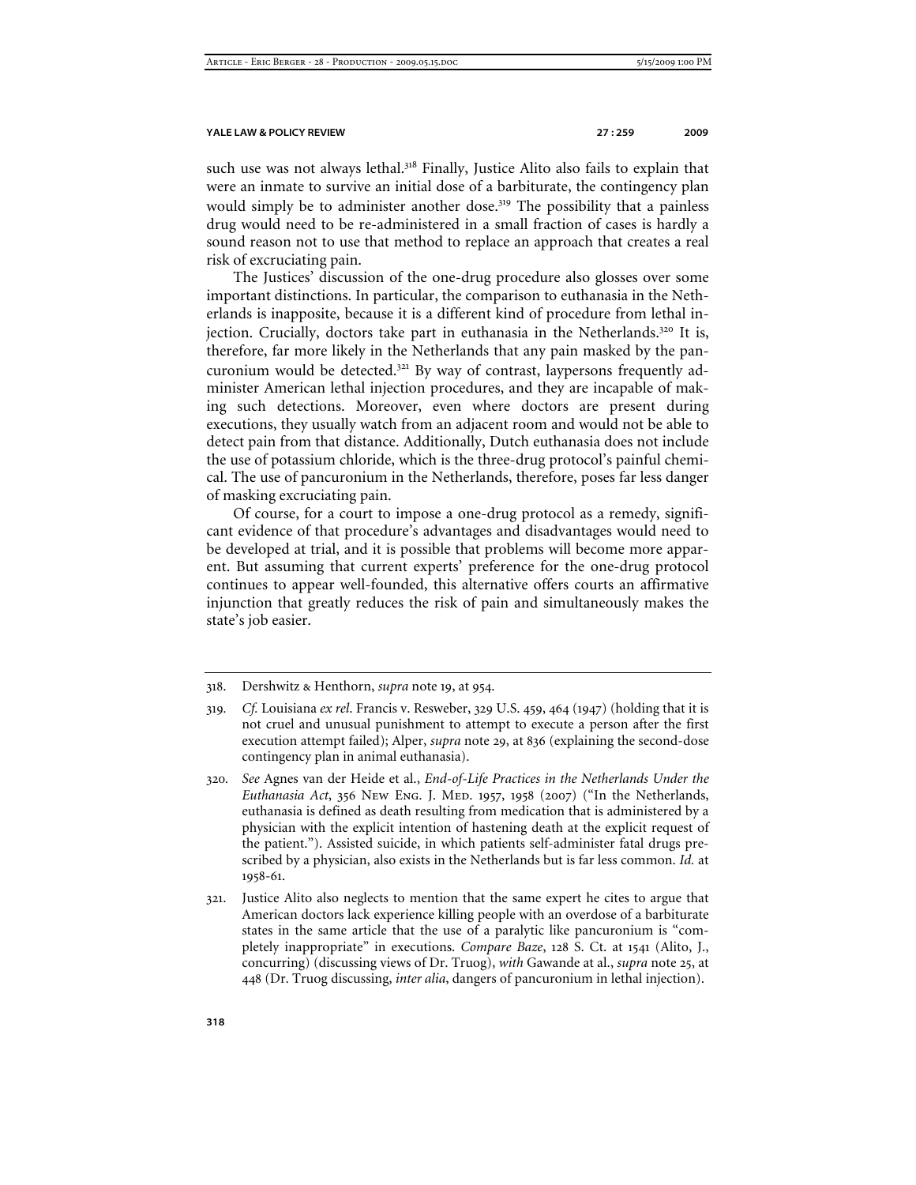such use was not always lethal.[318] Finally, Justice Alito also fails to explain that were an inmate to survive an initial dose of a barbiturate, the contingency plan would simply be to administer another dose.[319] The possibility that a painless drug would need to be re-administered in a small fraction of cases is hardly a sound reason not to use that method to replace an approach that creates a real risk of excruciating pain.

The Justices' discussion of the one-drug procedure also glosses over some important distinctions. In particular, the comparison to euthanasia in the Netherlands is inapposite, because it is a different kind of procedure from lethal injection. Crucially, doctors take part in euthanasia in the Netherlands.[320] It is, therefore, far more likely in the Netherlands that any pain masked by the pancuronium would be detected.[321] By way of contrast, laypersons frequently administer American lethal injection procedures, and they are incapable of making such detections. Moreover, even where doctors are present during executions, they usually watch from an adjacent room and would not be able to detect pain from that distance. Additionally, Dutch euthanasia does not include the use of potassium chloride, which is the three-drug protocol's painful chemical. The use of pancuronium in the Netherlands, therefore, poses far less danger of masking excruciating pain.

Of course, for a court to impose a one-drug protocol as a remedy, significant evidence of that procedure's advantages and disadvantages would need to be developed at trial, and it is possible that problems will become more apparent. But assuming that current experts' preference for the one-drug protocol continues to appear well-founded, this alternative offers courts an affirmative injunction that greatly reduces the risk of pain and simultaneously makes the state's job easier.

---

318. Dershwitz & Henthorn, *supra* note 19, at 954.

319. *Cf.* Louisiana *ex rel*. Francis v. Resweber, 329 U.S. 459, 464 (1947) (holding that it is not cruel and unusual punishment to attempt to execute a person after the first execution attempt failed); Alper, *supra* note 29, at 836 (explaining the second-dose contingency plan in animal euthanasia).

320. *See* Agnes van der Heide et al., *End-of-Life Practices in the Netherlands Under the Euthanasia Act*, 356 New Eng. J. Med. 1957, 1958 (2007) ("In the Netherlands, euthanasia is defined as death resulting from medication that is administered by a physician with the explicit intention of hastening death at the explicit request of the patient."). Assisted suicide, in which patients self-administer fatal drugs prescribed by a physician, also exists in the Netherlands but is far less common. *Id.* at 1958-61.

321. Justice Alito also neglects to mention that the same expert he cites to argue that American doctors lack experience killing people with an overdose of a barbiturate states in the same article that the use of a paralytic like pancuronium is "completely inappropriate" in executions. *Compare Baze*, 128 S. Ct. at 1541 (Alito, J., concurring) (discussing views of Dr. Truog), *with* Gawande at al., *supra* note 25, at 448 (Dr. Truog discussing, *inter alia*, dangers of pancuronium in lethal injection).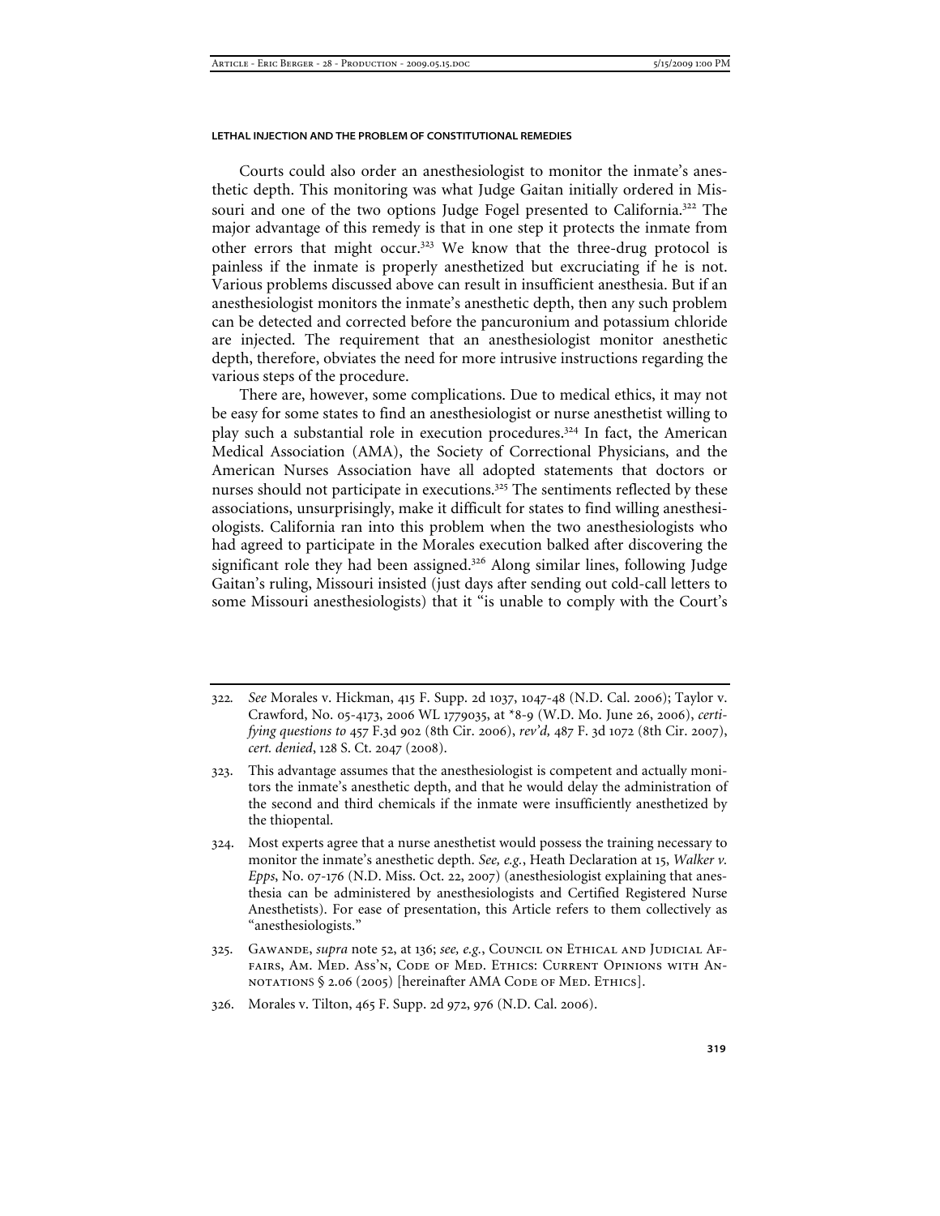Courts could also order an anesthesiologist to monitor the inmate's anesthetic depth. This monitoring was what Judge Gaitan initially ordered in Missouri and one of the two options Judge Fogel presented to California.[322] The major advantage of this remedy is that in one step it protects the inmate from other errors that might occur.[323] We know that the three-drug protocol is painless if the inmate is properly anesthetized but excruciating if he is not. Various problems discussed above can result in insufficient anesthesia. But if an anesthesiologist monitors the inmate's anesthetic depth, then any such problem can be detected and corrected before the pancuronium and potassium chloride are injected. The requirement that an anesthesiologist monitor anesthetic depth, therefore, obviates the need for more intrusive instructions regarding the various steps of the procedure.

There are, however, some complications. Due to medical ethics, it may not be easy for some states to find an anesthesiologist or nurse anesthetist willing to play such a substantial role in execution procedures.[324] In fact, the American Medical Association (AMA), the Society of Correctional Physicians, and the American Nurses Association have all adopted statements that doctors or nurses should not participate in executions.[325] The sentiments reflected by these associations, unsurprisingly, make it difficult for states to find willing anesthesiologists. California ran into this problem when the two anesthesiologists who had agreed to participate in the Morales execution balked after discovering the significant role they had been assigned.[326] Along similar lines, following Judge Gaitan's ruling, Missouri insisted (just days after sending out cold-call letters to some Missouri anesthesiologists) that it "is unable to comply with the Court's

---

322. *See* Morales v. Hickman, 415 F. Supp. 2d 1037, 1047-48 (N.D. Cal. 2006); Taylor v. Crawford, No. 05-4173, 2006 WL 1779035, at *8-9 (W.D. Mo. June 26, 2006), *certifying questions to* 457 F.3d 902 (8th Cir. 2006), *rev'd,* 487 F. 3d 1072 (8th Cir. 2007), *cert. denied*, 128 S. Ct. 2047 (2008).

323. This advantage assumes that the anesthesiologist is competent and actually monitors the inmate's anesthetic depth, and that he would delay the administration of the second and third chemicals if the inmate were insufficiently anesthetized by the thiopental.

324. Most experts agree that a nurse anesthetist would possess the training necessary to monitor the inmate's anesthetic depth. *See, e.g.*, Heath Declaration at 15, *Walker v. Epps*, No. 07-176 (N.D. Miss. Oct. 22, 2007) (anesthesiologist explaining that anesthesia can be administered by anesthesiologists and Certified Registered Nurse Anesthetists). For ease of presentation, this Article refers to them collectively as "anesthesiologists."

325. Gawande, *supra* note 52, at 136; *see, e.g.*, Council on Ethical and Judicial Affairs, Am. Med. Ass'n, Code of Med. Ethics: Current Opinions with Annotations § 2.06 (2005) [hereinafter AMA Code of Med. Ethics].

326. Morales v. Tilton, 465 F. Supp. 2d 972, 976 (N.D. Cal. 2006).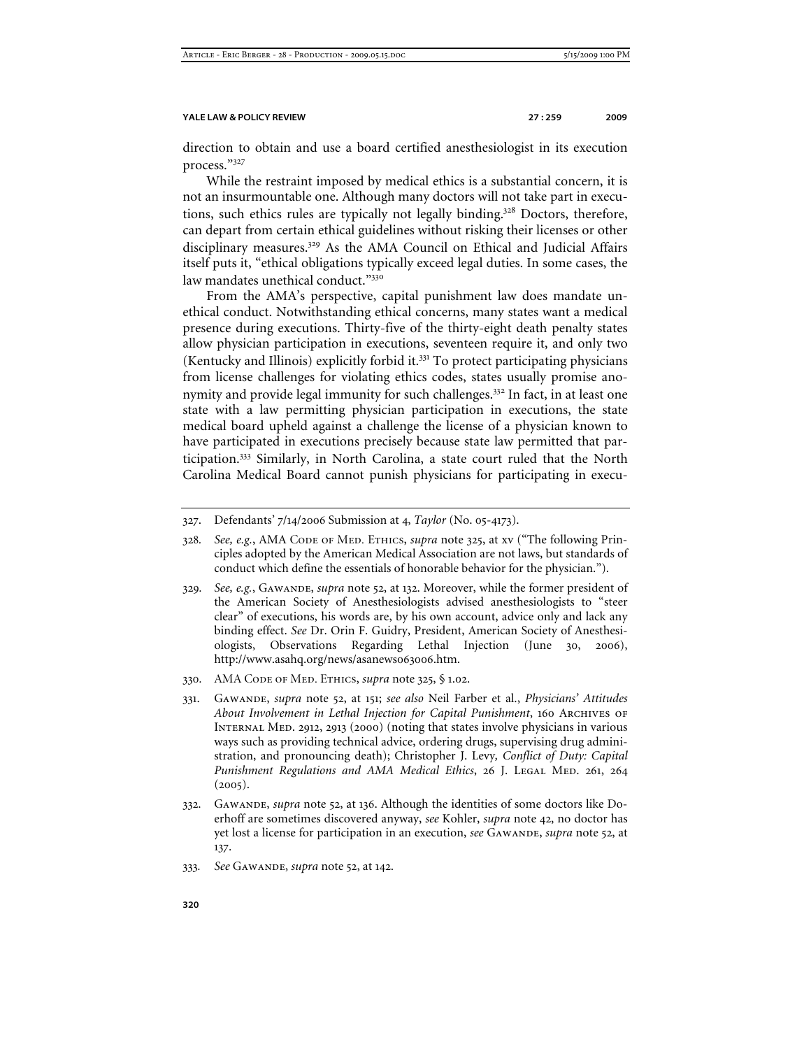direction to obtain and use a board certified anesthesiologist in its execution process."[327]

While the restraint imposed by medical ethics is a substantial concern, it is not an insurmountable one. Although many doctors will not take part in executions, such ethics rules are typically not legally binding.[328] Doctors, therefore, can depart from certain ethical guidelines without risking their licenses or other disciplinary measures.[329] As the AMA Council on Ethical and Judicial Affairs itself puts it, "ethical obligations typically exceed legal duties. In some cases, the law mandates unethical conduct."[330]

From the AMA's perspective, capital punishment law does mandate unethical conduct. Notwithstanding ethical concerns, many states want a medical presence during executions. Thirty-five of the thirty-eight death penalty states allow physician participation in executions, seventeen require it, and only two (Kentucky and Illinois) explicitly forbid it.[331] To protect participating physicians from license challenges for violating ethics codes, states usually promise anonymity and provide legal immunity for such challenges.[332] In fact, in at least one state with a law permitting physician participation in executions, the state medical board upheld against a challenge the license of a physician known to have participated in executions precisely because state law permitted that participation.[333] Similarly, in North Carolina, a state court ruled that the North Carolina Medical Board cannot punish physicians for participating in execu-

---

327. Defendants' 7/14/2006 Submission at 4, *Taylor* (No. 05-4173).

328. *See, e.g.*, AMA CODE OF MED. ETHICS, *supra* note 325, at xv ("The following Principles adopted by the American Medical Association are not laws, but standards of conduct which define the essentials of honorable behavior for the physician.").

329. *See, e.g.*, GAWANDE, *supra* note 52, at 132. Moreover, while the former president of the American Society of Anesthesiologists advised anesthesiologists to "steer clear" of executions, his words are, by his own account, advice only and lack any binding effect. *See* Dr. Orin F. Guidry, President, American Society of Anesthesiologists, Observations Regarding Lethal Injection (June 30, 2006), http://www.asahq.org/news/asanews063006.htm.

330. AMA CODE OF MED. ETHICS, *supra* note 325, § 1.02.

331. GAWANDE, *supra* note 52, at 151; *see also* Neil Farber et al., *Physicians' Attitudes About Involvement in Lethal Injection for Capital Punishment*, 160 ARCHIVES OF INTERNAL MED. 2912, 2913 (2000) (noting that states involve physicians in various ways such as providing technical advice, ordering drugs, supervising drug administration, and pronouncing death); Christopher J. Levy, *Conflict of Duty: Capital Punishment Regulations and AMA Medical Ethics*, 26 J. LEGAL MED. 261, 264 (2005).

332. GAWANDE, *supra* note 52, at 136. Although the identities of some doctors like Doerhoff are sometimes discovered anyway, *see* Kohler, *supra* note 42, no doctor has yet lost a license for participation in an execution, *see* GAWANDE, *supra* note 52, at 137.

333. *See* GAWANDE, *supra* note 52, at 142.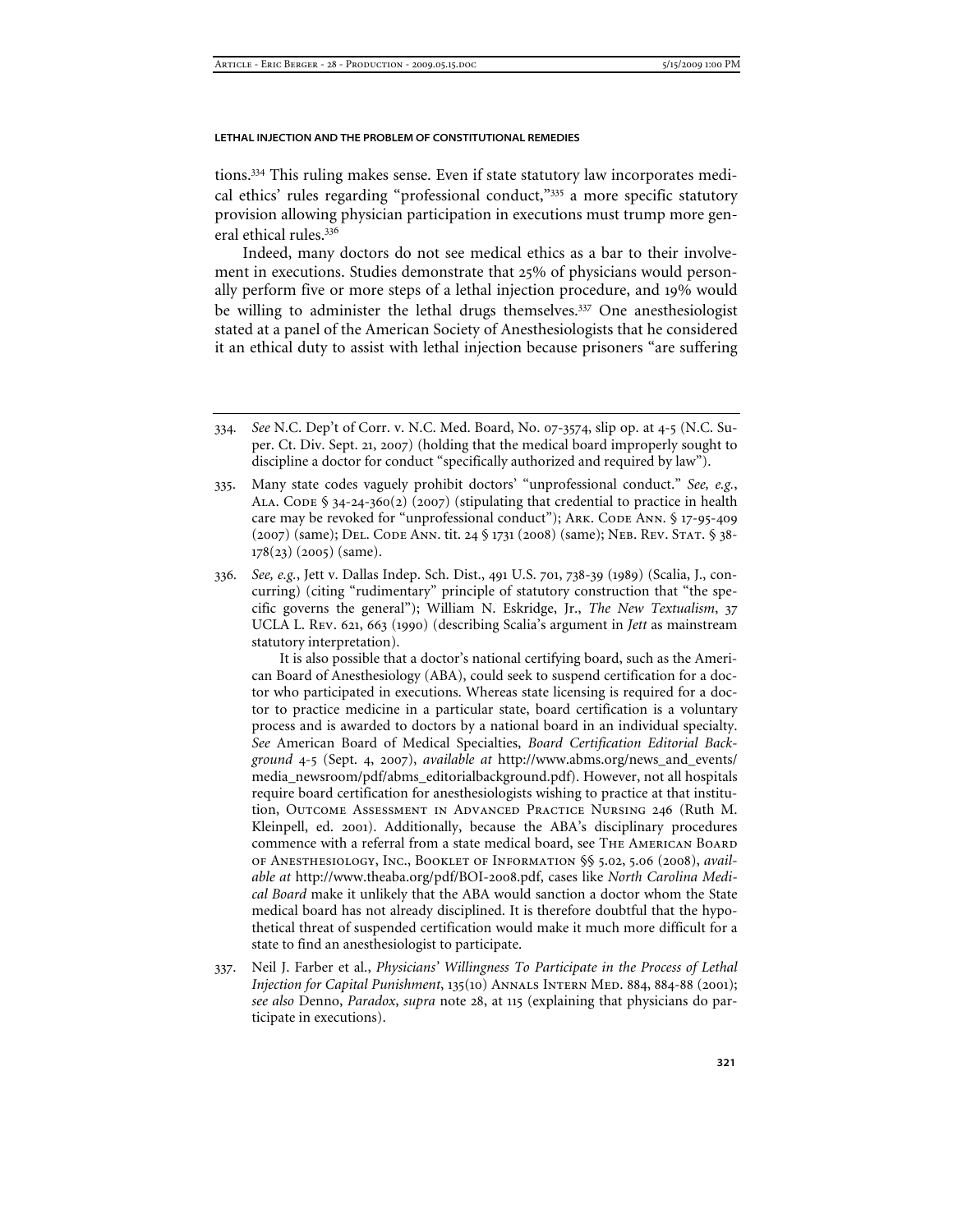tions.[334] This ruling makes sense. Even if state statutory law incorporates medical ethics' rules regarding "professional conduct,"[335] a more specific statutory provision allowing physician participation in executions must trump more general ethical rules.[336]

Indeed, many doctors do not see medical ethics as a bar to their involvement in executions. Studies demonstrate that 25% of physicians would personally perform five or more steps of a lethal injection procedure, and 19% would be willing to administer the lethal drugs themselves.[337] One anesthesiologist stated at a panel of the American Society of Anesthesiologists that he considered it an ethical duty to assist with lethal injection because prisoners "are suffering

---

334. *See* N.C. Dep't of Corr. v. N.C. Med. Board, No. 07-3574, slip op. at 4-5 (N.C. Super. Ct. Div. Sept. 21, 2007) (holding that the medical board improperly sought to discipline a doctor for conduct "specifically authorized and required by law").

335. Many state codes vaguely prohibit doctors' "unprofessional conduct." *See, e.g.*, ALA. CODE § 34-24-360(2) (2007) (stipulating that credential to practice in health care may be revoked for "unprofessional conduct"); ARK. CODE ANN. § 17-95-409 (2007) (same); DEL. CODE ANN. tit. 24 § 1731 (2008) (same); NEB. REV. STAT. § 38-178(23) (2005) (same).

336. *See, e.g.*, Jett v. Dallas Indep. Sch. Dist., 491 U.S. 701, 738-39 (1989) (Scalia, J., concurring) (citing "rudimentary" principle of statutory construction that "the specific governs the general"); William N. Eskridge, Jr., *The New Textualism*, 37 UCLA L. REV. 621, 663 (1990) (describing Scalia's argument in *Jett* as mainstream statutory interpretation).

    It is also possible that a doctor's national certifying board, such as the American Board of Anesthesiology (ABA), could seek to suspend certification for a doctor who participated in executions. Whereas state licensing is required for a doctor to practice medicine in a particular state, board certification is a voluntary process and is awarded to doctors by a national board in an individual specialty. *See* American Board of Medical Specialties, *Board Certification Editorial Background* 4-5 (Sept. 4, 2007), *available at* http://www.abms.org/news_and_events/media_newsroom/pdf/abms_editorialbackground.pdf). However, not all hospitals require board certification for anesthesiologists wishing to practice at that institution, OUTCOME ASSESSMENT IN ADVANCED PRACTICE NURSING 246 (Ruth M. Kleinpell, ed. 2001). Additionally, because the ABA's disciplinary procedures commence with a referral from a state medical board, see THE AMERICAN BOARD OF ANESTHESIOLOGY, INC., BOOKLET OF INFORMATION §§ 5.02, 5.06 (2008), *available at* http://www.theaba.org/pdf/BOI-2008.pdf, cases like *North Carolina Medical Board* make it unlikely that the ABA would sanction a doctor whom the State medical board has not already disciplined. It is therefore doubtful that the hypothetical threat of suspended certification would make it much more difficult for a state to find an anesthesiologist to participate.

337. Neil J. Farber et al., *Physicians' Willingness To Participate in the Process of Lethal Injection for Capital Punishment*, 135(10) ANNALS INTERN MED. 884, 884-88 (2001); *see also* Denno, *Paradox*, *supra* note 28, at 115 (explaining that physicians do participate in executions).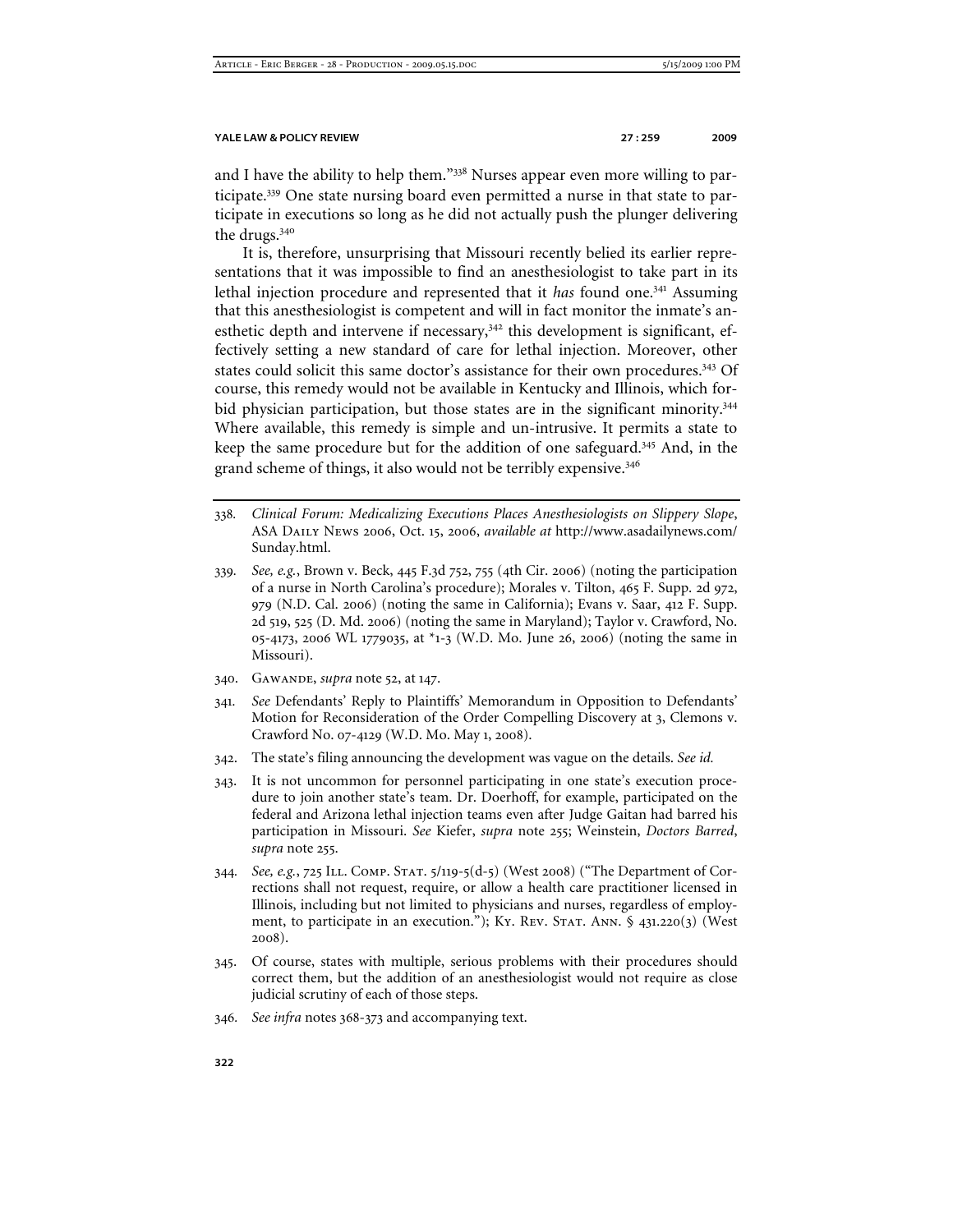and I have the ability to help them."[338] Nurses appear even more willing to participate.[339] One state nursing board even permitted a nurse in that state to participate in executions so long as he did not actually push the plunger delivering the drugs.[340]

It is, therefore, unsurprising that Missouri recently belied its earlier representations that it was impossible to find an anesthesiologist to take part in its lethal injection procedure and represented that it *has* found one.[341] Assuming that this anesthesiologist is competent and will in fact monitor the inmate's anesthetic depth and intervene if necessary,[342] this development is significant, effectively setting a new standard of care for lethal injection. Moreover, other states could solicit this same doctor's assistance for their own procedures.[343] Of course, this remedy would not be available in Kentucky and Illinois, which forbid physician participation, but those states are in the significant minority.[344] Where available, this remedy is simple and un-intrusive. It permits a state to keep the same procedure but for the addition of one safeguard.[345] And, in the grand scheme of things, it also would not be terribly expensive.[346]

---

338. *Clinical Forum: Medicalizing Executions Places Anesthesiologists on Slippery Slope*, ASA Daily News 2006, Oct. 15, 2006, *available at* http://www.asadailynews.com/Sunday.html.

339. *See, e.g.*, Brown v. Beck, 445 F.3d 752, 755 (4th Cir. 2006) (noting the participation of a nurse in North Carolina's procedure); Morales v. Tilton, 465 F. Supp. 2d 972, 979 (N.D. Cal. 2006) (noting the same in California); Evans v. Saar, 412 F. Supp. 2d 519, 525 (D. Md. 2006) (noting the same in Maryland); Taylor v. Crawford, No. 05-4173, 2006 WL 1779035, at *1-3 (W.D. Mo. June 26, 2006) (noting the same in Missouri).

340. Gawande, *supra* note 52, at 147.

341. *See* Defendants' Reply to Plaintiffs' Memorandum in Opposition to Defendants' Motion for Reconsideration of the Order Compelling Discovery at 3, Clemons v. Crawford No. 07-4129 (W.D. Mo. May 1, 2008).

342. The state's filing announcing the development was vague on the details. *See id.*

343. It is not uncommon for personnel participating in one state's execution procedure to join another state's team. Dr. Doerhoff, for example, participated on the federal and Arizona lethal injection teams even after Judge Gaitan had barred his participation in Missouri. *See* Kiefer, *supra* note 255; Weinstein, *Doctors Barred*, *supra* note 255.

344. *See, e.g.*, 725 Ill. Comp. Stat. 5/119-5(d-5) (West 2008) ("The Department of Corrections shall not request, require, or allow a health care practitioner licensed in Illinois, including but not limited to physicians and nurses, regardless of employment, to participate in an execution."); Ky. Rev. Stat. Ann. § 431.220(3) (West 2008).

345. Of course, states with multiple, serious problems with their procedures should correct them, but the addition of an anesthesiologist would not require as close judicial scrutiny of each of those steps.

346. *See infra* notes 368-373 and accompanying text.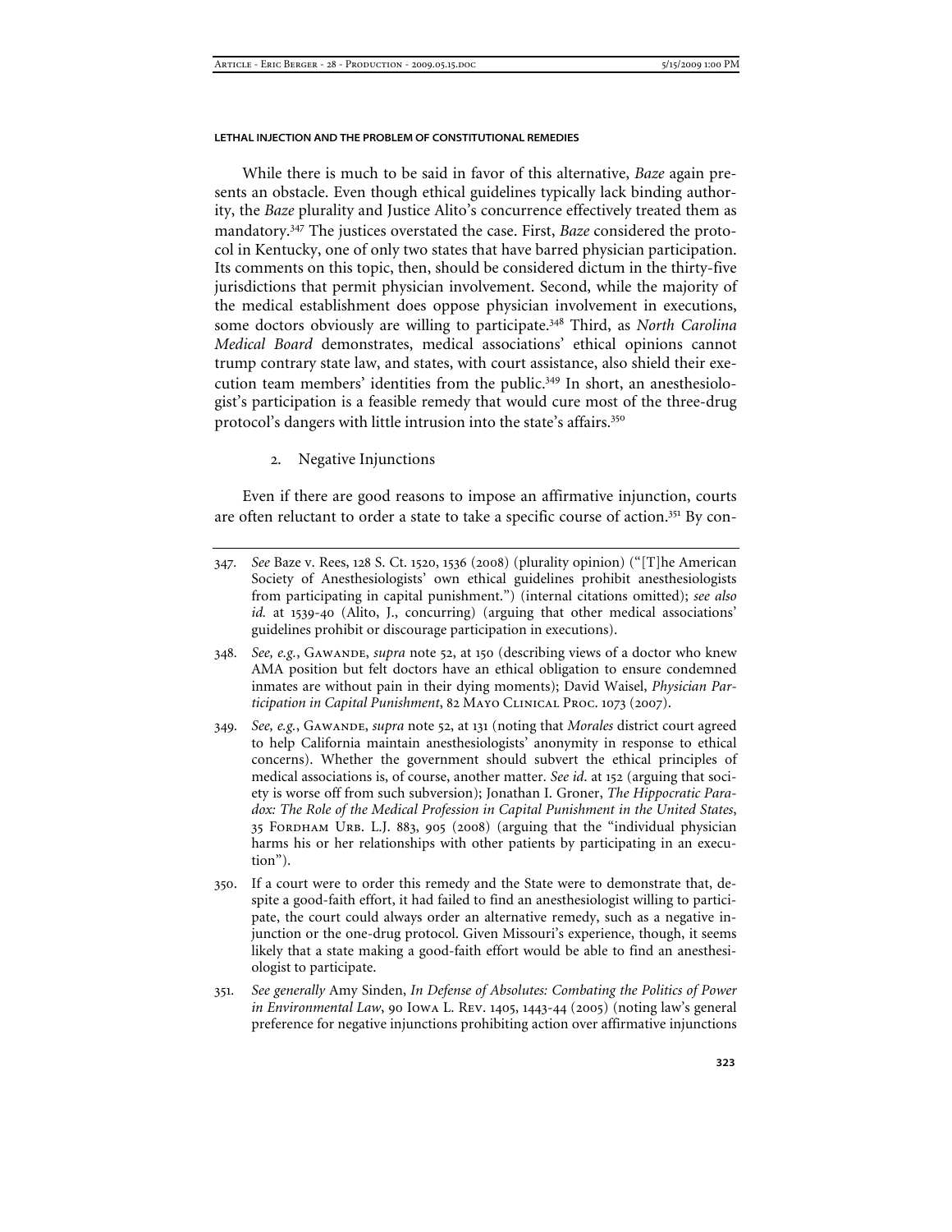While there is much to be said in favor of this alternative, *Baze* again presents an obstacle. Even though ethical guidelines typically lack binding authority, the *Baze* plurality and Justice Alito's concurrence effectively treated them as mandatory.[347] The justices overstated the case. First, *Baze* considered the protocol in Kentucky, one of only two states that have barred physician participation. Its comments on this topic, then, should be considered dictum in the thirty-five jurisdictions that permit physician involvement. Second, while the majority of the medical establishment does oppose physician involvement in executions, some doctors obviously are willing to participate.[348] Third, as *North Carolina Medical Board* demonstrates, medical associations' ethical opinions cannot trump contrary state law, and states, with court assistance, also shield their execution team members' identities from the public.[349] In short, an anesthesiologist's participation is a feasible remedy that would cure most of the three-drug protocol's dangers with little intrusion into the state's affairs.[350]

2. Negative Injunctions

Even if there are good reasons to impose an affirmative injunction, courts are often reluctant to order a state to take a specific course of action.[351] By con-

---

347. *See* Baze v. Rees, 128 S. Ct. 1520, 1536 (2008) (plurality opinion) ("[T]he American Society of Anesthesiologists' own ethical guidelines prohibit anesthesiologists from participating in capital punishment.") (internal citations omitted); *see also id.* at 1539-40 (Alito, J., concurring) (arguing that other medical associations' guidelines prohibit or discourage participation in executions).

348. *See, e.g.*, Gawande, *supra* note 52, at 150 (describing views of a doctor who knew AMA position but felt doctors have an ethical obligation to ensure condemned inmates are without pain in their dying moments); David Waisel, *Physician Participation in Capital Punishment*, 82 Mayo Clinical Proc. 1073 (2007).

349. *See, e.g.*, Gawande, *supra* note 52, at 131 (noting that *Morales* district court agreed to help California maintain anesthesiologists' anonymity in response to ethical concerns). Whether the government should subvert the ethical principles of medical associations is, of course, another matter. *See id*. at 152 (arguing that society is worse off from such subversion); Jonathan I. Groner, *The Hippocratic Paradox: The Role of the Medical Profession in Capital Punishment in the United States*, 35 Fordham Urb. L.J. 883, 905 (2008) (arguing that the "individual physician harms his or her relationships with other patients by participating in an execution").

350. If a court were to order this remedy and the State were to demonstrate that, despite a good-faith effort, it had failed to find an anesthesiologist willing to participate, the court could always order an alternative remedy, such as a negative injunction or the one-drug protocol. Given Missouri's experience, though, it seems likely that a state making a good-faith effort would be able to find an anesthesiologist to participate.

351. *See generally* Amy Sinden, *In Defense of Absolutes: Combating the Politics of Power in Environmental Law*, 90 Iowa L. Rev. 1405, 1443-44 (2005) (noting law's general preference for negative injunctions prohibiting action over affirmative injunctions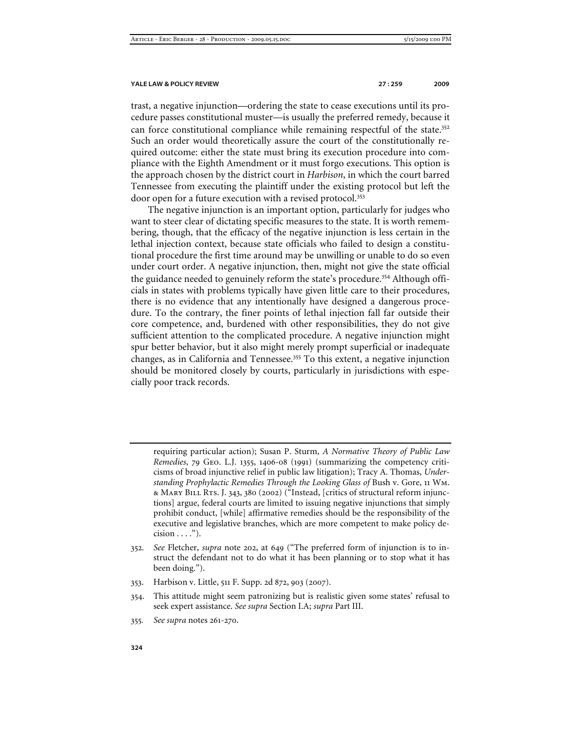trast, a negative injunction—ordering the state to cease executions until its procedure passes constitutional muster—is usually the preferred remedy, because it can force constitutional compliance while remaining respectful of the state.[352] Such an order would theoretically assure the court of the constitutionally required outcome: either the state must bring its execution procedure into compliance with the Eighth Amendment or it must forgo executions. This option is the approach chosen by the district court in *Harbison*, in which the court barred Tennessee from executing the plaintiff under the existing protocol but left the door open for a future execution with a revised protocol.[353]

The negative injunction is an important option, particularly for judges who want to steer clear of dictating specific measures to the state. It is worth remembering, though, that the efficacy of the negative injunction is less certain in the lethal injection context, because state officials who failed to design a constitutional procedure the first time around may be unwilling or unable to do so even under court order. A negative injunction, then, might not give the state official the guidance needed to genuinely reform the state's procedure.[354] Although officials in states with problems typically have given little care to their procedures, there is no evidence that any intentionally have designed a dangerous procedure. To the contrary, the finer points of lethal injection fall far outside their core competence, and, burdened with other responsibilities, they do not give sufficient attention to the complicated procedure. A negative injunction might spur better behavior, but it also might merely prompt superficial or inadequate changes, as in California and Tennessee.[355] To this extent, a negative injunction should be monitored closely by courts, particularly in jurisdictions with especially poor track records.

---

requiring particular action); Susan P. Sturm, *A Normative Theory of Public Law Remedies*, 79 Geo. L.J. 1355, 1406-08 (1991) (summarizing the competency criticisms of broad injunctive relief in public law litigation); Tracy A. Thomas, *Understanding Prophylactic Remedies Through the Looking Glass of* Bush v. Gore, 11 Wm. & Mary Bill Rts. J. 343, 380 (2002) ("Instead, [critics of structural reform injunctions] argue, federal courts are limited to issuing negative injunctions that simply prohibit conduct, [while] affirmative remedies should be the responsibility of the executive and legislative branches, which are more competent to make policy decision . . . .").

352. *See* Fletcher, *supra* note 202, at 649 ("The preferred form of injunction is to instruct the defendant not to do what it has been planning or to stop what it has been doing.").

353. Harbison v. Little, 511 F. Supp. 2d 872, 903 (2007).

354. This attitude might seem patronizing but is realistic given some states' refusal to seek expert assistance. *See supra* Section I.A; *supra* Part III.

355. *See supra* notes 261-270.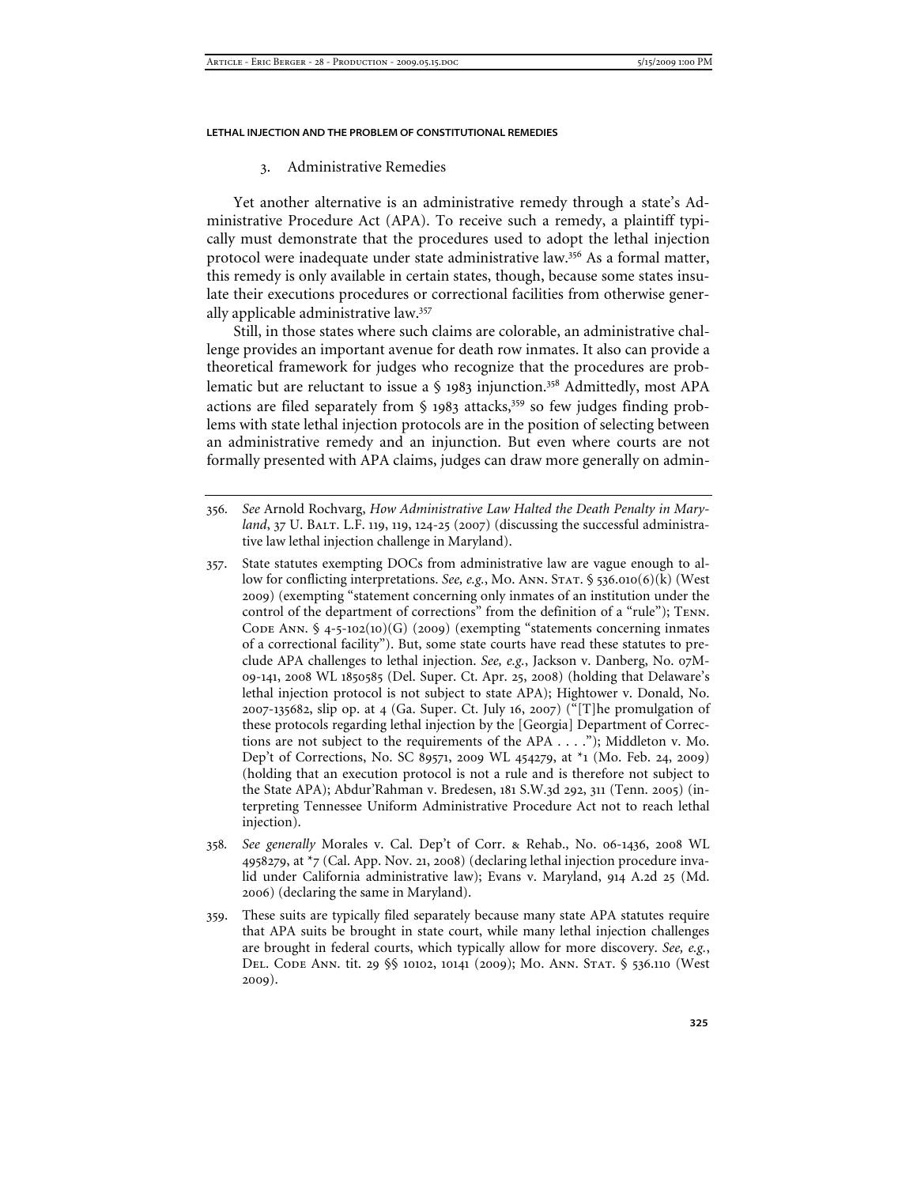### 3. Administrative Remedies

Yet another alternative is an administrative remedy through a state's Administrative Procedure Act (APA). To receive such a remedy, a plaintiff typically must demonstrate that the procedures used to adopt the lethal injection protocol were inadequate under state administrative law.[356] As a formal matter, this remedy is only available in certain states, though, because some states insulate their executions procedures or correctional facilities from otherwise generally applicable administrative law.[357]

Still, in those states where such claims are colorable, an administrative challenge provides an important avenue for death row inmates. It also can provide a theoretical framework for judges who recognize that the procedures are problematic but are reluctant to issue a § 1983 injunction.[358] Admittedly, most APA actions are filed separately from § 1983 attacks,[359] so few judges finding problems with state lethal injection protocols are in the position of selecting between an administrative remedy and an injunction. But even where courts are not formally presented with APA claims, judges can draw more generally on admin-

---

356. *See* Arnold Rochvarg, *How Administrative Law Halted the Death Penalty in Maryland*, 37 U. Balt. L.F. 119, 119, 124-25 (2007) (discussing the successful administrative law lethal injection challenge in Maryland).

357. State statutes exempting DOCs from administrative law are vague enough to allow for conflicting interpretations. *See, e.g.*, Mo. Ann. Stat. § 536.010(6)(k) (West 2009) (exempting "statement concerning only inmates of an institution under the control of the department of corrections" from the definition of a "rule"); Tenn. Code Ann. § 4-5-102(10)(G) (2009) (exempting "statements concerning inmates of a correctional facility"). But, some state courts have read these statutes to preclude APA challenges to lethal injection. *See, e.g.*, Jackson v. Danberg, No. 07M-09-141, 2008 WL 1850585 (Del. Super. Ct. Apr. 25, 2008) (holding that Delaware's lethal injection protocol is not subject to state APA); Hightower v. Donald, No. 2007-135682, slip op. at 4 (Ga. Super. Ct. July 16, 2007) ("[T]he promulgation of these protocols regarding lethal injection by the [Georgia] Department of Corrections are not subject to the requirements of the APA . . . ."); Middleton v. Mo. Dep't of Corrections, No. SC 89571, 2009 WL 454279, at *1 (Mo. Feb. 24, 2009) (holding that an execution protocol is not a rule and is therefore not subject to the State APA); Abdur'Rahman v. Bredesen, 181 S.W.3d 292, 311 (Tenn. 2005) (interpreting Tennessee Uniform Administrative Procedure Act not to reach lethal injection).

358. *See generally* Morales v. Cal. Dep't of Corr. & Rehab., No. 06-1436, 2008 WL 4958279, at *7 (Cal. App. Nov. 21, 2008) (declaring lethal injection procedure invalid under California administrative law); Evans v. Maryland, 914 A.2d 25 (Md. 2006) (declaring the same in Maryland).

359. These suits are typically filed separately because many state APA statutes require that APA suits be brought in state court, while many lethal injection challenges are brought in federal courts, which typically allow for more discovery. *See, e.g.*, Del. Code Ann. tit. 29 §§ 10102, 10141 (2009); Mo. Ann. Stat. § 536.110 (West 2009).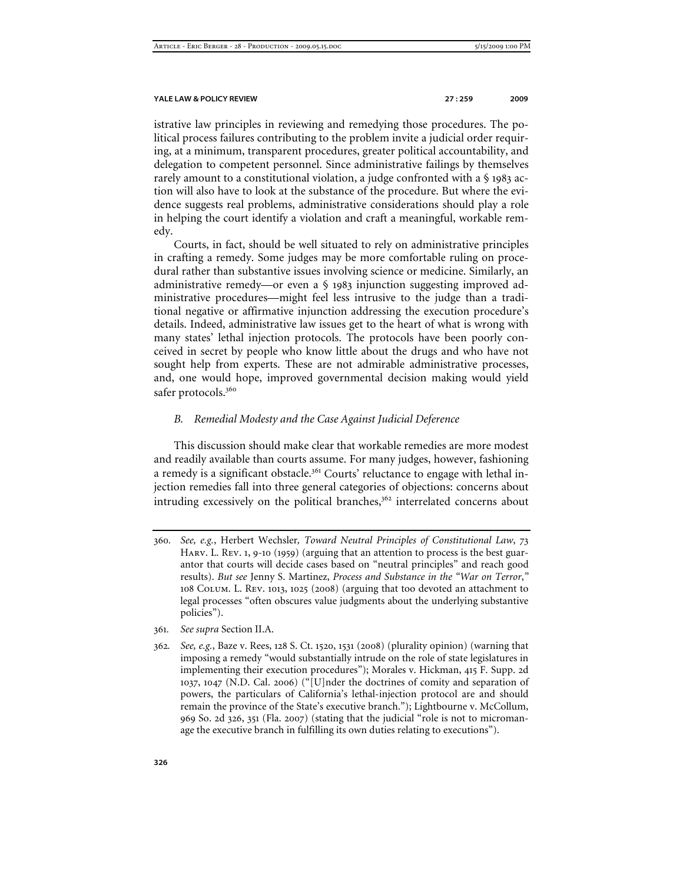istrative law principles in reviewing and remedying those procedures. The political process failures contributing to the problem invite a judicial order requiring, at a minimum, transparent procedures, greater political accountability, and delegation to competent personnel. Since administrative failings by themselves rarely amount to a constitutional violation, a judge confronted with a § 1983 action will also have to look at the substance of the procedure. But where the evidence suggests real problems, administrative considerations should play a role in helping the court identify a violation and craft a meaningful, workable remedy.

Courts, in fact, should be well situated to rely on administrative principles in crafting a remedy. Some judges may be more comfortable ruling on procedural rather than substantive issues involving science or medicine. Similarly, an administrative remedy—or even a § 1983 injunction suggesting improved administrative procedures—might feel less intrusive to the judge than a traditional negative or affirmative injunction addressing the execution procedure's details. Indeed, administrative law issues get to the heart of what is wrong with many states' lethal injection protocols. The protocols have been poorly conceived in secret by people who know little about the drugs and who have not sought help from experts. These are not admirable administrative processes, and, one would hope, improved governmental decision making would yield safer protocols.[360]

### *B. Remedial Modesty and the Case Against Judicial Deference*

This discussion should make clear that workable remedies are more modest and readily available than courts assume. For many judges, however, fashioning a remedy is a significant obstacle.[361] Courts' reluctance to engage with lethal injection remedies fall into three general categories of objections: concerns about intruding excessively on the political branches,[362] interrelated concerns about

---

360. *See, e.g.*, Herbert Wechsler, *Toward Neutral Principles of Constitutional Law*, 73 Harv. L. Rev. 1, 9-10 (1959) (arguing that an attention to process is the best guarantor that courts will decide cases based on "neutral principles" and reach good results). *But see* Jenny S. Martinez, *Process and Substance in the "War on Terror*,*"* 108 Colum. L. Rev. 1013, 1025 (2008) (arguing that too devoted an attachment to legal processes "often obscures value judgments about the underlying substantive policies").

361. *See supra* Section II.A.

362. *See, e.g.*, Baze v. Rees, 128 S. Ct. 1520, 1531 (2008) (plurality opinion) (warning that imposing a remedy "would substantially intrude on the role of state legislatures in implementing their execution procedures"); Morales v. Hickman, 415 F. Supp. 2d 1037, 1047 (N.D. Cal. 2006) ("[U]nder the doctrines of comity and separation of powers, the particulars of California's lethal-injection protocol are and should remain the province of the State's executive branch."); Lightbourne v. McCollum, 969 So. 2d 326, 351 (Fla. 2007) (stating that the judicial "role is not to micromanage the executive branch in fulfilling its own duties relating to executions").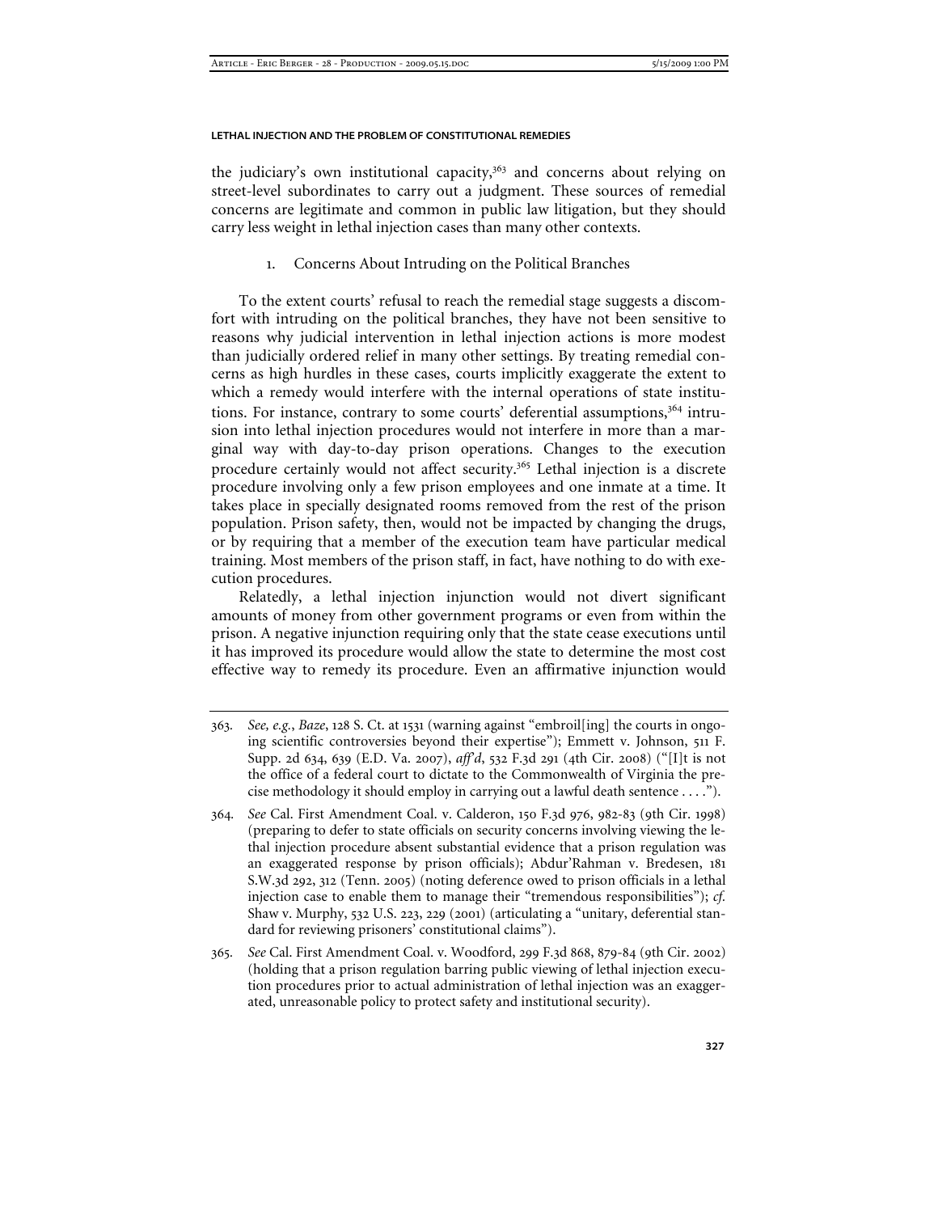the judiciary's own institutional capacity,[363] and concerns about relying on street-level subordinates to carry out a judgment. These sources of remedial concerns are legitimate and common in public law litigation, but they should carry less weight in lethal injection cases than many other contexts.

### 1. Concerns About Intruding on the Political Branches

To the extent courts' refusal to reach the remedial stage suggests a discomfort with intruding on the political branches, they have not been sensitive to reasons why judicial intervention in lethal injection actions is more modest than judicially ordered relief in many other settings. By treating remedial concerns as high hurdles in these cases, courts implicitly exaggerate the extent to which a remedy would interfere with the internal operations of state institutions. For instance, contrary to some courts' deferential assumptions,[364] intrusion into lethal injection procedures would not interfere in more than a marginal way with day-to-day prison operations. Changes to the execution procedure certainly would not affect security.[365] Lethal injection is a discrete procedure involving only a few prison employees and one inmate at a time. It takes place in specially designated rooms removed from the rest of the prison population. Prison safety, then, would not be impacted by changing the drugs, or by requiring that a member of the execution team have particular medical training. Most members of the prison staff, in fact, have nothing to do with execution procedures.

Relatedly, a lethal injection injunction would not divert significant amounts of money from other government programs or even from within the prison. A negative injunction requiring only that the state cease executions until it has improved its procedure would allow the state to determine the most cost effective way to remedy its procedure. Even an affirmative injunction would

---

363. *See, e.g.*, *Baze*, 128 S. Ct. at 1531 (warning against "embroil[ing] the courts in ongoing scientific controversies beyond their expertise"); Emmett v. Johnson, 511 F. Supp. 2d 634, 639 (E.D. Va. 2007), *aff'd*, 532 F.3d 291 (4th Cir. 2008) ("[I]t is not the office of a federal court to dictate to the Commonwealth of Virginia the precise methodology it should employ in carrying out a lawful death sentence . . . .").

364. *See* Cal. First Amendment Coal. v. Calderon, 150 F.3d 976, 982-83 (9th Cir. 1998) (preparing to defer to state officials on security concerns involving viewing the lethal injection procedure absent substantial evidence that a prison regulation was an exaggerated response by prison officials); Abdur'Rahman v. Bredesen, 181 S.W.3d 292, 312 (Tenn. 2005) (noting deference owed to prison officials in a lethal injection case to enable them to manage their "tremendous responsibilities"); *cf.* Shaw v. Murphy, 532 U.S. 223, 229 (2001) (articulating a "unitary, deferential standard for reviewing prisoners' constitutional claims").

365. *See* Cal. First Amendment Coal. v. Woodford, 299 F.3d 868, 879-84 (9th Cir. 2002) (holding that a prison regulation barring public viewing of lethal injection execution procedures prior to actual administration of lethal injection was an exaggerated, unreasonable policy to protect safety and institutional security).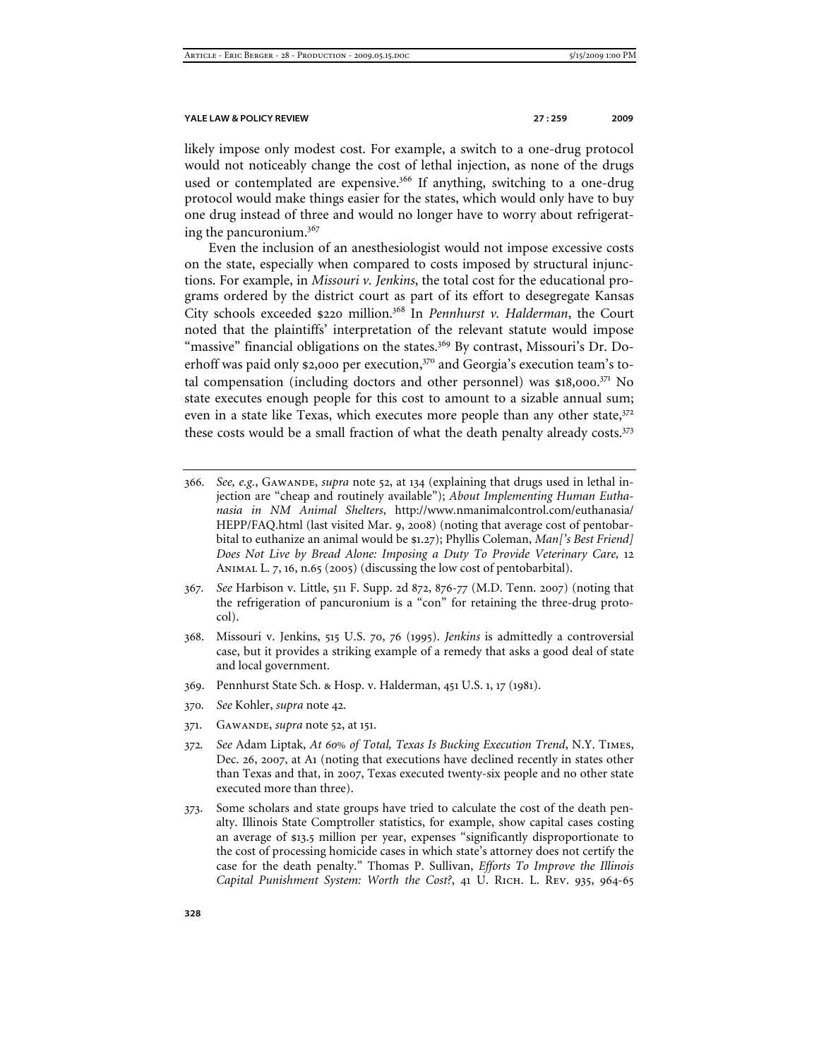likely impose only modest cost. For example, a switch to a one-drug protocol would not noticeably change the cost of lethal injection, as none of the drugs used or contemplated are expensive.[366] If anything, switching to a one-drug protocol would make things easier for the states, which would only have to buy one drug instead of three and would no longer have to worry about refrigerating the pancuronium.[367]

Even the inclusion of an anesthesiologist would not impose excessive costs on the state, especially when compared to costs imposed by structural injunctions. For example, in *Missouri v. Jenkins*, the total cost for the educational programs ordered by the district court as part of its effort to desegregate Kansas City schools exceeded $220 million.[368] In *Pennhurst v. Halderman*, the Court noted that the plaintiffs' interpretation of the relevant statute would impose "massive" financial obligations on the states.[369] By contrast, Missouri's Dr. Doerhoff was paid only $2,000 per execution,[370] and Georgia's execution team's total compensation (including doctors and other personnel) was $18,000.[371] No state executes enough people for this cost to amount to a sizable annual sum; even in a state like Texas, which executes more people than any other state,[372] these costs would be a small fraction of what the death penalty already costs.[373]

---

366. *See, e.g.*, Gawande, *supra* note 52, at 134 (explaining that drugs used in lethal injection are "cheap and routinely available"); *About Implementing Human Euthanasia in NM Animal Shelters*, http://www.nmanimalcontrol.com/euthanasia/HEPP/FAQ.html (last visited Mar. 9, 2008) (noting that average cost of pentobarbital to euthanize an animal would be $1.27); Phyllis Coleman, *Man['s Best Friend] Does Not Live by Bread Alone: Imposing a Duty To Provide Veterinary Care,* 12 Animal L. 7, 16, n.65 (2005) (discussing the low cost of pentobarbital).

367. *See* Harbison v. Little, 511 F. Supp. 2d 872, 876-77 (M.D. Tenn. 2007) (noting that the refrigeration of pancuronium is a "con" for retaining the three-drug protocol).

368. Missouri v. Jenkins, 515 U.S. 70, 76 (1995). *Jenkins* is admittedly a controversial case, but it provides a striking example of a remedy that asks a good deal of state and local government.

369. Pennhurst State Sch. & Hosp. v. Halderman, 451 U.S. 1, 17 (1981).

370. *See* Kohler, *supra* note 42.

371. Gawande, *supra* note 52, at 151.

372. *See* Adam Liptak, *At 60% of Total, Texas Is Bucking Execution Trend*, N.Y. Times, Dec. 26, 2007, at A1 (noting that executions have declined recently in states other than Texas and that, in 2007, Texas executed twenty-six people and no other state executed more than three).

373. Some scholars and state groups have tried to calculate the cost of the death penalty. Illinois State Comptroller statistics, for example, show capital cases costing an average of $13.5 million per year, expenses "significantly disproportionate to the cost of processing homicide cases in which state's attorney does not certify the case for the death penalty." Thomas P. Sullivan, *Efforts To Improve the Illinois Capital Punishment System: Worth the Cost?*, 41 U. Rich. L. Rev. 935, 964-65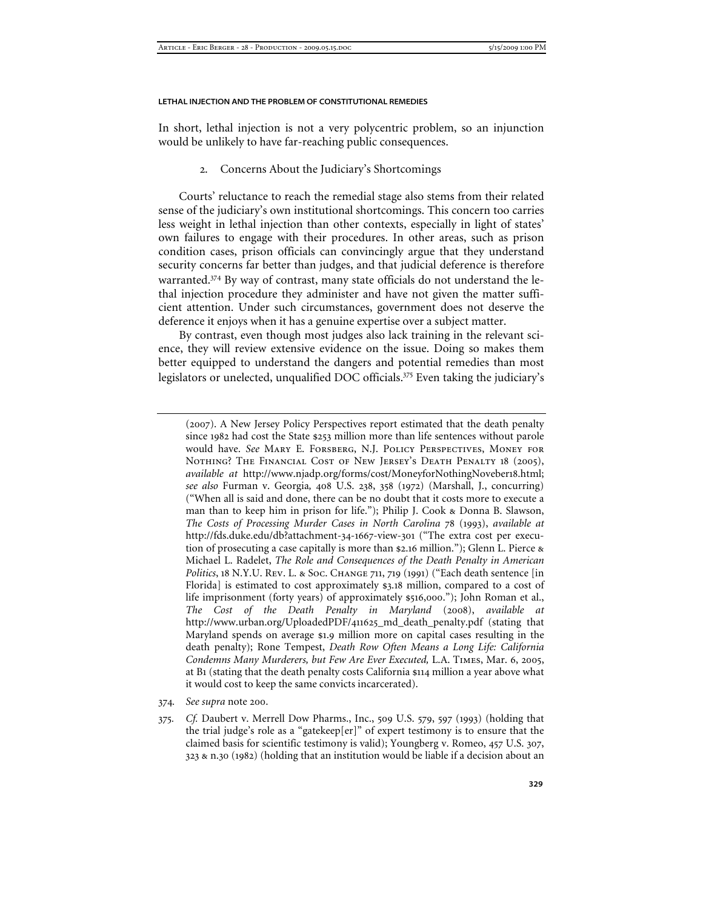In short, lethal injection is not a very polycentric problem, so an injunction would be unlikely to have far-reaching public consequences.

### 2. Concerns About the Judiciary's Shortcomings

Courts' reluctance to reach the remedial stage also stems from their related sense of the judiciary's own institutional shortcomings. This concern too carries less weight in lethal injection than other contexts, especially in light of states' own failures to engage with their procedures. In other areas, such as prison condition cases, prison officials can convincingly argue that they understand security concerns far better than judges, and that judicial deference is therefore warranted.[374] By way of contrast, many state officials do not understand the lethal injection procedure they administer and have not given the matter sufficient attention. Under such circumstances, government does not deserve the deference it enjoys when it has a genuine expertise over a subject matter.

By contrast, even though most judges also lack training in the relevant science, they will review extensive evidence on the issue. Doing so makes them better equipped to understand the dangers and potential remedies than most legislators or unelected, unqualified DOC officials.[375] Even taking the judiciary's

---

(2007). A New Jersey Policy Perspectives report estimated that the death penalty since 1982 had cost the State $253 million more than life sentences without parole would have. *See* Mary E. Forsberg, N.J. Policy Perspectives, Money for Nothing? The Financial Cost of New Jersey's Death Penalty 18 (2005), *available at* http://www.njadp.org/forms/cost/MoneyforNothingNoveber18.html; *see also* Furman v. Georgia*,* 408 U.S. 238, 358 (1972) (Marshall, J., concurring) ("When all is said and done, there can be no doubt that it costs more to execute a man than to keep him in prison for life."); Philip J. Cook & Donna B. Slawson, *The Costs of Processing Murder Cases in North Carolina* 78 (1993), *available at* http://fds.duke.edu/db?attachment-34-1667-view-301 ("The extra cost per execution of prosecuting a case capitally is more than $2.16 million."); Glenn L. Pierce & Michael L. Radelet, *The Role and Consequences of the Death Penalty in American Politics*, 18 N.Y.U. Rev. L. & Soc. Change 711, 719 (1991) ("Each death sentence [in Florida] is estimated to cost approximately $3.18 million, compared to a cost of life imprisonment (forty years) of approximately $516,000."); John Roman et al., *The Cost of the Death Penalty in Maryland* (2008), *available at* http://www.urban.org/UploadedPDF/411625_md_death_penalty.pdf (stating that Maryland spends on average $1.9 million more on capital cases resulting in the death penalty); Rone Tempest, *Death Row Often Means a Long Life: California Condemns Many Murderers, but Few Are Ever Executed,* L.A. Times, Mar. 6, 2005, at B1 (stating that the death penalty costs California $114 million a year above what it would cost to keep the same convicts incarcerated).

374. *See supra* note 200.

375. *Cf.* Daubert v. Merrell Dow Pharms., Inc., 509 U.S. 579, 597 (1993) (holding that the trial judge's role as a "gatekeep[er]" of expert testimony is to ensure that the claimed basis for scientific testimony is valid); Youngberg v. Romeo, 457 U.S. 307, 323 & n.30 (1982) (holding that an institution would be liable if a decision about an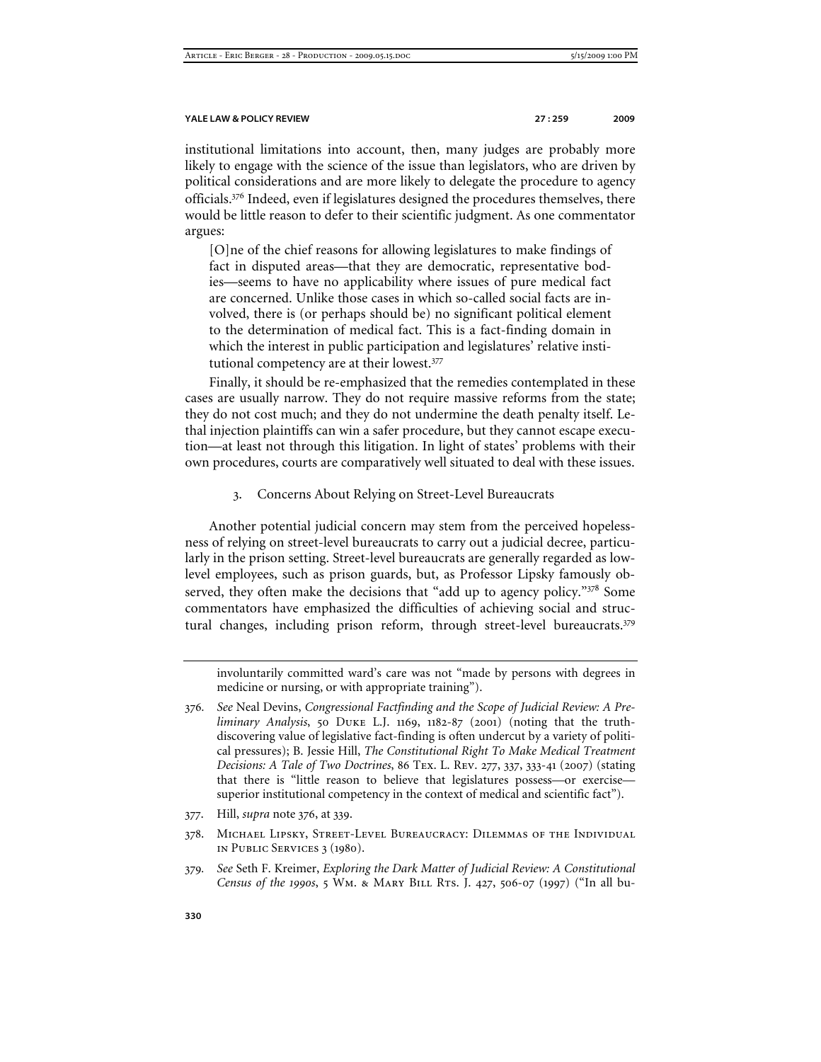institutional limitations into account, then, many judges are probably more likely to engage with the science of the issue than legislators, who are driven by political considerations and are more likely to delegate the procedure to agency officials.[376] Indeed, even if legislatures designed the procedures themselves, there would be little reason to defer to their scientific judgment. As one commentator argues:

> [O]ne of the chief reasons for allowing legislatures to make findings of fact in disputed areas—that they are democratic, representative bodies—seems to have no applicability where issues of pure medical fact are concerned. Unlike those cases in which so-called social facts are involved, there is (or perhaps should be) no significant political element to the determination of medical fact. This is a fact-finding domain in which the interest in public participation and legislatures' relative institutional competency are at their lowest.[377]

Finally, it should be re-emphasized that the remedies contemplated in these cases are usually narrow. They do not require massive reforms from the state; they do not cost much; and they do not undermine the death penalty itself. Lethal injection plaintiffs can win a safer procedure, but they cannot escape execution—at least not through this litigation. In light of states' problems with their own procedures, courts are comparatively well situated to deal with these issues.

### 3. Concerns About Relying on Street-Level Bureaucrats

Another potential judicial concern may stem from the perceived hopelessness of relying on street-level bureaucrats to carry out a judicial decree, particularly in the prison setting. Street-level bureaucrats are generally regarded as low-level employees, such as prison guards, but, as Professor Lipsky famously observed, they often make the decisions that "add up to agency policy."[378] Some commentators have emphasized the difficulties of achieving social and structural changes, including prison reform, through street-level bureaucrats.[379]

---

involuntarily committed ward's care was not "made by persons with degrees in medicine or nursing, or with appropriate training").

376. *See* Neal Devins, *Congressional Factfinding and the Scope of Judicial Review: A Preliminary Analysis*, 50 Duke L.J. 1169, 1182-87 (2001) (noting that the truth-discovering value of legislative fact-finding is often undercut by a variety of political pressures); B. Jessie Hill, *The Constitutional Right To Make Medical Treatment Decisions: A Tale of Two Doctrines*, 86 Tex. L. Rev. 277, 337, 333-41 (2007) (stating that there is "little reason to believe that legislatures possess—or exercise—superior institutional competency in the context of medical and scientific fact").

377. Hill, *supra* note 376, at 339.

378. Michael Lipsky, Street-Level Bureaucracy: Dilemmas of the Individual in Public Services 3 (1980).

379. *See* Seth F. Kreimer, *Exploring the Dark Matter of Judicial Review: A Constitutional Census of the 1990s*, 5 Wm. & Mary Bill Rts. J. 427, 506-07 (1997) ("In all bu-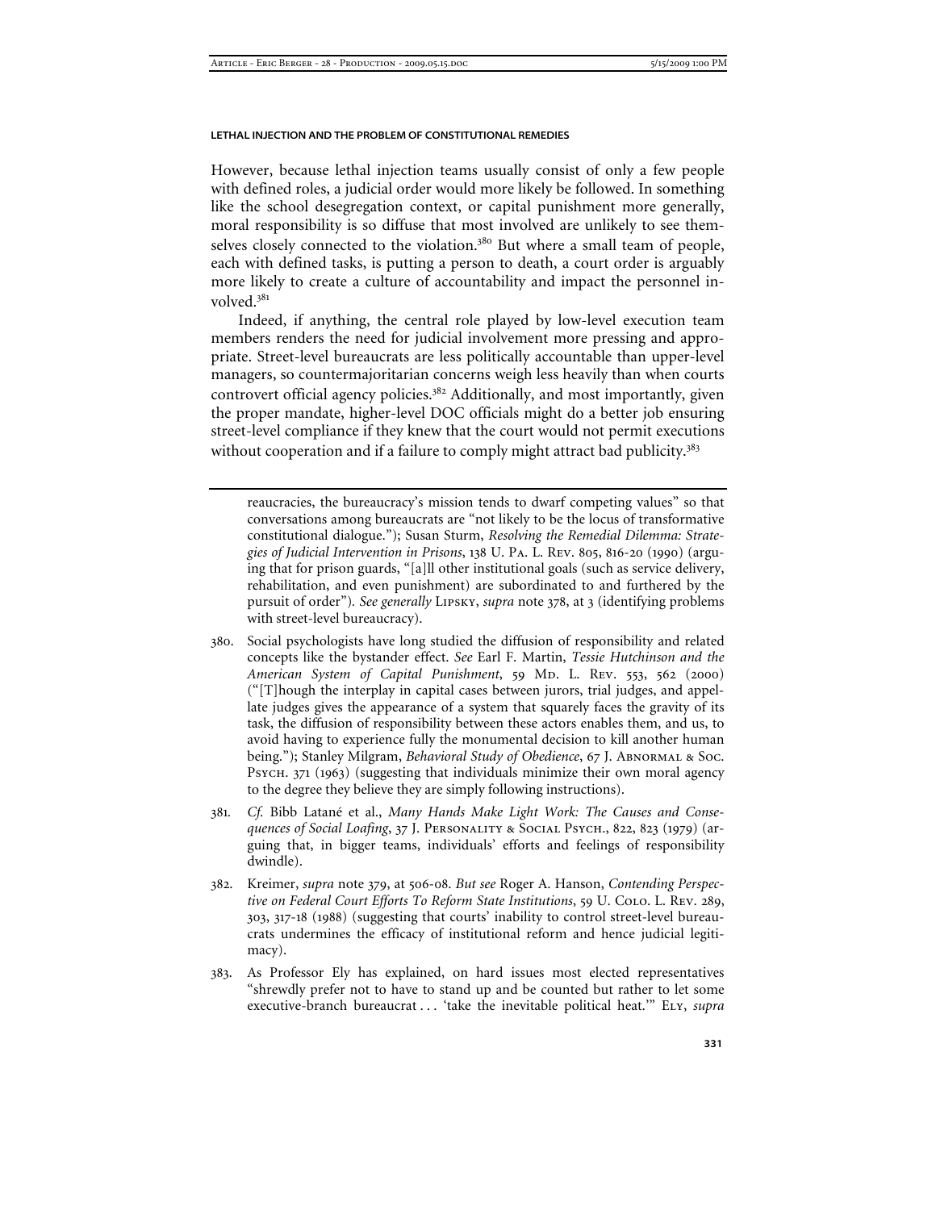However, because lethal injection teams usually consist of only a few people with defined roles, a judicial order would more likely be followed. In something like the school desegregation context, or capital punishment more generally, moral responsibility is so diffuse that most involved are unlikely to see themselves closely connected to the violation.[380] But where a small team of people, each with defined tasks, is putting a person to death, a court order is arguably more likely to create a culture of accountability and impact the personnel involved.[381]

Indeed, if anything, the central role played by low-level execution team members renders the need for judicial involvement more pressing and appropriate. Street-level bureaucrats are less politically accountable than upper-level managers, so countermajoritarian concerns weigh less heavily than when courts controvert official agency policies.[382] Additionally, and most importantly, given the proper mandate, higher-level DOC officials might do a better job ensuring street-level compliance if they knew that the court would not permit executions without cooperation and if a failure to comply might attract bad publicity.[383]

---

reaucracies, the bureaucracy's mission tends to dwarf competing values" so that conversations among bureaucrats are "not likely to be the locus of transformative constitutional dialogue."); Susan Sturm, *Resolving the Remedial Dilemma: Strategies of Judicial Intervention in Prisons*, 138 U. PA. L. REV. 805, 816-20 (1990) (arguing that for prison guards, "[a]ll other institutional goals (such as service delivery, rehabilitation, and even punishment) are subordinated to and furthered by the pursuit of order"). *See generally* LIPSKY, *supra* note 378, at 3 (identifying problems with street-level bureaucracy).

380. Social psychologists have long studied the diffusion of responsibility and related concepts like the bystander effect. *See* Earl F. Martin, *Tessie Hutchinson and the American System of Capital Punishment*, 59 MD. L. REV. 553, 562 (2000) ("[T]hough the interplay in capital cases between jurors, trial judges, and appellate judges gives the appearance of a system that squarely faces the gravity of its task, the diffusion of responsibility between these actors enables them, and us, to avoid having to experience fully the monumental decision to kill another human being."); Stanley Milgram, *Behavioral Study of Obedience*, 67 J. ABNORMAL & SOC. PSYCH. 371 (1963) (suggesting that individuals minimize their own moral agency to the degree they believe they are simply following instructions).

381. *Cf.* Bibb Latané et al., *Many Hands Make Light Work: The Causes and Consequences of Social Loafing*, 37 J. PERSONALITY & SOCIAL PSYCH., 822, 823 (1979) (arguing that, in bigger teams, individuals' efforts and feelings of responsibility dwindle).

382. Kreimer, *supra* note 379, at 506-08. *But see* Roger A. Hanson, *Contending Perspective on Federal Court Efforts To Reform State Institutions*, 59 U. COLO. L. REV. 289, 303, 317-18 (1988) (suggesting that courts' inability to control street-level bureaucrats undermines the efficacy of institutional reform and hence judicial legitimacy).

383. As Professor Ely has explained, on hard issues most elected representatives "shrewdly prefer not to have to stand up and be counted but rather to let some executive-branch bureaucrat . . . 'take the inevitable political heat.'" ELY, *supra*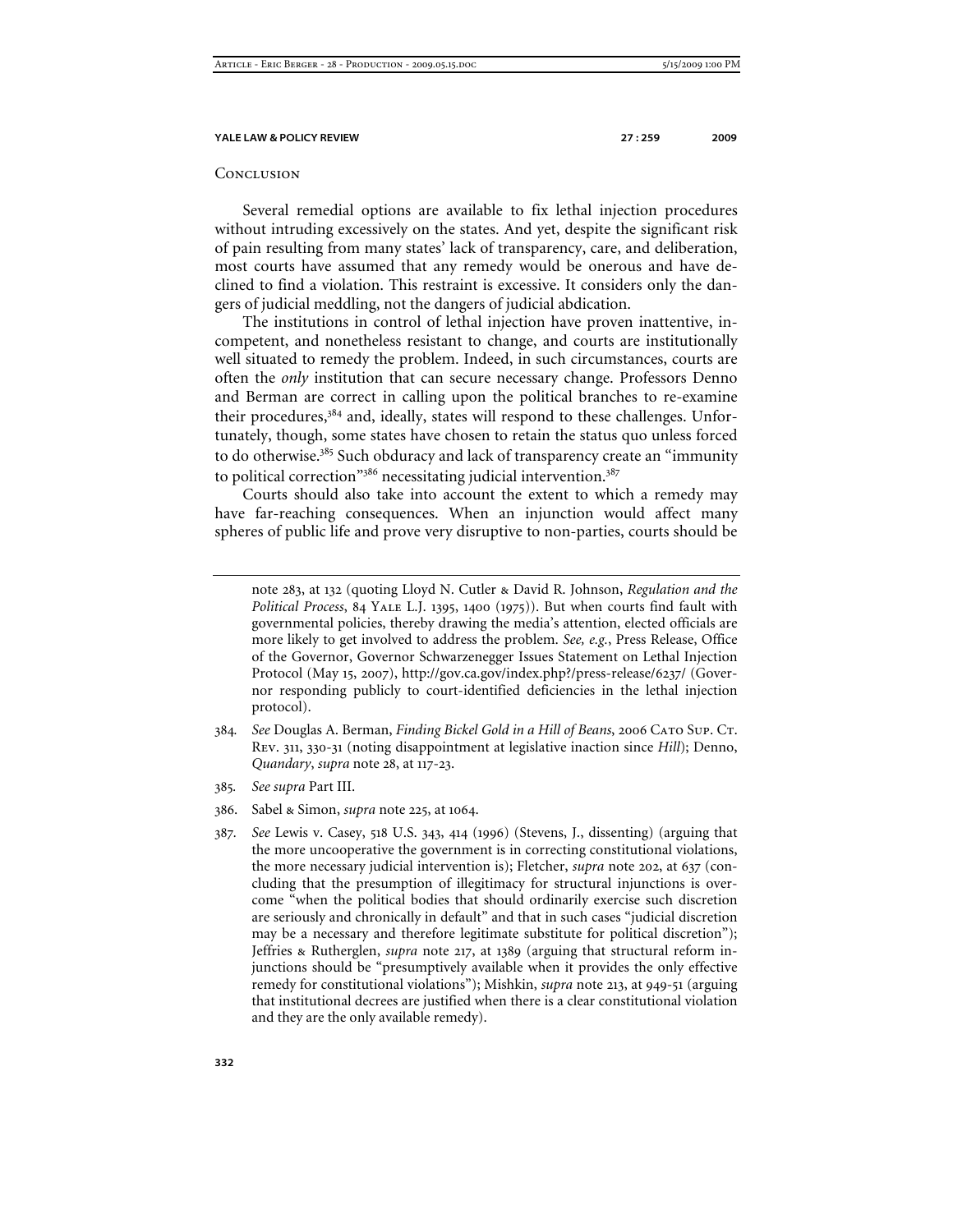## Conclusion

Several remedial options are available to fix lethal injection procedures without intruding excessively on the states. And yet, despite the significant risk of pain resulting from many states' lack of transparency, care, and deliberation, most courts have assumed that any remedy would be onerous and have declined to find a violation. This restraint is excessive. It considers only the dangers of judicial meddling, not the dangers of judicial abdication.

The institutions in control of lethal injection have proven inattentive, incompetent, and nonetheless resistant to change, and courts are institutionally well situated to remedy the problem. Indeed, in such circumstances, courts are often the *only* institution that can secure necessary change. Professors Denno and Berman are correct in calling upon the political branches to re-examine their procedures,[384] and, ideally, states will respond to these challenges. Unfortunately, though, some states have chosen to retain the status quo unless forced to do otherwise.[385] Such obduracy and lack of transparency create an "immunity to political correction"[386] necessitating judicial intervention.[387]

Courts should also take into account the extent to which a remedy may have far-reaching consequences. When an injunction would affect many spheres of public life and prove very disruptive to non-parties, courts should be

---

note 283, at 132 (quoting Lloyd N. Cutler & David R. Johnson, *Regulation and the Political Process*, 84 Yale L.J. 1395, 1400 (1975)). But when courts find fault with governmental policies, thereby drawing the media's attention, elected officials are more likely to get involved to address the problem. *See, e.g.*, Press Release, Office of the Governor, Governor Schwarzenegger Issues Statement on Lethal Injection Protocol (May 15, 2007), http://gov.ca.gov/index.php?/press-release/6237/ (Governor responding publicly to court-identified deficiencies in the lethal injection protocol).

384. *See* Douglas A. Berman, *Finding Bickel Gold in a Hill of Beans*, 2006 Cato Sup. Ct. Rev. 311, 330-31 (noting disappointment at legislative inaction since *Hill*); Denno, *Quandary*, *supra* note 28, at 117-23.

385. *See supra* Part III.

386. Sabel & Simon, *supra* note 225, at 1064.

387. *See* Lewis v. Casey, 518 U.S. 343, 414 (1996) (Stevens, J., dissenting) (arguing that the more uncooperative the government is in correcting constitutional violations, the more necessary judicial intervention is); Fletcher, *supra* note 202, at 637 (concluding that the presumption of illegitimacy for structural injunctions is overcome "when the political bodies that should ordinarily exercise such discretion are seriously and chronically in default" and that in such cases "judicial discretion may be a necessary and therefore legitimate substitute for political discretion"); Jeffries & Rutherglen, *supra* note 217, at 1389 (arguing that structural reform injunctions should be "presumptively available when it provides the only effective remedy for constitutional violations"); Mishkin, *supra* note 213, at 949-51 (arguing that institutional decrees are justified when there is a clear constitutional violation and they are the only available remedy).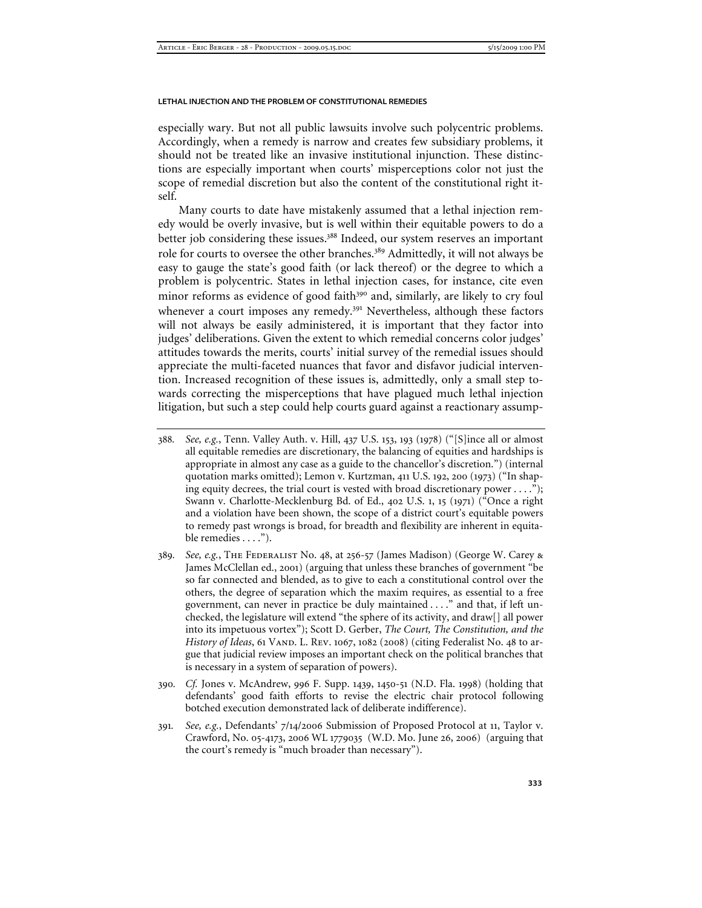especially wary. But not all public lawsuits involve such polycentric problems. Accordingly, when a remedy is narrow and creates few subsidiary problems, it should not be treated like an invasive institutional injunction. These distinctions are especially important when courts' misperceptions color not just the scope of remedial discretion but also the content of the constitutional right itself.

Many courts to date have mistakenly assumed that a lethal injection remedy would be overly invasive, but is well within their equitable powers to do a better job considering these issues.[388] Indeed, our system reserves an important role for courts to oversee the other branches.[389] Admittedly, it will not always be easy to gauge the state's good faith (or lack thereof) or the degree to which a problem is polycentric. States in lethal injection cases, for instance, cite even minor reforms as evidence of good faith[390] and, similarly, are likely to cry foul whenever a court imposes any remedy.[391] Nevertheless, although these factors will not always be easily administered, it is important that they factor into judges' deliberations. Given the extent to which remedial concerns color judges' attitudes towards the merits, courts' initial survey of the remedial issues should appreciate the multi-faceted nuances that favor and disfavor judicial intervention. Increased recognition of these issues is, admittedly, only a small step towards correcting the misperceptions that have plagued much lethal injection litigation, but such a step could help courts guard against a reactionary assump-

388. *See, e.g.*, Tenn. Valley Auth. v. Hill, 437 U.S. 153, 193 (1978) ("[S]ince all or almost all equitable remedies are discretionary, the balancing of equities and hardships is appropriate in almost any case as a guide to the chancellor's discretion.") (internal quotation marks omitted); Lemon v. Kurtzman, 411 U.S. 192, 200 (1973) ("In shaping equity decrees, the trial court is vested with broad discretionary power . . . ."); Swann v. Charlotte-Mecklenburg Bd. of Ed., 402 U.S. 1, 15 (1971) ("Once a right and a violation have been shown, the scope of a district court's equitable powers to remedy past wrongs is broad, for breadth and flexibility are inherent in equitable remedies . . . .").

389. *See, e.g.*, The Federalist No. 48, at 256-57 (James Madison) (George W. Carey & James McClellan ed., 2001) (arguing that unless these branches of government "be so far connected and blended, as to give to each a constitutional control over the others, the degree of separation which the maxim requires, as essential to a free government, can never in practice be duly maintained . . . ." and that, if left unchecked, the legislature will extend "the sphere of its activity, and draw[] all power into its impetuous vortex"); Scott D. Gerber, *The Court, The Constitution, and the History of Ideas*, 61 Vand. L. Rev. 1067, 1082 (2008) (citing Federalist No. 48 to argue that judicial review imposes an important check on the political branches that is necessary in a system of separation of powers).

390. *Cf.* Jones v. McAndrew, 996 F. Supp. 1439, 1450-51 (N.D. Fla. 1998) (holding that defendants' good faith efforts to revise the electric chair protocol following botched execution demonstrated lack of deliberate indifference).

391. *See, e.g.*, Defendants' 7/14/2006 Submission of Proposed Protocol at 11, Taylor v. Crawford, No. 05-4173, 2006 WL 1779035 (W.D. Mo. June 26, 2006) (arguing that the court's remedy is "much broader than necessary").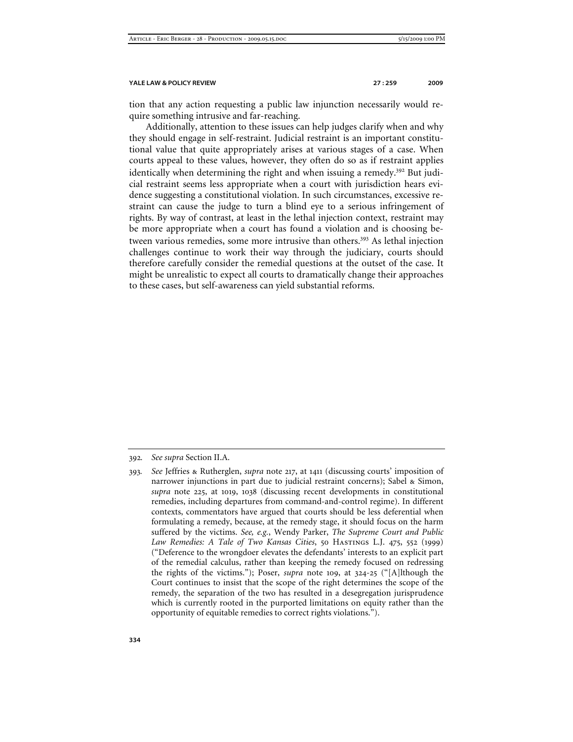tion that any action requesting a public law injunction necessarily would require something intrusive and far-reaching.

Additionally, attention to these issues can help judges clarify when and why they should engage in self-restraint. Judicial restraint is an important constitutional value that quite appropriately arises at various stages of a case. When courts appeal to these values, however, they often do so as if restraint applies identically when determining the right and when issuing a remedy.[392] But judicial restraint seems less appropriate when a court with jurisdiction hears evidence suggesting a constitutional violation. In such circumstances, excessive restraint can cause the judge to turn a blind eye to a serious infringement of rights. By way of contrast, at least in the lethal injection context, restraint may be more appropriate when a court has found a violation and is choosing between various remedies, some more intrusive than others.[393] As lethal injection challenges continue to work their way through the judiciary, courts should therefore carefully consider the remedial questions at the outset of the case. It might be unrealistic to expect all courts to dramatically change their approaches to these cases, but self-awareness can yield substantial reforms.

---

392. *See supra* Section II.A.

393. *See* Jeffries & Rutherglen, *supra* note 217, at 1411 (discussing courts' imposition of narrower injunctions in part due to judicial restraint concerns); Sabel & Simon, *supra* note 225, at 1019, 1038 (discussing recent developments in constitutional remedies, including departures from command-and-control regime). In different contexts, commentators have argued that courts should be less deferential when formulating a remedy, because, at the remedy stage, it should focus on the harm suffered by the victims. *See, e.g.*, Wendy Parker, *The Supreme Court and Public Law Remedies: A Tale of Two Kansas Cities*, 50 HASTINGS L.J. 475, 552 (1999) ("Deference to the wrongdoer elevates the defendants' interests to an explicit part of the remedial calculus, rather than keeping the remedy focused on redressing the rights of the victims."); Poser, *supra* note 109, at 324-25 ("[A]lthough the Court continues to insist that the scope of the right determines the scope of the remedy, the separation of the two has resulted in a desegregation jurisprudence which is currently rooted in the purported limitations on equity rather than the opportunity of equitable remedies to correct rights violations.").